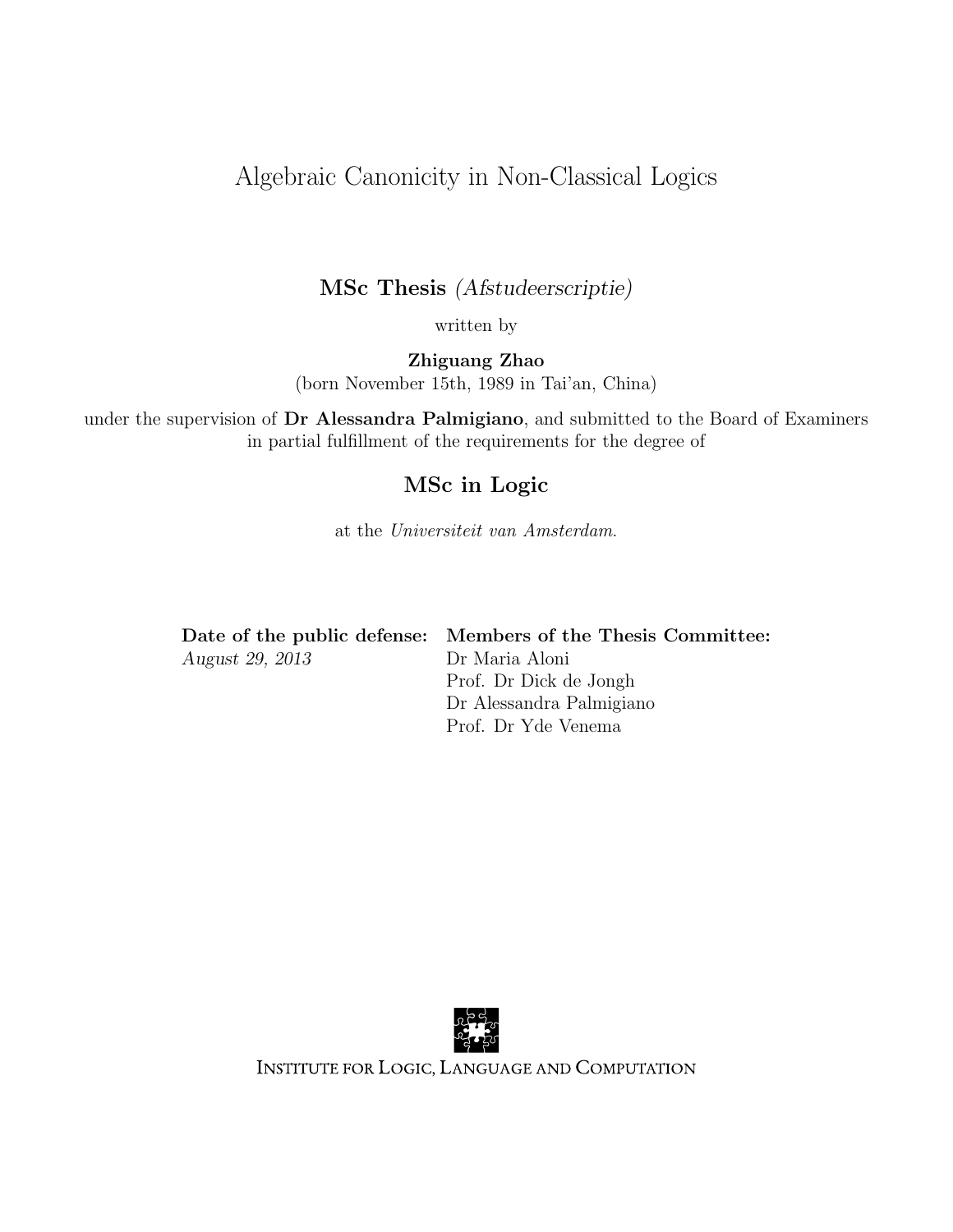# Algebraic Canonicity in Non-Classical Logics

**MSc Thesis** *(Afstudeerscriptie)*

written by

**Zhiguang Zhao**

(born November 15th, 1989 in Tai'an, China)

under the supervision of **Dr Alessandra Palmigiano**, and submitted to the Board of Examiners in partial fulfillment of the requirements for the degree of

**MSc in Logic**

at the *Universiteit van Amsterdam*.

**Date of the public defense:**
*August 29, 2013*

**Members of the Thesis Committee:**
Dr Maria Aloni
Prof. Dr Dick de Jongh
Dr Alessandra Palmigiano
Prof. Dr Yde Venema

Institute for Logic, Language and Computation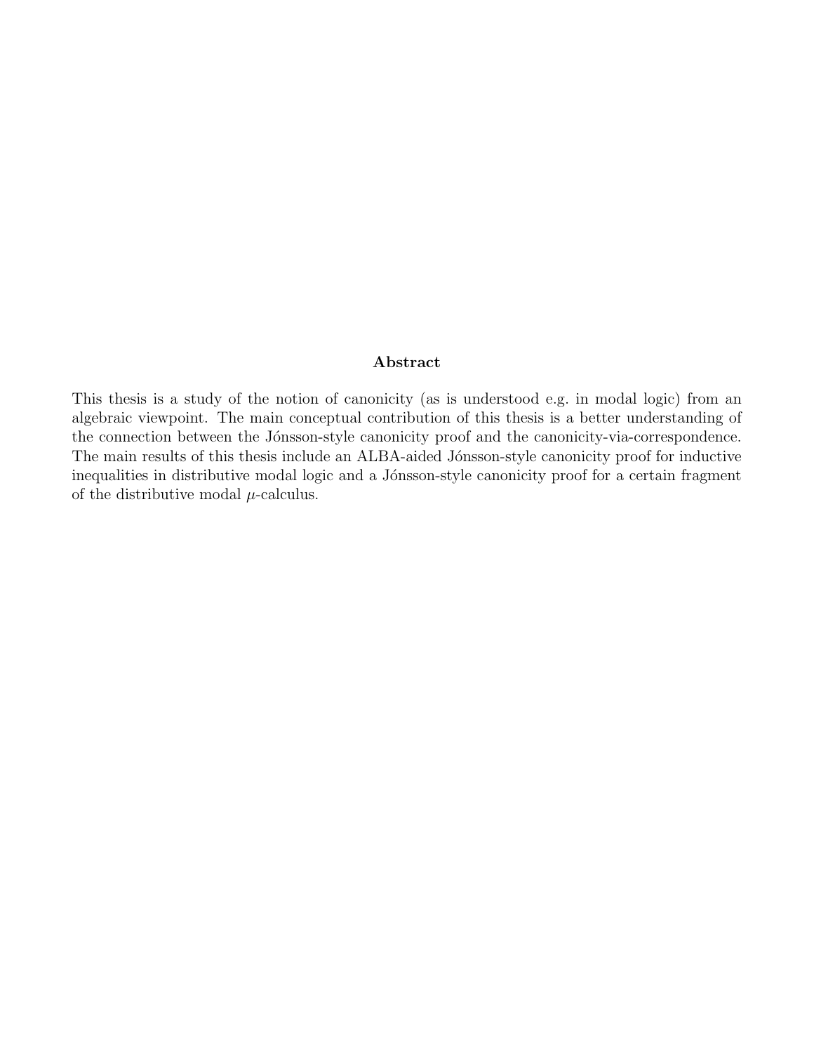## Abstract

This thesis is a study of the notion of canonicity (as is understood e.g. in modal logic) from an algebraic viewpoint. The main conceptual contribution of this thesis is a better understanding of the connection between the Jónsson-style canonicity proof and the canonicity-via-correspondence. The main results of this thesis include an ALBA-aided Jónsson-style canonicity proof for inductive inequalities in distributive modal logic and a Jónsson-style canonicity proof for a certain fragment of the distributive modal $\mu$-calculus.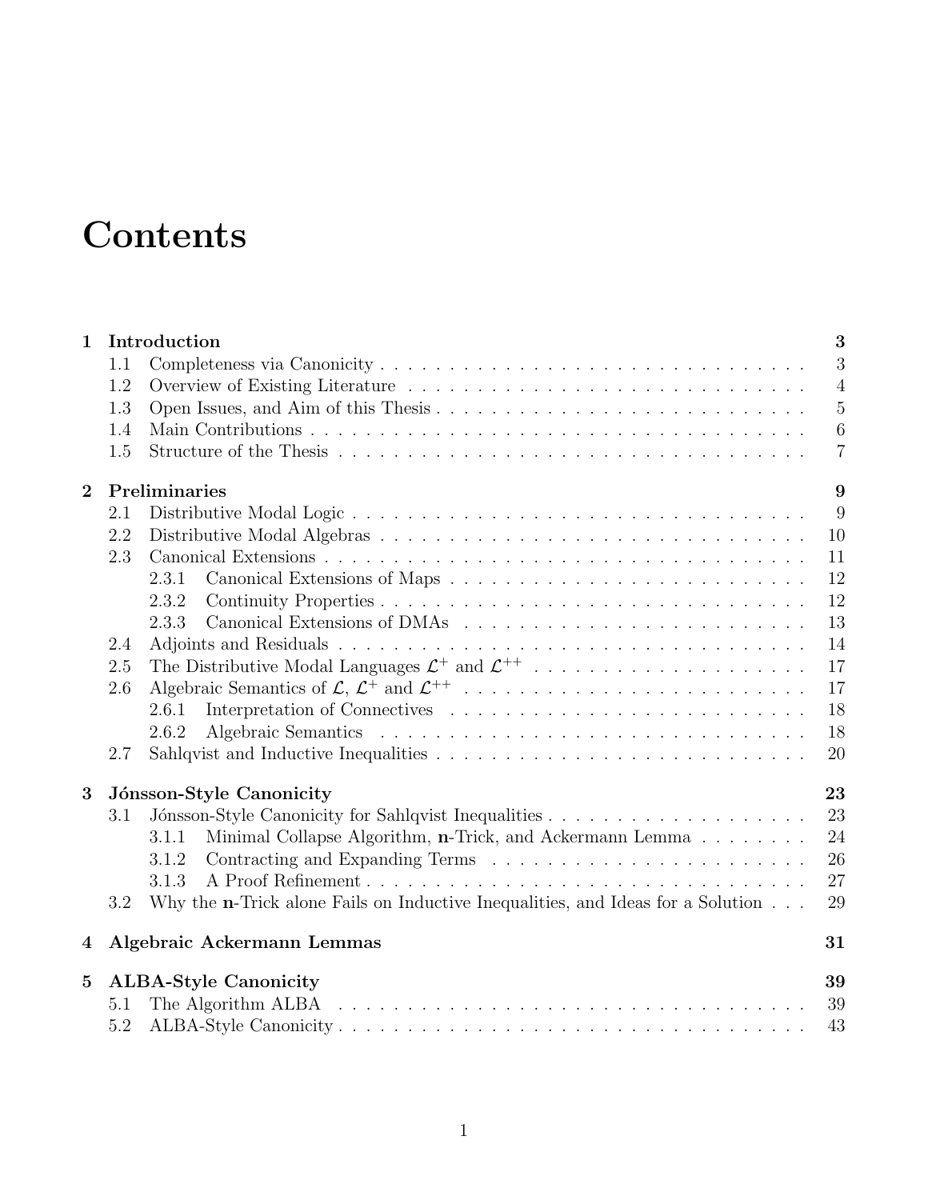# Contents

| | | |
|---|---|---|
| **1** | **Introduction** | **3** |
| 1.1 | Completeness via Canonicity | 3 |
| 1.2 | Overview of Existing Literature | 4 |
| 1.3 | Open Issues, and Aim of this Thesis | 5 |
| 1.4 | Main Contributions | 6 |
| 1.5 | Structure of the Thesis | 7 |
| **2** | **Preliminaries** | **9** |
| 2.1 | Distributive Modal Logic | 9 |
| 2.2 | Distributive Modal Algebras | 10 |
| 2.3 | Canonical Extensions | 11 |
| 2.3.1 | Canonical Extensions of Maps | 12 |
| 2.3.2 | Continuity Properties | 12 |
| 2.3.3 | Canonical Extensions of DMAs | 13 |
| 2.4 | Adjoints and Residuals | 14 |
| 2.5 | The Distributive Modal Languages $\mathcal{L}^+$ and $\mathcal{L}^{++}$ | 17 |
| 2.6 | Algebraic Semantics of $\mathcal{L}$, $\mathcal{L}^+$ and $\mathcal{L}^{++}$ | 17 |
| 2.6.1 | Interpretation of Connectives | 18 |
| 2.6.2 | Algebraic Semantics | 18 |
| 2.7 | Sahlqvist and Inductive Inequalities | 20 |
| **3** | **Jónsson-Style Canonicity** | **23** |
| 3.1 | Jónsson-Style Canonicity for Sahlqvist Inequalities | 23 |
| 3.1.1 | Minimal Collapse Algorithm, **n**-Trick, and Ackermann Lemma | 24 |
| 3.1.2 | Contracting and Expanding Terms | 26 |
| 3.1.3 | A Proof Refinement | 27 |
| 3.2 | Why the **n**-Trick alone Fails on Inductive Inequalities, and Ideas for a Solution | 29 |
| **4** | **Algebraic Ackermann Lemmas** | **31** |
| **5** | **ALBA-Style Canonicity** | **39** |
| 5.1 | The Algorithm ALBA | 39 |
| 5.2 | ALBA-Style Canonicity | 43 |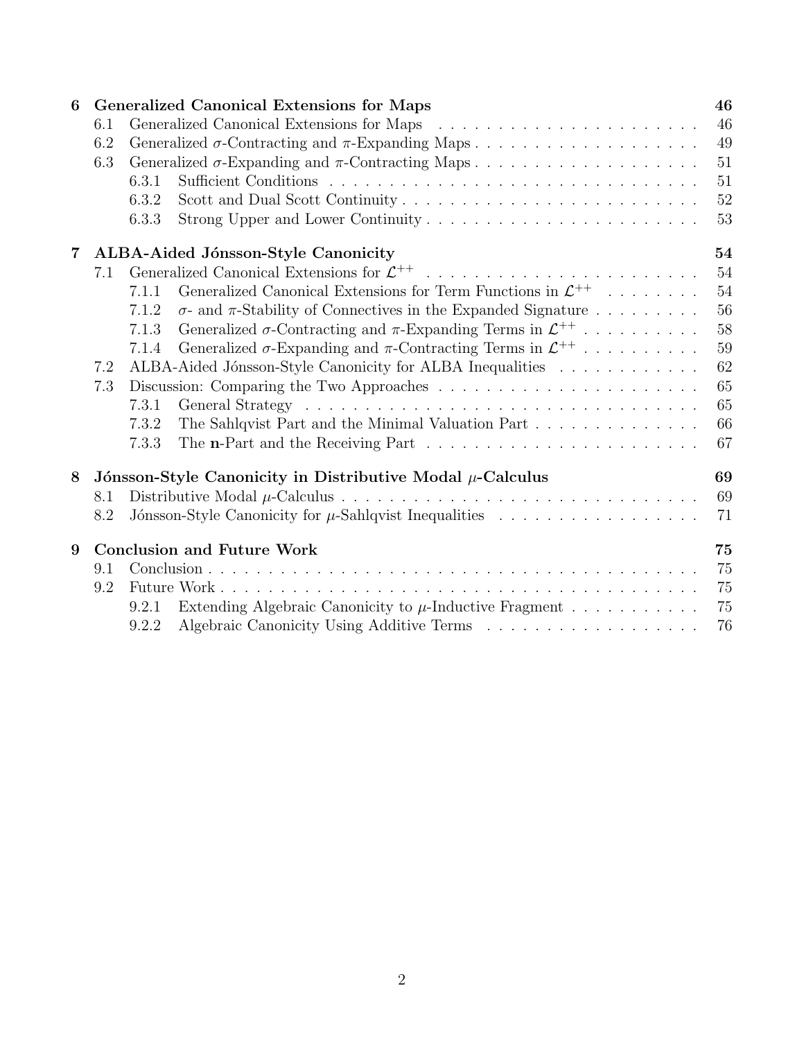| | | |
|---|---|---|
| **6** | **Generalized Canonical Extensions for Maps** | **46** |
| 6.1 | Generalized Canonical Extensions for Maps | 46 |
| 6.2 | Generalized $\sigma$-Contracting and $\pi$-Expanding Maps | 49 |
| 6.3 | Generalized $\sigma$-Expanding and $\pi$-Contracting Maps | 51 |
| 6.3.1 | Sufficient Conditions | 51 |
| 6.3.2 | Scott and Dual Scott Continuity | 52 |
| 6.3.3 | Strong Upper and Lower Continuity | 53 |
| **7** | **ALBA-Aided Jónsson-Style Canonicity** | **54** |
| 7.1 | Generalized Canonical Extensions for $\mathcal{L}^{++}$ | 54 |
| 7.1.1 | Generalized Canonical Extensions for Term Functions in $\mathcal{L}^{++}$ | 54 |
| 7.1.2 | $\sigma$- and $\pi$-Stability of Connectives in the Expanded Signature | 56 |
| 7.1.3 | Generalized $\sigma$-Contracting and $\pi$-Expanding Terms in $\mathcal{L}^{++}$ | 58 |
| 7.1.4 | Generalized $\sigma$-Expanding and $\pi$-Contracting Terms in $\mathcal{L}^{++}$ | 59 |
| 7.2 | ALBA-Aided Jónsson-Style Canonicity for ALBA Inequalities | 62 |
| 7.3 | Discussion: Comparing the Two Approaches | 65 |
| 7.3.1 | General Strategy | 65 |
| 7.3.2 | The Sahlqvist Part and the Minimal Valuation Part | 66 |
| 7.3.3 | The **n**-Part and the Receiving Part | 67 |
| **8** | **Jónsson-Style Canonicity in Distributive Modal $\mu$-Calculus** | **69** |
| 8.1 | Distributive Modal $\mu$-Calculus | 69 |
| 8.2 | Jónsson-Style Canonicity for $\mu$-Sahlqvist Inequalities | 71 |
| **9** | **Conclusion and Future Work** | **75** |
| 9.1 | Conclusion | 75 |
| 9.2 | Future Work | 75 |
| 9.2.1 | Extending Algebraic Canonicity to $\mu$-Inductive Fragment | 75 |
| 9.2.2 | Algebraic Canonicity Using Additive Terms | 76 |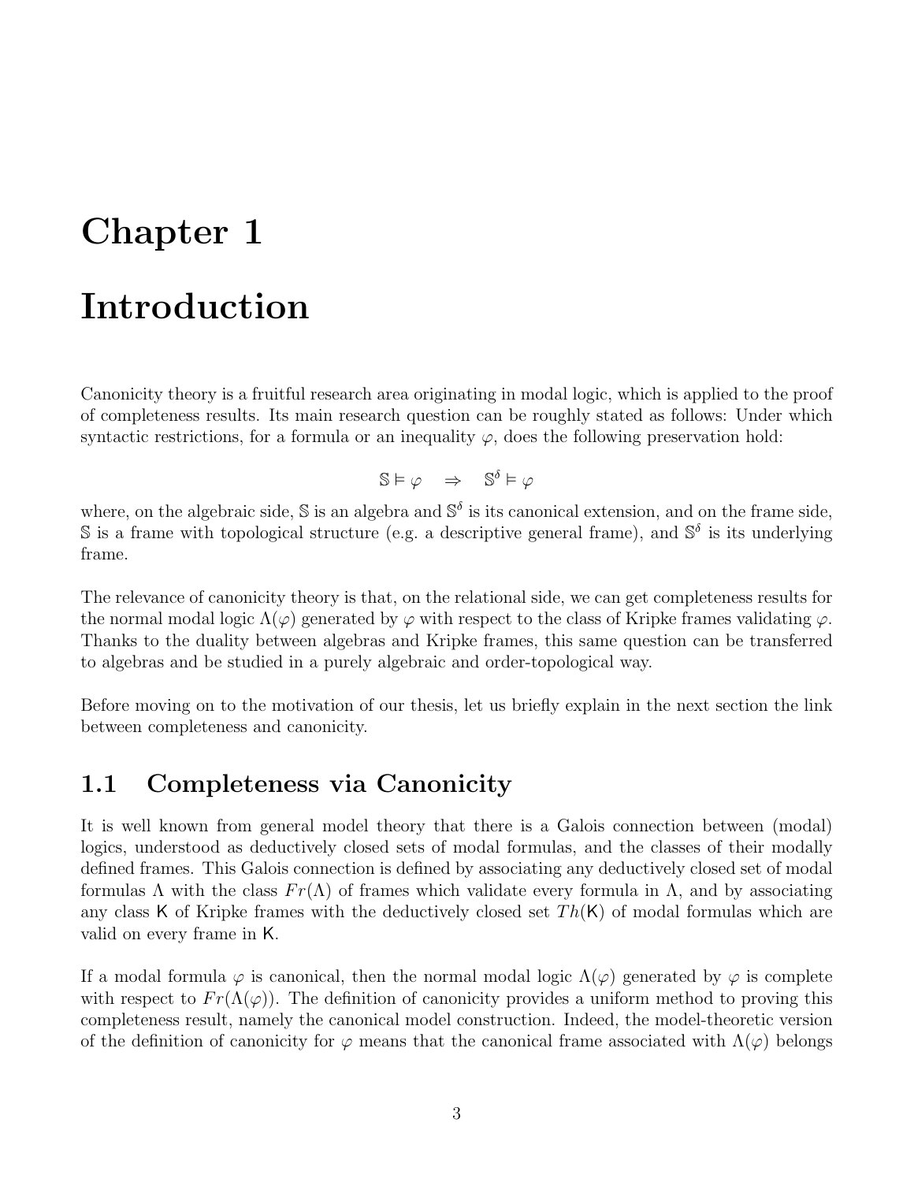# Chapter 1

# Introduction

Canonicity theory is a fruitful research area originating in modal logic, which is applied to the proof of completeness results. Its main research question can be roughly stated as follows: Under which syntactic restrictions, for a formula or an inequality $\varphi$, does the following preservation hold:

$$\mathbb{S} \vDash \varphi \quad \Rightarrow \quad \mathbb{S}^\delta \vDash \varphi$$

where, on the algebraic side, $\mathbb{S}$ is an algebra and $\mathbb{S}^\delta$ is its canonical extension, and on the frame side, $\mathbb{S}$ is a frame with topological structure (e.g. a descriptive general frame), and $\mathbb{S}^\delta$ is its underlying frame.

The relevance of canonicity theory is that, on the relational side, we can get completeness results for the normal modal logic $\Lambda(\varphi)$ generated by $\varphi$ with respect to the class of Kripke frames validating $\varphi$. Thanks to the duality between algebras and Kripke frames, this same question can be transferred to algebras and be studied in a purely algebraic and order-topological way.

Before moving on to the motivation of our thesis, let us briefly explain in the next section the link between completeness and canonicity.

## 1.1 Completeness via Canonicity

It is well known from general model theory that there is a Galois connection between (modal) logics, understood as deductively closed sets of modal formulas, and the classes of their modally defined frames. This Galois connection is defined by associating any deductively closed set of modal formulas $\Lambda$ with the class $Fr(\Lambda)$ of frames which validate every formula in $\Lambda$, and by associating any class $\mathsf{K}$ of Kripke frames with the deductively closed set $Th(\mathsf{K})$ of modal formulas which are valid on every frame in $\mathsf{K}$.

If a modal formula $\varphi$ is canonical, then the normal modal logic $\Lambda(\varphi)$ generated by $\varphi$ is complete with respect to $Fr(\Lambda(\varphi))$. The definition of canonicity provides a uniform method to proving this completeness result, namely the canonical model construction. Indeed, the model-theoretic version of the definition of canonicity for $\varphi$ means that the canonical frame associated with $\Lambda(\varphi)$ belongs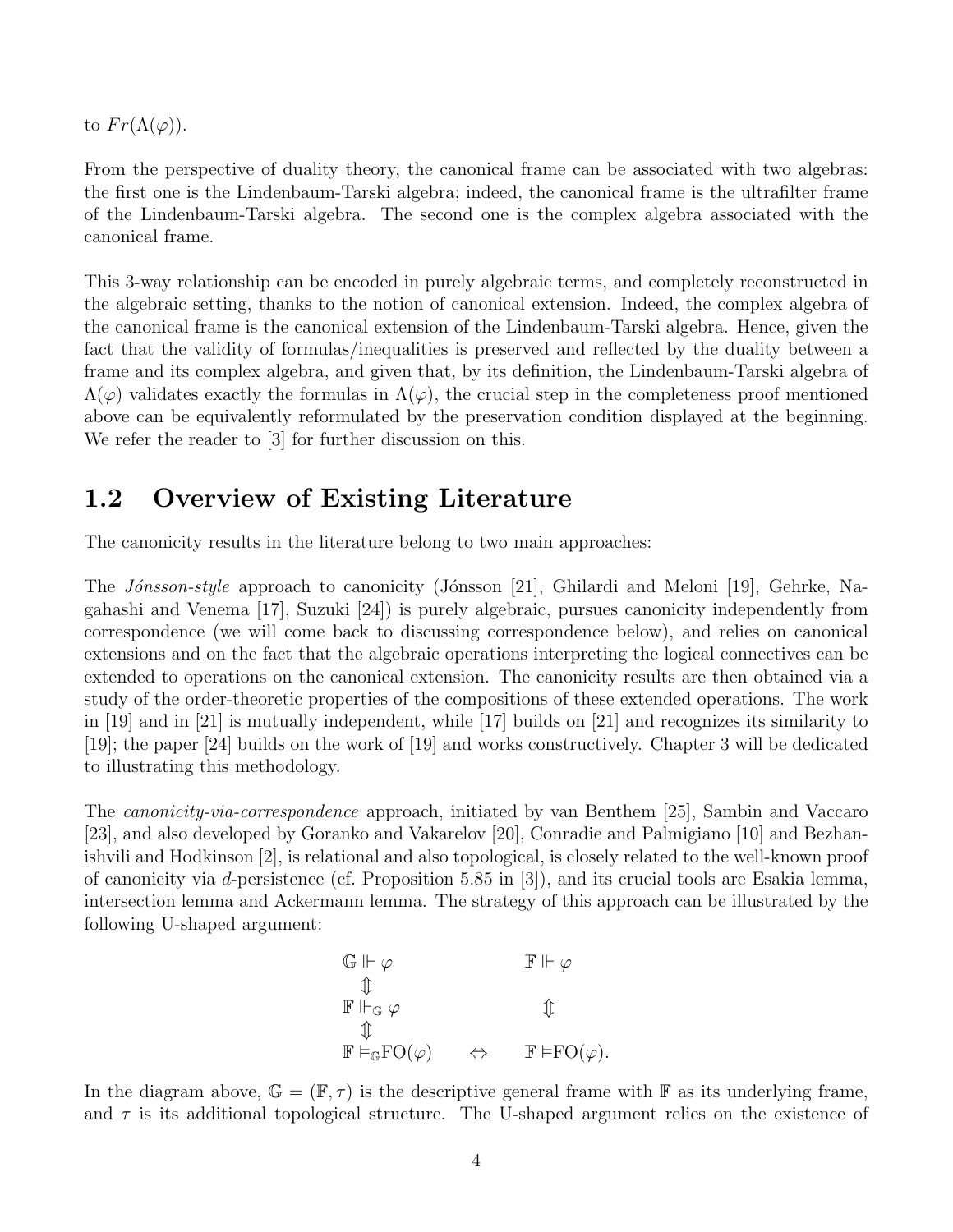to $Fr(\Lambda(\varphi))$.

From the perspective of duality theory, the canonical frame can be associated with two algebras: the first one is the Lindenbaum-Tarski algebra; indeed, the canonical frame is the ultrafilter frame of the Lindenbaum-Tarski algebra. The second one is the complex algebra associated with the canonical frame.

This 3-way relationship can be encoded in purely algebraic terms, and completely reconstructed in the algebraic setting, thanks to the notion of canonical extension. Indeed, the complex algebra of the canonical frame is the canonical extension of the Lindenbaum-Tarski algebra. Hence, given the fact that the validity of formulas/inequalities is preserved and reflected by the duality between a frame and its complex algebra, and given that, by its definition, the Lindenbaum-Tarski algebra of $\Lambda(\varphi)$ validates exactly the formulas in $\Lambda(\varphi)$, the crucial step in the completeness proof mentioned above can be equivalently reformulated by the preservation condition displayed at the beginning. We refer the reader to [3] for further discussion on this.

## 1.2 Overview of Existing Literature

The canonicity results in the literature belong to two main approaches:

The *Jónsson-style* approach to canonicity (Jónsson [21], Ghilardi and Meloni [19], Gehrke, Nagahashi and Venema [17], Suzuki [24]) is purely algebraic, pursues canonicity independently from correspondence (we will come back to discussing correspondence below), and relies on canonical extensions and on the fact that the algebraic operations interpreting the logical connectives can be extended to operations on the canonical extension. The canonicity results are then obtained via a study of the order-theoretic properties of the compositions of these extended operations. The work in [19] and in [21] is mutually independent, while [17] builds on [21] and recognizes its similarity to [19]; the paper [24] builds on the work of [19] and works constructively. Chapter 3 will be dedicated to illustrating this methodology.

The *canonicity-via-correspondence* approach, initiated by van Benthem [25], Sambin and Vaccaro [23], and also developed by Goranko and Vakarelov [20], Conradie and Palmigiano [10] and Bezhanishvili and Hodkinson [2], is relational and also topological, is closely related to the well-known proof of canonicity via $d$-persistence (cf. Proposition 5.85 in [3]), and its crucial tools are Esakia lemma, intersection lemma and Ackermann lemma. The strategy of this approach can be illustrated by the following U-shaped argument:

$$
\begin{array}{ccc}
\mathbb{G} \Vdash \varphi & & \mathbb{F} \Vdash \varphi \\
\Updownarrow & & \\
\mathbb{F} \Vdash_{\mathbb{G}} \varphi & & \Updownarrow \\
\Updownarrow & & \\
\mathbb{F} \vDash_{\mathbb{G}} \mathrm{FO}(\varphi) & \Leftrightarrow & \mathbb{F} \vDash \mathrm{FO}(\varphi).
\end{array}
$$

In the diagram above, $\mathbb{G} = (\mathbb{F}, \tau)$ is the descriptive general frame with $\mathbb{F}$ as its underlying frame, and $\tau$ is its additional topological structure. The U-shaped argument relies on the existence of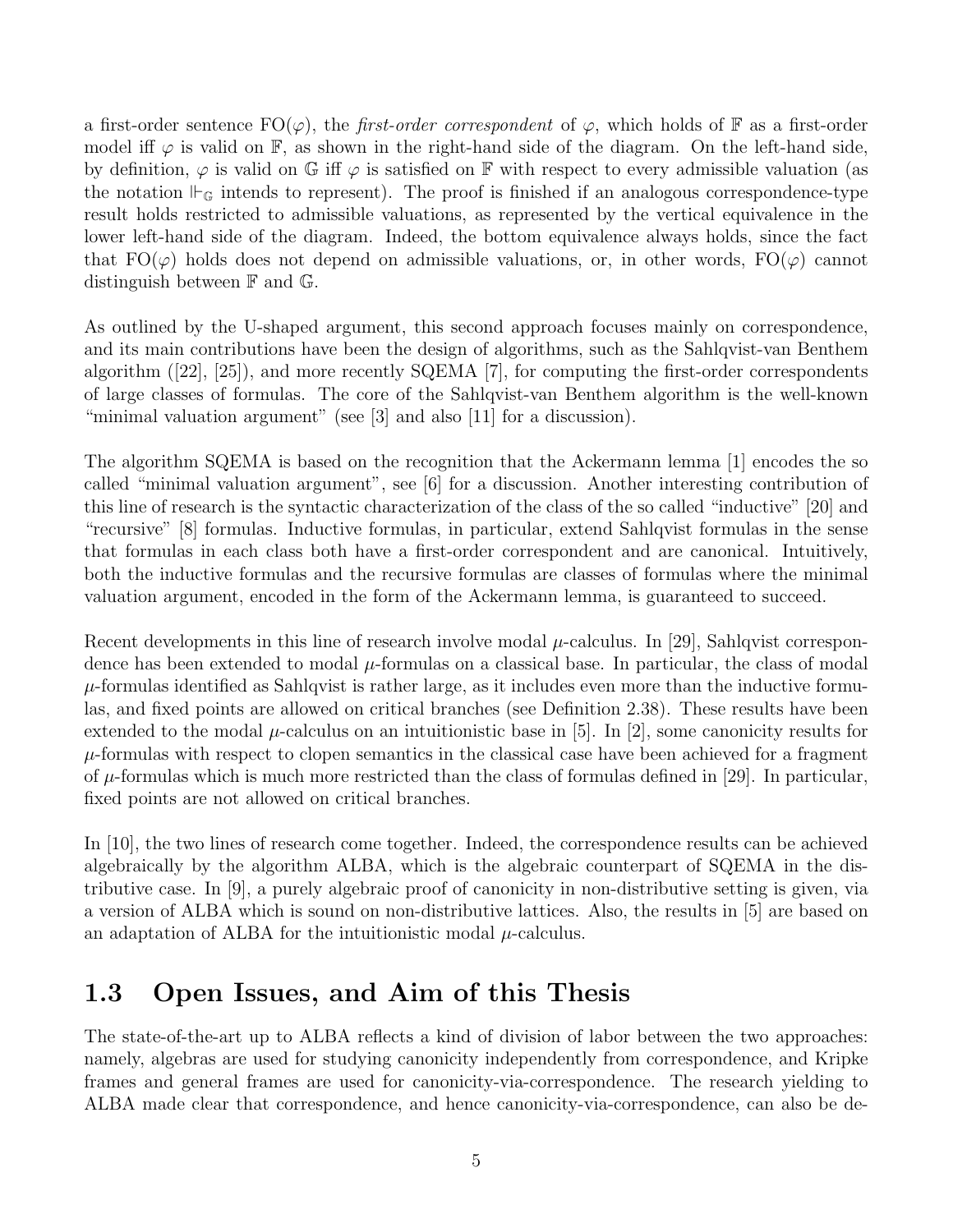a first-order sentence $\mathrm{FO}(\varphi)$, the *first-order correspondent* of $\varphi$, which holds of $\mathbb{F}$ as a first-order model iff $\varphi$ is valid on $\mathbb{F}$, as shown in the right-hand side of the diagram. On the left-hand side, by definition, $\varphi$ is valid on $\mathbb{G}$ iff $\varphi$ is satisfied on $\mathbb{F}$ with respect to every admissible valuation (as the notation $\Vdash_{\mathbb{G}}$ intends to represent). The proof is finished if an analogous correspondence-type result holds restricted to admissible valuations, as represented by the vertical equivalence in the lower left-hand side of the diagram. Indeed, the bottom equivalence always holds, since the fact that $\mathrm{FO}(\varphi)$ holds does not depend on admissible valuations, or, in other words, $\mathrm{FO}(\varphi)$ cannot distinguish between $\mathbb{F}$ and $\mathbb{G}$.

As outlined by the U-shaped argument, this second approach focuses mainly on correspondence, and its main contributions have been the design of algorithms, such as the Sahlqvist-van Benthem algorithm ([22], [25]), and more recently SQEMA [7], for computing the first-order correspondents of large classes of formulas. The core of the Sahlqvist-van Benthem algorithm is the well-known "minimal valuation argument" (see [3] and also [11] for a discussion).

The algorithm SQEMA is based on the recognition that the Ackermann lemma [1] encodes the so called "minimal valuation argument", see [6] for a discussion. Another interesting contribution of this line of research is the syntactic characterization of the class of the so called "inductive" [20] and "recursive" [8] formulas. Inductive formulas, in particular, extend Sahlqvist formulas in the sense that formulas in each class both have a first-order correspondent and are canonical. Intuitively, both the inductive formulas and the recursive formulas are classes of formulas where the minimal valuation argument, encoded in the form of the Ackermann lemma, is guaranteed to succeed.

Recent developments in this line of research involve modal $\mu$-calculus. In [29], Sahlqvist correspondence has been extended to modal $\mu$-formulas on a classical base. In particular, the class of modal $\mu$-formulas identified as Sahlqvist is rather large, as it includes even more than the inductive formulas, and fixed points are allowed on critical branches (see Definition 2.38). These results have been extended to the modal $\mu$-calculus on an intuitionistic base in [5]. In [2], some canonicity results for $\mu$-formulas with respect to clopen semantics in the classical case have been achieved for a fragment of $\mu$-formulas which is much more restricted than the class of formulas defined in [29]. In particular, fixed points are not allowed on critical branches.

In [10], the two lines of research come together. Indeed, the correspondence results can be achieved algebraically by the algorithm ALBA, which is the algebraic counterpart of SQEMA in the distributive case. In [9], a purely algebraic proof of canonicity in non-distributive setting is given, via a version of ALBA which is sound on non-distributive lattices. Also, the results in [5] are based on an adaptation of ALBA for the intuitionistic modal $\mu$-calculus.

## 1.3 Open Issues, and Aim of this Thesis

The state-of-the-art up to ALBA reflects a kind of division of labor between the two approaches: namely, algebras are used for studying canonicity independently from correspondence, and Kripke frames and general frames are used for canonicity-via-correspondence. The research yielding to ALBA made clear that correspondence, and hence canonicity-via-correspondence, can also be de-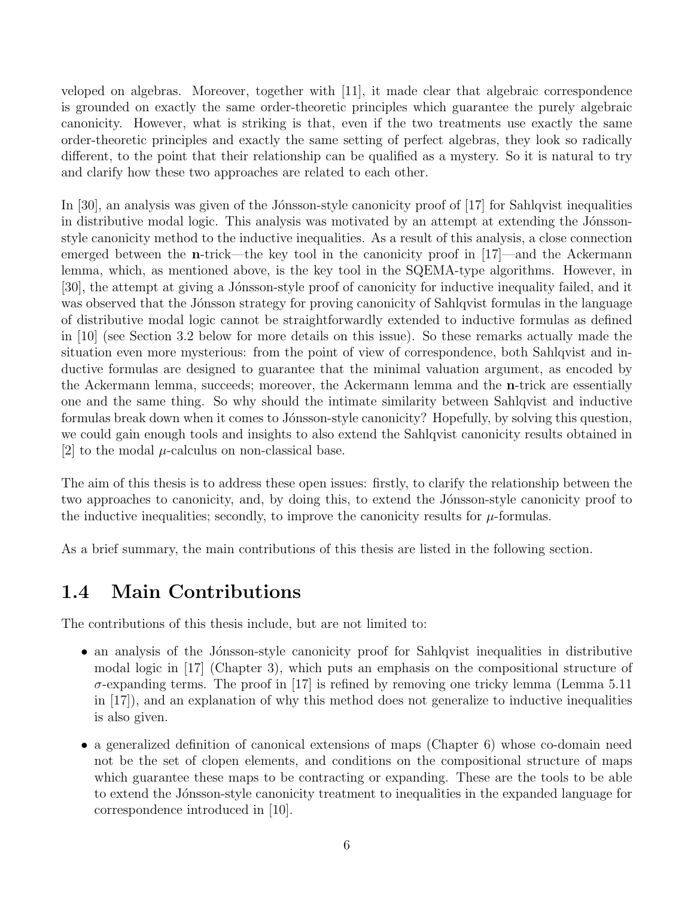veloped on algebras. Moreover, together with [11], it made clear that algebraic correspondence is grounded on exactly the same order-theoretic principles which guarantee the purely algebraic canonicity. However, what is striking is that, even if the two treatments use exactly the same order-theoretic principles and exactly the same setting of perfect algebras, they look so radically different, to the point that their relationship can be qualified as a mystery. So it is natural to try and clarify how these two approaches are related to each other.

In [30], an analysis was given of the Jónsson-style canonicity proof of [17] for Sahlqvist inequalities in distributive modal logic. This analysis was motivated by an attempt at extending the Jónsson-style canonicity method to the inductive inequalities. As a result of this analysis, a close connection emerged between the **n**-trick—the key tool in the canonicity proof in [17]—and the Ackermann lemma, which, as mentioned above, is the key tool in the SQEMA-type algorithms. However, in [30], the attempt at giving a Jónsson-style proof of canonicity for inductive inequality failed, and it was observed that the Jónsson strategy for proving canonicity of Sahlqvist formulas in the language of distributive modal logic cannot be straightforwardly extended to inductive formulas as defined in [10] (see Section 3.2 below for more details on this issue). So these remarks actually made the situation even more mysterious: from the point of view of correspondence, both Sahlqvist and inductive formulas are designed to guarantee that the minimal valuation argument, as encoded by the Ackermann lemma, succeeds; moreover, the Ackermann lemma and the **n**-trick are essentially one and the same thing. So why should the intimate similarity between Sahlqvist and inductive formulas break down when it comes to Jónsson-style canonicity? Hopefully, by solving this question, we could gain enough tools and insights to also extend the Sahlqvist canonicity results obtained in [2] to the modal $\mu$-calculus on non-classical base.

The aim of this thesis is to address these open issues: firstly, to clarify the relationship between the two approaches to canonicity, and, by doing this, to extend the Jónsson-style canonicity proof to the inductive inequalities; secondly, to improve the canonicity results for $\mu$-formulas.

As a brief summary, the main contributions of this thesis are listed in the following section.

## 1.4 Main Contributions

The contributions of this thesis include, but are not limited to:

- an analysis of the Jónsson-style canonicity proof for Sahlqvist inequalities in distributive modal logic in [17] (Chapter 3), which puts an emphasis on the compositional structure of $\sigma$-expanding terms. The proof in [17] is refined by removing one tricky lemma (Lemma 5.11 in [17]), and an explanation of why this method does not generalize to inductive inequalities is also given.
- a generalized definition of canonical extensions of maps (Chapter 6) whose co-domain need not be the set of clopen elements, and conditions on the compositional structure of maps which guarantee these maps to be contracting or expanding. These are the tools to be able to extend the Jónsson-style canonicity treatment to inequalities in the expanded language for correspondence introduced in [10].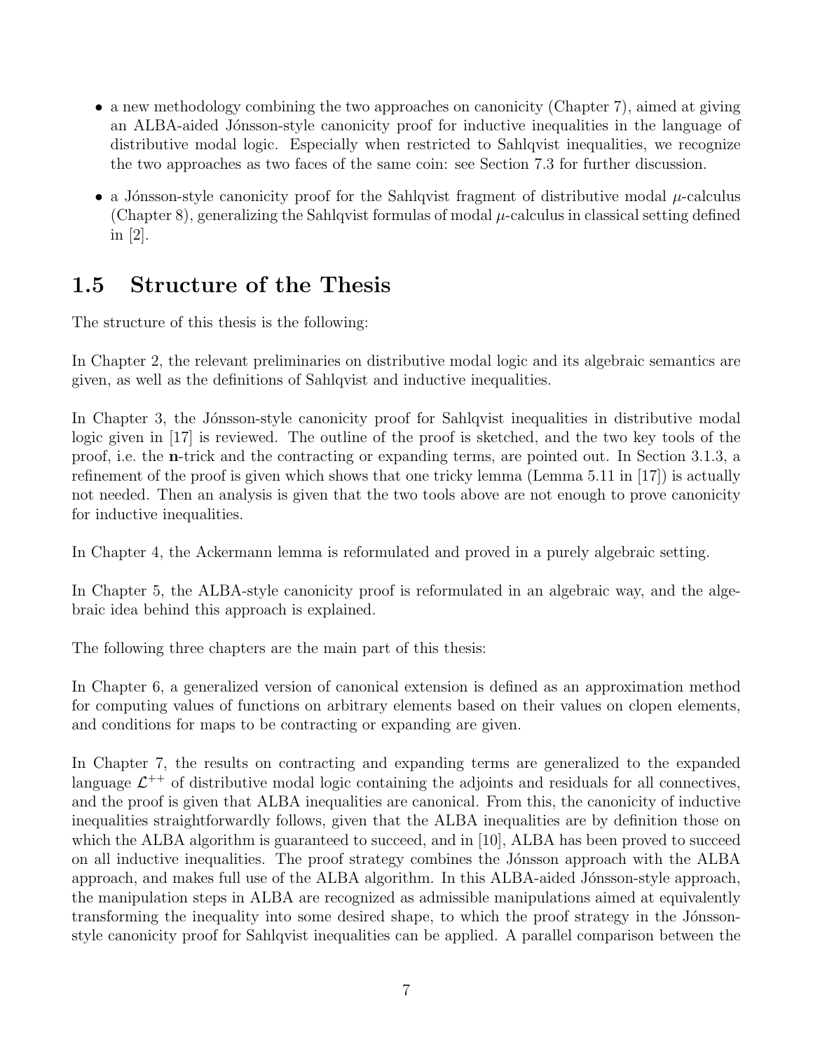- a new methodology combining the two approaches on canonicity (Chapter 7), aimed at giving an ALBA-aided Jónsson-style canonicity proof for inductive inequalities in the language of distributive modal logic. Especially when restricted to Sahlqvist inequalities, we recognize the two approaches as two faces of the same coin: see Section 7.3 for further discussion.
- a Jónsson-style canonicity proof for the Sahlqvist fragment of distributive modal $\mu$-calculus (Chapter 8), generalizing the Sahlqvist formulas of modal $\mu$-calculus in classical setting defined in [2].

## 1.5 Structure of the Thesis

The structure of this thesis is the following:

In Chapter 2, the relevant preliminaries on distributive modal logic and its algebraic semantics are given, as well as the definitions of Sahlqvist and inductive inequalities.

In Chapter 3, the Jónsson-style canonicity proof for Sahlqvist inequalities in distributive modal logic given in [17] is reviewed. The outline of the proof is sketched, and the two key tools of the proof, i.e. the **n**-trick and the contracting or expanding terms, are pointed out. In Section 3.1.3, a refinement of the proof is given which shows that one tricky lemma (Lemma 5.11 in [17]) is actually not needed. Then an analysis is given that the two tools above are not enough to prove canonicity for inductive inequalities.

In Chapter 4, the Ackermann lemma is reformulated and proved in a purely algebraic setting.

In Chapter 5, the ALBA-style canonicity proof is reformulated in an algebraic way, and the algebraic idea behind this approach is explained.

The following three chapters are the main part of this thesis:

In Chapter 6, a generalized version of canonical extension is defined as an approximation method for computing values of functions on arbitrary elements based on their values on clopen elements, and conditions for maps to be contracting or expanding are given.

In Chapter 7, the results on contracting and expanding terms are generalized to the expanded language $\mathcal{L}^{++}$ of distributive modal logic containing the adjoints and residuals for all connectives, and the proof is given that ALBA inequalities are canonical. From this, the canonicity of inductive inequalities straightforwardly follows, given that the ALBA inequalities are by definition those on which the ALBA algorithm is guaranteed to succeed, and in [10], ALBA has been proved to succeed on all inductive inequalities. The proof strategy combines the Jónsson approach with the ALBA approach, and makes full use of the ALBA algorithm. In this ALBA-aided Jónsson-style approach, the manipulation steps in ALBA are recognized as admissible manipulations aimed at equivalently transforming the inequality into some desired shape, to which the proof strategy in the Jónsson-style canonicity proof for Sahlqvist inequalities can be applied. A parallel comparison between the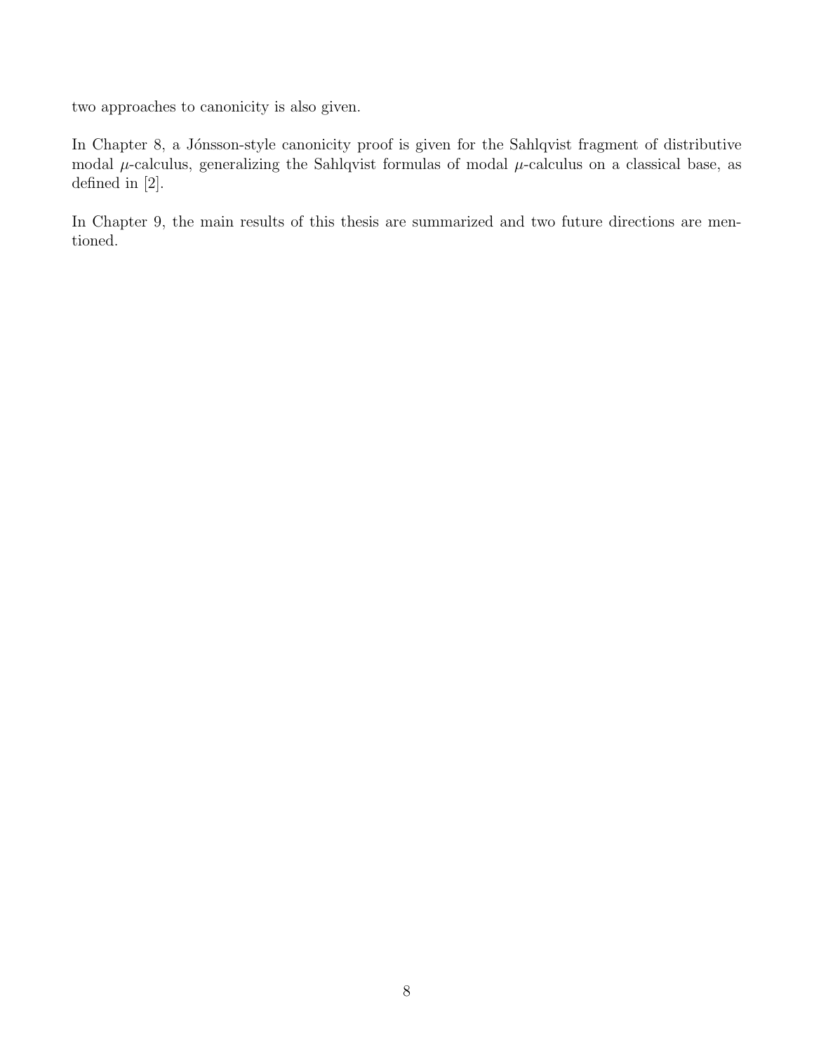two approaches to canonicity is also given.

In Chapter 8, a Jónsson-style canonicity proof is given for the Sahlqvist fragment of distributive modal $\mu$-calculus, generalizing the Sahlqvist formulas of modal $\mu$-calculus on a classical base, as defined in [2].

In Chapter 9, the main results of this thesis are summarized and two future directions are mentioned.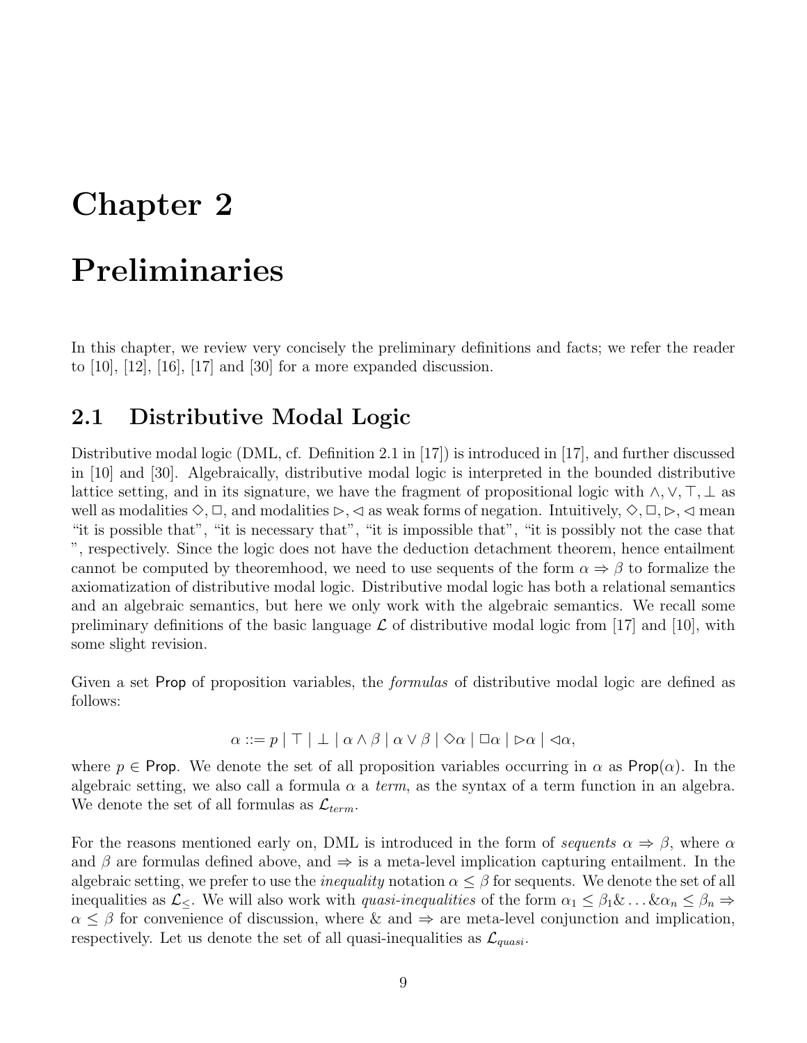# Chapter 2

# Preliminaries

In this chapter, we review very concisely the preliminary definitions and facts; we refer the reader to [10], [12], [16], [17] and [30] for a more expanded discussion.

## 2.1 Distributive Modal Logic

Distributive modal logic (DML, cf. Definition 2.1 in [17]) is introduced in [17], and further discussed in [10] and [30]. Algebraically, distributive modal logic is interpreted in the bounded distributive lattice setting, and in its signature, we have the fragment of propositional logic with $\wedge, \vee, \top, \bot$ as well as modalities $\Diamond, \Box$, and modalities $\rhd, \lhd$ as weak forms of negation. Intuitively, $\Diamond, \Box, \rhd, \lhd$ mean "it is possible that", "it is necessary that", "it is impossible that", "it is possibly not the case that ", respectively. Since the logic does not have the deduction detachment theorem, hence entailment cannot be computed by theoremhood, we need to use sequents of the form $\alpha \Rightarrow \beta$ to formalize the axiomatization of distributive modal logic. Distributive modal logic has both a relational semantics and an algebraic semantics, but here we only work with the algebraic semantics. We recall some preliminary definitions of the basic language $\mathcal{L}$ of distributive modal logic from [17] and [10], with some slight revision.

Given a set $\mathsf{Prop}$ of proposition variables, the *formulas* of distributive modal logic are defined as follows:

$$\alpha ::= p \mid \top \mid \bot \mid \alpha \wedge \beta \mid \alpha \vee \beta \mid \Diamond\alpha \mid \Box\alpha \mid \rhd\alpha \mid \lhd\alpha,$$

where $p \in \mathsf{Prop}$. We denote the set of all proposition variables occurring in $\alpha$ as $\mathsf{Prop}(\alpha)$. In the algebraic setting, we also call a formula $\alpha$ a *term*, as the syntax of a term function in an algebra. We denote the set of all formulas as $\mathcal{L}_{term}$.

For the reasons mentioned early on, DML is introduced in the form of *sequents* $\alpha \Rightarrow \beta$, where $\alpha$ and $\beta$ are formulas defined above, and $\Rightarrow$ is a meta-level implication capturing entailment. In the algebraic setting, we prefer to use the *inequality* notation $\alpha \leq \beta$ for sequents. We denote the set of all inequalities as $\mathcal{L}_{\leq}$. We will also work with *quasi-inequalities* of the form $\alpha_1 \leq \beta_1 \& \ldots \& \alpha_n \leq \beta_n \Rightarrow \alpha \leq \beta$ for convenience of discussion, where $\&$ and $\Rightarrow$ are meta-level conjunction and implication, respectively. Let us denote the set of all quasi-inequalities as $\mathcal{L}_{quasi}$.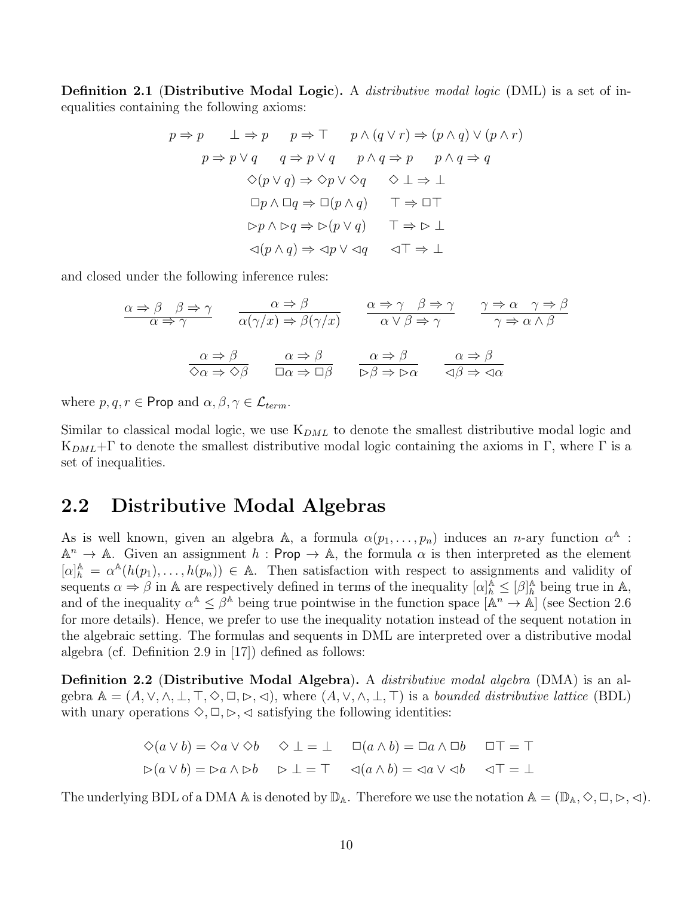**Definition 2.1** (**Distributive Modal Logic**)**.** A *distributive modal logic* (DML) is a set of inequalities containing the following axioms:

$$p \Rightarrow p \qquad \bot \Rightarrow p \qquad p \Rightarrow \top \qquad p \wedge (q \vee r) \Rightarrow (p \wedge q) \vee (p \wedge r)$$

$$p \Rightarrow p \vee q \qquad q \Rightarrow p \vee q \qquad p \wedge q \Rightarrow p \qquad p \wedge q \Rightarrow q$$

$$\Diamond(p \vee q) \Rightarrow \Diamond p \vee \Diamond q \qquad \Diamond \bot \Rightarrow \bot$$

$$\Box p \wedge \Box q \Rightarrow \Box(p \wedge q) \qquad \top \Rightarrow \Box \top$$

$$\rhd p \wedge \rhd q \Rightarrow \rhd(p \vee q) \qquad \top \Rightarrow \rhd \bot$$

$$\lhd(p \wedge q) \Rightarrow \lhd p \vee \lhd q \qquad \lhd \top \Rightarrow \bot$$

and closed under the following inference rules:

$$\frac{\alpha \Rightarrow \beta \quad \beta \Rightarrow \gamma}{\alpha \Rightarrow \gamma} \qquad \frac{\alpha \Rightarrow \beta}{\alpha(\gamma/x) \Rightarrow \beta(\gamma/x)} \qquad \frac{\alpha \Rightarrow \gamma \quad \beta \Rightarrow \gamma}{\alpha \vee \beta \Rightarrow \gamma} \qquad \frac{\gamma \Rightarrow \alpha \quad \gamma \Rightarrow \beta}{\gamma \Rightarrow \alpha \wedge \beta}$$

$$\frac{\alpha \Rightarrow \beta}{\Diamond \alpha \Rightarrow \Diamond \beta} \qquad \frac{\alpha \Rightarrow \beta}{\Box \alpha \Rightarrow \Box \beta} \qquad \frac{\alpha \Rightarrow \beta}{\rhd \beta \Rightarrow \rhd \alpha} \qquad \frac{\alpha \Rightarrow \beta}{\lhd \beta \Rightarrow \lhd \alpha}$$

where $p, q, r \in \mathsf{Prop}$ and $\alpha, \beta, \gamma \in \mathcal{L}_{term}$.

Similar to classical modal logic, we use $\mathrm{K}_{DML}$ to denote the smallest distributive modal logic and $\mathrm{K}_{DML}$+$\Gamma$ to denote the smallest distributive modal logic containing the axioms in $\Gamma$, where $\Gamma$ is a set of inequalities.

## 2.2 Distributive Modal Algebras

As is well known, given an algebra $\mathbb{A}$, a formula $\alpha(p_1, \ldots, p_n)$ induces an $n$-ary function $\alpha^{\mathbb{A}} : \mathbb{A}^n \to \mathbb{A}$. Given an assignment $h : \mathsf{Prop} \to \mathbb{A}$, the formula $\alpha$ is then interpreted as the element $[\alpha]_h^{\mathbb{A}} = \alpha^{\mathbb{A}}(h(p_1), \ldots, h(p_n)) \in \mathbb{A}$. Then satisfaction with respect to assignments and validity of sequents $\alpha \Rightarrow \beta$ in $\mathbb{A}$ are respectively defined in terms of the inequality $[\alpha]_h^{\mathbb{A}} \leq [\beta]_h^{\mathbb{A}}$ being true in $\mathbb{A}$, and of the inequality $\alpha^{\mathbb{A}} \leq \beta^{\mathbb{A}}$ being true pointwise in the function space $[\mathbb{A}^n \to \mathbb{A}]$ (see Section 2.6 for more details). Hence, we prefer to use the inequality notation instead of the sequent notation in the algebraic setting. The formulas and sequents in DML are interpreted over a distributive modal algebra (cf. Definition 2.9 in [17]) defined as follows:

**Definition 2.2** (**Distributive Modal Algebra**)**.** A *distributive modal algebra* (DMA) is an algebra $\mathbb{A} = (A, \vee, \wedge, \bot, \top, \Diamond, \Box, \rhd, \lhd)$, where $(A, \vee, \wedge, \bot, \top)$ is a *bounded distributive lattice* (BDL) with unary operations $\Diamond, \Box, \rhd, \lhd$ satisfying the following identities:

$$\Diamond(a \vee b) = \Diamond a \vee \Diamond b \qquad \Diamond \bot = \bot \qquad \Box(a \wedge b) = \Box a \wedge \Box b \qquad \Box \top = \top$$

$$\rhd(a \vee b) = \rhd a \wedge \rhd b \qquad \rhd \bot = \top \qquad \lhd(a \wedge b) = \lhd a \vee \lhd b \qquad \lhd \top = \bot$$

The underlying BDL of a DMA $\mathbb{A}$ is denoted by $\mathbb{D}_{\mathbb{A}}$. Therefore we use the notation $\mathbb{A} = (\mathbb{D}_{\mathbb{A}}, \Diamond, \Box, \rhd, \lhd)$.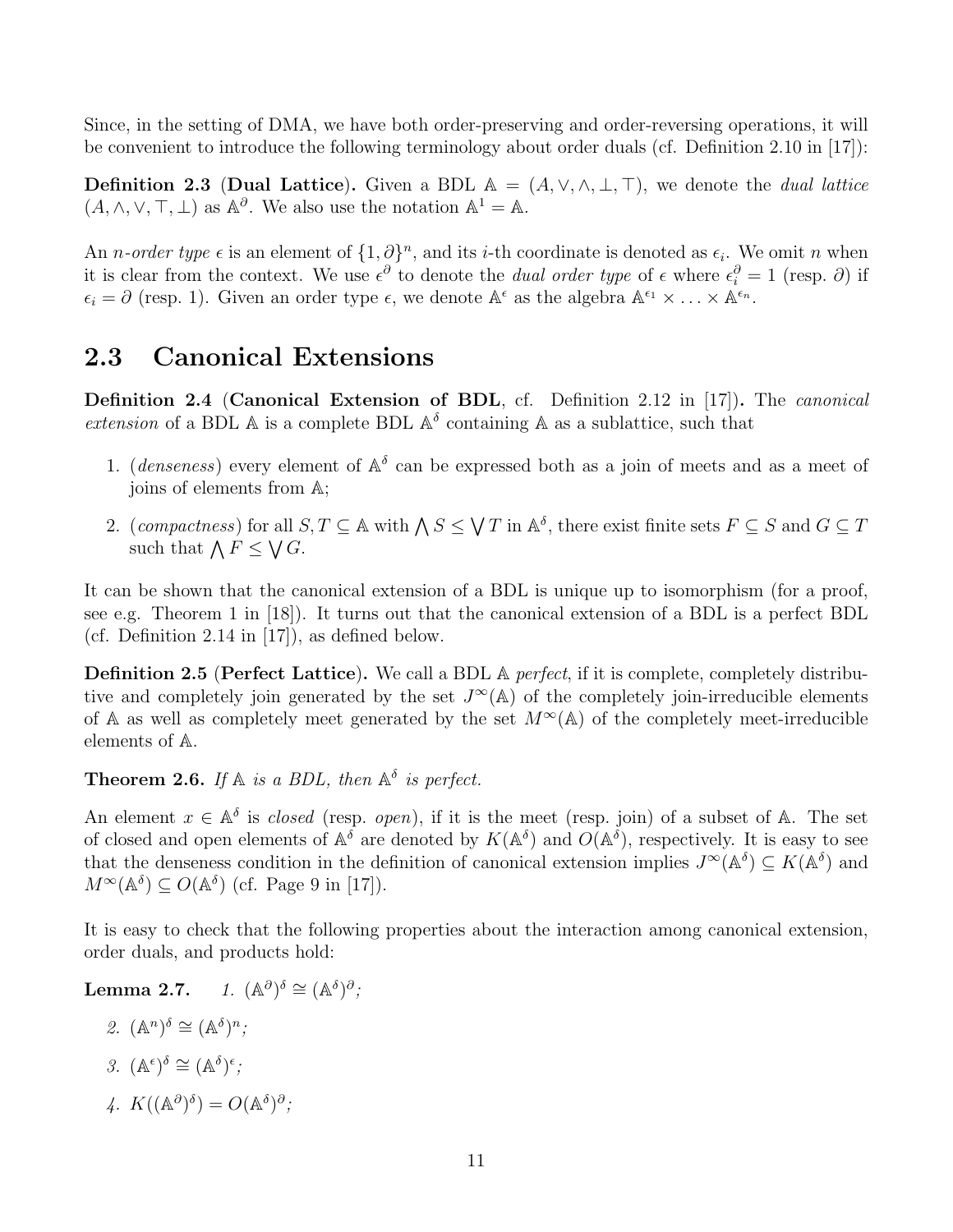Since, in the setting of DMA, we have both order-preserving and order-reversing operations, it will be convenient to introduce the following terminology about order duals (cf. Definition 2.10 in [17]):

**Definition 2.3** (**Dual Lattice**)**.** Given a BDL $\mathbb{A} = (A, \vee, \wedge, \bot, \top)$, we denote the *dual lattice* $(A, \wedge, \vee, \top, \bot)$ as $\mathbb{A}^\partial$. We also use the notation $\mathbb{A}^1 = \mathbb{A}$.

An *n-order type* $\epsilon$ is an element of $\{1, \partial\}^n$, and its $i$-th coordinate is denoted as $\epsilon_i$. We omit $n$ when it is clear from the context. We use $\epsilon^\partial$ to denote the *dual order type* of $\epsilon$ where $\epsilon_i^\partial = 1$ (resp. $\partial$) if $\epsilon_i = \partial$ (resp. 1). Given an order type $\epsilon$, we denote $\mathbb{A}^\epsilon$ as the algebra $\mathbb{A}^{\epsilon_1} \times \ldots \times \mathbb{A}^{\epsilon_n}$.

## 2.3 Canonical Extensions

**Definition 2.4** (**Canonical Extension of BDL**, cf. Definition 2.12 in [17])**.** The *canonical extension* of a BDL $\mathbb{A}$ is a complete BDL $\mathbb{A}^\delta$ containing $\mathbb{A}$ as a sublattice, such that

1. (*denseness*) every element of $\mathbb{A}^\delta$ can be expressed both as a join of meets and as a meet of joins of elements from $\mathbb{A}$;
2. (*compactness*) for all $S, T \subseteq \mathbb{A}$ with $\bigwedge S \leq \bigvee T$ in $\mathbb{A}^\delta$, there exist finite sets $F \subseteq S$ and $G \subseteq T$ such that $\bigwedge F \leq \bigvee G$.

It can be shown that the canonical extension of a BDL is unique up to isomorphism (for a proof, see e.g. Theorem 1 in [18]). It turns out that the canonical extension of a BDL is a perfect BDL (cf. Definition 2.14 in [17]), as defined below.

**Definition 2.5** (**Perfect Lattice**)**.** We call a BDL $\mathbb{A}$ *perfect*, if it is complete, completely distributive and completely join generated by the set $J^\infty(\mathbb{A})$ of the completely join-irreducible elements of $\mathbb{A}$ as well as completely meet generated by the set $M^\infty(\mathbb{A})$ of the completely meet-irreducible elements of $\mathbb{A}$.

**Theorem 2.6.** *If $\mathbb{A}$ is a BDL, then $\mathbb{A}^\delta$ is perfect.*

An element $x \in \mathbb{A}^\delta$ is *closed* (resp. *open*), if it is the meet (resp. join) of a subset of $\mathbb{A}$. The set of closed and open elements of $\mathbb{A}^\delta$ are denoted by $K(\mathbb{A}^\delta)$ and $O(\mathbb{A}^\delta)$, respectively. It is easy to see that the denseness condition in the definition of canonical extension implies $J^\infty(\mathbb{A}^\delta) \subseteq K(\mathbb{A}^\delta)$ and $M^\infty(\mathbb{A}^\delta) \subseteq O(\mathbb{A}^\delta)$ (cf. Page 9 in [17]).

It is easy to check that the following properties about the interaction among canonical extension, order duals, and products hold:

**Lemma 2.7.**

1. $(\mathbb{A}^\partial)^\delta \cong (\mathbb{A}^\delta)^\partial$;
2. $(\mathbb{A}^n)^\delta \cong (\mathbb{A}^\delta)^n$;
3. $(\mathbb{A}^\epsilon)^\delta \cong (\mathbb{A}^\delta)^\epsilon$;
4. $K((\mathbb{A}^\partial)^\delta) = O(\mathbb{A}^\delta)^\partial$;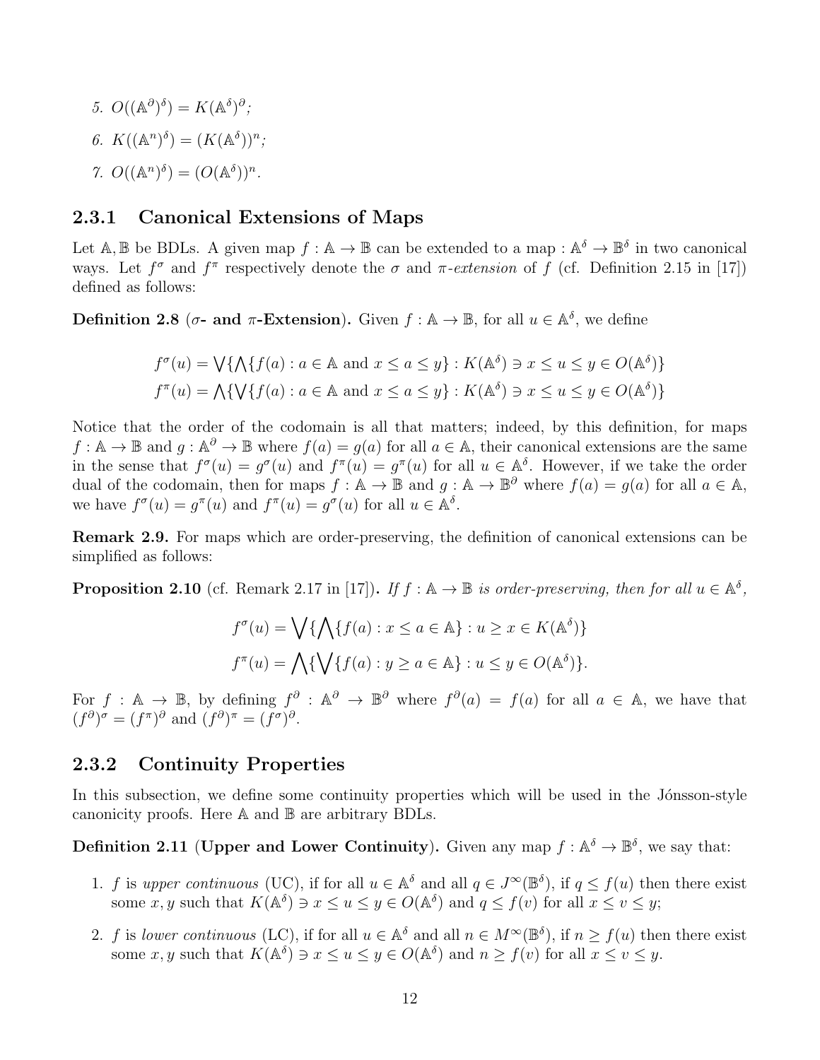5. $O((\mathbb{A}^\partial)^\delta) = K(\mathbb{A}^\delta)^\partial$;
6. $K((\mathbb{A}^n)^\delta) = (K(\mathbb{A}^\delta))^n$;
7. $O((\mathbb{A}^n)^\delta) = (O(\mathbb{A}^\delta))^n$.

### 2.3.1 Canonical Extensions of Maps

Let $\mathbb{A}, \mathbb{B}$ be BDLs. A given map $f : \mathbb{A} \to \mathbb{B}$ can be extended to a map : $\mathbb{A}^\delta \to \mathbb{B}^\delta$ in two canonical ways. Let $f^\sigma$ and $f^\pi$ respectively denote the $\sigma$ and $\pi$-*extension* of $f$ (cf. Definition 2.15 in [17]) defined as follows:

**Definition 2.8** ($\sigma$**- and** $\pi$**-Extension).** Given $f : \mathbb{A} \to \mathbb{B}$, for all $u \in \mathbb{A}^\delta$, we define

$$f^\sigma(u) = \bigvee\{\bigwedge\{f(a) : a \in \mathbb{A} \text{ and } x \leq a \leq y\} : K(\mathbb{A}^\delta) \ni x \leq u \leq y \in O(\mathbb{A}^\delta)\}$$
$$f^\pi(u) = \bigwedge\{\bigvee\{f(a) : a \in \mathbb{A} \text{ and } x \leq a \leq y\} : K(\mathbb{A}^\delta) \ni x \leq u \leq y \in O(\mathbb{A}^\delta)\}$$

Notice that the order of the codomain is all that matters; indeed, by this definition, for maps $f : \mathbb{A} \to \mathbb{B}$ and $g : \mathbb{A}^\partial \to \mathbb{B}$ where $f(a) = g(a)$ for all $a \in \mathbb{A}$, their canonical extensions are the same in the sense that $f^\sigma(u) = g^\sigma(u)$ and $f^\pi(u) = g^\pi(u)$ for all $u \in \mathbb{A}^\delta$. However, if we take the order dual of the codomain, then for maps $f : \mathbb{A} \to \mathbb{B}$ and $g : \mathbb{A} \to \mathbb{B}^\partial$ where $f(a) = g(a)$ for all $a \in \mathbb{A}$, we have $f^\sigma(u) = g^\pi(u)$ and $f^\pi(u) = g^\sigma(u)$ for all $u \in \mathbb{A}^\delta$.

**Remark 2.9.** For maps which are order-preserving, the definition of canonical extensions can be simplified as follows:

**Proposition 2.10** (cf. Remark 2.17 in [17])**.** *If $f : \mathbb{A} \to \mathbb{B}$ is order-preserving, then for all $u \in \mathbb{A}^\delta$,*

$$f^\sigma(u) = \bigvee\{\bigwedge\{f(a) : x \leq a \in \mathbb{A}\} : u \geq x \in K(\mathbb{A}^\delta)\}$$
$$f^\pi(u) = \bigwedge\{\bigvee\{f(a) : y \geq a \in \mathbb{A}\} : u \leq y \in O(\mathbb{A}^\delta)\}.$$

For $f : \mathbb{A} \to \mathbb{B}$, by defining $f^\partial : \mathbb{A}^\partial \to \mathbb{B}^\partial$ where $f^\partial(a) = f(a)$ for all $a \in \mathbb{A}$, we have that $(f^\partial)^\sigma = (f^\pi)^\partial$ and $(f^\partial)^\pi = (f^\sigma)^\partial$.

### 2.3.2 Continuity Properties

In this subsection, we define some continuity properties which will be used in the Jónsson-style canonicity proofs. Here $\mathbb{A}$ and $\mathbb{B}$ are arbitrary BDLs.

**Definition 2.11** (**Upper and Lower Continuity**)**.** Given any map $f : \mathbb{A}^\delta \to \mathbb{B}^\delta$, we say that:

1. $f$ is *upper continuous* (UC), if for all $u \in \mathbb{A}^\delta$ and all $q \in J^\infty(\mathbb{B}^\delta)$, if $q \leq f(u)$ then there exist some $x, y$ such that $K(\mathbb{A}^\delta) \ni x \leq u \leq y \in O(\mathbb{A}^\delta)$ and $q \leq f(v)$ for all $x \leq v \leq y$;
2. $f$ is *lower continuous* (LC), if for all $u \in \mathbb{A}^\delta$ and all $n \in M^\infty(\mathbb{B}^\delta)$, if $n \geq f(u)$ then there exist some $x, y$ such that $K(\mathbb{A}^\delta) \ni x \leq u \leq y \in O(\mathbb{A}^\delta)$ and $n \geq f(v)$ for all $x \leq v \leq y$.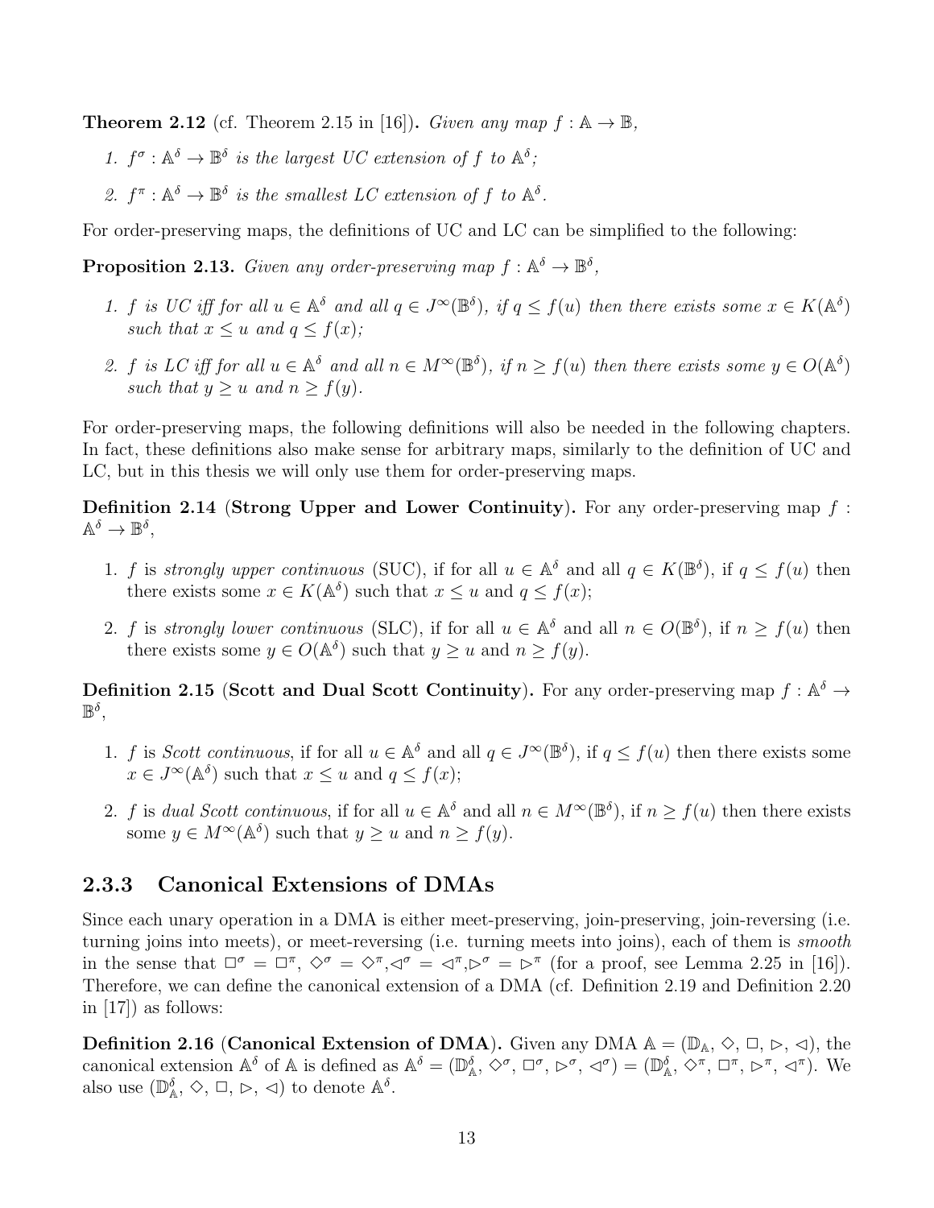**Theorem 2.12** (cf. Theorem 2.15 in [16])**.** *Given any map $f : \mathbb{A} \to \mathbb{B}$,*

1. *$f^\sigma : \mathbb{A}^\delta \to \mathbb{B}^\delta$ is the largest UC extension of $f$ to $\mathbb{A}^\delta$;*
2. *$f^\pi : \mathbb{A}^\delta \to \mathbb{B}^\delta$ is the smallest LC extension of $f$ to $\mathbb{A}^\delta$.*

For order-preserving maps, the definitions of UC and LC can be simplified to the following:

**Proposition 2.13.** *Given any order-preserving map $f : \mathbb{A}^\delta \to \mathbb{B}^\delta$,*

1. *$f$ is UC iff for all $u \in \mathbb{A}^\delta$ and all $q \in J^\infty(\mathbb{B}^\delta)$, if $q \leq f(u)$ then there exists some $x \in K(\mathbb{A}^\delta)$ such that $x \leq u$ and $q \leq f(x)$;*
2. *$f$ is LC iff for all $u \in \mathbb{A}^\delta$ and all $n \in M^\infty(\mathbb{B}^\delta)$, if $n \geq f(u)$ then there exists some $y \in O(\mathbb{A}^\delta)$ such that $y \geq u$ and $n \geq f(y)$.*

For order-preserving maps, the following definitions will also be needed in the following chapters. In fact, these definitions also make sense for arbitrary maps, similarly to the definition of UC and LC, but in this thesis we will only use them for order-preserving maps.

**Definition 2.14** (**Strong Upper and Lower Continuity**)**.** For any order-preserving map $f : \mathbb{A}^\delta \to \mathbb{B}^\delta$,

1. $f$ is *strongly upper continuous* (SUC), if for all $u \in \mathbb{A}^\delta$ and all $q \in K(\mathbb{B}^\delta)$, if $q \leq f(u)$ then there exists some $x \in K(\mathbb{A}^\delta)$ such that $x \leq u$ and $q \leq f(x)$;
2. $f$ is *strongly lower continuous* (SLC), if for all $u \in \mathbb{A}^\delta$ and all $n \in O(\mathbb{B}^\delta)$, if $n \geq f(u)$ then there exists some $y \in O(\mathbb{A}^\delta)$ such that $y \geq u$ and $n \geq f(y)$.

**Definition 2.15** (**Scott and Dual Scott Continuity**)**.** For any order-preserving map $f : \mathbb{A}^\delta \to \mathbb{B}^\delta$,

1. $f$ is *Scott continuous*, if for all $u \in \mathbb{A}^\delta$ and all $q \in J^\infty(\mathbb{B}^\delta)$, if $q \leq f(u)$ then there exists some $x \in J^\infty(\mathbb{A}^\delta)$ such that $x \leq u$ and $q \leq f(x)$;
2. $f$ is *dual Scott continuous*, if for all $u \in \mathbb{A}^\delta$ and all $n \in M^\infty(\mathbb{B}^\delta)$, if $n \geq f(u)$ then there exists some $y \in M^\infty(\mathbb{A}^\delta)$ such that $y \geq u$ and $n \geq f(y)$.

### 2.3.3 Canonical Extensions of DMAs

Since each unary operation in a DMA is either meet-preserving, join-preserving, join-reversing (i.e. turning joins into meets), or meet-reversing (i.e. turning meets into joins), each of them is *smooth* in the sense that $\Box^\sigma = \Box^\pi$, $\Diamond^\sigma = \Diamond^\pi$, $\lhd^\sigma = \lhd^\pi$, $\rhd^\sigma = \rhd^\pi$ (for a proof, see Lemma 2.25 in [16]). Therefore, we can define the canonical extension of a DMA (cf. Definition 2.19 and Definition 2.20 in [17]) as follows:

**Definition 2.16** (**Canonical Extension of DMA**)**.** Given any DMA $\mathbb{A} = (\mathbb{D}_\mathbb{A}, \Diamond, \Box, \rhd, \lhd)$, the canonical extension $\mathbb{A}^\delta$ of $\mathbb{A}$ is defined as $\mathbb{A}^\delta = (\mathbb{D}^\delta_\mathbb{A}, \Diamond^\sigma, \Box^\sigma, \rhd^\sigma, \lhd^\sigma) = (\mathbb{D}^\delta_\mathbb{A}, \Diamond^\pi, \Box^\pi, \rhd^\pi, \lhd^\pi)$. We also use $(\mathbb{D}^\delta_\mathbb{A}, \Diamond, \Box, \rhd, \lhd)$ to denote $\mathbb{A}^\delta$.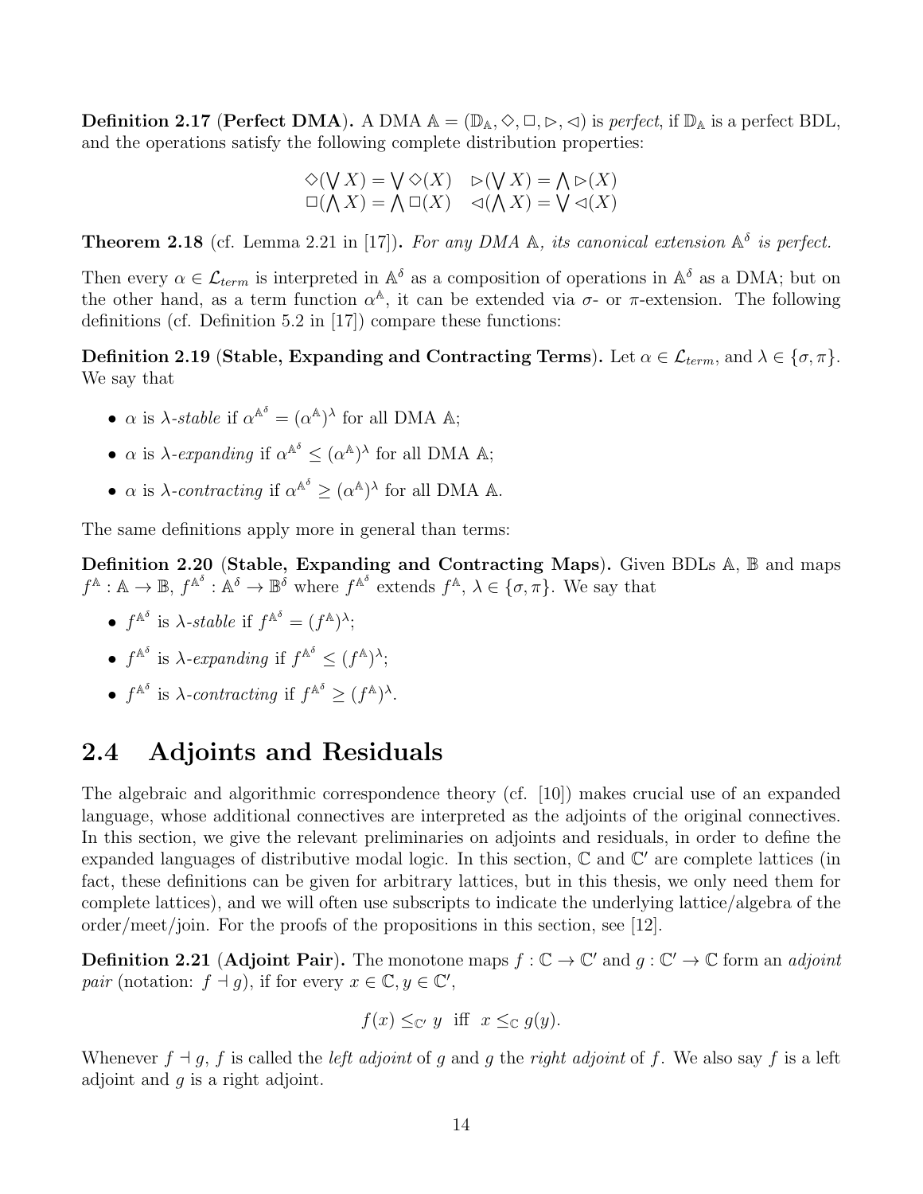**Definition 2.17** (**Perfect DMA**). A DMA $\mathbb{A} = (\mathbb{D}_{\mathbb{A}}, \Diamond, \Box, \rhd, \lhd)$ is *perfect*, if $\mathbb{D}_{\mathbb{A}}$ is a perfect BDL, and the operations satisfy the following complete distribution properties:

$$\begin{array}{ll} \Diamond(\bigvee X) = \bigvee \Diamond(X) & \rhd(\bigvee X) = \bigwedge \rhd(X) \\ \Box(\bigwedge X) = \bigwedge \Box(X) & \lhd(\bigwedge X) = \bigvee \lhd(X) \end{array}$$

**Theorem 2.18** (cf. Lemma 2.21 in [17]). *For any DMA $\mathbb{A}$, its canonical extension $\mathbb{A}^\delta$ is perfect.*

Then every $\alpha \in \mathcal{L}_{term}$ is interpreted in $\mathbb{A}^\delta$ as a composition of operations in $\mathbb{A}^\delta$ as a DMA; but on the other hand, as a term function $\alpha^{\mathbb{A}}$, it can be extended via $\sigma$- or $\pi$-extension. The following definitions (cf. Definition 5.2 in [17]) compare these functions:

**Definition 2.19** (**Stable, Expanding and Contracting Terms**). Let $\alpha \in \mathcal{L}_{term}$, and $\lambda \in \{\sigma, \pi\}$. We say that

- $\alpha$ is *$\lambda$-stable* if $\alpha^{\mathbb{A}^\delta} = (\alpha^{\mathbb{A}})^\lambda$ for all DMA $\mathbb{A}$;
- $\alpha$ is *$\lambda$-expanding* if $\alpha^{\mathbb{A}^\delta} \leq (\alpha^{\mathbb{A}})^\lambda$ for all DMA $\mathbb{A}$;
- $\alpha$ is *$\lambda$-contracting* if $\alpha^{\mathbb{A}^\delta} \geq (\alpha^{\mathbb{A}})^\lambda$ for all DMA $\mathbb{A}$.

The same definitions apply more in general than terms:

**Definition 2.20** (**Stable, Expanding and Contracting Maps**). Given BDLs $\mathbb{A}$, $\mathbb{B}$ and maps $f^{\mathbb{A}} : \mathbb{A} \to \mathbb{B}$, $f^{\mathbb{A}^\delta} : \mathbb{A}^\delta \to \mathbb{B}^\delta$ where $f^{\mathbb{A}^\delta}$ extends $f^{\mathbb{A}}$, $\lambda \in \{\sigma, \pi\}$. We say that

- $f^{\mathbb{A}^\delta}$ is *$\lambda$-stable* if $f^{\mathbb{A}^\delta} = (f^{\mathbb{A}})^\lambda$;
- $f^{\mathbb{A}^\delta}$ is *$\lambda$-expanding* if $f^{\mathbb{A}^\delta} \leq (f^{\mathbb{A}})^\lambda$;
- $f^{\mathbb{A}^\delta}$ is *$\lambda$-contracting* if $f^{\mathbb{A}^\delta} \geq (f^{\mathbb{A}})^\lambda$.

## 2.4 Adjoints and Residuals

The algebraic and algorithmic correspondence theory (cf. [10]) makes crucial use of an expanded language, whose additional connectives are interpreted as the adjoints of the original connectives. In this section, we give the relevant preliminaries on adjoints and residuals, in order to define the expanded languages of distributive modal logic. In this section, $\mathbb{C}$ and $\mathbb{C}'$ are complete lattices (in fact, these definitions can be given for arbitrary lattices, but in this thesis, we only need them for complete lattices), and we will often use subscripts to indicate the underlying lattice/algebra of the order/meet/join. For the proofs of the propositions in this section, see [12].

**Definition 2.21** (**Adjoint Pair**). The monotone maps $f : \mathbb{C} \to \mathbb{C}'$ and $g : \mathbb{C}' \to \mathbb{C}$ form an *adjoint pair* (notation: $f \dashv g$), if for every $x \in \mathbb{C}, y \in \mathbb{C}'$,

$$f(x) \leq_{\mathbb{C}'} y \;\text{ iff }\; x \leq_{\mathbb{C}} g(y).$$

Whenever $f \dashv g$, $f$ is called the *left adjoint* of $g$ and $g$ the *right adjoint* of $f$. We also say $f$ is a left adjoint and $g$ is a right adjoint.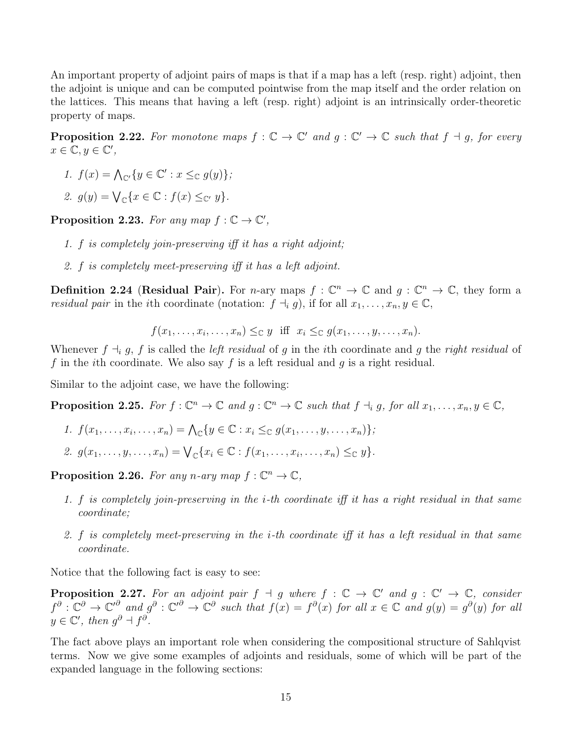An important property of adjoint pairs of maps is that if a map has a left (resp. right) adjoint, then the adjoint is unique and can be computed pointwise from the map itself and the order relation on the lattices. This means that having a left (resp. right) adjoint is an intrinsically order-theoretic property of maps.

**Proposition 2.22.** *For monotone maps $f : \mathbb{C} \to \mathbb{C}'$ and $g : \mathbb{C}' \to \mathbb{C}$ such that $f \dashv g$, for every $x \in \mathbb{C}, y \in \mathbb{C}'$,*

1. $f(x) = \bigwedge_{\mathbb{C}'}\{y \in \mathbb{C}' : x \leq_{\mathbb{C}} g(y)\}$;
2. $g(y) = \bigvee_{\mathbb{C}}\{x \in \mathbb{C} : f(x) \leq_{\mathbb{C}'} y\}$.

**Proposition 2.23.** *For any map $f : \mathbb{C} \to \mathbb{C}'$,*

1. *$f$ is completely join-preserving iff it has a right adjoint;*
2. *$f$ is completely meet-preserving iff it has a left adjoint.*

**Definition 2.24** (**Residual Pair**)**.** For $n$-ary maps $f : \mathbb{C}^n \to \mathbb{C}$ and $g : \mathbb{C}^n \to \mathbb{C}$, they form a *residual pair* in the $i$th coordinate (notation: $f \dashv_i g$), if for all $x_1, \ldots, x_n, y \in \mathbb{C}$,

$$f(x_1, \ldots, x_i, \ldots, x_n) \leq_{\mathbb{C}} y \text{ iff } x_i \leq_{\mathbb{C}} g(x_1, \ldots, y, \ldots, x_n).$$

Whenever $f \dashv_i g$, $f$ is called the *left residual* of $g$ in the $i$th coordinate and $g$ the *right residual* of $f$ in the $i$th coordinate. We also say $f$ is a left residual and $g$ is a right residual.

Similar to the adjoint case, we have the following:

**Proposition 2.25.** *For $f : \mathbb{C}^n \to \mathbb{C}$ and $g : \mathbb{C}^n \to \mathbb{C}$ such that $f \dashv_i g$, for all $x_1, \ldots, x_n, y \in \mathbb{C}$,*

1. $f(x_1, \ldots, x_i, \ldots, x_n) = \bigwedge_{\mathbb{C}}\{y \in \mathbb{C} : x_i \leq_{\mathbb{C}} g(x_1, \ldots, y, \ldots, x_n)\}$;
2. $g(x_1, \ldots, y, \ldots, x_n) = \bigvee_{\mathbb{C}}\{x_i \in \mathbb{C} : f(x_1, \ldots, x_i, \ldots, x_n) \leq_{\mathbb{C}} y\}$.

**Proposition 2.26.** *For any $n$-ary map $f : \mathbb{C}^n \to \mathbb{C}$,*

1. *$f$ is completely join-preserving in the $i$-th coordinate iff it has a right residual in that same coordinate;*
2. *$f$ is completely meet-preserving in the $i$-th coordinate iff it has a left residual in that same coordinate.*

Notice that the following fact is easy to see:

**Proposition 2.27.** *For an adjoint pair $f \dashv g$ where $f : \mathbb{C} \to \mathbb{C}'$ and $g : \mathbb{C}' \to \mathbb{C}$, consider $f^\partial : \mathbb{C}^\partial \to \mathbb{C}'^\partial$ and $g^\partial : \mathbb{C}'^\partial \to \mathbb{C}^\partial$ such that $f(x) = f^\partial(x)$ for all $x \in \mathbb{C}$ and $g(y) = g^\partial(y)$ for all $y \in \mathbb{C}'$, then $g^\partial \dashv f^\partial$.*

The fact above plays an important role when considering the compositional structure of Sahlqvist terms. Now we give some examples of adjoints and residuals, some of which will be part of the expanded language in the following sections: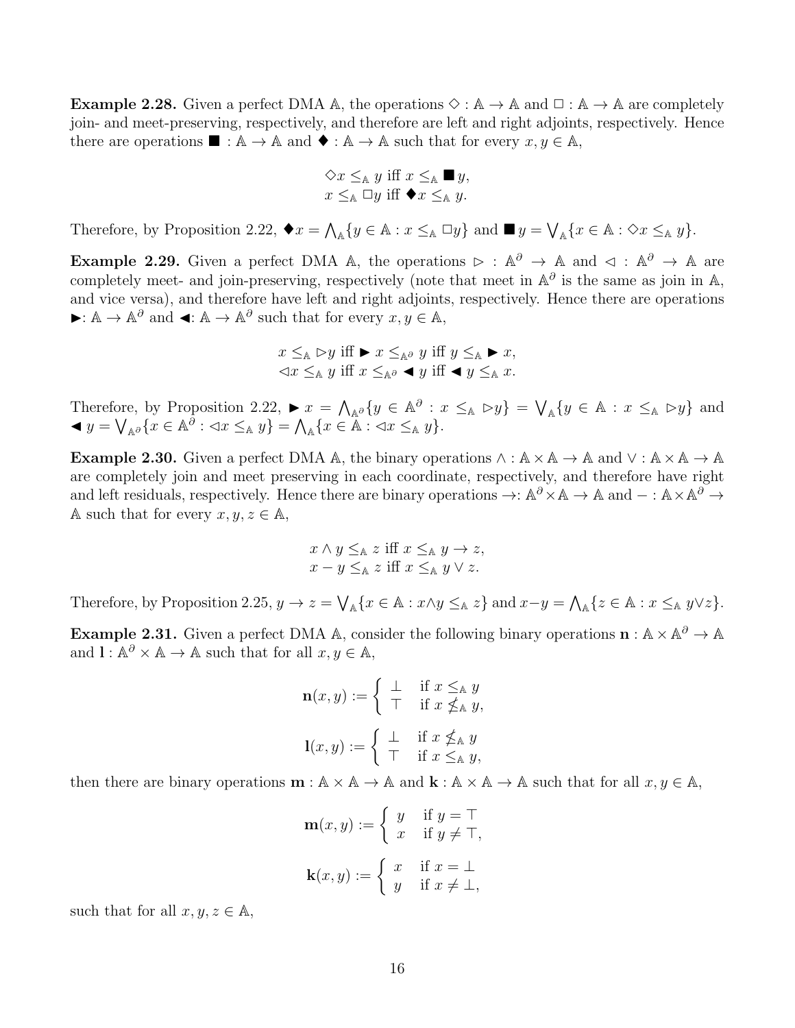**Example 2.28.** Given a perfect DMA $\mathbb{A}$, the operations $\Diamond : \mathbb{A} \to \mathbb{A}$ and $\Box : \mathbb{A} \to \mathbb{A}$ are completely join- and meet-preserving, respectively, and therefore are left and right adjoints, respectively. Hence there are operations $\blacksquare : \mathbb{A} \to \mathbb{A}$ and $\blacklozenge : \mathbb{A} \to \mathbb{A}$ such that for every $x, y \in \mathbb{A}$,

$$\Diamond x \leq_{\mathbb{A}} y \text{ iff } x \leq_{\mathbb{A}} \blacksquare y,$$
$$x \leq_{\mathbb{A}} \Box y \text{ iff } \blacklozenge x \leq_{\mathbb{A}} y.$$

Therefore, by Proposition 2.22, $\blacklozenge x = \bigwedge_{\mathbb{A}}\{y \in \mathbb{A} : x \leq_{\mathbb{A}} \Box y\}$ and $\blacksquare y = \bigvee_{\mathbb{A}}\{x \in \mathbb{A} : \Diamond x \leq_{\mathbb{A}} y\}$.

**Example 2.29.** Given a perfect DMA $\mathbb{A}$, the operations $\rhd : \mathbb{A}^{\partial} \to \mathbb{A}$ and $\lhd : \mathbb{A}^{\partial} \to \mathbb{A}$ are completely meet- and join-preserving, respectively (note that meet in $\mathbb{A}^{\partial}$ is the same as join in $\mathbb{A}$, and vice versa), and therefore have left and right adjoints, respectively. Hence there are operations $\blacktriangleright : \mathbb{A} \to \mathbb{A}^{\partial}$ and $\blacktriangleleft : \mathbb{A} \to \mathbb{A}^{\partial}$ such that for every $x, y \in \mathbb{A}$,

$$x \leq_{\mathbb{A}} \rhd y \text{ iff } \blacktriangleright x \leq_{\mathbb{A}^{\partial}} y \text{ iff } y \leq_{\mathbb{A}} \blacktriangleright x,$$
$$\lhd x \leq_{\mathbb{A}} y \text{ iff } x \leq_{\mathbb{A}^{\partial}} \blacktriangleleft y \text{ iff } \blacktriangleleft y \leq_{\mathbb{A}} x.$$

Therefore, by Proposition 2.22, $\blacktriangleright x = \bigwedge_{\mathbb{A}^{\partial}}\{y \in \mathbb{A}^{\partial} : x \leq_{\mathbb{A}} \rhd y\} = \bigvee_{\mathbb{A}}\{y \in \mathbb{A} : x \leq_{\mathbb{A}} \rhd y\}$ and $\blacktriangleleft y = \bigvee_{\mathbb{A}^{\partial}}\{x \in \mathbb{A}^{\partial} : \lhd x \leq_{\mathbb{A}} y\} = \bigwedge_{\mathbb{A}}\{x \in \mathbb{A} : \lhd x \leq_{\mathbb{A}} y\}$.

**Example 2.30.** Given a perfect DMA $\mathbb{A}$, the binary operations $\wedge : \mathbb{A} \times \mathbb{A} \to \mathbb{A}$ and $\vee : \mathbb{A} \times \mathbb{A} \to \mathbb{A}$ are completely join and meet preserving in each coordinate, respectively, and therefore have right and left residuals, respectively. Hence there are binary operations $\to : \mathbb{A}^{\partial} \times \mathbb{A} \to \mathbb{A}$ and $- : \mathbb{A} \times \mathbb{A}^{\partial} \to \mathbb{A}$ such that for every $x, y, z \in \mathbb{A}$,

$$x \wedge y \leq_{\mathbb{A}} z \text{ iff } x \leq_{\mathbb{A}} y \to z,$$
$$x - y \leq_{\mathbb{A}} z \text{ iff } x \leq_{\mathbb{A}} y \vee z.$$

Therefore, by Proposition 2.25, $y \to z = \bigvee_{\mathbb{A}}\{x \in \mathbb{A} : x \wedge y \leq_{\mathbb{A}} z\}$ and $x - y = \bigwedge_{\mathbb{A}}\{z \in \mathbb{A} : x \leq_{\mathbb{A}} y \vee z\}$.

**Example 2.31.** Given a perfect DMA $\mathbb{A}$, consider the following binary operations $\mathbf{n} : \mathbb{A} \times \mathbb{A}^{\partial} \to \mathbb{A}$ and $\mathbf{l} : \mathbb{A}^{\partial} \times \mathbb{A} \to \mathbb{A}$ such that for all $x, y \in \mathbb{A}$,

$$\mathbf{n}(x, y) := \begin{cases} \bot & \text{if } x \leq_{\mathbb{A}} y \\ \top & \text{if } x \not\leq_{\mathbb{A}} y, \end{cases}$$

$$\mathbf{l}(x, y) := \begin{cases} \bot & \text{if } x \not\leq_{\mathbb{A}} y \\ \top & \text{if } x \leq_{\mathbb{A}} y, \end{cases}$$

then there are binary operations $\mathbf{m} : \mathbb{A} \times \mathbb{A} \to \mathbb{A}$ and $\mathbf{k} : \mathbb{A} \times \mathbb{A} \to \mathbb{A}$ such that for all $x, y \in \mathbb{A}$,

$$\mathbf{m}(x, y) := \begin{cases} y & \text{if } y = \top \\ x & \text{if } y \neq \top, \end{cases}$$

$$\mathbf{k}(x, y) := \begin{cases} x & \text{if } x = \bot \\ y & \text{if } x \neq \bot, \end{cases}$$

such that for all $x, y, z \in \mathbb{A}$,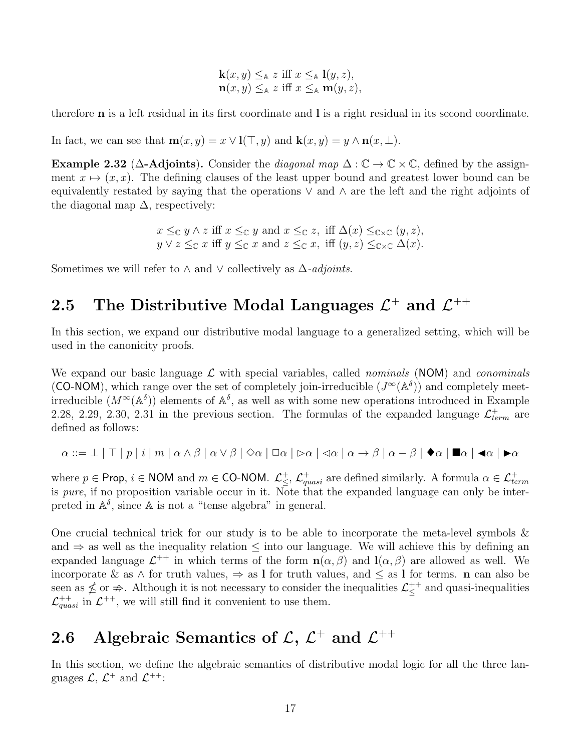$$\mathbf{k}(x,y) \leq_{\mathbb{A}} z \text{ iff } x \leq_{\mathbb{A}} \mathbf{l}(y,z),$$
$$\mathbf{n}(x,y) \leq_{\mathbb{A}} z \text{ iff } x \leq_{\mathbb{A}} \mathbf{m}(y,z),$$

therefore $\mathbf{n}$ is a left residual in its first coordinate and $\mathbf{l}$ is a right residual in its second coordinate.

In fact, we can see that $\mathbf{m}(x,y) = x \vee \mathbf{l}(\top, y)$ and $\mathbf{k}(x,y) = y \wedge \mathbf{n}(x, \bot)$.

**Example 2.32** (**Δ-Adjoints**)**.** Consider the *diagonal map* $\Delta : \mathbb{C} \to \mathbb{C} \times \mathbb{C}$, defined by the assignment $x \mapsto (x,x)$. The defining clauses of the least upper bound and greatest lower bound can be equivalently restated by saying that the operations $\vee$ and $\wedge$ are the left and the right adjoints of the diagonal map $\Delta$, respectively:

$$x \leq_{\mathbb{C}} y \wedge z \text{ iff } x \leq_{\mathbb{C}} y \text{ and } x \leq_{\mathbb{C}} z, \text{ iff } \Delta(x) \leq_{\mathbb{C}\times\mathbb{C}} (y,z),$$
$$y \vee z \leq_{\mathbb{C}} x \text{ iff } y \leq_{\mathbb{C}} x \text{ and } z \leq_{\mathbb{C}} x, \text{ iff } (y,z) \leq_{\mathbb{C}\times\mathbb{C}} \Delta(x).$$

Sometimes we will refer to $\wedge$ and $\vee$ collectively as $\Delta$-*adjoints*.

## 2.5 The Distributive Modal Languages $\mathcal{L}^+$ and $\mathcal{L}^{++}$

In this section, we expand our distributive modal language to a generalized setting, which will be used in the canonicity proofs.

We expand our basic language $\mathcal{L}$ with special variables, called *nominals* (NOM) and *conominals* (CO-NOM), which range over the set of completely join-irreducible ($J^\infty(\mathbb{A}^\delta)$) and completely meet-irreducible ($M^\infty(\mathbb{A}^\delta)$) elements of $\mathbb{A}^\delta$, as well as with some new operations introduced in Example 2.28, 2.29, 2.30, 2.31 in the previous section. The formulas of the expanded language $\mathcal{L}^+_{term}$ are defined as follows:

$$\alpha ::= \bot \mid \top \mid p \mid i \mid m \mid \alpha \wedge \beta \mid \alpha \vee \beta \mid \Diamond\alpha \mid \Box\alpha \mid \rhd\alpha \mid \lhd\alpha \mid \alpha \to \beta \mid \alpha - \beta \mid \blacklozenge\alpha \mid \blacksquare\alpha \mid \blacktriangleleft\alpha \mid \blacktriangleright\alpha$$

where $p \in \mathsf{Prop}$, $i \in \mathsf{NOM}$ and $m \in \mathsf{CO\text{-}NOM}$. $\mathcal{L}^+_{\leq}$, $\mathcal{L}^+_{quasi}$ are defined similarly. A formula $\alpha \in \mathcal{L}^+_{term}$ is *pure*, if no proposition variable occur in it. Note that the expanded language can only be interpreted in $\mathbb{A}^\delta$, since $\mathbb{A}$ is not a "tense algebra" in general.

One crucial technical trick for our study is to be able to incorporate the meta-level symbols & and $\Rightarrow$ as well as the inequality relation $\leq$ into our language. We will achieve this by defining an expanded language $\mathcal{L}^{++}$ in which terms of the form $\mathbf{n}(\alpha,\beta)$ and $\mathbf{l}(\alpha,\beta)$ are allowed as well. We incorporate & as $\wedge$ for truth values, $\Rightarrow$ as $\mathbf{l}$ for truth values, and $\leq$ as $\mathbf{l}$ for terms. $\mathbf{n}$ can also be seen as $\nleq$ or $\not\Rightarrow$. Although it is not necessary to consider the inequalities $\mathcal{L}^{++}_{\leq}$ and quasi-inequalities $\mathcal{L}^{++}_{quasi}$ in $\mathcal{L}^{++}$, we will still find it convenient to use them.

## 2.6 Algebraic Semantics of $\mathcal{L}$, $\mathcal{L}^+$ and $\mathcal{L}^{++}$

In this section, we define the algebraic semantics of distributive modal logic for all the three languages $\mathcal{L}$, $\mathcal{L}^+$ and $\mathcal{L}^{++}$: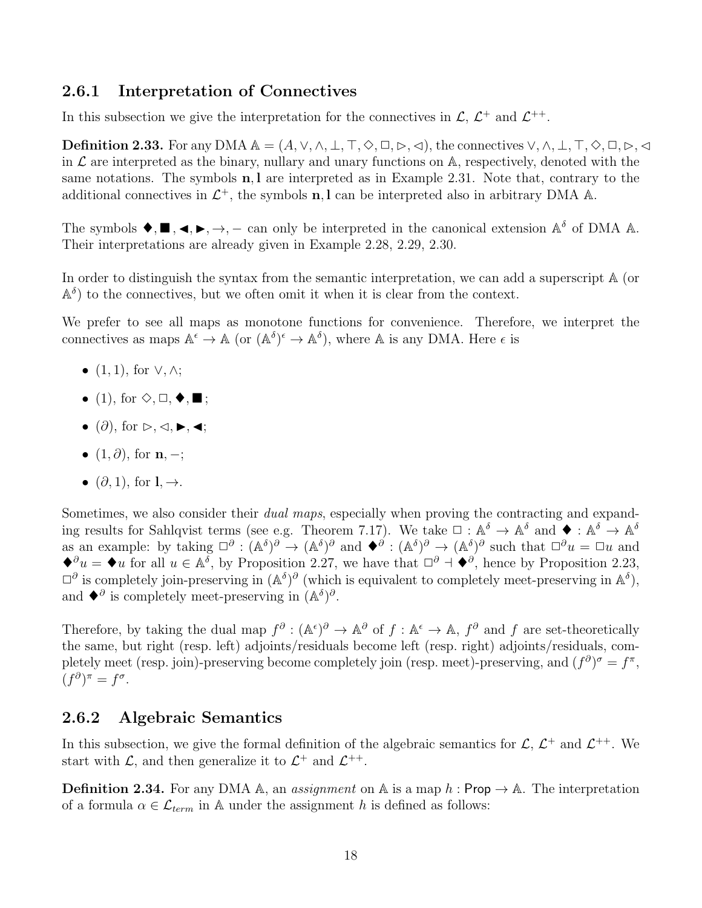### 2.6.1 Interpretation of Connectives

In this subsection we give the interpretation for the connectives in $\mathcal{L}$, $\mathcal{L}^+$ and $\mathcal{L}^{++}$.

**Definition 2.33.** For any DMA $\mathbb{A} = (A, \vee, \wedge, \bot, \top, \Diamond, \Box, \rhd, \lhd)$, the connectives $\vee, \wedge, \bot, \top, \Diamond, \Box, \rhd, \lhd$ in $\mathcal{L}$ are interpreted as the binary, nullary and unary functions on $\mathbb{A}$, respectively, denoted with the same notations. The symbols $\mathbf{n}, \mathbf{l}$ are interpreted as in Example 2.31. Note that, contrary to the additional connectives in $\mathcal{L}^+$, the symbols $\mathbf{n}, \mathbf{l}$ can be interpreted also in arbitrary DMA $\mathbb{A}$.

The symbols $\blacklozenge, \blacksquare, \blacktriangleleft, \blacktriangleright, \rightarrow, -$ can only be interpreted in the canonical extension $\mathbb{A}^\delta$ of DMA $\mathbb{A}$. Their interpretations are already given in Example 2.28, 2.29, 2.30.

In order to distinguish the syntax from the semantic interpretation, we can add a superscript $\mathbb{A}$ (or $\mathbb{A}^\delta$) to the connectives, but we often omit it when it is clear from the context.

We prefer to see all maps as monotone functions for convenience. Therefore, we interpret the connectives as maps $\mathbb{A}^\epsilon \to \mathbb{A}$ (or $(\mathbb{A}^\delta)^\epsilon \to \mathbb{A}^\delta$), where $\mathbb{A}$ is any DMA. Here $\epsilon$ is

- $(1, 1)$, for $\vee, \wedge$;
- $(1)$, for $\Diamond, \Box, \blacklozenge, \blacksquare$;
- $(\partial)$, for $\rhd, \lhd, \blacktriangleright, \blacktriangleleft$;
- $(1, \partial)$, for $\mathbf{n}, -$;
- $(\partial, 1)$, for $\mathbf{l}, \rightarrow$.

Sometimes, we also consider their *dual maps*, especially when proving the contracting and expanding results for Sahlqvist terms (see e.g. Theorem 7.17). We take $\Box : \mathbb{A}^\delta \to \mathbb{A}^\delta$ and $\blacklozenge : \mathbb{A}^\delta \to \mathbb{A}^\delta$ as an example: by taking $\Box^\partial : (\mathbb{A}^\delta)^\partial \to (\mathbb{A}^\delta)^\partial$ and $\blacklozenge^\partial : (\mathbb{A}^\delta)^\partial \to (\mathbb{A}^\delta)^\partial$ such that $\Box^\partial u = \Box u$ and $\blacklozenge^\partial u = \blacklozenge u$ for all $u \in \mathbb{A}^\delta$, by Proposition 2.27, we have that $\Box^\partial \dashv \blacklozenge^\partial$, hence by Proposition 2.23, $\Box^\partial$ is completely join-preserving in $(\mathbb{A}^\delta)^\partial$ (which is equivalent to completely meet-preserving in $\mathbb{A}^\delta$), and $\blacklozenge^\partial$ is completely meet-preserving in $(\mathbb{A}^\delta)^\partial$.

Therefore, by taking the dual map $f^\partial : (\mathbb{A}^\epsilon)^\partial \to \mathbb{A}^\partial$ of $f : \mathbb{A}^\epsilon \to \mathbb{A}$, $f^\partial$ and $f$ are set-theoretically the same, but right (resp. left) adjoints/residuals become left (resp. right) adjoints/residuals, completely meet (resp. join)-preserving become completely join (resp. meet)-preserving, and $(f^\partial)^\sigma = f^\pi$, $(f^\partial)^\pi = f^\sigma$.

### 2.6.2 Algebraic Semantics

In this subsection, we give the formal definition of the algebraic semantics for $\mathcal{L}$, $\mathcal{L}^+$ and $\mathcal{L}^{++}$. We start with $\mathcal{L}$, and then generalize it to $\mathcal{L}^+$ and $\mathcal{L}^{++}$.

**Definition 2.34.** For any DMA $\mathbb{A}$, an *assignment* on $\mathbb{A}$ is a map $h : \mathsf{Prop} \to \mathbb{A}$. The interpretation of a formula $\alpha \in \mathcal{L}_{term}$ in $\mathbb{A}$ under the assignment $h$ is defined as follows: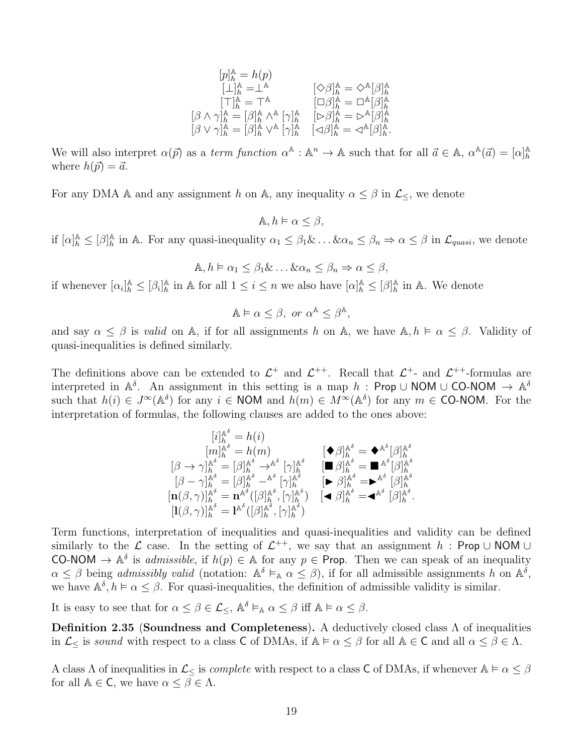$$
\begin{array}{ll}
[p]^{\mathbb{A}}_h = h(p) & \\
[\bot]^{\mathbb{A}}_h = \bot^{\mathbb{A}} & [\Diamond\beta]^{\mathbb{A}}_h = \Diamond^{\mathbb{A}}[\beta]^{\mathbb{A}}_h \\
[\top]^{\mathbb{A}}_h = \top^{\mathbb{A}} & [\Box\beta]^{\mathbb{A}}_h = \Box^{\mathbb{A}}[\beta]^{\mathbb{A}}_h \\
[\beta\wedge\gamma]^{\mathbb{A}}_h = [\beta]^{\mathbb{A}}_h \wedge^{\mathbb{A}} [\gamma]^{\mathbb{A}}_h & [\rhd\beta]^{\mathbb{A}}_h = \rhd^{\mathbb{A}}[\beta]^{\mathbb{A}}_h \\
[\beta\vee\gamma]^{\mathbb{A}}_h = [\beta]^{\mathbb{A}}_h \vee^{\mathbb{A}} [\gamma]^{\mathbb{A}}_h & [\lhd\beta]^{\mathbb{A}}_h = \lhd^{\mathbb{A}}[\beta]^{\mathbb{A}}_h.
\end{array}
$$

We will also interpret $\alpha(\vec{p})$ as a *term function* $\alpha^{\mathbb{A}} : \mathbb{A}^n \to \mathbb{A}$ such that for all $\vec{a} \in \mathbb{A}$, $\alpha^{\mathbb{A}}(\vec{a}) = [\alpha]^{\mathbb{A}}_h$ where $h(\vec{p}) = \vec{a}$.

For any DMA $\mathbb{A}$ and any assignment $h$ on $\mathbb{A}$, any inequality $\alpha \leq \beta$ in $\mathcal{L}_{\leq}$, we denote

$$\mathbb{A}, h \vDash \alpha \leq \beta,$$

if $[\alpha]^{\mathbb{A}}_h \leq [\beta]^{\mathbb{A}}_h$ in $\mathbb{A}$. For any quasi-inequality $\alpha_1 \leq \beta_1 \& \ldots \& \alpha_n \leq \beta_n \Rightarrow \alpha \leq \beta$ in $\mathcal{L}_{quasi}$, we denote

$$\mathbb{A}, h \vDash \alpha_1 \leq \beta_1 \& \ldots \& \alpha_n \leq \beta_n \Rightarrow \alpha \leq \beta,$$

if whenever $[\alpha_i]^{\mathbb{A}}_h \leq [\beta_i]^{\mathbb{A}}_h$ in $\mathbb{A}$ for all $1 \leq i \leq n$ we also have $[\alpha]^{\mathbb{A}}_h \leq [\beta]^{\mathbb{A}}_h$ in $\mathbb{A}$. We denote

$$\mathbb{A} \vDash \alpha \leq \beta, \text{ or } \alpha^{\mathbb{A}} \leq \beta^{\mathbb{A}},$$

and say $\alpha \leq \beta$ is *valid* on $\mathbb{A}$, if for all assignments $h$ on $\mathbb{A}$, we have $\mathbb{A}, h \vDash \alpha \leq \beta$. Validity of quasi-inequalities is defined similarly.

The definitions above can be extended to $\mathcal{L}^+$ and $\mathcal{L}^{++}$. Recall that $\mathcal{L}^+$- and $\mathcal{L}^{++}$-formulas are interpreted in $\mathbb{A}^\delta$. An assignment in this setting is a map $h : \mathsf{Prop} \cup \mathsf{NOM} \cup \mathsf{CO\text{-}NOM} \to \mathbb{A}^\delta$ such that $h(i) \in J^\infty(\mathbb{A}^\delta)$ for any $i \in \mathsf{NOM}$ and $h(m) \in M^\infty(\mathbb{A}^\delta)$ for any $m \in \mathsf{CO\text{-}NOM}$. For the interpretation of formulas, the following clauses are added to the ones above:

$$
\begin{array}{ll}
[i]^{\mathbb{A}^\delta}_h = h(i) & \\
[m]^{\mathbb{A}^\delta}_h = h(m) & [\blacklozenge\beta]^{\mathbb{A}^\delta}_h = \blacklozenge^{\mathbb{A}^\delta}[\beta]^{\mathbb{A}^\delta}_h \\
[\beta\to\gamma]^{\mathbb{A}^\delta}_h = [\beta]^{\mathbb{A}^\delta}_h \to^{\mathbb{A}^\delta} [\gamma]^{\mathbb{A}^\delta}_h & [\blacksquare\beta]^{\mathbb{A}^\delta}_h = \blacksquare^{\mathbb{A}^\delta}[\beta]^{\mathbb{A}^\delta}_h \\
[\beta-\gamma]^{\mathbb{A}^\delta}_h = [\beta]^{\mathbb{A}^\delta}_h -^{\mathbb{A}^\delta} [\gamma]^{\mathbb{A}^\delta}_h & [\blacktriangleright\beta]^{\mathbb{A}^\delta}_h = \blacktriangleright^{\mathbb{A}^\delta}[\beta]^{\mathbb{A}^\delta}_h \\
[\mathbf{n}(\beta,\gamma)]^{\mathbb{A}^\delta}_h = \mathbf{n}^{\mathbb{A}^\delta}([\beta]^{\mathbb{A}^\delta}_h, [\gamma]^{\mathbb{A}^\delta}_h) & [\blacktriangleleft\beta]^{\mathbb{A}^\delta}_h = \blacktriangleleft^{\mathbb{A}^\delta}[\beta]^{\mathbb{A}^\delta}_h. \\
[\mathbf{l}(\beta,\gamma)]^{\mathbb{A}^\delta}_h = \mathbf{l}^{\mathbb{A}^\delta}([\beta]^{\mathbb{A}^\delta}_h, [\gamma]^{\mathbb{A}^\delta}_h) &
\end{array}
$$

Term functions, interpretation of inequalities and quasi-inequalities and validity can be defined similarly to the $\mathcal{L}$ case. In the setting of $\mathcal{L}^{++}$, we say that an assignment $h : \mathsf{Prop} \cup \mathsf{NOM} \cup \mathsf{CO\text{-}NOM} \to \mathbb{A}^\delta$ is *admissible*, if $h(p) \in \mathbb{A}$ for any $p \in \mathsf{Prop}$. Then we can speak of an inequality $\alpha \leq \beta$ being *admissibly valid* (notation: $\mathbb{A}^\delta \vDash_{\mathbb{A}} \alpha \leq \beta$), if for all admissible assignments $h$ on $\mathbb{A}^\delta$, we have $\mathbb{A}^\delta, h \vDash \alpha \leq \beta$. For quasi-inequalities, the definition of admissible validity is similar.

It is easy to see that for $\alpha \leq \beta \in \mathcal{L}_{\leq}$, $\mathbb{A}^\delta \vDash_{\mathbb{A}} \alpha \leq \beta$ iff $\mathbb{A} \vDash \alpha \leq \beta$.

**Definition 2.35** (**Soundness and Completeness**)**.** A deductively closed class $\Lambda$ of inequalities in $\mathcal{L}_{\leq}$ is *sound* with respect to a class $\mathsf{C}$ of DMAs, if $\mathbb{A} \vDash \alpha \leq \beta$ for all $\mathbb{A} \in \mathsf{C}$ and all $\alpha \leq \beta \in \Lambda$.

A class $\Lambda$ of inequalities in $\mathcal{L}_{\leq}$ is *complete* with respect to a class $\mathsf{C}$ of DMAs, if whenever $\mathbb{A} \vDash \alpha \leq \beta$ for all $\mathbb{A} \in \mathsf{C}$, we have $\alpha \leq \beta \in \Lambda$.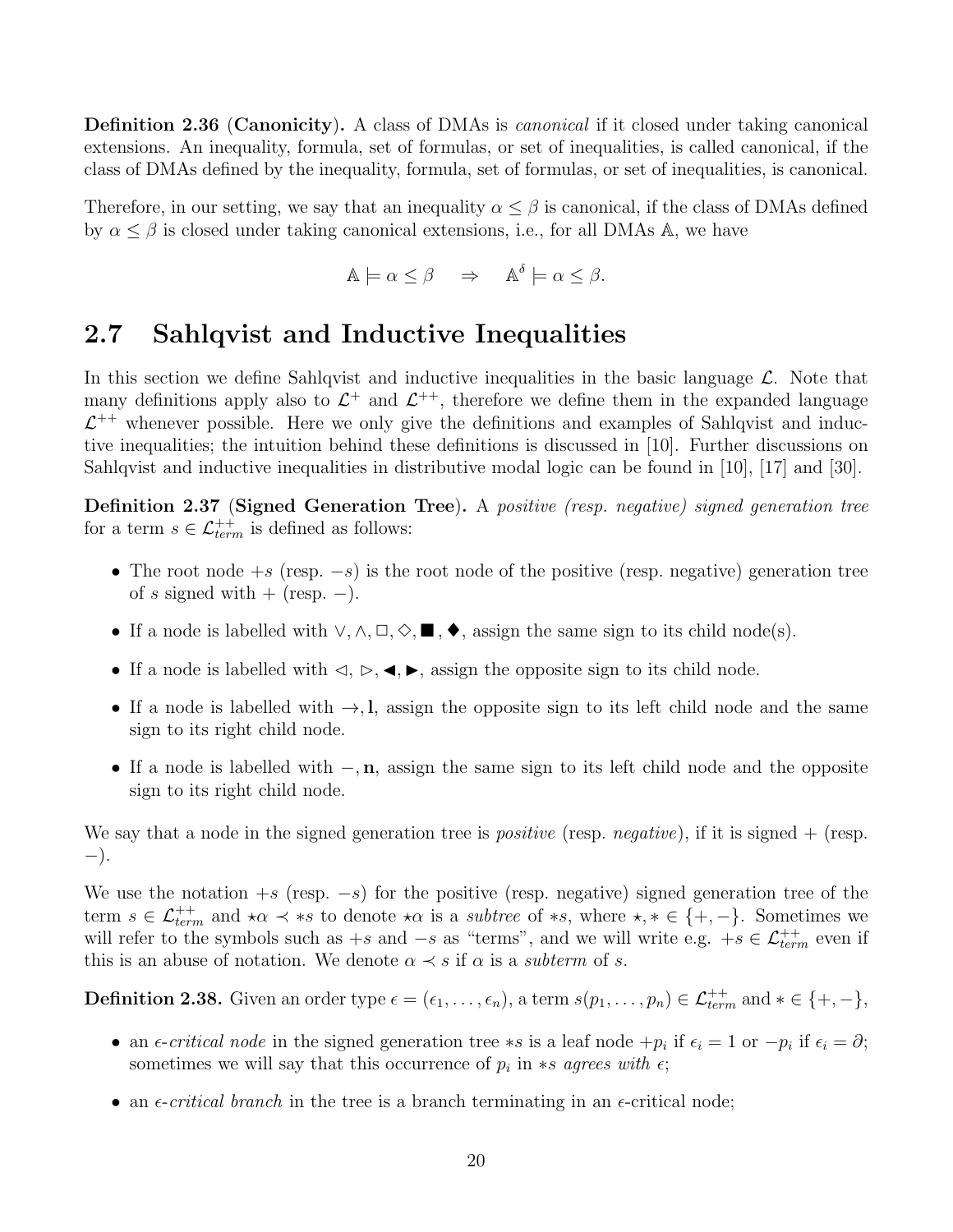**Definition 2.36** (**Canonicity**)**.** A class of DMAs is *canonical* if it closed under taking canonical extensions. An inequality, formula, set of formulas, or set of inequalities, is called canonical, if the class of DMAs defined by the inequality, formula, set of formulas, or set of inequalities, is canonical.

Therefore, in our setting, we say that an inequality $\alpha \leq \beta$ is canonical, if the class of DMAs defined by $\alpha \leq \beta$ is closed under taking canonical extensions, i.e., for all DMAs $\mathbb{A}$, we have

$$\mathbb{A} \models \alpha \leq \beta \quad \Rightarrow \quad \mathbb{A}^{\delta} \models \alpha \leq \beta.$$

## 2.7 Sahlqvist and Inductive Inequalities

In this section we define Sahlqvist and inductive inequalities in the basic language $\mathcal{L}$. Note that many definitions apply also to $\mathcal{L}^{+}$ and $\mathcal{L}^{++}$, therefore we define them in the expanded language $\mathcal{L}^{++}$ whenever possible. Here we only give the definitions and examples of Sahlqvist and inductive inequalities; the intuition behind these definitions is discussed in [10]. Further discussions on Sahlqvist and inductive inequalities in distributive modal logic can be found in [10], [17] and [30].

**Definition 2.37** (**Signed Generation Tree**)**.** A *positive (resp. negative) signed generation tree* for a term $s \in \mathcal{L}^{++}_{term}$ is defined as follows:

- The root node $+s$ (resp. $-s$) is the root node of the positive (resp. negative) generation tree of $s$ signed with $+$ (resp. $-$).
- If a node is labelled with $\vee, \wedge, \Box, \Diamond, \blacksquare, \blacklozenge$, assign the same sign to its child node(s).
- If a node is labelled with $\lhd$, $\rhd$, $\blacktriangleleft$, $\blacktriangleright$, assign the opposite sign to its child node.
- If a node is labelled with $\rightarrow, \mathbf{l}$, assign the opposite sign to its left child node and the same sign to its right child node.
- If a node is labelled with $-, \mathbf{n}$, assign the same sign to its left child node and the opposite sign to its right child node.

We say that a node in the signed generation tree is *positive* (resp. *negative*), if it is signed $+$ (resp. $-$).

We use the notation $+s$ (resp. $-s$) for the positive (resp. negative) signed generation tree of the term $s \in \mathcal{L}^{++}_{term}$ and $\star\alpha \prec *s$ to denote $\star\alpha$ is a *subtree* of $*s$, where $\star, * \in \{+, -\}$. Sometimes we will refer to the symbols such as $+s$ and $-s$ as "terms", and we will write e.g. $+s \in \mathcal{L}^{++}_{term}$ even if this is an abuse of notation. We denote $\alpha \prec s$ if $\alpha$ is a *subterm* of $s$.

**Definition 2.38.** Given an order type $\epsilon = (\epsilon_1, \ldots, \epsilon_n)$, a term $s(p_1, \ldots, p_n) \in \mathcal{L}^{++}_{term}$ and $* \in \{+, -\}$,

- an $\epsilon$-*critical node* in the signed generation tree $*s$ is a leaf node $+p_i$ if $\epsilon_i = 1$ or $-p_i$ if $\epsilon_i = \partial$; sometimes we will say that this occurrence of $p_i$ in $*s$ *agrees with* $\epsilon$;
- an $\epsilon$-*critical branch* in the tree is a branch terminating in an $\epsilon$-critical node;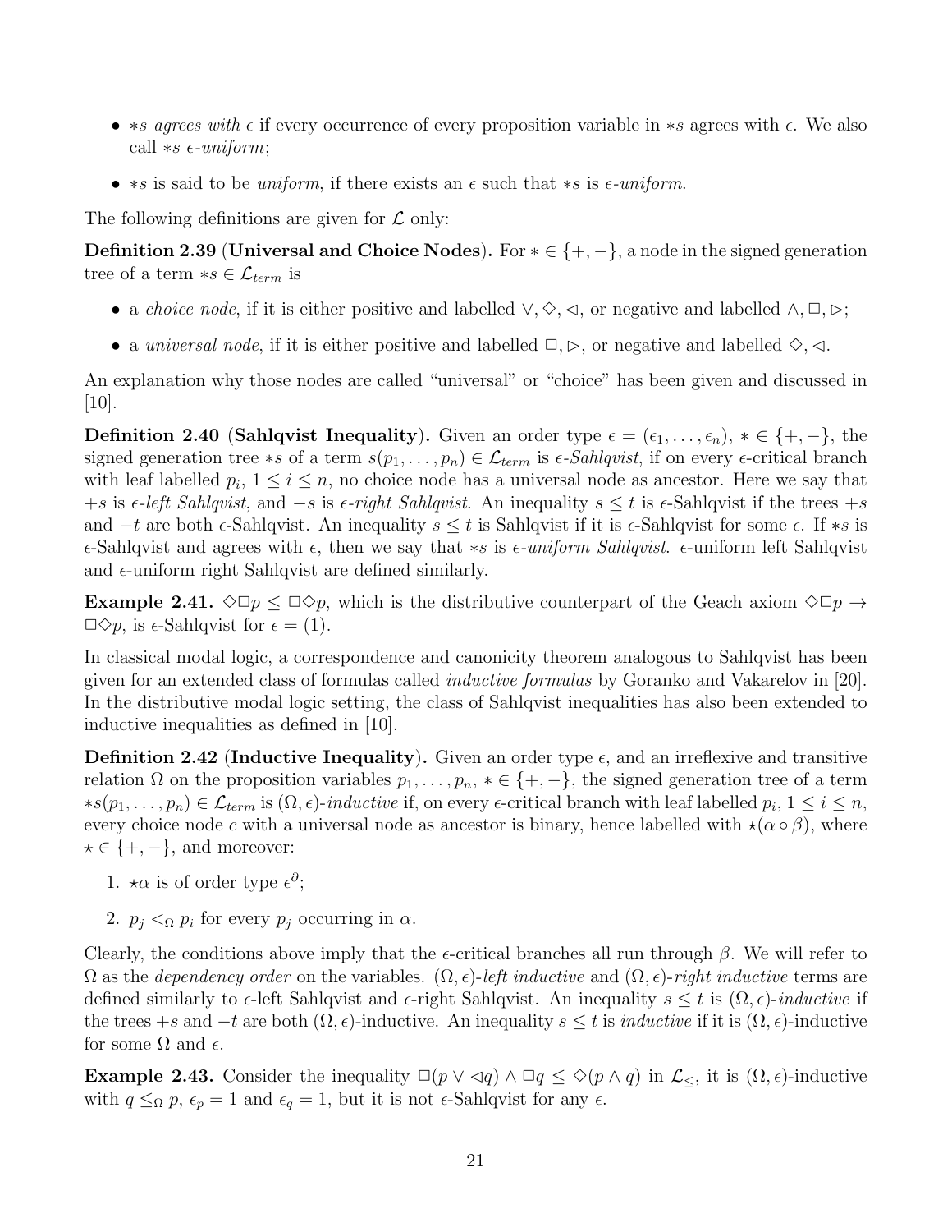- $*s$ *agrees with* $\epsilon$ if every occurrence of every proposition variable in $*s$ agrees with $\epsilon$. We also call $*s$ $\epsilon$*-uniform*;
- $*s$ is said to be *uniform*, if there exists an $\epsilon$ such that $*s$ is $\epsilon$*-uniform*.

The following definitions are given for $\mathcal{L}$ only:

**Definition 2.39** (**Universal and Choice Nodes**)**.** For $* \in \{+, -\}$, a node in the signed generation tree of a term $*s \in \mathcal{L}_{term}$ is

- a *choice node*, if it is either positive and labelled $\vee, \Diamond, \lhd$, or negative and labelled $\wedge, \Box, \rhd$;
- a *universal node*, if it is either positive and labelled $\Box, \rhd$, or negative and labelled $\Diamond, \lhd$.

An explanation why those nodes are called "universal" or "choice" has been given and discussed in [10].

**Definition 2.40** (**Sahlqvist Inequality**)**.** Given an order type $\epsilon = (\epsilon_1, \ldots, \epsilon_n)$, $* \in \{+, -\}$, the signed generation tree $*s$ of a term $s(p_1, \ldots, p_n) \in \mathcal{L}_{term}$ is $\epsilon$*-Sahlqvist*, if on every $\epsilon$-critical branch with leaf labelled $p_i$, $1 \leq i \leq n$, no choice node has a universal node as ancestor. Here we say that $+s$ is $\epsilon$*-left Sahlqvist*, and $-s$ is $\epsilon$*-right Sahlqvist*. An inequality $s \leq t$ is $\epsilon$-Sahlqvist if the trees $+s$ and $-t$ are both $\epsilon$-Sahlqvist. An inequality $s \leq t$ is Sahlqvist if it is $\epsilon$-Sahlqvist for some $\epsilon$. If $*s$ is $\epsilon$-Sahlqvist and agrees with $\epsilon$, then we say that $*s$ is $\epsilon$*-uniform Sahlqvist*. $\epsilon$-uniform left Sahlqvist and $\epsilon$-uniform right Sahlqvist are defined similarly.

**Example 2.41.** $\Diamond\Box p \leq \Box\Diamond p$, which is the distributive counterpart of the Geach axiom $\Diamond\Box p \to \Box\Diamond p$, is $\epsilon$-Sahlqvist for $\epsilon = (1)$.

In classical modal logic, a correspondence and canonicity theorem analogous to Sahlqvist has been given for an extended class of formulas called *inductive formulas* by Goranko and Vakarelov in [20]. In the distributive modal logic setting, the class of Sahlqvist inequalities has also been extended to inductive inequalities as defined in [10].

**Definition 2.42** (**Inductive Inequality**)**.** Given an order type $\epsilon$, and an irreflexive and transitive relation $\Omega$ on the proposition variables $p_1, \ldots, p_n$, $* \in \{+, -\}$, the signed generation tree of a term $*s(p_1, \ldots, p_n) \in \mathcal{L}_{term}$ is $(\Omega, \epsilon)$*-inductive* if, on every $\epsilon$-critical branch with leaf labelled $p_i$, $1 \leq i \leq n$, every choice node $c$ with a universal node as ancestor is binary, hence labelled with $\star(\alpha \circ \beta)$, where $\star \in \{+, -\}$, and moreover:

1. $\star\alpha$ is of order type $\epsilon^\partial$;
2. $p_j <_\Omega p_i$ for every $p_j$ occurring in $\alpha$.

Clearly, the conditions above imply that the $\epsilon$-critical branches all run through $\beta$. We will refer to $\Omega$ as the *dependency order* on the variables. $(\Omega, \epsilon)$*-left inductive* and $(\Omega, \epsilon)$*-right inductive* terms are defined similarly to $\epsilon$-left Sahlqvist and $\epsilon$-right Sahlqvist. An inequality $s \leq t$ is $(\Omega, \epsilon)$*-inductive* if the trees $+s$ and $-t$ are both $(\Omega, \epsilon)$-inductive. An inequality $s \leq t$ is *inductive* if it is $(\Omega, \epsilon)$-inductive for some $\Omega$ and $\epsilon$.

**Example 2.43.** Consider the inequality $\Box(p \vee \lhd q) \wedge \Box q \leq \Diamond(p \wedge q)$ in $\mathcal{L}_\leq$, it is $(\Omega, \epsilon)$-inductive with $q \leq_\Omega p$, $\epsilon_p = 1$ and $\epsilon_q = 1$, but it is not $\epsilon$-Sahlqvist for any $\epsilon$.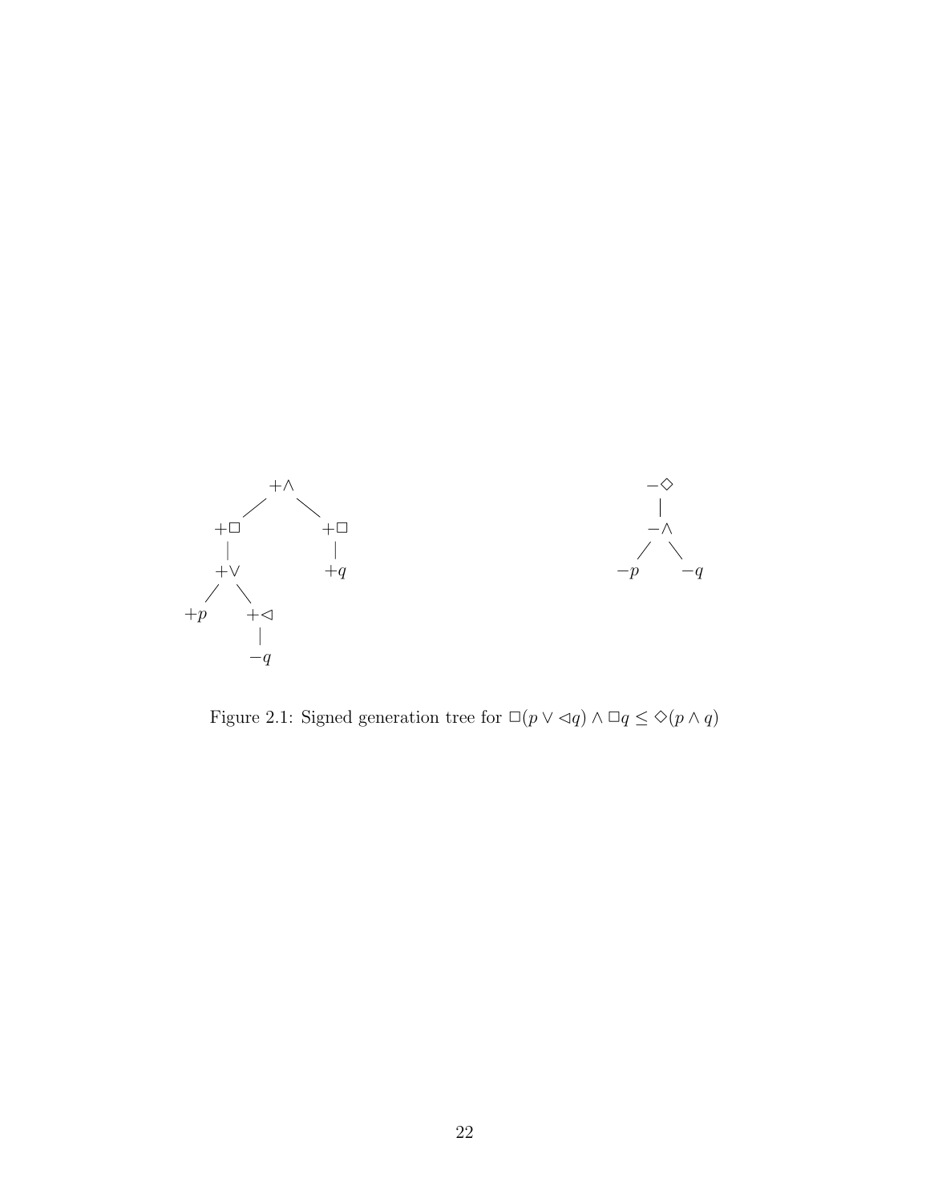$$+\wedge$$

$$+\Box \qquad +\Box$$

$$+\vee \qquad +q$$

$$+p \qquad +\lhd$$

$$-q$$

$$-\Diamond$$

$$-\wedge$$

$$-p \qquad -q$$

Figure 2.1: Signed generation tree for $\Box(p \vee \lhd q) \wedge \Box q \leq \Diamond(p \wedge q)$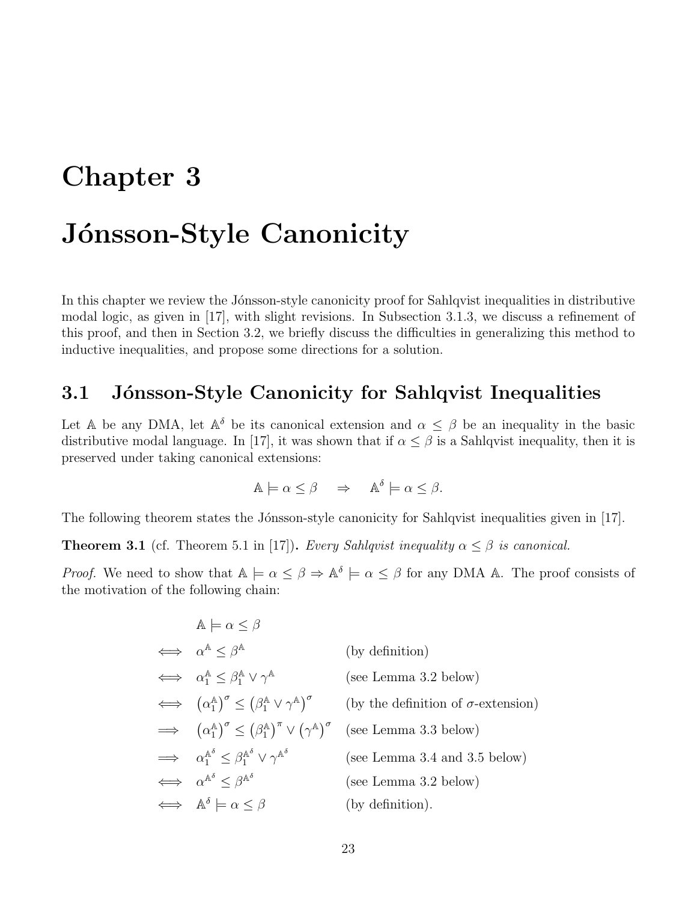# Chapter 3

# Jónsson-Style Canonicity

In this chapter we review the Jónsson-style canonicity proof for Sahlqvist inequalities in distributive modal logic, as given in [17], with slight revisions. In Subsection 3.1.3, we discuss a refinement of this proof, and then in Section 3.2, we briefly discuss the difficulties in generalizing this method to inductive inequalities, and propose some directions for a solution.

## 3.1 Jónsson-Style Canonicity for Sahlqvist Inequalities

Let $\mathbb{A}$ be any DMA, let $\mathbb{A}^\delta$ be its canonical extension and $\alpha \leq \beta$ be an inequality in the basic distributive modal language. In [17], it was shown that if $\alpha \leq \beta$ is a Sahlqvist inequality, then it is preserved under taking canonical extensions:

$$\mathbb{A} \models \alpha \leq \beta \quad \Rightarrow \quad \mathbb{A}^\delta \models \alpha \leq \beta.$$

The following theorem states the Jónsson-style canonicity for Sahlqvist inequalities given in [17].

**Theorem 3.1** (cf. Theorem 5.1 in [17])**.** *Every Sahlqvist inequality $\alpha \leq \beta$ is canonical.*

*Proof.* We need to show that $\mathbb{A} \models \alpha \leq \beta \Rightarrow \mathbb{A}^\delta \models \alpha \leq \beta$ for any DMA $\mathbb{A}$. The proof consists of the motivation of the following chain:

$$
\begin{array}{lll}
 & \mathbb{A} \models \alpha \leq \beta & \\
\iff & \alpha^{\mathbb{A}} \leq \beta^{\mathbb{A}} & \text{(by definition)} \\
\iff & \alpha_1^{\mathbb{A}} \leq \beta_1^{\mathbb{A}} \vee \gamma^{\mathbb{A}} & \text{(see Lemma 3.2 below)} \\
\iff & \left(\alpha_1^{\mathbb{A}}\right)^\sigma \leq \left(\beta_1^{\mathbb{A}} \vee \gamma^{\mathbb{A}}\right)^\sigma & \text{(by the definition of } \sigma\text{-extension)} \\
\implies & \left(\alpha_1^{\mathbb{A}}\right)^\sigma \leq \left(\beta_1^{\mathbb{A}}\right)^\pi \vee \left(\gamma^{\mathbb{A}}\right)^\sigma & \text{(see Lemma 3.3 below)} \\
\implies & \alpha_1^{\mathbb{A}^\delta} \leq \beta_1^{\mathbb{A}^\delta} \vee \gamma^{\mathbb{A}^\delta} & \text{(see Lemma 3.4 and 3.5 below)} \\
\iff & \alpha^{\mathbb{A}^\delta} \leq \beta^{\mathbb{A}^\delta} & \text{(see Lemma 3.2 below)} \\
\iff & \mathbb{A}^\delta \models \alpha \leq \beta & \text{(by definition).}
\end{array}
$$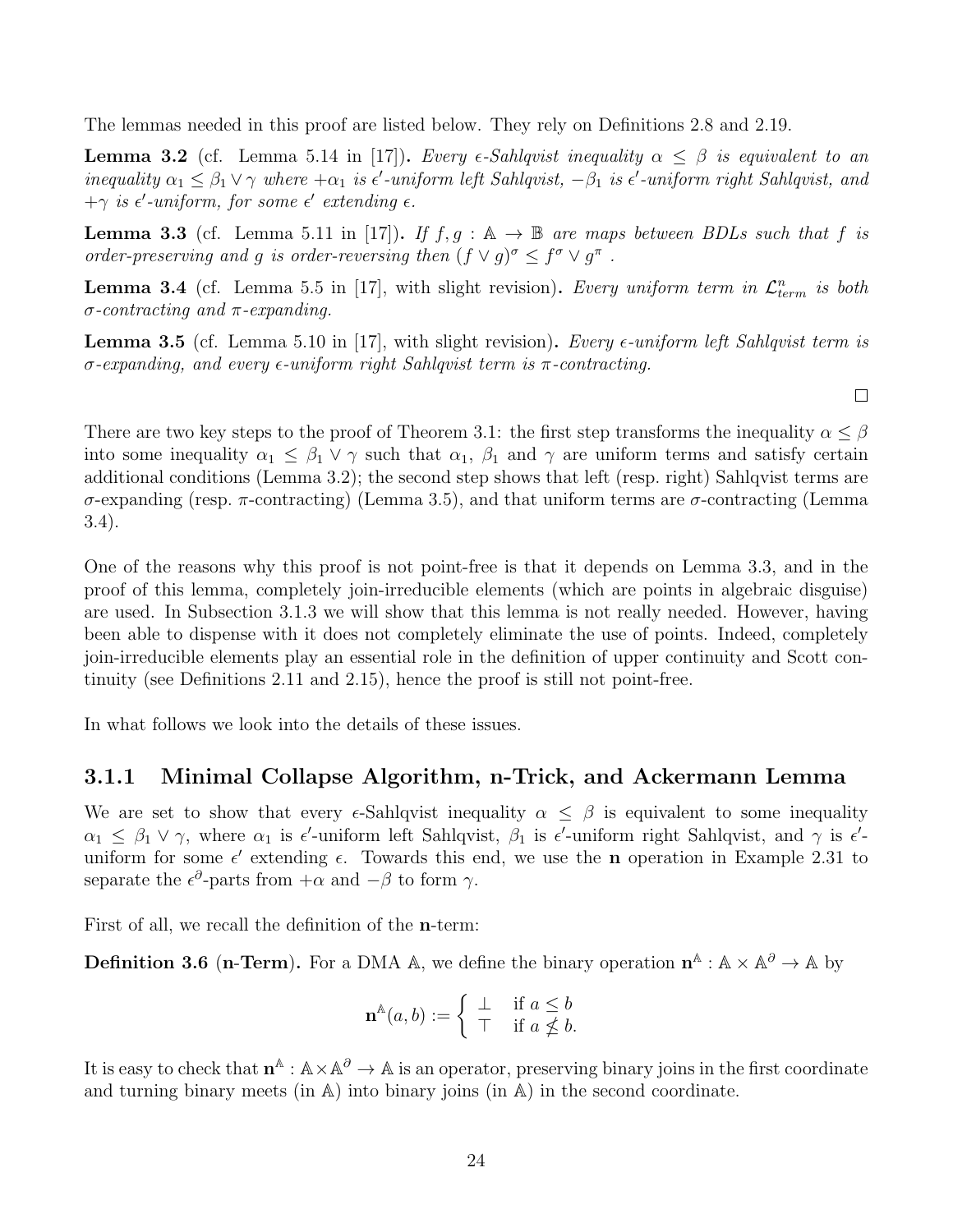The lemmas needed in this proof are listed below. They rely on Definitions 2.8 and 2.19.

**Lemma 3.2** (cf. Lemma 5.14 in [17])**.** *Every $\epsilon$-Sahlqvist inequality $\alpha \leq \beta$ is equivalent to an inequality $\alpha_1 \leq \beta_1 \vee \gamma$ where $+\alpha_1$ is $\epsilon'$-uniform left Sahlqvist, $-\beta_1$ is $\epsilon'$-uniform right Sahlqvist, and $+\gamma$ is $\epsilon'$-uniform, for some $\epsilon'$ extending $\epsilon$.*

**Lemma 3.3** (cf. Lemma 5.11 in [17])**.** *If $f, g : \mathbb{A} \to \mathbb{B}$ are maps between BDLs such that $f$ is order-preserving and $g$ is order-reversing then $(f \vee g)^\sigma \leq f^\sigma \vee g^\pi$ .*

**Lemma 3.4** (cf. Lemma 5.5 in [17], with slight revision)**.** *Every uniform term in $\mathcal{L}^n_{term}$ is both $\sigma$-contracting and $\pi$-expanding.*

**Lemma 3.5** (cf. Lemma 5.10 in [17], with slight revision)**.** *Every $\epsilon$-uniform left Sahlqvist term is $\sigma$-expanding, and every $\epsilon$-uniform right Sahlqvist term is $\pi$-contracting.*

□

There are two key steps to the proof of Theorem 3.1: the first step transforms the inequality $\alpha \leq \beta$ into some inequality $\alpha_1 \leq \beta_1 \vee \gamma$ such that $\alpha_1$, $\beta_1$ and $\gamma$ are uniform terms and satisfy certain additional conditions (Lemma 3.2); the second step shows that left (resp. right) Sahlqvist terms are $\sigma$-expanding (resp. $\pi$-contracting) (Lemma 3.5), and that uniform terms are $\sigma$-contracting (Lemma 3.4).

One of the reasons why this proof is not point-free is that it depends on Lemma 3.3, and in the proof of this lemma, completely join-irreducible elements (which are points in algebraic disguise) are used. In Subsection 3.1.3 we will show that this lemma is not really needed. However, having been able to dispense with it does not completely eliminate the use of points. Indeed, completely join-irreducible elements play an essential role in the definition of upper continuity and Scott continuity (see Definitions 2.11 and 2.15), hence the proof is still not point-free.

In what follows we look into the details of these issues.

### 3.1.1 Minimal Collapse Algorithm, n-Trick, and Ackermann Lemma

We are set to show that every $\epsilon$-Sahlqvist inequality $\alpha \leq \beta$ is equivalent to some inequality $\alpha_1 \leq \beta_1 \vee \gamma$, where $\alpha_1$ is $\epsilon'$-uniform left Sahlqvist, $\beta_1$ is $\epsilon'$-uniform right Sahlqvist, and $\gamma$ is $\epsilon'$-uniform for some $\epsilon'$ extending $\epsilon$. Towards this end, we use the **n** operation in Example 2.31 to separate the $\epsilon^\partial$-parts from $+\alpha$ and $-\beta$ to form $\gamma$.

First of all, we recall the definition of the **n**-term:

**Definition 3.6** (**n-Term**)**.** For a DMA $\mathbb{A}$, we define the binary operation $\mathbf{n}^{\mathbb{A}} : \mathbb{A} \times \mathbb{A}^\partial \to \mathbb{A}$ by

$$\mathbf{n}^{\mathbb{A}}(a, b) := \begin{cases} \bot & \text{if } a \leq b \\ \top & \text{if } a \nleq b. \end{cases}$$

It is easy to check that $\mathbf{n}^{\mathbb{A}} : \mathbb{A} \times \mathbb{A}^\partial \to \mathbb{A}$ is an operator, preserving binary joins in the first coordinate and turning binary meets (in $\mathbb{A}$) into binary joins (in $\mathbb{A}$) in the second coordinate.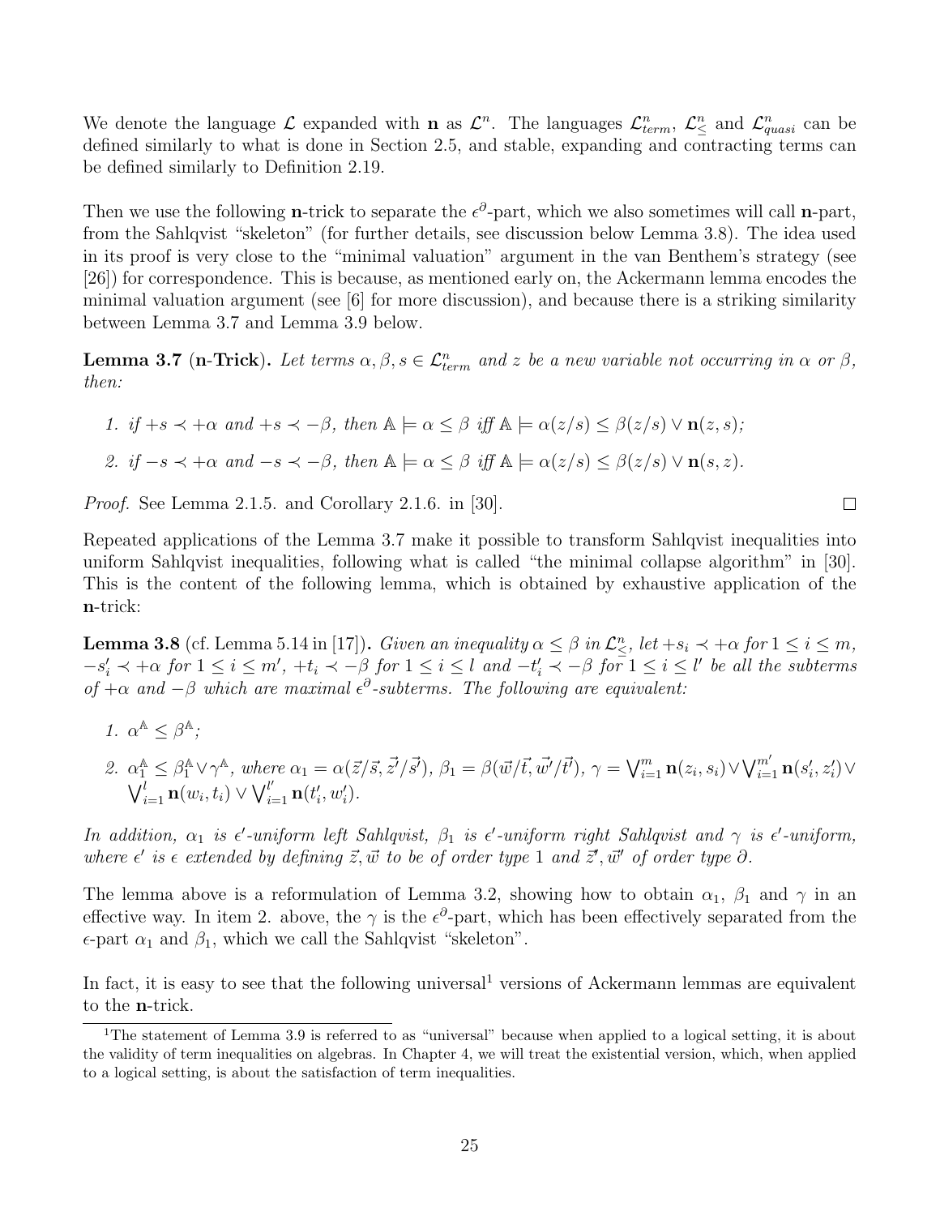We denote the language $\mathcal{L}$ expanded with $\mathbf{n}$ as $\mathcal{L}^n$. The languages $\mathcal{L}^n_{term}$, $\mathcal{L}^n_{\leq}$ and $\mathcal{L}^n_{quasi}$ can be defined similarly to what is done in Section 2.5, and stable, expanding and contracting terms can be defined similarly to Definition 2.19.

Then we use the following $\mathbf{n}$-trick to separate the $\epsilon^\partial$-part, which we also sometimes will call $\mathbf{n}$-part, from the Sahlqvist "skeleton" (for further details, see discussion below Lemma 3.8). The idea used in its proof is very close to the "minimal valuation" argument in the van Benthem's strategy (see [26]) for correspondence. This is because, as mentioned early on, the Ackermann lemma encodes the minimal valuation argument (see [6] for more discussion), and because there is a striking similarity between Lemma 3.7 and Lemma 3.9 below.

**Lemma 3.7** (**n-Trick**)**.** *Let terms $\alpha, \beta, s \in \mathcal{L}^n_{term}$ and $z$ be a new variable not occurring in $\alpha$ or $\beta$, then:*

1. *if $+s \prec +\alpha$ and $+s \prec -\beta$, then $\mathbb{A} \models \alpha \leq \beta$ iff $\mathbb{A} \models \alpha(z/s) \leq \beta(z/s) \vee \mathbf{n}(z, s)$;*
2. *if $-s \prec +\alpha$ and $-s \prec -\beta$, then $\mathbb{A} \models \alpha \leq \beta$ iff $\mathbb{A} \models \alpha(z/s) \leq \beta(z/s) \vee \mathbf{n}(s, z)$.*

*Proof.* See Lemma 2.1.5. and Corollary 2.1.6. in [30]. □

Repeated applications of the Lemma 3.7 make it possible to transform Sahlqvist inequalities into uniform Sahlqvist inequalities, following what is called "the minimal collapse algorithm" in [30]. This is the content of the following lemma, which is obtained by exhaustive application of the $\mathbf{n}$-trick:

**Lemma 3.8** (cf. Lemma 5.14 in [17])**.** *Given an inequality $\alpha \leq \beta$ in $\mathcal{L}^n_{\leq}$, let $+s_i \prec +\alpha$ for $1 \leq i \leq m$, $-s'_i \prec +\alpha$ for $1 \leq i \leq m'$, $+t_i \prec -\beta$ for $1 \leq i \leq l$ and $-t'_i \prec -\beta$ for $1 \leq i \leq l'$ be all the subterms of $+\alpha$ and $-\beta$ which are maximal $\epsilon^\partial$-subterms. The following are equivalent:*

1. *$\alpha^{\mathbb{A}} \leq \beta^{\mathbb{A}}$;*
2. *$\alpha_1^{\mathbb{A}} \leq \beta_1^{\mathbb{A}} \vee \gamma^{\mathbb{A}}$, where $\alpha_1 = \alpha(\vec{z}/\vec{s}, \vec{z'}/\vec{s'})$, $\beta_1 = \beta(\vec{w}/\vec{t}, \vec{w'}/\vec{t'})$, $\gamma = \bigvee_{i=1}^{m} \mathbf{n}(z_i, s_i) \vee \bigvee_{i=1}^{m'} \mathbf{n}(s'_i, z'_i) \vee \bigvee_{i=1}^{l} \mathbf{n}(w_i, t_i) \vee \bigvee_{i=1}^{l'} \mathbf{n}(t'_i, w'_i)$.*

*In addition, $\alpha_1$ is $\epsilon'$-uniform left Sahlqvist, $\beta_1$ is $\epsilon'$-uniform right Sahlqvist and $\gamma$ is $\epsilon'$-uniform, where $\epsilon'$ is $\epsilon$ extended by defining $\vec{z}, \vec{w}$ to be of order type 1 and $\vec{z'}, \vec{w'}$ of order type $\partial$.*

The lemma above is a reformulation of Lemma 3.2, showing how to obtain $\alpha_1$, $\beta_1$ and $\gamma$ in an effective way. In item 2. above, the $\gamma$ is the $\epsilon^\partial$-part, which has been effectively separated from the $\epsilon$-part $\alpha_1$ and $\beta_1$, which we call the Sahlqvist "skeleton".

In fact, it is easy to see that the following universal[1] versions of Ackermann lemmas are equivalent to the $\mathbf{n}$-trick.

[1]The statement of Lemma 3.9 is referred to as "universal" because when applied to a logical setting, it is about the validity of term inequalities on algebras. In Chapter 4, we will treat the existential version, which, when applied to a logical setting, is about the satisfaction of term inequalities.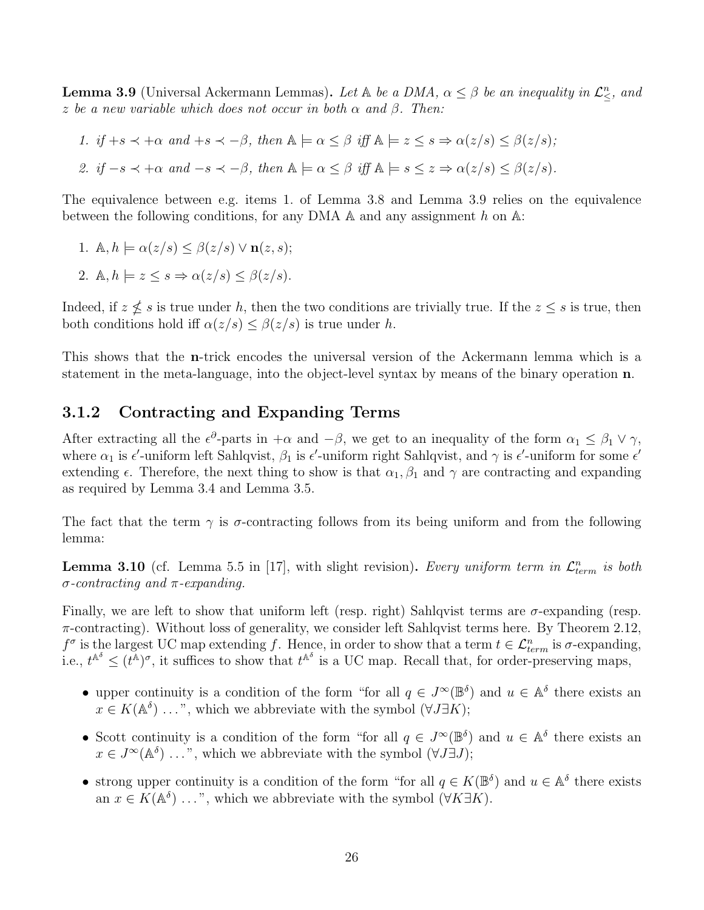**Lemma 3.9** (Universal Ackermann Lemmas)**.** *Let $\mathbb{A}$ be a DMA, $\alpha \leq \beta$ be an inequality in $\mathcal{L}^n_{\leq}$, and $z$ be a new variable which does not occur in both $\alpha$ and $\beta$. Then:*

1. *if $+s \prec +\alpha$ and $+s \prec -\beta$, then $\mathbb{A} \models \alpha \leq \beta$ iff $\mathbb{A} \models z \leq s \Rightarrow \alpha(z/s) \leq \beta(z/s)$;*
2. *if $-s \prec +\alpha$ and $-s \prec -\beta$, then $\mathbb{A} \models \alpha \leq \beta$ iff $\mathbb{A} \models s \leq z \Rightarrow \alpha(z/s) \leq \beta(z/s)$.*

The equivalence between e.g. items 1. of Lemma 3.8 and Lemma 3.9 relies on the equivalence between the following conditions, for any DMA $\mathbb{A}$ and any assignment $h$ on $\mathbb{A}$:

1. $\mathbb{A}, h \models \alpha(z/s) \leq \beta(z/s) \vee \mathbf{n}(z, s)$;
2. $\mathbb{A}, h \models z \leq s \Rightarrow \alpha(z/s) \leq \beta(z/s)$.

Indeed, if $z \nleq s$ is true under $h$, then the two conditions are trivially true. If the $z \leq s$ is true, then both conditions hold iff $\alpha(z/s) \leq \beta(z/s)$ is true under $h$.

This shows that the $\mathbf{n}$-trick encodes the universal version of the Ackermann lemma which is a statement in the meta-language, into the object-level syntax by means of the binary operation $\mathbf{n}$.

### 3.1.2 Contracting and Expanding Terms

After extracting all the $\epsilon^\partial$-parts in $+\alpha$ and $-\beta$, we get to an inequality of the form $\alpha_1 \leq \beta_1 \vee \gamma$, where $\alpha_1$ is $\epsilon'$-uniform left Sahlqvist, $\beta_1$ is $\epsilon'$-uniform right Sahlqvist, and $\gamma$ is $\epsilon'$-uniform for some $\epsilon'$ extending $\epsilon$. Therefore, the next thing to show is that $\alpha_1$, $\beta_1$ and $\gamma$ are contracting and expanding as required by Lemma 3.4 and Lemma 3.5.

The fact that the term $\gamma$ is $\sigma$-contracting follows from its being uniform and from the following lemma:

**Lemma 3.10** (cf. Lemma 5.5 in [17], with slight revision)**.** *Every uniform term in $\mathcal{L}^n_{term}$ is both $\sigma$-contracting and $\pi$-expanding.*

Finally, we are left to show that uniform left (resp. right) Sahlqvist terms are $\sigma$-expanding (resp. $\pi$-contracting). Without loss of generality, we consider left Sahlqvist terms here. By Theorem 2.12, $f^\sigma$ is the largest UC map extending $f$. Hence, in order to show that a term $t \in \mathcal{L}^n_{term}$ is $\sigma$-expanding, i.e., $t^{\mathbb{A}^\delta} \leq (t^{\mathbb{A}})^\sigma$, it suffices to show that $t^{\mathbb{A}^\delta}$ is a UC map. Recall that, for order-preserving maps,

- upper continuity is a condition of the form "for all $q \in J^\infty(\mathbb{B}^\delta)$ and $u \in \mathbb{A}^\delta$ there exists an $x \in K(\mathbb{A}^\delta)$ ...", which we abbreviate with the symbol $(\forall J \exists K)$;
- Scott continuity is a condition of the form "for all $q \in J^\infty(\mathbb{B}^\delta)$ and $u \in \mathbb{A}^\delta$ there exists an $x \in J^\infty(\mathbb{A}^\delta)$ ...", which we abbreviate with the symbol $(\forall J \exists J)$;
- strong upper continuity is a condition of the form "for all $q \in K(\mathbb{B}^\delta)$ and $u \in \mathbb{A}^\delta$ there exists an $x \in K(\mathbb{A}^\delta)$ ...", which we abbreviate with the symbol $(\forall K \exists K)$.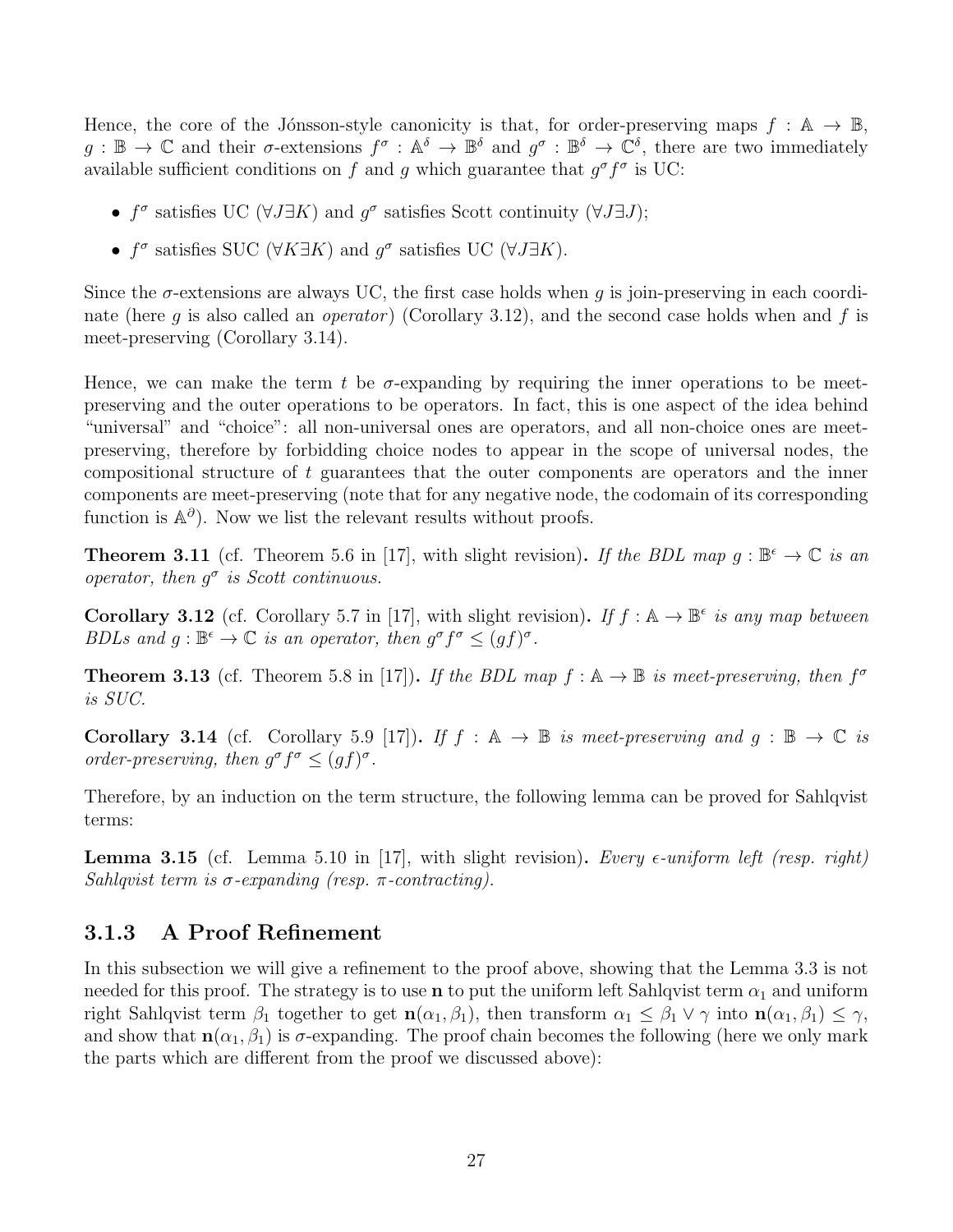Hence, the core of the Jónsson-style canonicity is that, for order-preserving maps $f : \mathbb{A} \to \mathbb{B}$, $g : \mathbb{B} \to \mathbb{C}$ and their $\sigma$-extensions $f^\sigma : \mathbb{A}^\delta \to \mathbb{B}^\delta$ and $g^\sigma : \mathbb{B}^\delta \to \mathbb{C}^\delta$, there are two immediately available sufficient conditions on $f$ and $g$ which guarantee that $g^\sigma f^\sigma$ is UC:

- $f^\sigma$ satisfies UC ($\forall J \exists K$) and $g^\sigma$ satisfies Scott continuity ($\forall J \exists J$);
- $f^\sigma$ satisfies SUC ($\forall K \exists K$) and $g^\sigma$ satisfies UC ($\forall J \exists K$).

Since the $\sigma$-extensions are always UC, the first case holds when $g$ is join-preserving in each coordinate (here $g$ is also called an *operator*) (Corollary 3.12), and the second case holds when and $f$ is meet-preserving (Corollary 3.14).

Hence, we can make the term $t$ be $\sigma$-expanding by requiring the inner operations to be meet-preserving and the outer operations to be operators. In fact, this is one aspect of the idea behind "universal" and "choice": all non-universal ones are operators, and all non-choice ones are meet-preserving, therefore by forbidding choice nodes to appear in the scope of universal nodes, the compositional structure of $t$ guarantees that the outer components are operators and the inner components are meet-preserving (note that for any negative node, the codomain of its corresponding function is $\mathbb{A}^\partial$). Now we list the relevant results without proofs.

**Theorem 3.11** (cf. Theorem 5.6 in [17], with slight revision)**.** *If the BDL map $g : \mathbb{B}^\epsilon \to \mathbb{C}$ is an operator, then $g^\sigma$ is Scott continuous.*

**Corollary 3.12** (cf. Corollary 5.7 in [17], with slight revision)**.** *If $f : \mathbb{A} \to \mathbb{B}^\epsilon$ is any map between BDLs and $g : \mathbb{B}^\epsilon \to \mathbb{C}$ is an operator, then $g^\sigma f^\sigma \leq (gf)^\sigma$.*

**Theorem 3.13** (cf. Theorem 5.8 in [17])**.** *If the BDL map $f : \mathbb{A} \to \mathbb{B}$ is meet-preserving, then $f^\sigma$ is SUC.*

**Corollary 3.14** (cf. Corollary 5.9 [17])**.** *If $f : \mathbb{A} \to \mathbb{B}$ is meet-preserving and $g : \mathbb{B} \to \mathbb{C}$ is order-preserving, then $g^\sigma f^\sigma \leq (gf)^\sigma$.*

Therefore, by an induction on the term structure, the following lemma can be proved for Sahlqvist terms:

**Lemma 3.15** (cf. Lemma 5.10 in [17], with slight revision)**.** *Every $\epsilon$-uniform left (resp. right) Sahlqvist term is $\sigma$-expanding (resp. $\pi$-contracting).*

### 3.1.3 A Proof Refinement

In this subsection we will give a refinement to the proof above, showing that the Lemma 3.3 is not needed for this proof. The strategy is to use $\mathbf{n}$ to put the uniform left Sahlqvist term $\alpha_1$ and uniform right Sahlqvist term $\beta_1$ together to get $\mathbf{n}(\alpha_1, \beta_1)$, then transform $\alpha_1 \leq \beta_1 \vee \gamma$ into $\mathbf{n}(\alpha_1, \beta_1) \leq \gamma$, and show that $\mathbf{n}(\alpha_1, \beta_1)$ is $\sigma$-expanding. The proof chain becomes the following (here we only mark the parts which are different from the proof we discussed above):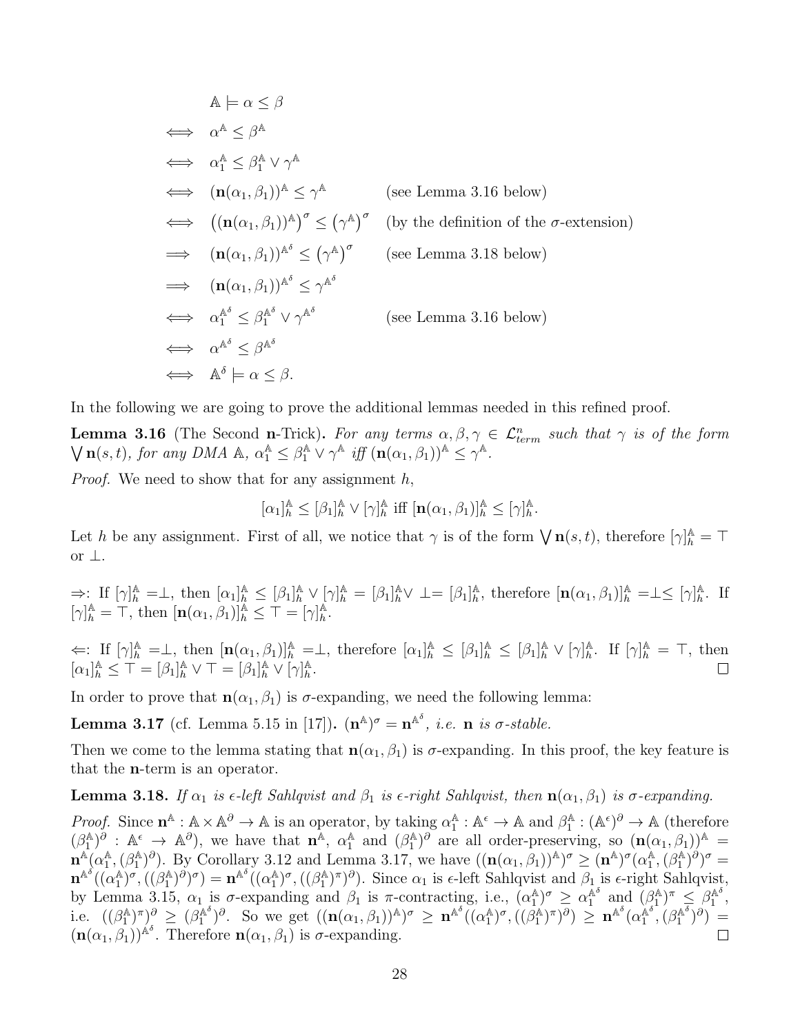$$
\begin{aligned}
& \mathbb{A} \models \alpha \leq \beta \\
\iff\ & \alpha^{\mathbb{A}} \leq \beta^{\mathbb{A}} \\
\iff\ & \alpha_1^{\mathbb{A}} \leq \beta_1^{\mathbb{A}} \vee \gamma^{\mathbb{A}} \\
\iff\ & (\mathbf{n}(\alpha_1, \beta_1))^{\mathbb{A}} \leq \gamma^{\mathbb{A}} && \text{(see Lemma 3.16 below)} \\
\iff\ & \left((\mathbf{n}(\alpha_1, \beta_1))^{\mathbb{A}}\right)^{\sigma} \leq \left(\gamma^{\mathbb{A}}\right)^{\sigma} && \text{(by the definition of the } \sigma\text{-extension)} \\
\implies\ & (\mathbf{n}(\alpha_1, \beta_1))^{\mathbb{A}^{\delta}} \leq \left(\gamma^{\mathbb{A}}\right)^{\sigma} && \text{(see Lemma 3.18 below)} \\
\implies\ & (\mathbf{n}(\alpha_1, \beta_1))^{\mathbb{A}^{\delta}} \leq \gamma^{\mathbb{A}^{\delta}} \\
\iff\ & \alpha_1^{\mathbb{A}^{\delta}} \leq \beta_1^{\mathbb{A}^{\delta}} \vee \gamma^{\mathbb{A}^{\delta}} && \text{(see Lemma 3.16 below)} \\
\iff\ & \alpha^{\mathbb{A}^{\delta}} \leq \beta^{\mathbb{A}^{\delta}} \\
\iff\ & \mathbb{A}^{\delta} \models \alpha \leq \beta.
\end{aligned}
$$

In the following we are going to prove the additional lemmas needed in this refined proof.

**Lemma 3.16** (The Second **n**-Trick)**.** *For any terms $\alpha, \beta, \gamma \in \mathcal{L}^n_{term}$ such that $\gamma$ is of the form $\bigvee \mathbf{n}(s,t)$, for any DMA $\mathbb{A}$, $\alpha_1^{\mathbb{A}} \leq \beta_1^{\mathbb{A}} \vee \gamma^{\mathbb{A}}$ iff $(\mathbf{n}(\alpha_1, \beta_1))^{\mathbb{A}} \leq \gamma^{\mathbb{A}}$.*

*Proof.* We need to show that for any assignment $h$,

$$[\alpha_1]^{\mathbb{A}}_h \leq [\beta_1]^{\mathbb{A}}_h \vee [\gamma]^{\mathbb{A}}_h \text{ iff } [\mathbf{n}(\alpha_1, \beta_1)]^{\mathbb{A}}_h \leq [\gamma]^{\mathbb{A}}_h.$$

Let $h$ be any assignment. First of all, we notice that $\gamma$ is of the form $\bigvee \mathbf{n}(s,t)$, therefore $[\gamma]^{\mathbb{A}}_h = \top$ or $\bot$.

$\Rightarrow$: If $[\gamma]^{\mathbb{A}}_h = \bot$, then $[\alpha_1]^{\mathbb{A}}_h \leq [\beta_1]^{\mathbb{A}}_h \vee [\gamma]^{\mathbb{A}}_h = [\beta_1]^{\mathbb{A}}_h \vee \bot = [\beta_1]^{\mathbb{A}}_h$, therefore $[\mathbf{n}(\alpha_1, \beta_1)]^{\mathbb{A}}_h = \bot \leq [\gamma]^{\mathbb{A}}_h$. If $[\gamma]^{\mathbb{A}}_h = \top$, then $[\mathbf{n}(\alpha_1, \beta_1)]^{\mathbb{A}}_h \leq \top = [\gamma]^{\mathbb{A}}_h$.

$\Leftarrow$: If $[\gamma]^{\mathbb{A}}_h = \bot$, then $[\mathbf{n}(\alpha_1, \beta_1)]^{\mathbb{A}}_h = \bot$, therefore $[\alpha_1]^{\mathbb{A}}_h \leq [\beta_1]^{\mathbb{A}}_h \leq [\beta_1]^{\mathbb{A}}_h \vee [\gamma]^{\mathbb{A}}_h$. If $[\gamma]^{\mathbb{A}}_h = \top$, then $[\alpha_1]^{\mathbb{A}}_h \leq \top = [\beta_1]^{\mathbb{A}}_h \vee \top = [\beta_1]^{\mathbb{A}}_h \vee [\gamma]^{\mathbb{A}}_h$. $\square$

In order to prove that $\mathbf{n}(\alpha_1, \beta_1)$ is $\sigma$-expanding, we need the following lemma:

**Lemma 3.17** (cf. Lemma 5.15 in [17])**.** *$(\mathbf{n}^{\mathbb{A}})^{\sigma} = \mathbf{n}^{\mathbb{A}^{\delta}}$, i.e. $\mathbf{n}$ is $\sigma$-stable.*

Then we come to the lemma stating that $\mathbf{n}(\alpha_1, \beta_1)$ is $\sigma$-expanding. In this proof, the key feature is that the **n**-term is an operator.

**Lemma 3.18.** *If $\alpha_1$ is $\epsilon$-left Sahlqvist and $\beta_1$ is $\epsilon$-right Sahlqvist, then $\mathbf{n}(\alpha_1, \beta_1)$ is $\sigma$-expanding.*

*Proof.* Since $\mathbf{n}^{\mathbb{A}} : \mathbb{A} \times \mathbb{A}^{\partial} \to \mathbb{A}$ is an operator, by taking $\alpha_1^{\mathbb{A}} : \mathbb{A}^{\epsilon} \to \mathbb{A}$ and $\beta_1^{\mathbb{A}} : (\mathbb{A}^{\epsilon})^{\partial} \to \mathbb{A}$ (therefore $(\beta_1^{\mathbb{A}})^{\partial} : \mathbb{A}^{\epsilon} \to \mathbb{A}^{\partial}$), we have that $\mathbf{n}^{\mathbb{A}}$, $\alpha_1^{\mathbb{A}}$ and $(\beta_1^{\mathbb{A}})^{\partial}$ are all order-preserving, so $(\mathbf{n}(\alpha_1, \beta_1))^{\mathbb{A}} = \mathbf{n}^{\mathbb{A}}(\alpha_1^{\mathbb{A}}, (\beta_1^{\mathbb{A}})^{\partial})$. By Corollary 3.12 and Lemma 3.17, we have $((\mathbf{n}(\alpha_1, \beta_1))^{\mathbb{A}})^{\sigma} \geq (\mathbf{n}^{\mathbb{A}})^{\sigma}(\alpha_1^{\mathbb{A}}, (\beta_1^{\mathbb{A}})^{\partial})^{\sigma} = \mathbf{n}^{\mathbb{A}^{\delta}}((\alpha_1^{\mathbb{A}})^{\sigma}, ((\beta_1^{\mathbb{A}})^{\partial})^{\sigma}) = \mathbf{n}^{\mathbb{A}^{\delta}}((\alpha_1^{\mathbb{A}})^{\sigma}, ((\beta_1^{\mathbb{A}})^{\pi})^{\partial})$. Since $\alpha_1$ is $\epsilon$-left Sahlqvist and $\beta_1$ is $\epsilon$-right Sahlqvist, by Lemma 3.15, $\alpha_1$ is $\sigma$-expanding and $\beta_1$ is $\pi$-contracting, i.e., $(\alpha_1^{\mathbb{A}})^{\sigma} \geq \alpha_1^{\mathbb{A}^{\delta}}$ and $(\beta_1^{\mathbb{A}})^{\pi} \leq \beta_1^{\mathbb{A}^{\delta}}$, i.e. $((\beta_1^{\mathbb{A}})^{\pi})^{\partial} \geq (\beta_1^{\mathbb{A}^{\delta}})^{\partial}$. So we get $((\mathbf{n}(\alpha_1, \beta_1))^{\mathbb{A}})^{\sigma} \geq \mathbf{n}^{\mathbb{A}^{\delta}}((\alpha_1^{\mathbb{A}})^{\sigma}, ((\beta_1^{\mathbb{A}})^{\pi})^{\partial}) \geq \mathbf{n}^{\mathbb{A}^{\delta}}(\alpha_1^{\mathbb{A}^{\delta}}, (\beta_1^{\mathbb{A}^{\delta}})^{\partial}) = (\mathbf{n}(\alpha_1, \beta_1))^{\mathbb{A}^{\delta}}$. Therefore $\mathbf{n}(\alpha_1, \beta_1)$ is $\sigma$-expanding. $\square$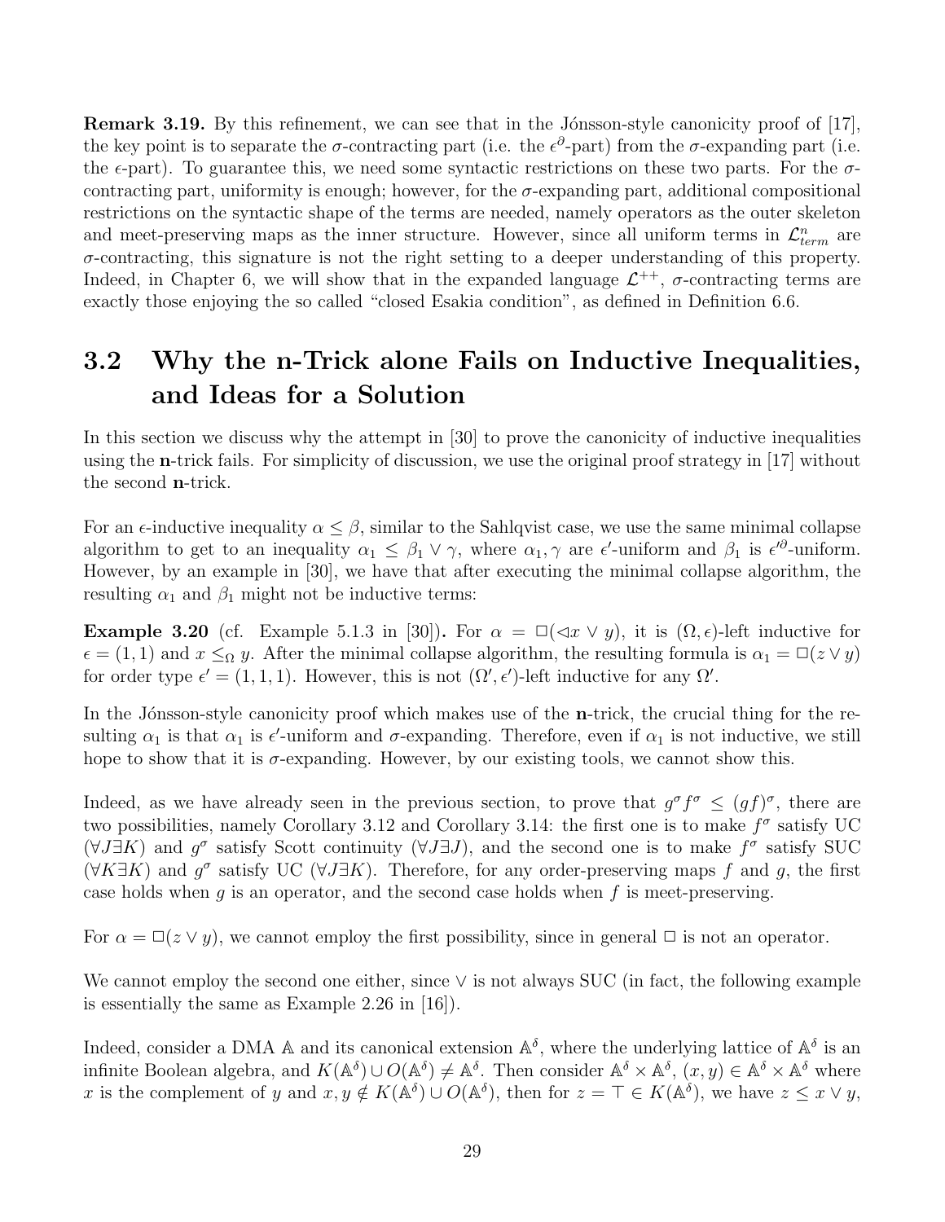**Remark 3.19.** By this refinement, we can see that in the Jónsson-style canonicity proof of [17], the key point is to separate the $\sigma$-contracting part (i.e. the $\epsilon^\partial$-part) from the $\sigma$-expanding part (i.e. the $\epsilon$-part). To guarantee this, we need some syntactic restrictions on these two parts. For the $\sigma$-contracting part, uniformity is enough; however, for the $\sigma$-expanding part, additional compositional restrictions on the syntactic shape of the terms are needed, namely operators as the outer skeleton and meet-preserving maps as the inner structure. However, since all uniform terms in $\mathcal{L}^n_{term}$ are $\sigma$-contracting, this signature is not the right setting to a deeper understanding of this property. Indeed, in Chapter 6, we will show that in the expanded language $\mathcal{L}^{++}$, $\sigma$-contracting terms are exactly those enjoying the so called "closed Esakia condition", as defined in Definition 6.6.

## 3.2 Why the n-Trick alone Fails on Inductive Inequalities, and Ideas for a Solution

In this section we discuss why the attempt in [30] to prove the canonicity of inductive inequalities using the **n**-trick fails. For simplicity of discussion, we use the original proof strategy in [17] without the second **n**-trick.

For an $\epsilon$-inductive inequality $\alpha \leq \beta$, similar to the Sahlqvist case, we use the same minimal collapse algorithm to get to an inequality $\alpha_1 \leq \beta_1 \vee \gamma$, where $\alpha_1, \gamma$ are $\epsilon'$-uniform and $\beta_1$ is $\epsilon'^\partial$-uniform. However, by an example in [30], we have that after executing the minimal collapse algorithm, the resulting $\alpha_1$ and $\beta_1$ might not be inductive terms:

**Example 3.20** (cf. Example 5.1.3 in [30])**.** For $\alpha = \Box(\lhd x \vee y)$, it is $(\Omega, \epsilon)$-left inductive for $\epsilon = (1, 1)$ and $x \leq_\Omega y$. After the minimal collapse algorithm, the resulting formula is $\alpha_1 = \Box(z \vee y)$ for order type $\epsilon' = (1, 1, 1)$. However, this is not $(\Omega', \epsilon')$-left inductive for any $\Omega'$.

In the Jónsson-style canonicity proof which makes use of the **n**-trick, the crucial thing for the resulting $\alpha_1$ is that $\alpha_1$ is $\epsilon'$-uniform and $\sigma$-expanding. Therefore, even if $\alpha_1$ is not inductive, we still hope to show that it is $\sigma$-expanding. However, by our existing tools, we cannot show this.

Indeed, as we have already seen in the previous section, to prove that $g^\sigma f^\sigma \leq (gf)^\sigma$, there are two possibilities, namely Corollary 3.12 and Corollary 3.14: the first one is to make $f^\sigma$ satisfy UC ($\forall J \exists K$) and $g^\sigma$ satisfy Scott continuity ($\forall J \exists J$), and the second one is to make $f^\sigma$ satisfy SUC ($\forall K \exists K$) and $g^\sigma$ satisfy UC ($\forall J \exists K$). Therefore, for any order-preserving maps $f$ and $g$, the first case holds when $g$ is an operator, and the second case holds when $f$ is meet-preserving.

For $\alpha = \Box(z \vee y)$, we cannot employ the first possibility, since in general $\Box$ is not an operator.

We cannot employ the second one either, since $\vee$ is not always SUC (in fact, the following example is essentially the same as Example 2.26 in [16]).

Indeed, consider a DMA $\mathbb{A}$ and its canonical extension $\mathbb{A}^\delta$, where the underlying lattice of $\mathbb{A}^\delta$ is an infinite Boolean algebra, and $K(\mathbb{A}^\delta) \cup O(\mathbb{A}^\delta) \neq \mathbb{A}^\delta$. Then consider $\mathbb{A}^\delta \times \mathbb{A}^\delta$, $(x, y) \in \mathbb{A}^\delta \times \mathbb{A}^\delta$ where $x$ is the complement of $y$ and $x, y \notin K(\mathbb{A}^\delta) \cup O(\mathbb{A}^\delta)$, then for $z = \top \in K(\mathbb{A}^\delta)$, we have $z \leq x \vee y$,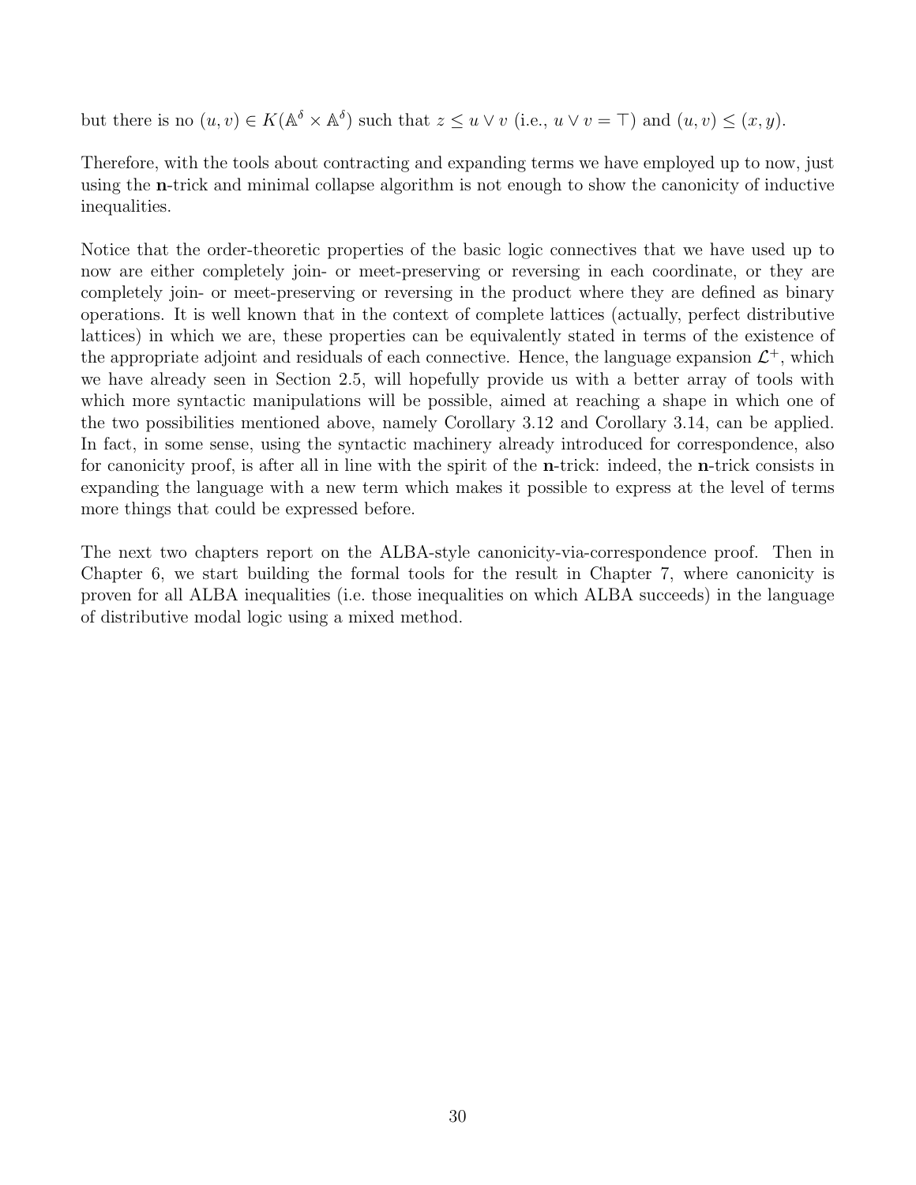but there is no $(u, v) \in K(\mathbb{A}^\delta \times \mathbb{A}^\delta)$ such that $z \leq u \vee v$ (i.e., $u \vee v = \top$) and $(u, v) \leq (x, y)$.

Therefore, with the tools about contracting and expanding terms we have employed up to now, just using the **n**-trick and minimal collapse algorithm is not enough to show the canonicity of inductive inequalities.

Notice that the order-theoretic properties of the basic logic connectives that we have used up to now are either completely join- or meet-preserving or reversing in each coordinate, or they are completely join- or meet-preserving or reversing in the product where they are defined as binary operations. It is well known that in the context of complete lattices (actually, perfect distributive lattices) in which we are, these properties can be equivalently stated in terms of the existence of the appropriate adjoint and residuals of each connective. Hence, the language expansion $\mathcal{L}^+$, which we have already seen in Section 2.5, will hopefully provide us with a better array of tools with which more syntactic manipulations will be possible, aimed at reaching a shape in which one of the two possibilities mentioned above, namely Corollary 3.12 and Corollary 3.14, can be applied. In fact, in some sense, using the syntactic machinery already introduced for correspondence, also for canonicity proof, is after all in line with the spirit of the **n**-trick: indeed, the **n**-trick consists in expanding the language with a new term which makes it possible to express at the level of terms more things that could be expressed before.

The next two chapters report on the ALBA-style canonicity-via-correspondence proof. Then in Chapter 6, we start building the formal tools for the result in Chapter 7, where canonicity is proven for all ALBA inequalities (i.e. those inequalities on which ALBA succeeds) in the language of distributive modal logic using a mixed method.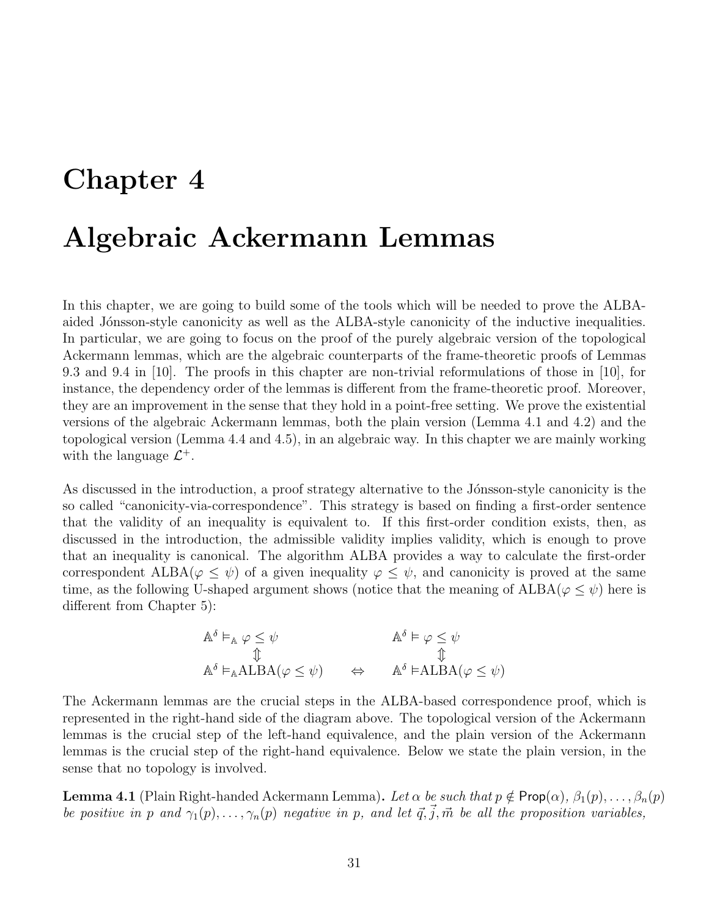# Chapter 4

# Algebraic Ackermann Lemmas

In this chapter, we are going to build some of the tools which will be needed to prove the ALBA-aided Jónsson-style canonicity as well as the ALBA-style canonicity of the inductive inequalities. In particular, we are going to focus on the proof of the purely algebraic version of the topological Ackermann lemmas, which are the algebraic counterparts of the frame-theoretic proofs of Lemmas 9.3 and 9.4 in [10]. The proofs in this chapter are non-trivial reformulations of those in [10], for instance, the dependency order of the lemmas is different from the frame-theoretic proof. Moreover, they are an improvement in the sense that they hold in a point-free setting. We prove the existential versions of the algebraic Ackermann lemmas, both the plain version (Lemma 4.1 and 4.2) and the topological version (Lemma 4.4 and 4.5), in an algebraic way. In this chapter we are mainly working with the language $\mathcal{L}^+$.

As discussed in the introduction, a proof strategy alternative to the Jónsson-style canonicity is the so called "canonicity-via-correspondence". This strategy is based on finding a first-order sentence that the validity of an inequality is equivalent to. If this first-order condition exists, then, as discussed in the introduction, the admissible validity implies validity, which is enough to prove that an inequality is canonical. The algorithm ALBA provides a way to calculate the first-order correspondent $\mathrm{ALBA}(\varphi \leq \psi)$ of a given inequality $\varphi \leq \psi$, and canonicity is proved at the same time, as the following U-shaped argument shows (notice that the meaning of $\mathrm{ALBA}(\varphi \leq \psi)$ here is different from Chapter 5):

$$
\begin{array}{ccc}
\mathbb{A}^\delta \vDash_{\mathbb{A}} \varphi \leq \psi & & \mathbb{A}^\delta \vDash \varphi \leq \psi \\
\Updownarrow & & \Updownarrow \\
\mathbb{A}^\delta \vDash_{\mathbb{A}} \mathrm{ALBA}(\varphi \leq \psi) & \Leftrightarrow & \mathbb{A}^\delta \vDash \mathrm{ALBA}(\varphi \leq \psi)
\end{array}
$$

The Ackermann lemmas are the crucial steps in the ALBA-based correspondence proof, which is represented in the right-hand side of the diagram above. The topological version of the Ackermann lemmas is the crucial step of the left-hand equivalence, and the plain version of the Ackermann lemmas is the crucial step of the right-hand equivalence. Below we state the plain version, in the sense that no topology is involved.

**Lemma 4.1** (Plain Right-handed Ackermann Lemma)**.** *Let $\alpha$ be such that $p \notin \mathsf{Prop}(\alpha)$, $\beta_1(p), \ldots, \beta_n(p)$ be positive in $p$ and $\gamma_1(p), \ldots, \gamma_n(p)$ negative in $p$, and let $\vec{q}, \vec{j}, \vec{m}$ be all the proposition variables,*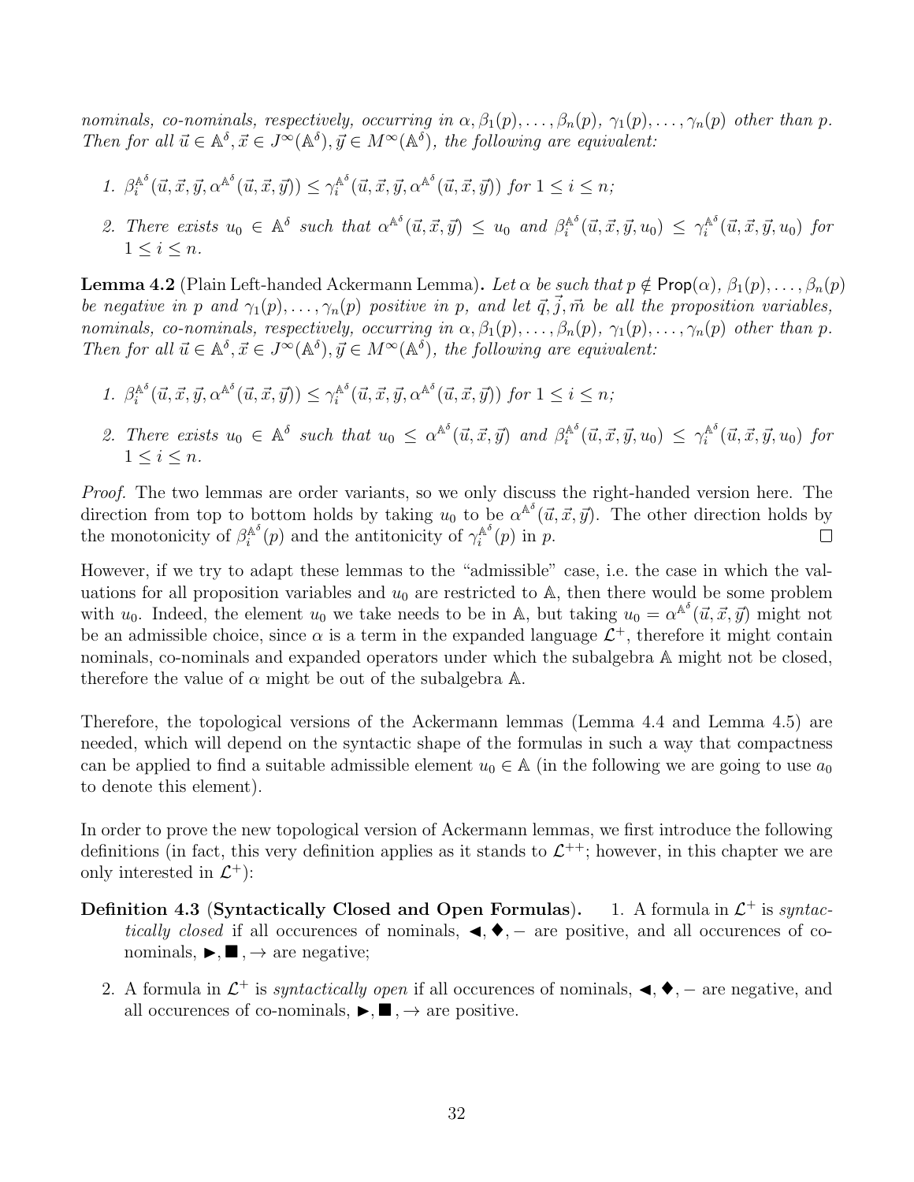*nominals, co-nominals, respectively, occurring in $\alpha, \beta_1(p), \ldots, \beta_n(p)$, $\gamma_1(p), \ldots, \gamma_n(p)$ other than $p$. Then for all $\vec{u} \in \mathbb{A}^\delta, \vec{x} \in J^\infty(\mathbb{A}^\delta), \vec{y} \in M^\infty(\mathbb{A}^\delta)$, the following are equivalent:*

1. *$\beta_i^{\mathbb{A}^\delta}(\vec{u}, \vec{x}, \vec{y}, \alpha^{\mathbb{A}^\delta}(\vec{u}, \vec{x}, \vec{y})) \leq \gamma_i^{\mathbb{A}^\delta}(\vec{u}, \vec{x}, \vec{y}, \alpha^{\mathbb{A}^\delta}(\vec{u}, \vec{x}, \vec{y}))$ for $1 \leq i \leq n$;*

2. *There exists $u_0 \in \mathbb{A}^\delta$ such that $\alpha^{\mathbb{A}^\delta}(\vec{u}, \vec{x}, \vec{y}) \leq u_0$ and $\beta_i^{\mathbb{A}^\delta}(\vec{u}, \vec{x}, \vec{y}, u_0) \leq \gamma_i^{\mathbb{A}^\delta}(\vec{u}, \vec{x}, \vec{y}, u_0)$ for $1 \leq i \leq n$.*

**Lemma 4.2** (Plain Left-handed Ackermann Lemma)**.** *Let $\alpha$ be such that $p \notin \mathsf{Prop}(\alpha)$, $\beta_1(p), \ldots, \beta_n(p)$ be negative in $p$ and $\gamma_1(p), \ldots, \gamma_n(p)$ positive in $p$, and let $\vec{q}, \vec{j}, \vec{m}$ be all the proposition variables, nominals, co-nominals, respectively, occurring in $\alpha, \beta_1(p), \ldots, \beta_n(p)$, $\gamma_1(p), \ldots, \gamma_n(p)$ other than $p$. Then for all $\vec{u} \in \mathbb{A}^\delta, \vec{x} \in J^\infty(\mathbb{A}^\delta), \vec{y} \in M^\infty(\mathbb{A}^\delta)$, the following are equivalent:*

1. *$\beta_i^{\mathbb{A}^\delta}(\vec{u}, \vec{x}, \vec{y}, \alpha^{\mathbb{A}^\delta}(\vec{u}, \vec{x}, \vec{y})) \leq \gamma_i^{\mathbb{A}^\delta}(\vec{u}, \vec{x}, \vec{y}, \alpha^{\mathbb{A}^\delta}(\vec{u}, \vec{x}, \vec{y}))$ for $1 \leq i \leq n$;*

2. *There exists $u_0 \in \mathbb{A}^\delta$ such that $u_0 \leq \alpha^{\mathbb{A}^\delta}(\vec{u}, \vec{x}, \vec{y})$ and $\beta_i^{\mathbb{A}^\delta}(\vec{u}, \vec{x}, \vec{y}, u_0) \leq \gamma_i^{\mathbb{A}^\delta}(\vec{u}, \vec{x}, \vec{y}, u_0)$ for $1 \leq i \leq n$.*

*Proof.* The two lemmas are order variants, so we only discuss the right-handed version here. The direction from top to bottom holds by taking $u_0$ to be $\alpha^{\mathbb{A}^\delta}(\vec{u}, \vec{x}, \vec{y})$. The other direction holds by the monotonicity of $\beta_i^{\mathbb{A}^\delta}(p)$ and the antitonicity of $\gamma_i^{\mathbb{A}^\delta}(p)$ in $p$. □

However, if we try to adapt these lemmas to the "admissible" case, i.e. the case in which the valuations for all proposition variables and $u_0$ are restricted to $\mathbb{A}$, then there would be some problem with $u_0$. Indeed, the element $u_0$ we take needs to be in $\mathbb{A}$, but taking $u_0 = \alpha^{\mathbb{A}^\delta}(\vec{u}, \vec{x}, \vec{y})$ might not be an admissible choice, since $\alpha$ is a term in the expanded language $\mathcal{L}^+$, therefore it might contain nominals, co-nominals and expanded operators under which the subalgebra $\mathbb{A}$ might not be closed, therefore the value of $\alpha$ might be out of the subalgebra $\mathbb{A}$.

Therefore, the topological versions of the Ackermann lemmas (Lemma 4.4 and Lemma 4.5) are needed, which will depend on the syntactic shape of the formulas in such a way that compactness can be applied to find a suitable admissible element $u_0 \in \mathbb{A}$ (in the following we are going to use $a_0$ to denote this element).

In order to prove the new topological version of Ackermann lemmas, we first introduce the following definitions (in fact, this very definition applies as it stands to $\mathcal{L}^{++}$; however, in this chapter we are only interested in $\mathcal{L}^+$):

**Definition 4.3** (**Syntactically Closed and Open Formulas**)**.**

1. A formula in $\mathcal{L}^+$ is *syntactically closed* if all occurences of nominals, $◀, ◆, -$ are positive, and all occurences of co-nominals, $▶, ■, \rightarrow$ are negative;

2. A formula in $\mathcal{L}^+$ is *syntactically open* if all occurences of nominals, $◀, ◆, -$ are negative, and all occurences of co-nominals, $▶, ■, \rightarrow$ are positive.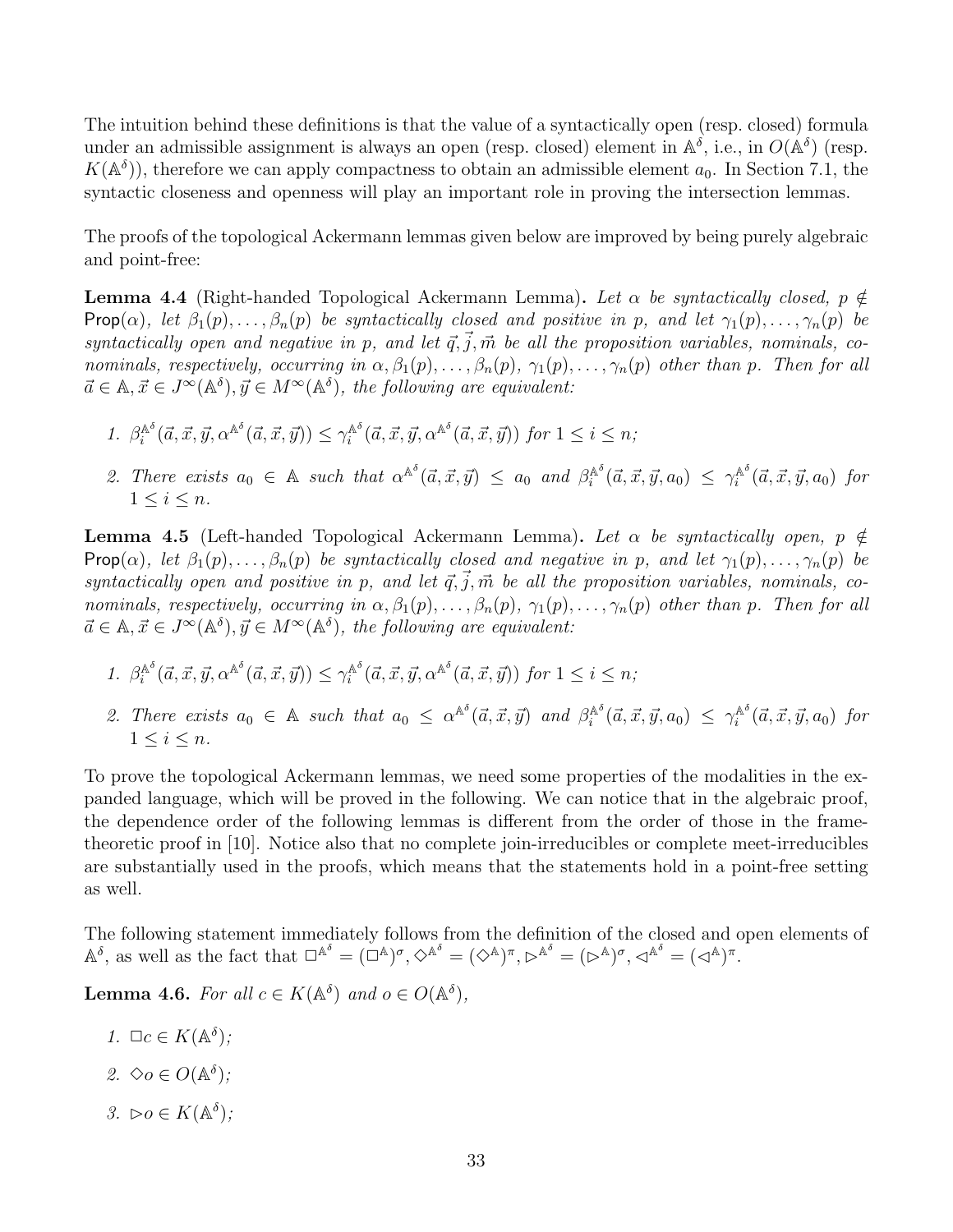The intuition behind these definitions is that the value of a syntactically open (resp. closed) formula under an admissible assignment is always an open (resp. closed) element in $\mathbb{A}^\delta$, i.e., in $O(\mathbb{A}^\delta)$ (resp. $K(\mathbb{A}^\delta)$), therefore we can apply compactness to obtain an admissible element $a_0$. In Section 7.1, the syntactic closeness and openness will play an important role in proving the intersection lemmas.

The proofs of the topological Ackermann lemmas given below are improved by being purely algebraic and point-free:

**Lemma 4.4** (Right-handed Topological Ackermann Lemma)**.** *Let $\alpha$ be syntactically closed, $p \notin \mathsf{Prop}(\alpha)$, let $\beta_1(p), \ldots, \beta_n(p)$ be syntactically closed and positive in $p$, and let $\gamma_1(p), \ldots, \gamma_n(p)$ be syntactically open and negative in $p$, and let $\vec{q}, \vec{j}, \vec{m}$ be all the proposition variables, nominals, co-nominals, respectively, occurring in $\alpha, \beta_1(p), \ldots, \beta_n(p)$, $\gamma_1(p), \ldots, \gamma_n(p)$ other than $p$. Then for all $\vec{a} \in \mathbb{A}, \vec{x} \in J^\infty(\mathbb{A}^\delta), \vec{y} \in M^\infty(\mathbb{A}^\delta)$, the following are equivalent:*

1. *$\beta_i^{\mathbb{A}^\delta}(\vec{a}, \vec{x}, \vec{y}, \alpha^{\mathbb{A}^\delta}(\vec{a}, \vec{x}, \vec{y})) \leq \gamma_i^{\mathbb{A}^\delta}(\vec{a}, \vec{x}, \vec{y}, \alpha^{\mathbb{A}^\delta}(\vec{a}, \vec{x}, \vec{y}))$ for $1 \leq i \leq n$;*
2. *There exists $a_0 \in \mathbb{A}$ such that $\alpha^{\mathbb{A}^\delta}(\vec{a}, \vec{x}, \vec{y}) \leq a_0$ and $\beta_i^{\mathbb{A}^\delta}(\vec{a}, \vec{x}, \vec{y}, a_0) \leq \gamma_i^{\mathbb{A}^\delta}(\vec{a}, \vec{x}, \vec{y}, a_0)$ for $1 \leq i \leq n$.*

**Lemma 4.5** (Left-handed Topological Ackermann Lemma)**.** *Let $\alpha$ be syntactically open, $p \notin \mathsf{Prop}(\alpha)$, let $\beta_1(p), \ldots, \beta_n(p)$ be syntactically closed and negative in $p$, and let $\gamma_1(p), \ldots, \gamma_n(p)$ be syntactically open and positive in $p$, and let $\vec{q}, \vec{j}, \vec{m}$ be all the proposition variables, nominals, co-nominals, respectively, occurring in $\alpha, \beta_1(p), \ldots, \beta_n(p)$, $\gamma_1(p), \ldots, \gamma_n(p)$ other than $p$. Then for all $\vec{a} \in \mathbb{A}, \vec{x} \in J^\infty(\mathbb{A}^\delta), \vec{y} \in M^\infty(\mathbb{A}^\delta)$, the following are equivalent:*

1. *$\beta_i^{\mathbb{A}^\delta}(\vec{a}, \vec{x}, \vec{y}, \alpha^{\mathbb{A}^\delta}(\vec{a}, \vec{x}, \vec{y})) \leq \gamma_i^{\mathbb{A}^\delta}(\vec{a}, \vec{x}, \vec{y}, \alpha^{\mathbb{A}^\delta}(\vec{a}, \vec{x}, \vec{y}))$ for $1 \leq i \leq n$;*
2. *There exists $a_0 \in \mathbb{A}$ such that $a_0 \leq \alpha^{\mathbb{A}^\delta}(\vec{a}, \vec{x}, \vec{y})$ and $\beta_i^{\mathbb{A}^\delta}(\vec{a}, \vec{x}, \vec{y}, a_0) \leq \gamma_i^{\mathbb{A}^\delta}(\vec{a}, \vec{x}, \vec{y}, a_0)$ for $1 \leq i \leq n$.*

To prove the topological Ackermann lemmas, we need some properties of the modalities in the expanded language, which will be proved in the following. We can notice that in the algebraic proof, the dependence order of the following lemmas is different from the order of those in the frame-theoretic proof in [10]. Notice also that no complete join-irreducibles or complete meet-irreducibles are substantially used in the proofs, which means that the statements hold in a point-free setting as well.

The following statement immediately follows from the definition of the closed and open elements of $\mathbb{A}^\delta$, as well as the fact that $\Box^{\mathbb{A}^\delta} = (\Box^{\mathbb{A}})^\sigma, \Diamond^{\mathbb{A}^\delta} = (\Diamond^{\mathbb{A}})^\pi, \rhd^{\mathbb{A}^\delta} = (\rhd^{\mathbb{A}})^\sigma, \lhd^{\mathbb{A}^\delta} = (\lhd^{\mathbb{A}})^\pi$.

**Lemma 4.6.** *For all $c \in K(\mathbb{A}^\delta)$ and $o \in O(\mathbb{A}^\delta)$,*

1. *$\Box c \in K(\mathbb{A}^\delta)$;*
2. *$\Diamond o \in O(\mathbb{A}^\delta)$;*
3. *$\rhd o \in K(\mathbb{A}^\delta)$;*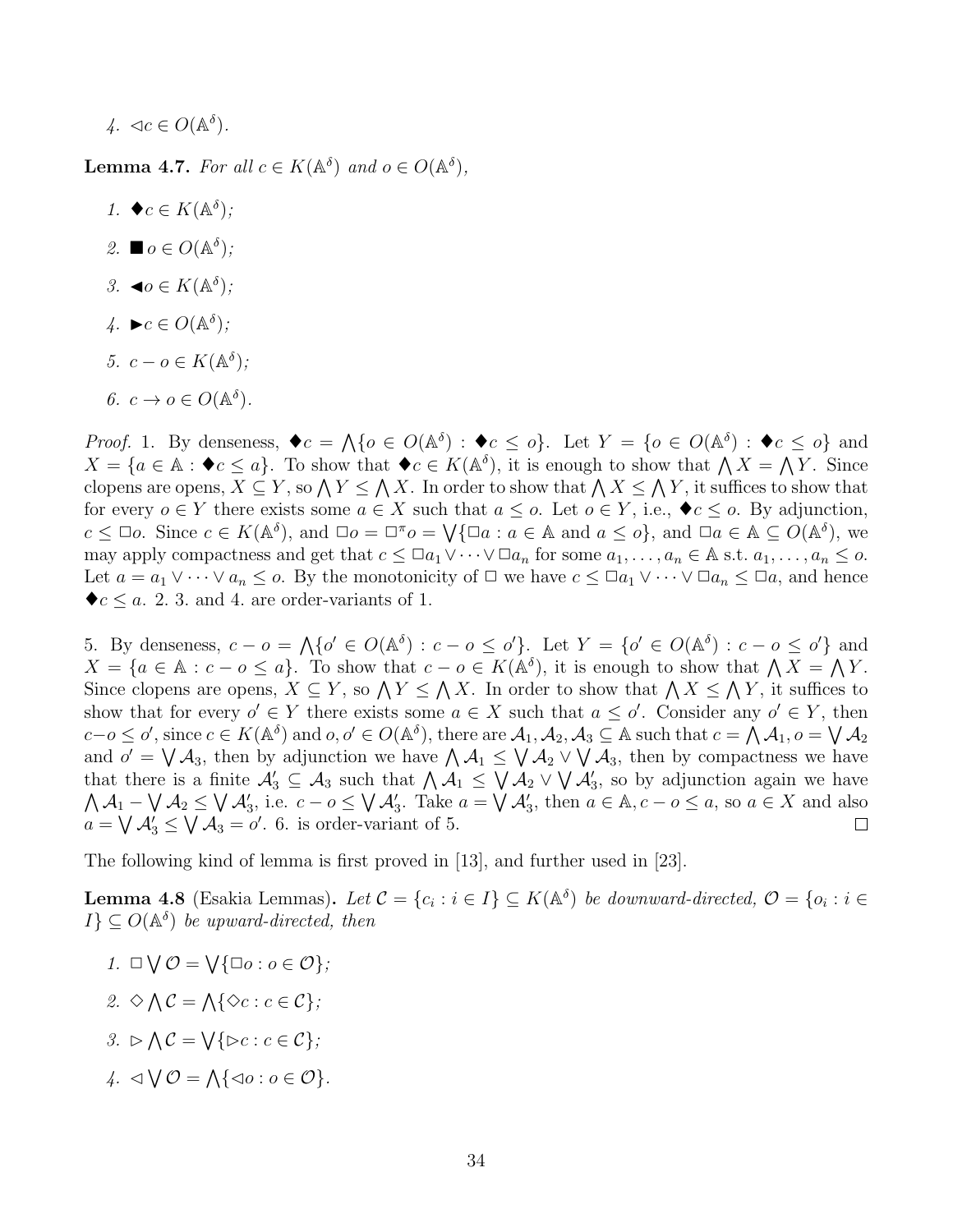4. $\lhd c \in O(\mathbb{A}^\delta)$.

**Lemma 4.7.** *For all $c \in K(\mathbb{A}^\delta)$ and $o \in O(\mathbb{A}^\delta)$,*

1. $\blacklozenge c \in K(\mathbb{A}^\delta)$;
2. $\blacksquare o \in O(\mathbb{A}^\delta)$;
3. $\blacktriangleleft o \in K(\mathbb{A}^\delta)$;
4. $\blacktriangleright c \in O(\mathbb{A}^\delta)$;
5. $c - o \in K(\mathbb{A}^\delta)$;
6. $c \to o \in O(\mathbb{A}^\delta)$.

*Proof.* 1. By denseness, $\blacklozenge c = \bigwedge\{o \in O(\mathbb{A}^\delta) : \blacklozenge c \leq o\}$. Let $Y = \{o \in O(\mathbb{A}^\delta) : \blacklozenge c \leq o\}$ and $X = \{a \in \mathbb{A} : \blacklozenge c \leq a\}$. To show that $\blacklozenge c \in K(\mathbb{A}^\delta)$, it is enough to show that $\bigwedge X = \bigwedge Y$. Since clopens are opens, $X \subseteq Y$, so $\bigwedge Y \leq \bigwedge X$. In order to show that $\bigwedge X \leq \bigwedge Y$, it suffices to show that for every $o \in Y$ there exists some $a \in X$ such that $a \leq o$. Let $o \in Y$, i.e., $\blacklozenge c \leq o$. By adjunction, $c \leq \Box o$. Since $c \in K(\mathbb{A}^\delta)$, and $\Box o = \Box^\pi o = \bigvee\{\Box a : a \in \mathbb{A} \text{ and } a \leq o\}$, and $\Box a \in \mathbb{A} \subseteq O(\mathbb{A}^\delta)$, we may apply compactness and get that $c \leq \Box a_1 \vee \cdots \vee \Box a_n$ for some $a_1, \ldots, a_n \in \mathbb{A}$ s.t. $a_1, \ldots, a_n \leq o$. Let $a = a_1 \vee \cdots \vee a_n \leq o$. By the monotonicity of $\Box$ we have $c \leq \Box a_1 \vee \cdots \vee \Box a_n \leq \Box a$, and hence $\blacklozenge c \leq a$. 2. 3. and 4. are order-variants of 1.

5. By denseness, $c - o = \bigwedge\{o' \in O(\mathbb{A}^\delta) : c - o \leq o'\}$. Let $Y = \{o' \in O(\mathbb{A}^\delta) : c - o \leq o'\}$ and $X = \{a \in \mathbb{A} : c - o \leq a\}$. To show that $c - o \in K(\mathbb{A}^\delta)$, it is enough to show that $\bigwedge X = \bigwedge Y$. Since clopens are opens, $X \subseteq Y$, so $\bigwedge Y \leq \bigwedge X$. In order to show that $\bigwedge X \leq \bigwedge Y$, it suffices to show that for every $o' \in Y$ there exists some $a \in X$ such that $a \leq o'$. Consider any $o' \in Y$, then $c - o \leq o'$, since $c \in K(\mathbb{A}^\delta)$ and $o, o' \in O(\mathbb{A}^\delta)$, there are $\mathcal{A}_1, \mathcal{A}_2, \mathcal{A}_3 \subseteq \mathbb{A}$ such that $c = \bigwedge \mathcal{A}_1, o = \bigvee \mathcal{A}_2$ and $o' = \bigvee \mathcal{A}_3$, then by adjunction we have $\bigwedge \mathcal{A}_1 \leq \bigvee \mathcal{A}_2 \vee \bigvee \mathcal{A}_3$, then by compactness we have that there is a finite $\mathcal{A}_3' \subseteq \mathcal{A}_3$ such that $\bigwedge \mathcal{A}_1 \leq \bigvee \mathcal{A}_2 \vee \bigvee \mathcal{A}_3'$, so by adjunction again we have $\bigwedge \mathcal{A}_1 - \bigvee \mathcal{A}_2 \leq \bigvee \mathcal{A}_3'$, i.e. $c - o \leq \bigvee \mathcal{A}_3'$. Take $a = \bigvee \mathcal{A}_3'$, then $a \in \mathbb{A}, c - o \leq a$, so $a \in X$ and also $a = \bigvee \mathcal{A}_3' \leq \bigvee \mathcal{A}_3 = o'$. 6. is order-variant of 5. $\square$

The following kind of lemma is first proved in [13], and further used in [23].

**Lemma 4.8** (Esakia Lemmas)**.** *Let $\mathcal{C} = \{c_i : i \in I\} \subseteq K(\mathbb{A}^\delta)$ be downward-directed, $\mathcal{O} = \{o_i : i \in I\} \subseteq O(\mathbb{A}^\delta)$ be upward-directed, then*

1. $\Box \bigvee \mathcal{O} = \bigvee\{\Box o : o \in \mathcal{O}\}$;
2. $\Diamond \bigwedge \mathcal{C} = \bigwedge\{\Diamond c : c \in \mathcal{C}\}$;
3. $\rhd \bigwedge \mathcal{C} = \bigvee\{\rhd c : c \in \mathcal{C}\}$;
4. $\lhd \bigvee \mathcal{O} = \bigwedge\{\lhd o : o \in \mathcal{O}\}$.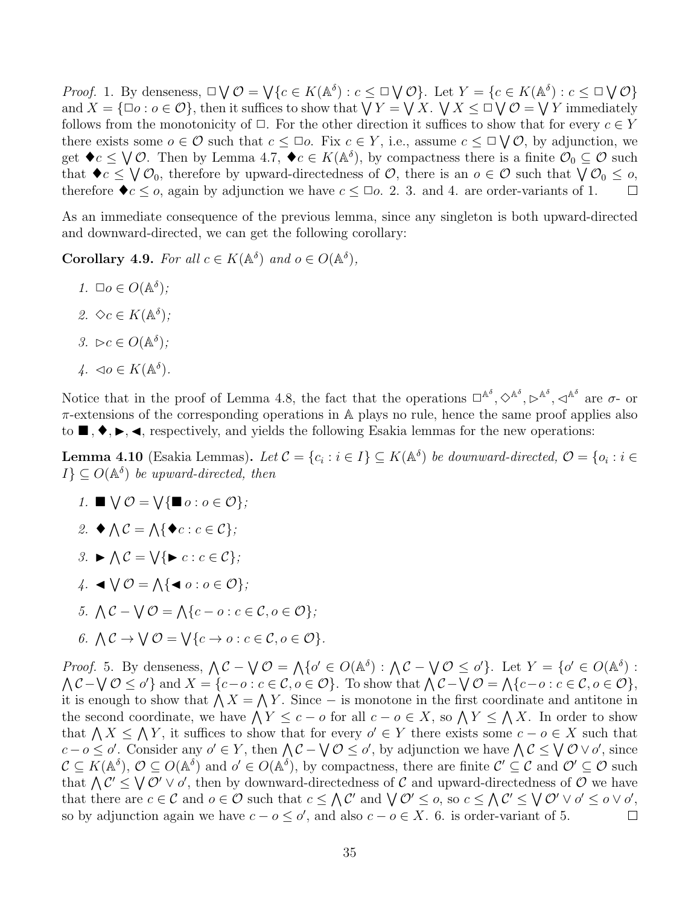*Proof.* 1. By denseness, $\Box \bigvee \mathcal{O} = \bigvee \{c \in K(\mathbb{A}^\delta) : c \leq \Box \bigvee \mathcal{O}\}$. Let $Y = \{c \in K(\mathbb{A}^\delta) : c \leq \Box \bigvee \mathcal{O}\}$ and $X = \{\Box o : o \in \mathcal{O}\}$, then it suffices to show that $\bigvee Y = \bigvee X$. $\bigvee X \leq \Box \bigvee \mathcal{O} = \bigvee Y$ immediately follows from the monotonicity of $\Box$. For the other direction it suffices to show that for every $c \in Y$ there exists some $o \in \mathcal{O}$ such that $c \leq \Box o$. Fix $c \in Y$, i.e., assume $c \leq \Box \bigvee \mathcal{O}$, by adjunction, we get $\blacklozenge c \leq \bigvee \mathcal{O}$. Then by Lemma 4.7, $\blacklozenge c \in K(\mathbb{A}^\delta)$, by compactness there is a finite $\mathcal{O}_0 \subseteq \mathcal{O}$ such that $\blacklozenge c \leq \bigvee \mathcal{O}_0$, therefore by upward-directedness of $\mathcal{O}$, there is an $o \in \mathcal{O}$ such that $\bigvee \mathcal{O}_0 \leq o$, therefore $\blacklozenge c \leq o$, again by adjunction we have $c \leq \Box o$. 2. 3. and 4. are order-variants of 1. $\square$

As an immediate consequence of the previous lemma, since any singleton is both upward-directed and downward-directed, we can get the following corollary:

**Corollary 4.9.** *For all $c \in K(\mathbb{A}^\delta)$ and $o \in O(\mathbb{A}^\delta)$,*

1. $\Box o \in O(\mathbb{A}^\delta)$;
2. $\Diamond c \in K(\mathbb{A}^\delta)$;
3. $\rhd c \in O(\mathbb{A}^\delta)$;
4. $\lhd o \in K(\mathbb{A}^\delta)$.

Notice that in the proof of Lemma 4.8, the fact that the operations $\Box^{\mathbb{A}^\delta}, \Diamond^{\mathbb{A}^\delta}, \rhd^{\mathbb{A}^\delta}, \lhd^{\mathbb{A}^\delta}$ are $\sigma$- or $\pi$-extensions of the corresponding operations in $\mathbb{A}$ plays no rule, hence the same proof applies also to $\blacksquare, \blacklozenge, \blacktriangleright, \blacktriangleleft$, respectively, and yields the following Esakia lemmas for the new operations:

**Lemma 4.10** (Esakia Lemmas)**.** *Let $\mathcal{C} = \{c_i : i \in I\} \subseteq K(\mathbb{A}^\delta)$ be downward-directed, $\mathcal{O} = \{o_i : i \in I\} \subseteq O(\mathbb{A}^\delta)$ be upward-directed, then*

1. $\blacksquare \bigvee \mathcal{O} = \bigvee \{\blacksquare o : o \in \mathcal{O}\}$;
2. $\blacklozenge \bigwedge \mathcal{C} = \bigwedge \{\blacklozenge c : c \in \mathcal{C}\}$;
3. $\blacktriangleright \bigwedge \mathcal{C} = \bigvee \{\blacktriangleright c : c \in \mathcal{C}\}$;
4. $\blacktriangleleft \bigvee \mathcal{O} = \bigwedge \{\blacktriangleleft o : o \in \mathcal{O}\}$;
5. $\bigwedge \mathcal{C} - \bigvee \mathcal{O} = \bigwedge \{c - o : c \in \mathcal{C}, o \in \mathcal{O}\}$;
6. $\bigwedge \mathcal{C} \to \bigvee \mathcal{O} = \bigvee \{c \to o : c \in \mathcal{C}, o \in \mathcal{O}\}$.

*Proof.* 5. By denseness, $\bigwedge \mathcal{C} - \bigvee \mathcal{O} = \bigwedge \{o' \in O(\mathbb{A}^\delta) : \bigwedge \mathcal{C} - \bigvee \mathcal{O} \leq o'\}$. Let $Y = \{o' \in O(\mathbb{A}^\delta) : \bigwedge \mathcal{C} - \bigvee \mathcal{O} \leq o'\}$ and $X = \{c - o : c \in \mathcal{C}, o \in \mathcal{O}\}$. To show that $\bigwedge \mathcal{C} - \bigvee \mathcal{O} = \bigwedge \{c - o : c \in \mathcal{C}, o \in \mathcal{O}\}$, it is enough to show that $\bigwedge X = \bigwedge Y$. Since $-$ is monotone in the first coordinate and antitone in the second coordinate, we have $\bigwedge Y \leq c - o$ for all $c - o \in X$, so $\bigwedge Y \leq \bigwedge X$. In order to show that $\bigwedge X \leq \bigwedge Y$, it suffices to show that for every $o' \in Y$ there exists some $c - o \in X$ such that $c - o \leq o'$. Consider any $o' \in Y$, then $\bigwedge \mathcal{C} - \bigvee \mathcal{O} \leq o'$, by adjunction we have $\bigwedge \mathcal{C} \leq \bigvee \mathcal{O} \vee o'$, since $\mathcal{C} \subseteq K(\mathbb{A}^\delta)$, $\mathcal{O} \subseteq O(\mathbb{A}^\delta)$ and $o' \in O(\mathbb{A}^\delta)$, by compactness, there are finite $\mathcal{C}' \subseteq \mathcal{C}$ and $\mathcal{O}' \subseteq \mathcal{O}$ such that $\bigwedge \mathcal{C}' \leq \bigvee \mathcal{O}' \vee o'$, then by downward-directedness of $\mathcal{C}$ and upward-directedness of $\mathcal{O}$ we have that there are $c \in \mathcal{C}$ and $o \in \mathcal{O}$ such that $c \leq \bigwedge \mathcal{C}'$ and $\bigvee \mathcal{O}' \leq o$, so $c \leq \bigwedge \mathcal{C}' \leq \bigvee \mathcal{O}' \vee o' \leq o \vee o'$, so by adjunction again we have $c - o \leq o'$, and also $c - o \in X$. 6. is order-variant of 5. $\square$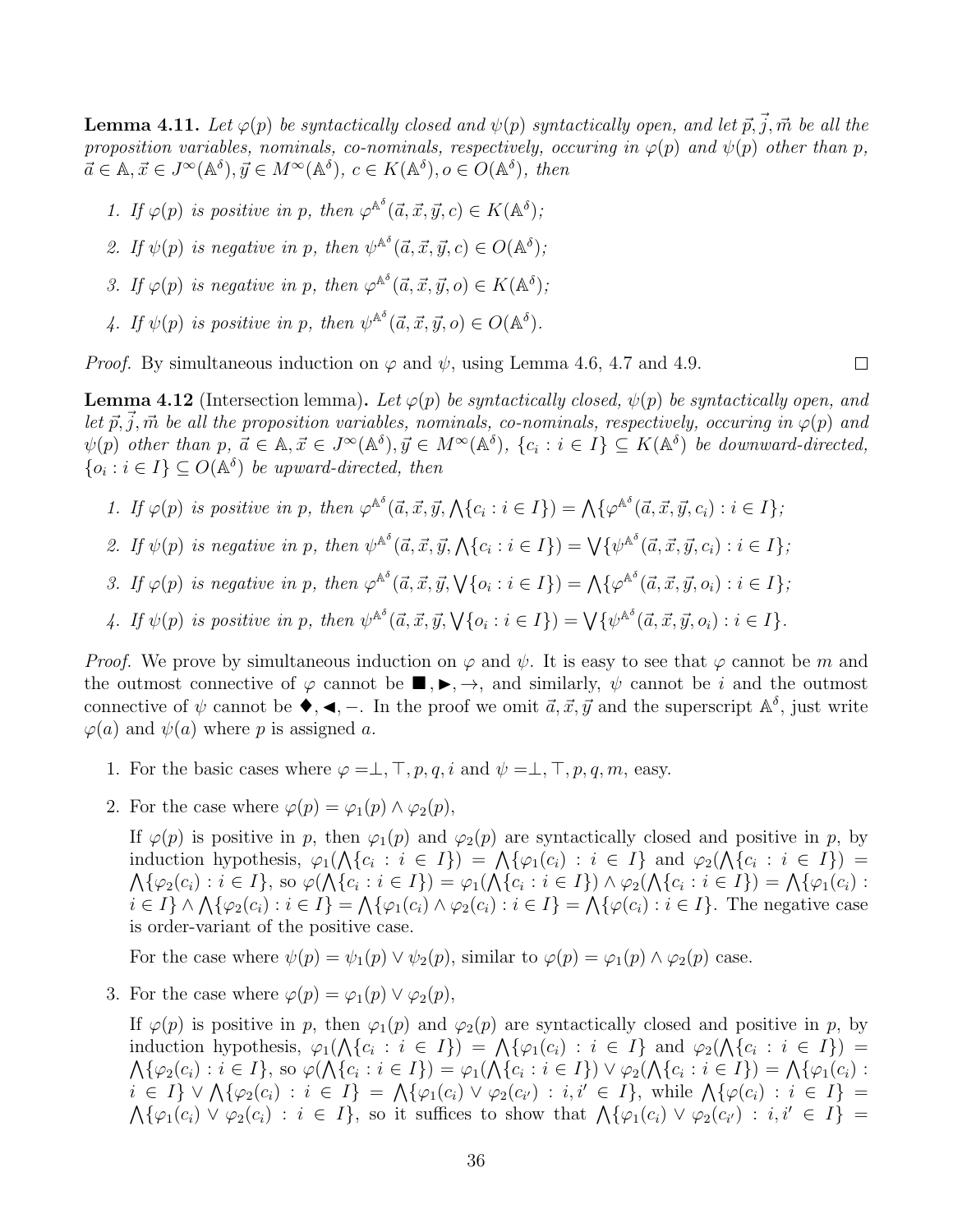**Lemma 4.11.** *Let $\varphi(p)$ be syntactically closed and $\psi(p)$ syntactically open, and let $\vec{p}, \vec{j}, \vec{m}$ be all the proposition variables, nominals, co-nominals, respectively, occuring in $\varphi(p)$ and $\psi(p)$ other than $p$, $\vec{a} \in \mathbb{A}, \vec{x} \in J^{\infty}(\mathbb{A}^{\delta}), \vec{y} \in M^{\infty}(\mathbb{A}^{\delta})$, $c \in K(\mathbb{A}^{\delta}), o \in O(\mathbb{A}^{\delta})$, then*

1. *If $\varphi(p)$ is positive in $p$, then $\varphi^{\mathbb{A}^{\delta}}(\vec{a}, \vec{x}, \vec{y}, c) \in K(\mathbb{A}^{\delta})$;*
2. *If $\psi(p)$ is negative in $p$, then $\psi^{\mathbb{A}^{\delta}}(\vec{a}, \vec{x}, \vec{y}, c) \in O(\mathbb{A}^{\delta})$;*
3. *If $\varphi(p)$ is negative in $p$, then $\varphi^{\mathbb{A}^{\delta}}(\vec{a}, \vec{x}, \vec{y}, o) \in K(\mathbb{A}^{\delta})$;*
4. *If $\psi(p)$ is positive in $p$, then $\psi^{\mathbb{A}^{\delta}}(\vec{a}, \vec{x}, \vec{y}, o) \in O(\mathbb{A}^{\delta})$.*

*Proof.* By simultaneous induction on $\varphi$ and $\psi$, using Lemma 4.6, 4.7 and 4.9. $\square$

**Lemma 4.12** (Intersection lemma)**.** *Let $\varphi(p)$ be syntactically closed, $\psi(p)$ be syntactically open, and let $\vec{p}, \vec{j}, \vec{m}$ be all the proposition variables, nominals, co-nominals, respectively, occuring in $\varphi(p)$ and $\psi(p)$ other than $p$, $\vec{a} \in \mathbb{A}, \vec{x} \in J^{\infty}(\mathbb{A}^{\delta}), \vec{y} \in M^{\infty}(\mathbb{A}^{\delta})$, $\{c_i : i \in I\} \subseteq K(\mathbb{A}^{\delta})$ be downward-directed, $\{o_i : i \in I\} \subseteq O(\mathbb{A}^{\delta})$ be upward-directed, then*

1. *If $\varphi(p)$ is positive in $p$, then $\varphi^{\mathbb{A}^{\delta}}(\vec{a}, \vec{x}, \vec{y}, \bigwedge\{c_i : i \in I\}) = \bigwedge\{\varphi^{\mathbb{A}^{\delta}}(\vec{a}, \vec{x}, \vec{y}, c_i) : i \in I\}$;*
2. *If $\psi(p)$ is negative in $p$, then $\psi^{\mathbb{A}^{\delta}}(\vec{a}, \vec{x}, \vec{y}, \bigwedge\{c_i : i \in I\}) = \bigvee\{\psi^{\mathbb{A}^{\delta}}(\vec{a}, \vec{x}, \vec{y}, c_i) : i \in I\}$;*
3. *If $\varphi(p)$ is negative in $p$, then $\varphi^{\mathbb{A}^{\delta}}(\vec{a}, \vec{x}, \vec{y}, \bigvee\{o_i : i \in I\}) = \bigwedge\{\varphi^{\mathbb{A}^{\delta}}(\vec{a}, \vec{x}, \vec{y}, o_i) : i \in I\}$;*
4. *If $\psi(p)$ is positive in $p$, then $\psi^{\mathbb{A}^{\delta}}(\vec{a}, \vec{x}, \vec{y}, \bigvee\{o_i : i \in I\}) = \bigvee\{\psi^{\mathbb{A}^{\delta}}(\vec{a}, \vec{x}, \vec{y}, o_i) : i \in I\}$.*

*Proof.* We prove by simultaneous induction on $\varphi$ and $\psi$. It is easy to see that $\varphi$ cannot be $m$ and the outmost connective of $\varphi$ cannot be $\blacksquare, \blacktriangleright, \rightarrow$, and similarly, $\psi$ cannot be $i$ and the outmost connective of $\psi$ cannot be $\blacklozenge, \blacktriangleleft, -$. In the proof we omit $\vec{a}, \vec{x}, \vec{y}$ and the superscript $\mathbb{A}^{\delta}$, just write $\varphi(a)$ and $\psi(a)$ where $p$ is assigned $a$.

1. For the basic cases where $\varphi = \bot, \top, p, q, i$ and $\psi = \bot, \top, p, q, m$, easy.
2. For the case where $\varphi(p) = \varphi_1(p) \wedge \varphi_2(p)$,

   If $\varphi(p)$ is positive in $p$, then $\varphi_1(p)$ and $\varphi_2(p)$ are syntactically closed and positive in $p$, by induction hypothesis, $\varphi_1(\bigwedge\{c_i : i \in I\}) = \bigwedge\{\varphi_1(c_i) : i \in I\}$ and $\varphi_2(\bigwedge\{c_i : i \in I\}) = \bigwedge\{\varphi_2(c_i) : i \in I\}$, so $\varphi(\bigwedge\{c_i : i \in I\}) = \varphi_1(\bigwedge\{c_i : i \in I\}) \wedge \varphi_2(\bigwedge\{c_i : i \in I\}) = \bigwedge\{\varphi_1(c_i) : i \in I\} \wedge \bigwedge\{\varphi_2(c_i) : i \in I\} = \bigwedge\{\varphi_1(c_i) \wedge \varphi_2(c_i) : i \in I\} = \bigwedge\{\varphi(c_i) : i \in I\}$. The negative case is order-variant of the positive case.

   For the case where $\psi(p) = \psi_1(p) \vee \psi_2(p)$, similar to $\varphi(p) = \varphi_1(p) \wedge \varphi_2(p)$ case.
3. For the case where $\varphi(p) = \varphi_1(p) \vee \varphi_2(p)$,

   If $\varphi(p)$ is positive in $p$, then $\varphi_1(p)$ and $\varphi_2(p)$ are syntactically closed and positive in $p$, by induction hypothesis, $\varphi_1(\bigwedge\{c_i : i \in I\}) = \bigwedge\{\varphi_1(c_i) : i \in I\}$ and $\varphi_2(\bigwedge\{c_i : i \in I\}) = \bigwedge\{\varphi_2(c_i) : i \in I\}$, so $\varphi(\bigwedge\{c_i : i \in I\}) = \varphi_1(\bigwedge\{c_i : i \in I\}) \vee \varphi_2(\bigwedge\{c_i : i \in I\}) = \bigwedge\{\varphi_1(c_i) : i \in I\} \vee \bigwedge\{\varphi_2(c_i) : i \in I\} = \bigwedge\{\varphi_1(c_i) \vee \varphi_2(c_{i'}) : i, i' \in I\}$, while $\bigwedge\{\varphi(c_i) : i \in I\} = \bigwedge\{\varphi_1(c_i) \vee \varphi_2(c_i) : i \in I\}$, so it suffices to show that $\bigwedge\{\varphi_1(c_i) \vee \varphi_2(c_{i'}) : i, i' \in I\} =$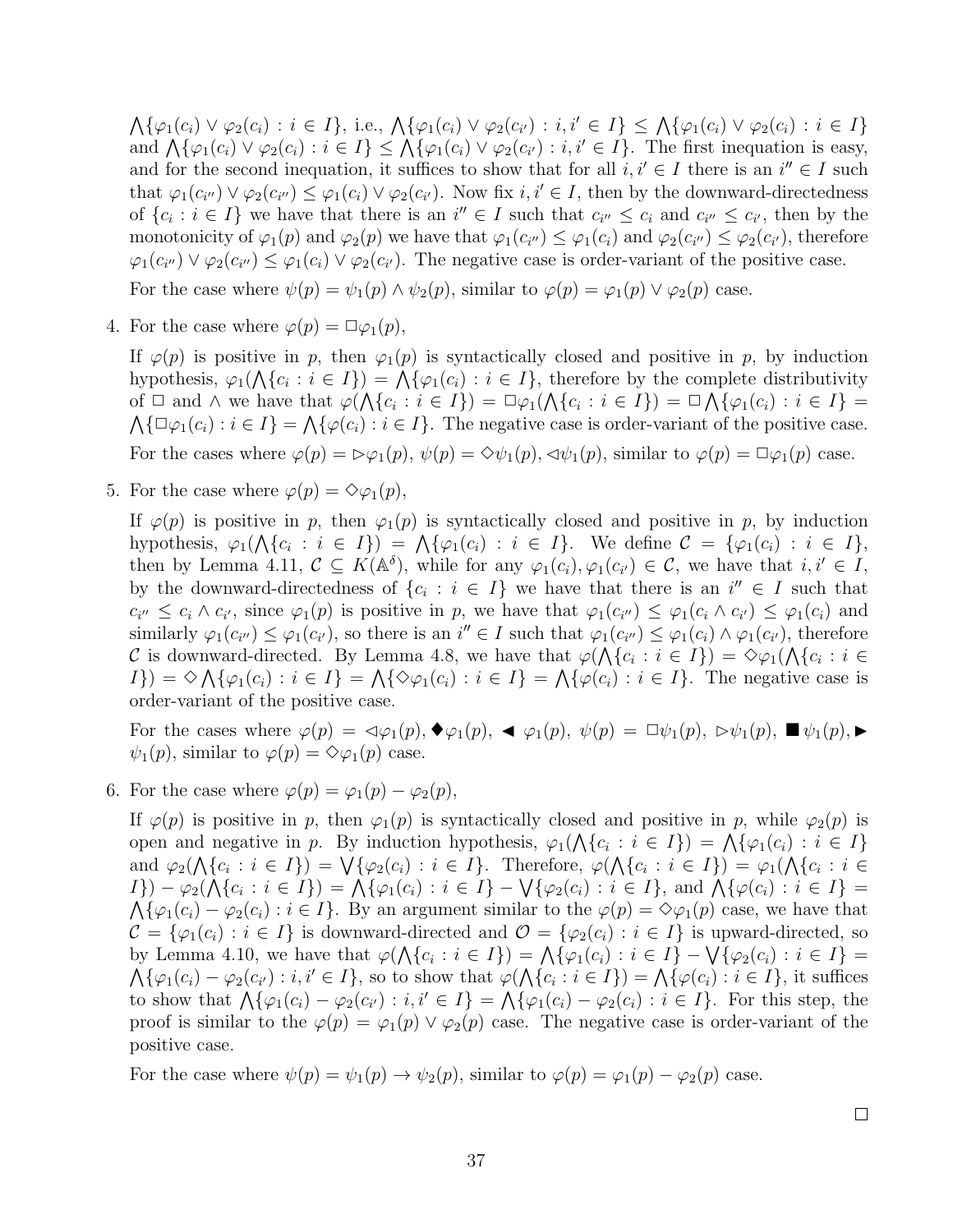$\bigwedge\{\varphi_1(c_i) \vee \varphi_2(c_i) : i \in I\}$, i.e., $\bigwedge\{\varphi_1(c_i) \vee \varphi_2(c_{i'}) : i, i' \in I\} \leq \bigwedge\{\varphi_1(c_i) \vee \varphi_2(c_i) : i \in I\}$ and $\bigwedge\{\varphi_1(c_i) \vee \varphi_2(c_i) : i \in I\} \leq \bigwedge\{\varphi_1(c_i) \vee \varphi_2(c_{i'}) : i, i' \in I\}$. The first inequation is easy, and for the second inequation, it suffices to show that for all $i, i' \in I$ there is an $i'' \in I$ such that $\varphi_1(c_{i''}) \vee \varphi_2(c_{i''}) \leq \varphi_1(c_i) \vee \varphi_2(c_{i'})$. Now fix $i, i' \in I$, then by the downward-directedness of $\{c_i : i \in I\}$ we have that there is an $i'' \in I$ such that $c_{i''} \leq c_i$ and $c_{i''} \leq c_{i'}$, then by the monotonicity of $\varphi_1(p)$ and $\varphi_2(p)$ we have that $\varphi_1(c_{i''}) \leq \varphi_1(c_i)$ and $\varphi_2(c_{i''}) \leq \varphi_2(c_{i'})$, therefore $\varphi_1(c_{i''}) \vee \varphi_2(c_{i''}) \leq \varphi_1(c_i) \vee \varphi_2(c_{i'})$. The negative case is order-variant of the positive case.

For the case where $\psi(p) = \psi_1(p) \wedge \psi_2(p)$, similar to $\varphi(p) = \varphi_1(p) \vee \varphi_2(p)$ case.

4. For the case where $\varphi(p) = \Box\varphi_1(p)$,

   If $\varphi(p)$ is positive in $p$, then $\varphi_1(p)$ is syntactically closed and positive in $p$, by induction hypothesis, $\varphi_1(\bigwedge\{c_i : i \in I\}) = \bigwedge\{\varphi_1(c_i) : i \in I\}$, therefore by the complete distributivity of $\Box$ and $\wedge$ we have that $\varphi(\bigwedge\{c_i : i \in I\}) = \Box\varphi_1(\bigwedge\{c_i : i \in I\}) = \Box\bigwedge\{\varphi_1(c_i) : i \in I\} = \bigwedge\{\Box\varphi_1(c_i) : i \in I\} = \bigwedge\{\varphi(c_i) : i \in I\}$. The negative case is order-variant of the positive case.

   For the cases where $\varphi(p) = \rhd\varphi_1(p)$, $\psi(p) = \Diamond\psi_1(p), \lhd\psi_1(p)$, similar to $\varphi(p) = \Box\varphi_1(p)$ case.

5. For the case where $\varphi(p) = \Diamond\varphi_1(p)$,

   If $\varphi(p)$ is positive in $p$, then $\varphi_1(p)$ is syntactically closed and positive in $p$, by induction hypothesis, $\varphi_1(\bigwedge\{c_i : i \in I\}) = \bigwedge\{\varphi_1(c_i) : i \in I\}$. We define $\mathcal{C} = \{\varphi_1(c_i) : i \in I\}$, then by Lemma 4.11, $\mathcal{C} \subseteq K(\mathbb{A}^\delta)$, while for any $\varphi_1(c_i), \varphi_1(c_{i'}) \in \mathcal{C}$, we have that $i, i' \in I$, by the downward-directedness of $\{c_i : i \in I\}$ we have that there is an $i'' \in I$ such that $c_{i''} \leq c_i \wedge c_{i'}$, since $\varphi_1(p)$ is positive in $p$, we have that $\varphi_1(c_{i''}) \leq \varphi_1(c_i \wedge c_{i'}) \leq \varphi_1(c_i)$ and similarly $\varphi_1(c_{i''}) \leq \varphi_1(c_{i'})$, so there is an $i'' \in I$ such that $\varphi_1(c_{i''}) \leq \varphi_1(c_i) \wedge \varphi_1(c_{i'})$, therefore $\mathcal{C}$ is downward-directed. By Lemma 4.8, we have that $\varphi(\bigwedge\{c_i : i \in I\}) = \Diamond\varphi_1(\bigwedge\{c_i : i \in I\}) = \Diamond\bigwedge\{\varphi_1(c_i) : i \in I\} = \bigwedge\{\Diamond\varphi_1(c_i) : i \in I\} = \bigwedge\{\varphi(c_i) : i \in I\}$. The negative case is order-variant of the positive case.

   For the cases where $\varphi(p) = \lhd\varphi_1(p), \blacklozenge\varphi_1(p), \blacktriangleleft \varphi_1(p)$, $\psi(p) = \Box\psi_1(p), \rhd\psi_1(p), \blacksquare\psi_1(p), \blacktriangleright \psi_1(p)$, similar to $\varphi(p) = \Diamond\varphi_1(p)$ case.

6. For the case where $\varphi(p) = \varphi_1(p) - \varphi_2(p)$,

   If $\varphi(p)$ is positive in $p$, then $\varphi_1(p)$ is syntactically closed and positive in $p$, while $\varphi_2(p)$ is open and negative in $p$. By induction hypothesis, $\varphi_1(\bigwedge\{c_i : i \in I\}) = \bigwedge\{\varphi_1(c_i) : i \in I\}$ and $\varphi_2(\bigwedge\{c_i : i \in I\}) = \bigvee\{\varphi_2(c_i) : i \in I\}$. Therefore, $\varphi(\bigwedge\{c_i : i \in I\}) = \varphi_1(\bigwedge\{c_i : i \in I\}) - \varphi_2(\bigwedge\{c_i : i \in I\}) = \bigwedge\{\varphi_1(c_i) : i \in I\} - \bigvee\{\varphi_2(c_i) : i \in I\}$, and $\bigwedge\{\varphi(c_i) : i \in I\} = \bigwedge\{\varphi_1(c_i) - \varphi_2(c_i) : i \in I\}$. By an argument similar to the $\varphi(p) = \Diamond\varphi_1(p)$ case, we have that $\mathcal{C} = \{\varphi_1(c_i) : i \in I\}$ is downward-directed and $\mathcal{O} = \{\varphi_2(c_i) : i \in I\}$ is upward-directed, so by Lemma 4.10, we have that $\varphi(\bigwedge\{c_i : i \in I\}) = \bigwedge\{\varphi_1(c_i) : i \in I\} - \bigvee\{\varphi_2(c_i) : i \in I\} = \bigwedge\{\varphi_1(c_i) - \varphi_2(c_{i'}) : i, i' \in I\}$, so to show that $\varphi(\bigwedge\{c_i : i \in I\}) = \bigwedge\{\varphi(c_i) : i \in I\}$, it suffices to show that $\bigwedge\{\varphi_1(c_i) - \varphi_2(c_{i'}) : i, i' \in I\} = \bigwedge\{\varphi_1(c_i) - \varphi_2(c_i) : i \in I\}$. For this step, the proof is similar to the $\varphi(p) = \varphi_1(p) \vee \varphi_2(p)$ case. The negative case is order-variant of the positive case.

   For the case where $\psi(p) = \psi_1(p) \to \psi_2(p)$, similar to $\varphi(p) = \varphi_1(p) - \varphi_2(p)$ case.

$\square$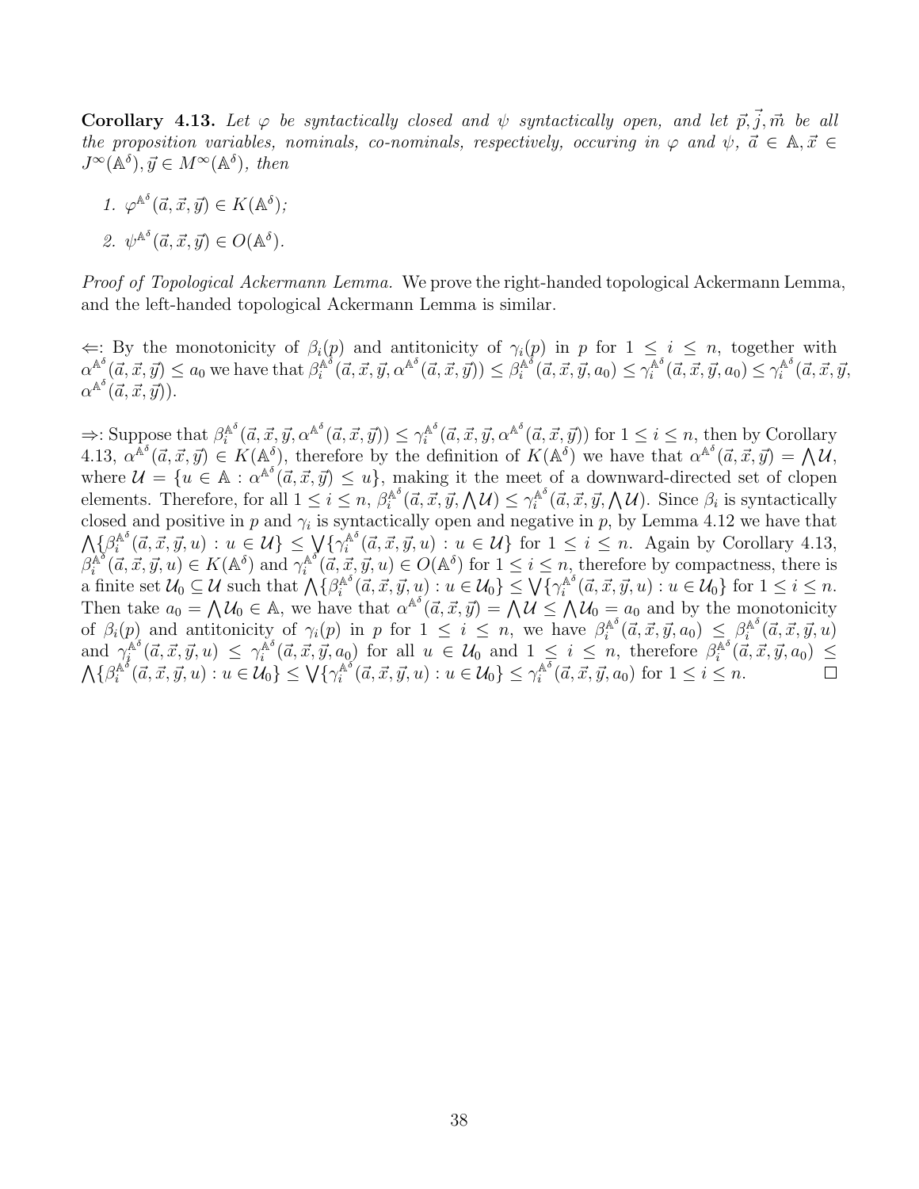**Corollary 4.13.** *Let $\varphi$ be syntactically closed and $\psi$ syntactically open, and let $\vec{p}, \vec{j}, \vec{m}$ be all the proposition variables, nominals, co-nominals, respectively, occuring in $\varphi$ and $\psi$, $\vec{a} \in \mathbb{A}, \vec{x} \in J^{\infty}(\mathbb{A}^{\delta}), \vec{y} \in M^{\infty}(\mathbb{A}^{\delta})$, then*

1. $\varphi^{\mathbb{A}^{\delta}}(\vec{a}, \vec{x}, \vec{y}) \in K(\mathbb{A}^{\delta})$;
2. $\psi^{\mathbb{A}^{\delta}}(\vec{a}, \vec{x}, \vec{y}) \in O(\mathbb{A}^{\delta})$.

*Proof of Topological Ackermann Lemma.* We prove the right-handed topological Ackermann Lemma, and the left-handed topological Ackermann Lemma is similar.

$\Leftarrow$: By the monotonicity of $\beta_i(p)$ and antitonicity of $\gamma_i(p)$ in $p$ for $1 \leq i \leq n$, together with $\alpha^{\mathbb{A}^{\delta}}(\vec{a}, \vec{x}, \vec{y}) \leq a_0$ we have that $\beta_i^{\mathbb{A}^{\delta}}(\vec{a}, \vec{x}, \vec{y}, \alpha^{\mathbb{A}^{\delta}}(\vec{a}, \vec{x}, \vec{y})) \leq \beta_i^{\mathbb{A}^{\delta}}(\vec{a}, \vec{x}, \vec{y}, a_0) \leq \gamma_i^{\mathbb{A}^{\delta}}(\vec{a}, \vec{x}, \vec{y}, a_0) \leq \gamma_i^{\mathbb{A}^{\delta}}(\vec{a}, \vec{x}, \vec{y}, \alpha^{\mathbb{A}^{\delta}}(\vec{a}, \vec{x}, \vec{y}))$.

$\Rightarrow$: Suppose that $\beta_i^{\mathbb{A}^{\delta}}(\vec{a}, \vec{x}, \vec{y}, \alpha^{\mathbb{A}^{\delta}}(\vec{a}, \vec{x}, \vec{y})) \leq \gamma_i^{\mathbb{A}^{\delta}}(\vec{a}, \vec{x}, \vec{y}, \alpha^{\mathbb{A}^{\delta}}(\vec{a}, \vec{x}, \vec{y}))$ for $1 \leq i \leq n$, then by Corollary 4.13, $\alpha^{\mathbb{A}^{\delta}}(\vec{a}, \vec{x}, \vec{y}) \in K(\mathbb{A}^{\delta})$, therefore by the definition of $K(\mathbb{A}^{\delta})$ we have that $\alpha^{\mathbb{A}^{\delta}}(\vec{a}, \vec{x}, \vec{y}) = \bigwedge \mathcal{U}$, where $\mathcal{U} = \{u \in \mathbb{A} : \alpha^{\mathbb{A}^{\delta}}(\vec{a}, \vec{x}, \vec{y}) \leq u\}$, making it the meet of a downward-directed set of clopen elements. Therefore, for all $1 \leq i \leq n$, $\beta_i^{\mathbb{A}^{\delta}}(\vec{a}, \vec{x}, \vec{y}, \bigwedge \mathcal{U}) \leq \gamma_i^{\mathbb{A}^{\delta}}(\vec{a}, \vec{x}, \vec{y}, \bigwedge \mathcal{U})$. Since $\beta_i$ is syntactically closed and positive in $p$ and $\gamma_i$ is syntactically open and negative in $p$, by Lemma 4.12 we have that $\bigwedge\{\beta_i^{\mathbb{A}^{\delta}}(\vec{a}, \vec{x}, \vec{y}, u) : u \in \mathcal{U}\} \leq \bigvee\{\gamma_i^{\mathbb{A}^{\delta}}(\vec{a}, \vec{x}, \vec{y}, u) : u \in \mathcal{U}\}$ for $1 \leq i \leq n$. Again by Corollary 4.13, $\beta_i^{\mathbb{A}^{\delta}}(\vec{a}, \vec{x}, \vec{y}, u) \in K(\mathbb{A}^{\delta})$ and $\gamma_i^{\mathbb{A}^{\delta}}(\vec{a}, \vec{x}, \vec{y}, u) \in O(\mathbb{A}^{\delta})$ for $1 \leq i \leq n$, therefore by compactness, there is a finite set $\mathcal{U}_0 \subseteq \mathcal{U}$ such that $\bigwedge\{\beta_i^{\mathbb{A}^{\delta}}(\vec{a}, \vec{x}, \vec{y}, u) : u \in \mathcal{U}_0\} \leq \bigvee\{\gamma_i^{\mathbb{A}^{\delta}}(\vec{a}, \vec{x}, \vec{y}, u) : u \in \mathcal{U}_0\}$ for $1 \leq i \leq n$. Then take $a_0 = \bigwedge \mathcal{U}_0 \in \mathbb{A}$, we have that $\alpha^{\mathbb{A}^{\delta}}(\vec{a}, \vec{x}, \vec{y}) = \bigwedge \mathcal{U} \leq \bigwedge \mathcal{U}_0 = a_0$ and by the monotonicity of $\beta_i(p)$ and antitonicity of $\gamma_i(p)$ in $p$ for $1 \leq i \leq n$, we have $\beta_i^{\mathbb{A}^{\delta}}(\vec{a}, \vec{x}, \vec{y}, a_0) \leq \beta_i^{\mathbb{A}^{\delta}}(\vec{a}, \vec{x}, \vec{y}, u)$ and $\gamma_i^{\mathbb{A}^{\delta}}(\vec{a}, \vec{x}, \vec{y}, u) \leq \gamma_i^{\mathbb{A}^{\delta}}(\vec{a}, \vec{x}, \vec{y}, a_0)$ for all $u \in \mathcal{U}_0$ and $1 \leq i \leq n$, therefore $\beta_i^{\mathbb{A}^{\delta}}(\vec{a}, \vec{x}, \vec{y}, a_0) \leq \bigwedge\{\beta_i^{\mathbb{A}^{\delta}}(\vec{a}, \vec{x}, \vec{y}, u) : u \in \mathcal{U}_0\} \leq \bigvee\{\gamma_i^{\mathbb{A}^{\delta}}(\vec{a}, \vec{x}, \vec{y}, u) : u \in \mathcal{U}_0\} \leq \gamma_i^{\mathbb{A}^{\delta}}(\vec{a}, \vec{x}, \vec{y}, a_0)$ for $1 \leq i \leq n$. $\square$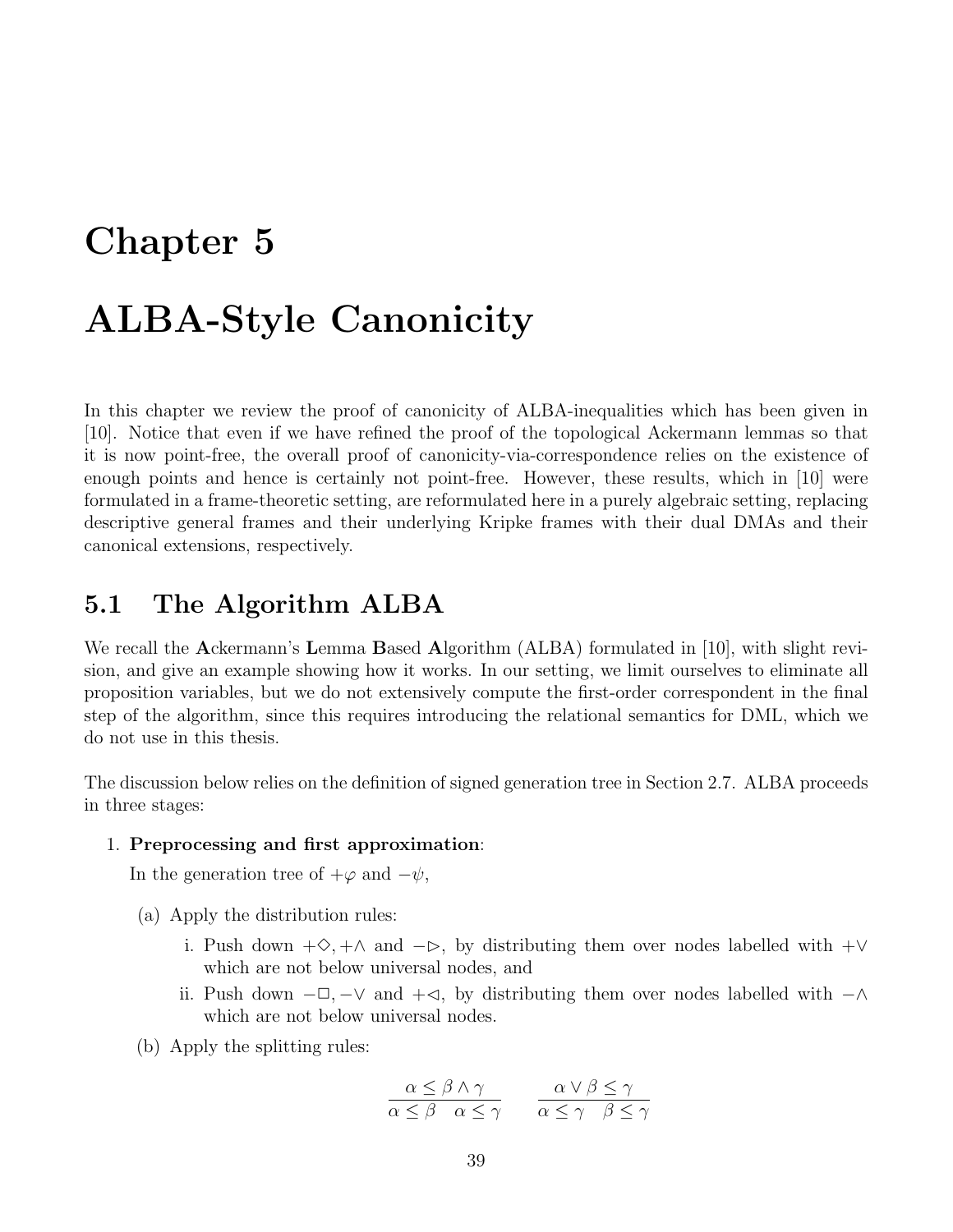# Chapter 5

# ALBA-Style Canonicity

In this chapter we review the proof of canonicity of ALBA-inequalities which has been given in [10]. Notice that even if we have refined the proof of the topological Ackermann lemmas so that it is now point-free, the overall proof of canonicity-via-correspondence relies on the existence of enough points and hence is certainly not point-free. However, these results, which in [10] were formulated in a frame-theoretic setting, are reformulated here in a purely algebraic setting, replacing descriptive general frames and their underlying Kripke frames with their dual DMAs and their canonical extensions, respectively.

## 5.1 The Algorithm ALBA

We recall the **A**ckermann's **L**emma **B**ased **A**lgorithm (ALBA) formulated in [10], with slight revision, and give an example showing how it works. In our setting, we limit ourselves to eliminate all proposition variables, but we do not extensively compute the first-order correspondent in the final step of the algorithm, since this requires introducing the relational semantics for DML, which we do not use in this thesis.

The discussion below relies on the definition of signed generation tree in Section 2.7. ALBA proceeds in three stages:

1. **Preprocessing and first approximation**:

   In the generation tree of $+\varphi$ and $-\psi$,

   (a) Apply the distribution rules:

      i. Push down $+\Diamond, +\wedge$ and $-\rhd$, by distributing them over nodes labelled with $+\vee$ which are not below universal nodes, and

      ii. Push down $-\Box, -\vee$ and $+\lhd$, by distributing them over nodes labelled with $-\wedge$ which are not below universal nodes.

   (b) Apply the splitting rules:

$$\frac{\alpha \leq \beta \wedge \gamma}{\alpha \leq \beta \quad \alpha \leq \gamma} \qquad \frac{\alpha \vee \beta \leq \gamma}{\alpha \leq \gamma \quad \beta \leq \gamma}$$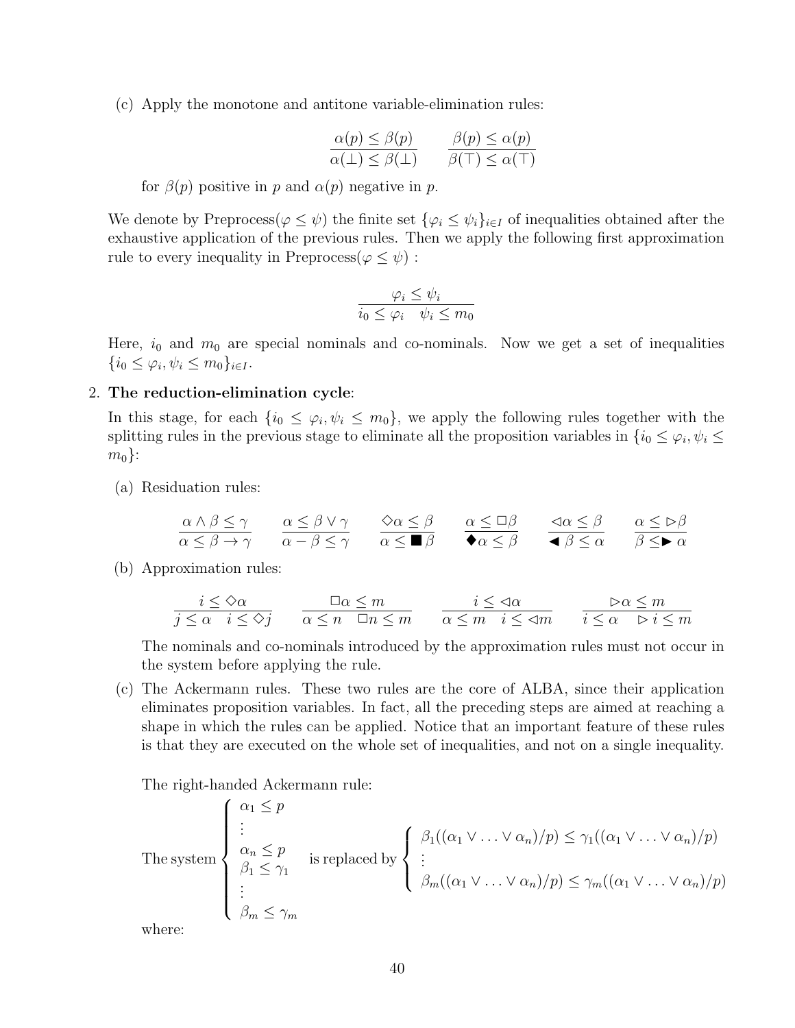(c) Apply the monotone and antitone variable-elimination rules:

$$\frac{\alpha(p) \leq \beta(p)}{\alpha(\bot) \leq \beta(\bot)} \qquad \frac{\beta(p) \leq \alpha(p)}{\beta(\top) \leq \alpha(\top)}$$

for $\beta(p)$ positive in $p$ and $\alpha(p)$ negative in $p$.

We denote by Preprocess($\varphi \leq \psi$) the finite set $\{\varphi_i \leq \psi_i\}_{i \in I}$ of inequalities obtained after the exhaustive application of the previous rules. Then we apply the following first approximation rule to every inequality in Preprocess($\varphi \leq \psi$) :

$$\frac{\varphi_i \leq \psi_i}{i_0 \leq \varphi_i \quad \psi_i \leq m_0}$$

Here, $i_0$ and $m_0$ are special nominals and co-nominals. Now we get a set of inequalities $\{i_0 \leq \varphi_i, \psi_i \leq m_0\}_{i \in I}$.

2. **The reduction-elimination cycle**:

   In this stage, for each $\{i_0 \leq \varphi_i, \psi_i \leq m_0\}$, we apply the following rules together with the splitting rules in the previous stage to eliminate all the proposition variables in $\{i_0 \leq \varphi_i, \psi_i \leq m_0\}$:

   (a) Residuation rules:

   $$\frac{\alpha \wedge \beta \leq \gamma}{\alpha \leq \beta \rightarrow \gamma} \qquad \frac{\alpha \leq \beta \vee \gamma}{\alpha - \beta \leq \gamma} \qquad \frac{\Diamond\alpha \leq \beta}{\alpha \leq \blacksquare\beta} \qquad \frac{\alpha \leq \Box\beta}{\blacklozenge\alpha \leq \beta} \qquad \frac{\lhd\alpha \leq \beta}{\blacktriangleleft\beta \leq \alpha} \qquad \frac{\alpha \leq \rhd\beta}{\beta \leq \blacktriangleright\alpha}$$

   (b) Approximation rules:

   $$\frac{i \leq \Diamond\alpha}{j \leq \alpha \quad i \leq \Diamond j} \qquad \frac{\Box\alpha \leq m}{\alpha \leq n \quad \Box n \leq m} \qquad \frac{i \leq \lhd\alpha}{\alpha \leq m \quad i \leq \lhd m} \qquad \frac{\rhd\alpha \leq m}{i \leq \alpha \quad \rhd i \leq m}$$

   The nominals and co-nominals introduced by the approximation rules must not occur in the system before applying the rule.

   (c) The Ackermann rules. These two rules are the core of ALBA, since their application eliminates proposition variables. In fact, all the preceding steps are aimed at reaching a shape in which the rules can be applied. Notice that an important feature of these rules is that they are executed on the whole set of inequalities, and not on a single inequality.

   The right-handed Ackermann rule:

   $$\text{The system} \left\{ \begin{array}{l} \alpha_1 \leq p \\ \vdots \\ \alpha_n \leq p \\ \beta_1 \leq \gamma_1 \\ \vdots \\ \beta_m \leq \gamma_m \end{array} \right. \text{is replaced by} \left\{ \begin{array}{l} \beta_1((\alpha_1 \vee \ldots \vee \alpha_n)/p) \leq \gamma_1((\alpha_1 \vee \ldots \vee \alpha_n)/p) \\ \vdots \\ \beta_m((\alpha_1 \vee \ldots \vee \alpha_n)/p) \leq \gamma_m((\alpha_1 \vee \ldots \vee \alpha_n)/p) \end{array} \right.$$

   where: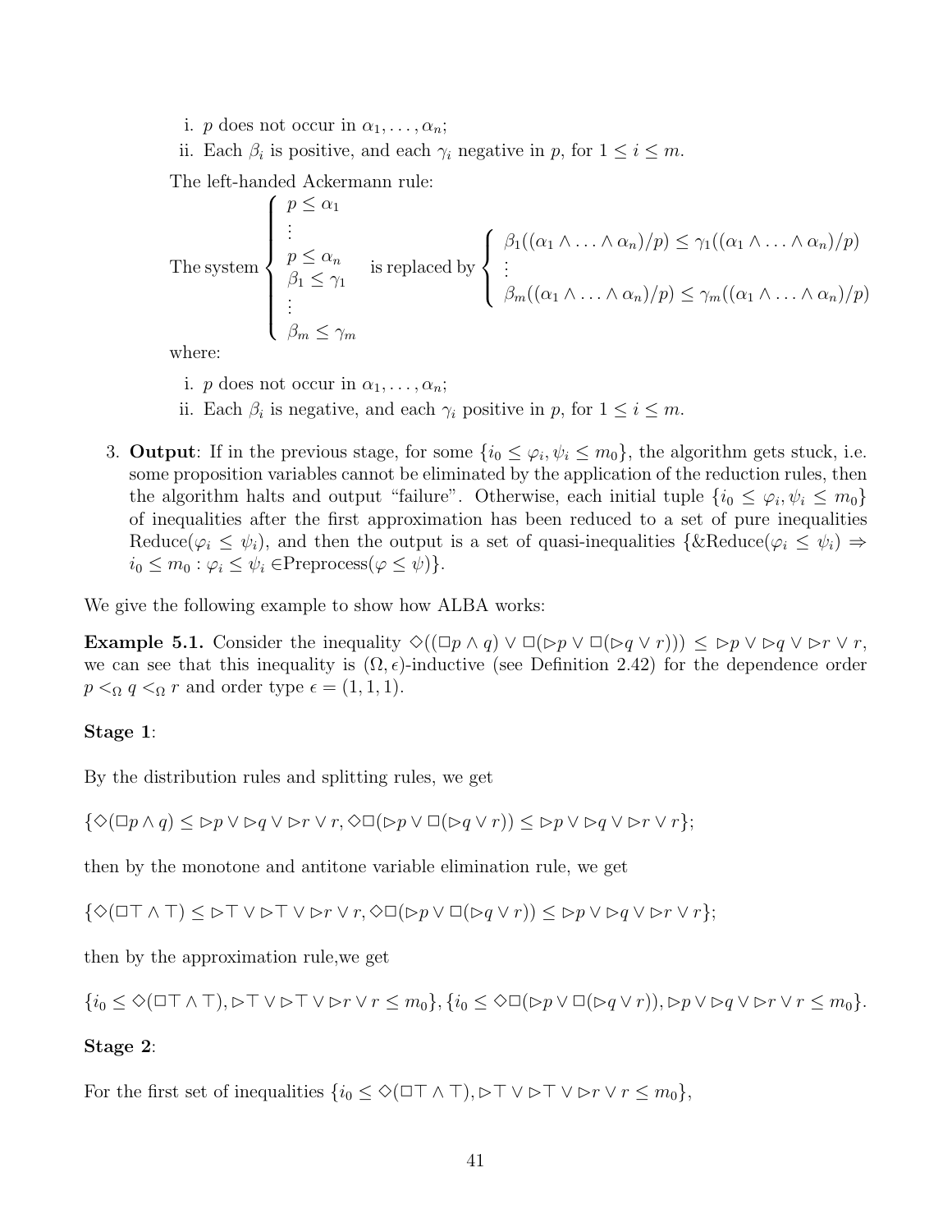i. $p$ does not occur in $\alpha_1, \ldots, \alpha_n$;

ii. Each $\beta_i$ is positive, and each $\gamma_i$ negative in $p$, for $1 \leq i \leq m$.

The left-handed Ackermann rule:

$$\text{The system} \left\{ \begin{array}{l} p \leq \alpha_1 \\ \vdots \\ p \leq \alpha_n \\ \beta_1 \leq \gamma_1 \\ \vdots \\ \beta_m \leq \gamma_m \end{array} \right. \quad \text{is replaced by} \left\{ \begin{array}{l} \beta_1((\alpha_1 \wedge \ldots \wedge \alpha_n)/p) \leq \gamma_1((\alpha_1 \wedge \ldots \wedge \alpha_n)/p) \\ \vdots \\ \beta_m((\alpha_1 \wedge \ldots \wedge \alpha_n)/p) \leq \gamma_m((\alpha_1 \wedge \ldots \wedge \alpha_n)/p) \end{array} \right.$$

where:

i. $p$ does not occur in $\alpha_1, \ldots, \alpha_n$;

ii. Each $\beta_i$ is negative, and each $\gamma_i$ positive in $p$, for $1 \leq i \leq m$.

3. **Output**: If in the previous stage, for some $\{i_0 \leq \varphi_i, \psi_i \leq m_0\}$, the algorithm gets stuck, i.e. some proposition variables cannot be eliminated by the application of the reduction rules, then the algorithm halts and output "failure". Otherwise, each initial tuple $\{i_0 \leq \varphi_i, \psi_i \leq m_0\}$ of inequalities after the first approximation has been reduced to a set of pure inequalities Reduce($\varphi_i \leq \psi_i$), and then the output is a set of quasi-inequalities $\{\&\text{Reduce}(\varphi_i \leq \psi_i) \Rightarrow i_0 \leq m_0 : \varphi_i \leq \psi_i \in \text{Preprocess}(\varphi \leq \psi)\}$.

We give the following example to show how ALBA works:

**Example 5.1.** Consider the inequality $\Diamond((\Box p \wedge q) \vee \Box(\rhd p \vee \Box(\rhd q \vee r))) \leq \rhd p \vee \rhd q \vee \rhd r \vee r$, we can see that this inequality is $(\Omega, \epsilon)$-inductive (see Definition 2.42) for the dependence order $p <_\Omega q <_\Omega r$ and order type $\epsilon = (1, 1, 1)$.

**Stage 1**:

By the distribution rules and splitting rules, we get

$\{\Diamond(\Box p \wedge q) \leq \rhd p \vee \rhd q \vee \rhd r \vee r, \Diamond\Box(\rhd p \vee \Box(\rhd q \vee r)) \leq \rhd p \vee \rhd q \vee \rhd r \vee r\}$;

then by the monotone and antitone variable elimination rule, we get

$\{\Diamond(\Box \top \wedge \top) \leq \rhd \top \vee \rhd \top \vee \rhd r \vee r, \Diamond\Box(\rhd p \vee \Box(\rhd q \vee r)) \leq \rhd p \vee \rhd q \vee \rhd r \vee r\}$;

then by the approximation rule,we get

$\{i_0 \leq \Diamond(\Box \top \wedge \top), \rhd \top \vee \rhd \top \vee \rhd r \vee r \leq m_0\}, \{i_0 \leq \Diamond\Box(\rhd p \vee \Box(\rhd q \vee r)), \rhd p \vee \rhd q \vee \rhd r \vee r \leq m_0\}$.

**Stage 2**:

For the first set of inequalities $\{i_0 \leq \Diamond(\Box \top \wedge \top), \rhd \top \vee \rhd \top \vee \rhd r \vee r \leq m_0\}$,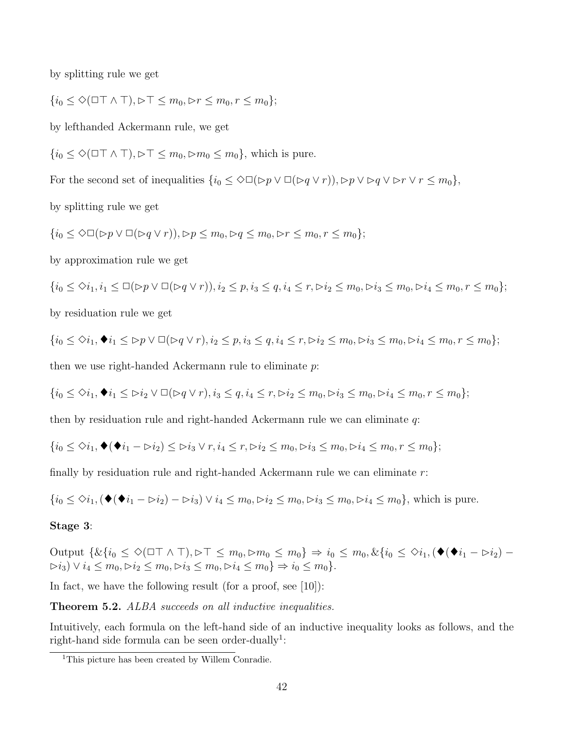by splitting rule we get

$\{i_0 \leq \Diamond(\Box\top \wedge \top), \rhd\top \leq m_0, \rhd r \leq m_0, r \leq m_0\}$;

by lefthanded Ackermann rule, we get

$\{i_0 \leq \Diamond(\Box\top \wedge \top), \rhd\top \leq m_0, \rhd m_0 \leq m_0\}$, which is pure.

For the second set of inequalities $\{i_0 \leq \Diamond\Box(\rhd p \vee \Box(\rhd q \vee r)), \rhd p \vee \rhd q \vee \rhd r \vee r \leq m_0\}$,

by splitting rule we get

$\{i_0 \leq \Diamond\Box(\rhd p \vee \Box(\rhd q \vee r)), \rhd p \leq m_0, \rhd q \leq m_0, \rhd r \leq m_0, r \leq m_0\}$;

by approximation rule we get

$\{i_0 \leq \Diamond i_1, i_1 \leq \Box(\rhd p \vee \Box(\rhd q \vee r)), i_2 \leq p, i_3 \leq q, i_4 \leq r, \rhd i_2 \leq m_0, \rhd i_3 \leq m_0, \rhd i_4 \leq m_0, r \leq m_0\}$;

by residuation rule we get

$\{i_0 \leq \Diamond i_1, \blacklozenge i_1 \leq \rhd p \vee \Box(\rhd q \vee r), i_2 \leq p, i_3 \leq q, i_4 \leq r, \rhd i_2 \leq m_0, \rhd i_3 \leq m_0, \rhd i_4 \leq m_0, r \leq m_0\}$;

then we use right-handed Ackermann rule to eliminate $p$:

$\{i_0 \leq \Diamond i_1, \blacklozenge i_1 \leq \rhd i_2 \vee \Box(\rhd q \vee r), i_3 \leq q, i_4 \leq r, \rhd i_2 \leq m_0, \rhd i_3 \leq m_0, \rhd i_4 \leq m_0, r \leq m_0\}$;

then by residuation rule and right-handed Ackermann rule we can eliminate $q$:

$\{i_0 \leq \Diamond i_1, \blacklozenge(\blacklozenge i_1 - \rhd i_2) \leq \rhd i_3 \vee r, i_4 \leq r, \rhd i_2 \leq m_0, \rhd i_3 \leq m_0, \rhd i_4 \leq m_0, r \leq m_0\}$;

finally by residuation rule and right-handed Ackermann rule we can eliminate $r$:

$\{i_0 \leq \Diamond i_1, (\blacklozenge(\blacklozenge i_1 - \rhd i_2) - \rhd i_3) \vee i_4 \leq m_0, \rhd i_2 \leq m_0, \rhd i_3 \leq m_0, \rhd i_4 \leq m_0\}$, which is pure.

**Stage 3**:

Output $\{\&\{i_0 \leq \Diamond(\Box\top \wedge \top), \rhd\top \leq m_0, \rhd m_0 \leq m_0\} \Rightarrow i_0 \leq m_0, \&\{i_0 \leq \Diamond i_1, (\blacklozenge(\blacklozenge i_1 - \rhd i_2) - \rhd i_3) \vee i_4 \leq m_0, \rhd i_2 \leq m_0, \rhd i_3 \leq m_0, \rhd i_4 \leq m_0\} \Rightarrow i_0 \leq m_0\}$.

In fact, we have the following result (for a proof, see [10]):

**Theorem 5.2.** *ALBA succeeds on all inductive inequalities.*

Intuitively, each formula on the left-hand side of an inductive inequality looks as follows, and the right-hand side formula can be seen order-dually[1]:

[1] This picture has been created by Willem Conradie.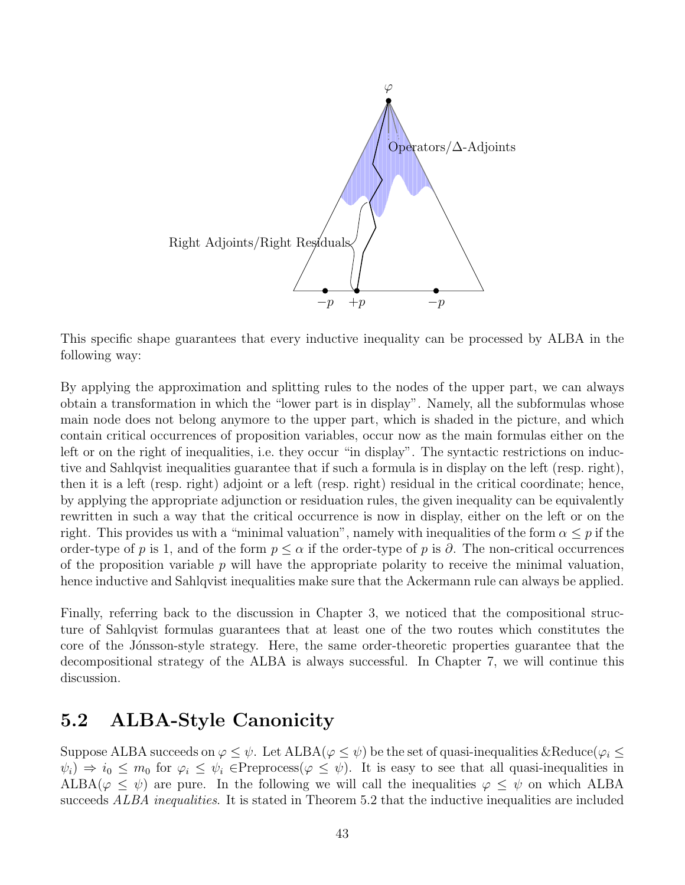This specific shape guarantees that every inductive inequality can be processed by ALBA in the following way:

By applying the approximation and splitting rules to the nodes of the upper part, we can always obtain a transformation in which the "lower part is in display". Namely, all the subformulas whose main node does not belong anymore to the upper part, which is shaded in the picture, and which contain critical occurrences of proposition variables, occur now as the main formulas either on the left or on the right of inequalities, i.e. they occur "in display". The syntactic restrictions on inductive and Sahlqvist inequalities guarantee that if such a formula is in display on the left (resp. right), then it is a left (resp. right) adjoint or a left (resp. right) residual in the critical coordinate; hence, by applying the appropriate adjunction or residuation rules, the given inequality can be equivalently rewritten in such a way that the critical occurrence is now in display, either on the left or on the right. This provides us with a "minimal valuation", namely with inequalities of the form $\alpha \leq p$ if the order-type of $p$ is 1, and of the form $p \leq \alpha$ if the order-type of $p$ is $\partial$. The non-critical occurrences of the proposition variable $p$ will have the appropriate polarity to receive the minimal valuation, hence inductive and Sahlqvist inequalities make sure that the Ackermann rule can always be applied.

Finally, referring back to the discussion in Chapter 3, we noticed that the compositional structure of Sahlqvist formulas guarantees that at least one of the two routes which constitutes the core of the Jónsson-style strategy. Here, the same order-theoretic properties guarantee that the decompositional strategy of the ALBA is always successful. In Chapter 7, we will continue this discussion.

## 5.2 ALBA-Style Canonicity

Suppose ALBA succeeds on $\varphi \leq \psi$. Let ALBA($\varphi \leq \psi$) be the set of quasi-inequalities &Reduce($\varphi_i \leq \psi_i$) $\Rightarrow i_0 \leq m_0$ for $\varphi_i \leq \psi_i \in$Preprocess($\varphi \leq \psi$). It is easy to see that all quasi-inequalities in ALBA($\varphi \leq \psi$) are pure. In the following we will call the inequalities $\varphi \leq \psi$ on which ALBA succeeds *ALBA inequalities*. It is stated in Theorem 5.2 that the inductive inequalities are included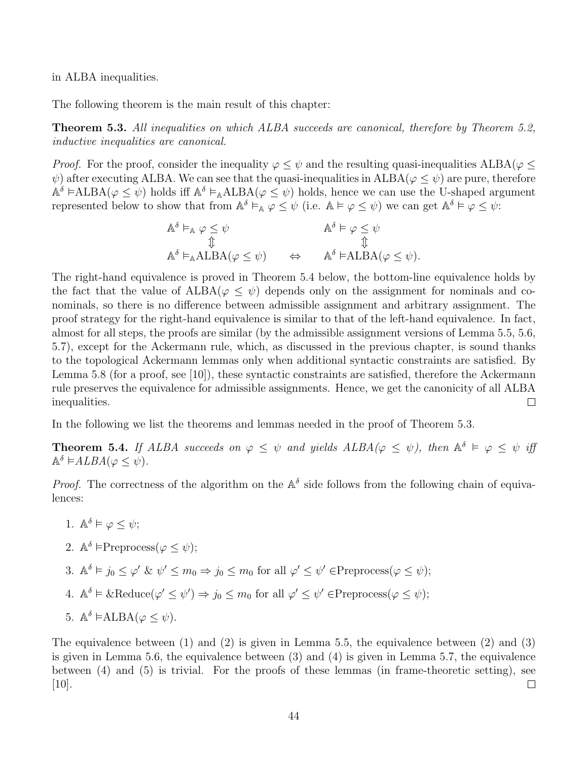in ALBA inequalities.

The following theorem is the main result of this chapter:

**Theorem 5.3.** *All inequalities on which ALBA succeeds are canonical, therefore by Theorem 5.2, inductive inequalities are canonical.*

*Proof.* For the proof, consider the inequality $\varphi \leq \psi$ and the resulting quasi-inequalities ALBA($\varphi \leq \psi$) after executing ALBA. We can see that the quasi-inequalities in ALBA($\varphi \leq \psi$) are pure, therefore $\mathbb{A}^\delta \vDash$ALBA($\varphi \leq \psi$) holds iff $\mathbb{A}^\delta \vDash_{\mathbb{A}}$ALBA($\varphi \leq \psi$) holds, hence we can use the U-shaped argument represented below to show that from $\mathbb{A}^\delta \vDash_{\mathbb{A}} \varphi \leq \psi$ (i.e. $\mathbb{A} \vDash \varphi \leq \psi$) we can get $\mathbb{A}^\delta \vDash \varphi \leq \psi$:

$$
\begin{array}{ccc}
\mathbb{A}^\delta \vDash_{\mathbb{A}} \varphi \leq \psi & & \mathbb{A}^\delta \vDash \varphi \leq \psi \\
\Updownarrow & & \Updownarrow \\
\mathbb{A}^\delta \vDash_{\mathbb{A}} \mathrm{ALBA}(\varphi \leq \psi) & \Leftrightarrow & \mathbb{A}^\delta \vDash \mathrm{ALBA}(\varphi \leq \psi).
\end{array}
$$

The right-hand equivalence is proved in Theorem 5.4 below, the bottom-line equivalence holds by the fact that the value of ALBA($\varphi \leq \psi$) depends only on the assignment for nominals and co-nominals, so there is no difference between admissible assignment and arbitrary assignment. The proof strategy for the right-hand equivalence is similar to that of the left-hand equivalence. In fact, almost for all steps, the proofs are similar (by the admissible assignment versions of Lemma 5.5, 5.6, 5.7), except for the Ackermann rule, which, as discussed in the previous chapter, is sound thanks to the topological Ackermann lemmas only when additional syntactic constraints are satisfied. By Lemma 5.8 (for a proof, see [10]), these syntactic constraints are satisfied, therefore the Ackermann rule preserves the equivalence for admissible assignments. Hence, we get the canonicity of all ALBA inequalities. $\square$

In the following we list the theorems and lemmas needed in the proof of Theorem 5.3.

**Theorem 5.4.** *If ALBA succeeds on $\varphi \leq \psi$ and yields ALBA($\varphi \leq \psi$), then $\mathbb{A}^\delta \vDash \varphi \leq \psi$ iff $\mathbb{A}^\delta \vDash$ALBA($\varphi \leq \psi$).*

*Proof.* The correctness of the algorithm on the $\mathbb{A}^\delta$ side follows from the following chain of equivalences:

1. $\mathbb{A}^\delta \vDash \varphi \leq \psi$;
2. $\mathbb{A}^\delta \vDash$Preprocess($\varphi \leq \psi$);
3. $\mathbb{A}^\delta \vDash j_0 \leq \varphi'$ & $\psi' \leq m_0 \Rightarrow j_0 \leq m_0$ for all $\varphi' \leq \psi' \in$Preprocess($\varphi \leq \psi$);
4. $\mathbb{A}^\delta \vDash$ &Reduce($\varphi' \leq \psi'$) $\Rightarrow j_0 \leq m_0$ for all $\varphi' \leq \psi' \in$Preprocess($\varphi \leq \psi$);
5. $\mathbb{A}^\delta \vDash$ALBA($\varphi \leq \psi$).

The equivalence between (1) and (2) is given in Lemma 5.5, the equivalence between (2) and (3) is given in Lemma 5.6, the equivalence between (3) and (4) is given in Lemma 5.7, the equivalence between (4) and (5) is trivial. For the proofs of these lemmas (in frame-theoretic setting), see [10]. $\square$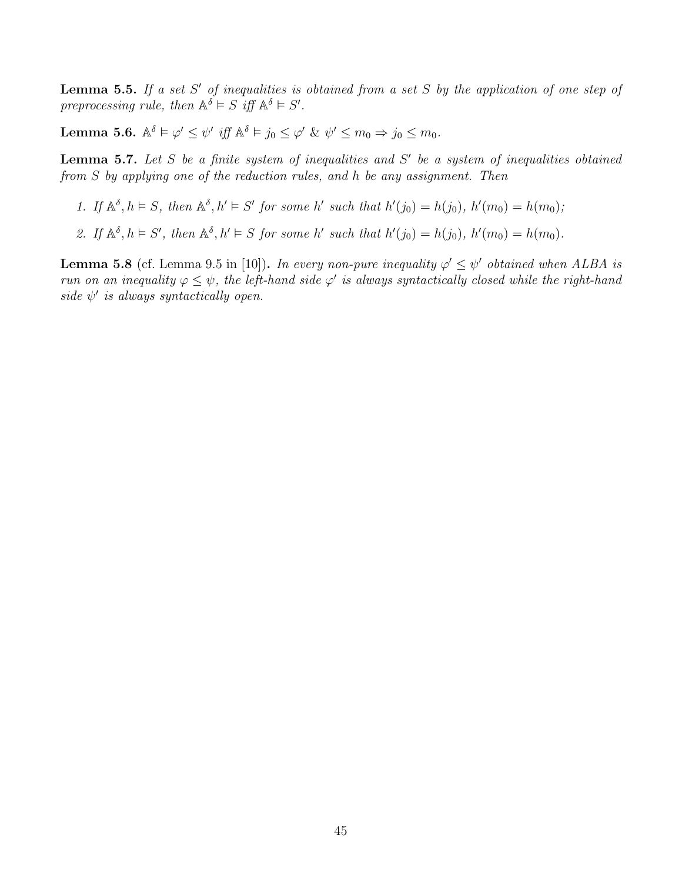**Lemma 5.5.** *If a set $S'$ of inequalities is obtained from a set $S$ by the application of one step of preprocessing rule, then $\mathbb{A}^\delta \vDash S$ iff $\mathbb{A}^\delta \vDash S'$.*

**Lemma 5.6.** $\mathbb{A}^\delta \vDash \varphi' \leq \psi'$ *iff* $\mathbb{A}^\delta \vDash j_0 \leq \varphi' \ \& \ \psi' \leq m_0 \Rightarrow j_0 \leq m_0$.

**Lemma 5.7.** *Let $S$ be a finite system of inequalities and $S'$ be a system of inequalities obtained from $S$ by applying one of the reduction rules, and $h$ be any assignment. Then*

1. *If $\mathbb{A}^\delta, h \vDash S$, then $\mathbb{A}^\delta, h' \vDash S'$ for some $h'$ such that $h'(j_0) = h(j_0)$, $h'(m_0) = h(m_0)$;*
2. *If $\mathbb{A}^\delta, h \vDash S'$, then $\mathbb{A}^\delta, h' \vDash S$ for some $h'$ such that $h'(j_0) = h(j_0)$, $h'(m_0) = h(m_0)$.*

**Lemma 5.8** (cf. Lemma 9.5 in [10])**.** *In every non-pure inequality $\varphi' \leq \psi'$ obtained when ALBA is run on an inequality $\varphi \leq \psi$, the left-hand side $\varphi'$ is always syntactically closed while the right-hand side $\psi'$ is always syntactically open.*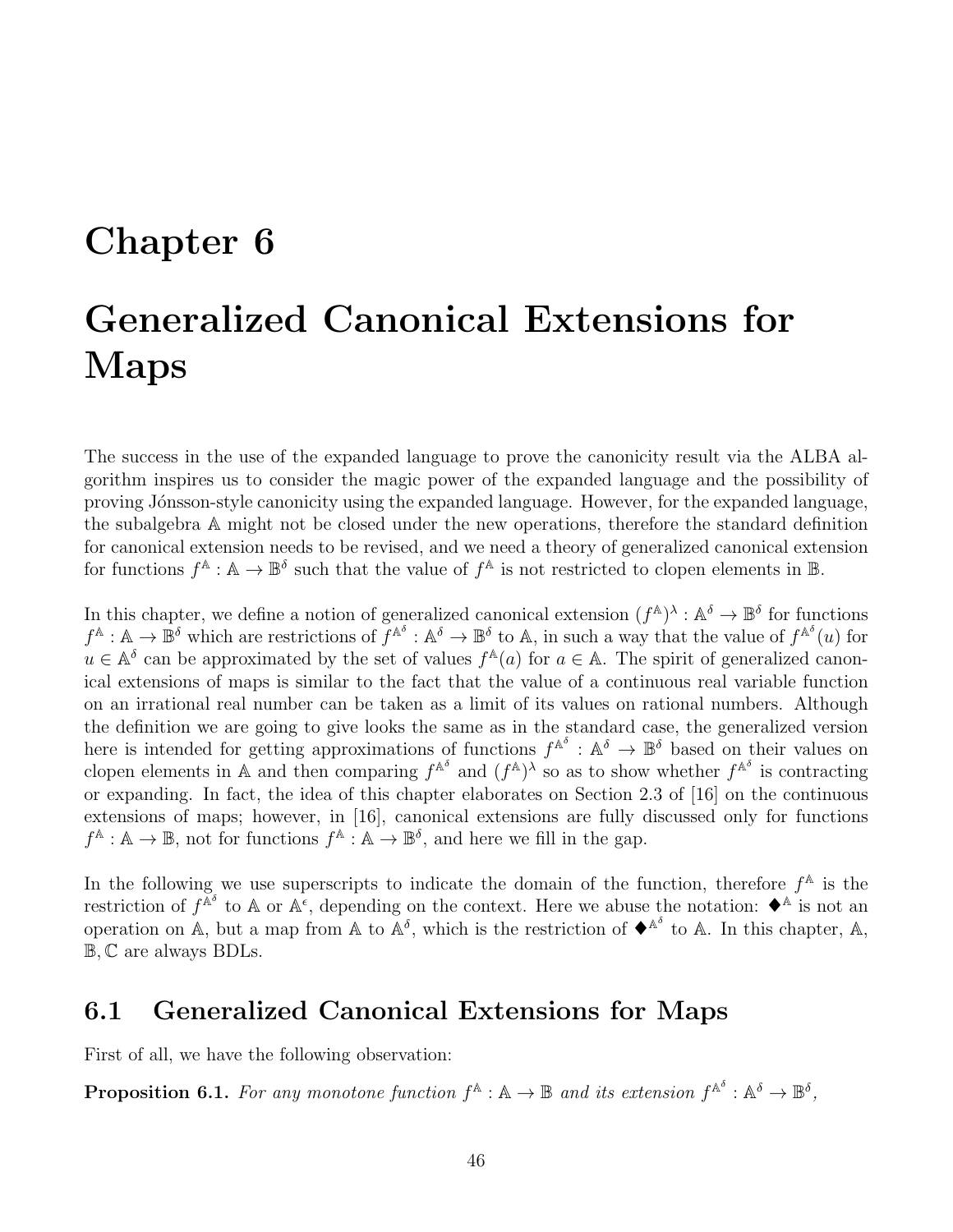# Chapter 6

# Generalized Canonical Extensions for Maps

The success in the use of the expanded language to prove the canonicity result via the ALBA algorithm inspires us to consider the magic power of the expanded language and the possibility of proving Jónsson-style canonicity using the expanded language. However, for the expanded language, the subalgebra $\mathbb{A}$ might not be closed under the new operations, therefore the standard definition for canonical extension needs to be revised, and we need a theory of generalized canonical extension for functions $f^{\mathbb{A}} : \mathbb{A} \to \mathbb{B}^{\delta}$ such that the value of $f^{\mathbb{A}}$ is not restricted to clopen elements in $\mathbb{B}$.

In this chapter, we define a notion of generalized canonical extension $(f^{\mathbb{A}})^{\lambda} : \mathbb{A}^{\delta} \to \mathbb{B}^{\delta}$ for functions $f^{\mathbb{A}} : \mathbb{A} \to \mathbb{B}^{\delta}$ which are restrictions of $f^{\mathbb{A}^{\delta}} : \mathbb{A}^{\delta} \to \mathbb{B}^{\delta}$ to $\mathbb{A}$, in such a way that the value of $f^{\mathbb{A}^{\delta}}(u)$ for $u \in \mathbb{A}^{\delta}$ can be approximated by the set of values $f^{\mathbb{A}}(a)$ for $a \in \mathbb{A}$. The spirit of generalized canonical extensions of maps is similar to the fact that the value of a continuous real variable function on an irrational real number can be taken as a limit of its values on rational numbers. Although the definition we are going to give looks the same as in the standard case, the generalized version here is intended for getting approximations of functions $f^{\mathbb{A}^{\delta}} : \mathbb{A}^{\delta} \to \mathbb{B}^{\delta}$ based on their values on clopen elements in $\mathbb{A}$ and then comparing $f^{\mathbb{A}^{\delta}}$ and $(f^{\mathbb{A}})^{\lambda}$ so as to show whether $f^{\mathbb{A}^{\delta}}$ is contracting or expanding. In fact, the idea of this chapter elaborates on Section 2.3 of [16] on the continuous extensions of maps; however, in [16], canonical extensions are fully discussed only for functions $f^{\mathbb{A}} : \mathbb{A} \to \mathbb{B}$, not for functions $f^{\mathbb{A}} : \mathbb{A} \to \mathbb{B}^{\delta}$, and here we fill in the gap.

In the following we use superscripts to indicate the domain of the function, therefore $f^{\mathbb{A}}$ is the restriction of $f^{\mathbb{A}^{\delta}}$ to $\mathbb{A}$ or $\mathbb{A}^{\epsilon}$, depending on the context. Here we abuse the notation: $\blacklozenge^{\mathbb{A}}$ is not an operation on $\mathbb{A}$, but a map from $\mathbb{A}$ to $\mathbb{A}^{\delta}$, which is the restriction of $\blacklozenge^{\mathbb{A}^{\delta}}$ to $\mathbb{A}$. In this chapter, $\mathbb{A}$, $\mathbb{B}, \mathbb{C}$ are always BDLs.

## 6.1 Generalized Canonical Extensions for Maps

First of all, we have the following observation:

**Proposition 6.1.** *For any monotone function $f^{\mathbb{A}} : \mathbb{A} \to \mathbb{B}$ and its extension $f^{\mathbb{A}^{\delta}} : \mathbb{A}^{\delta} \to \mathbb{B}^{\delta}$,*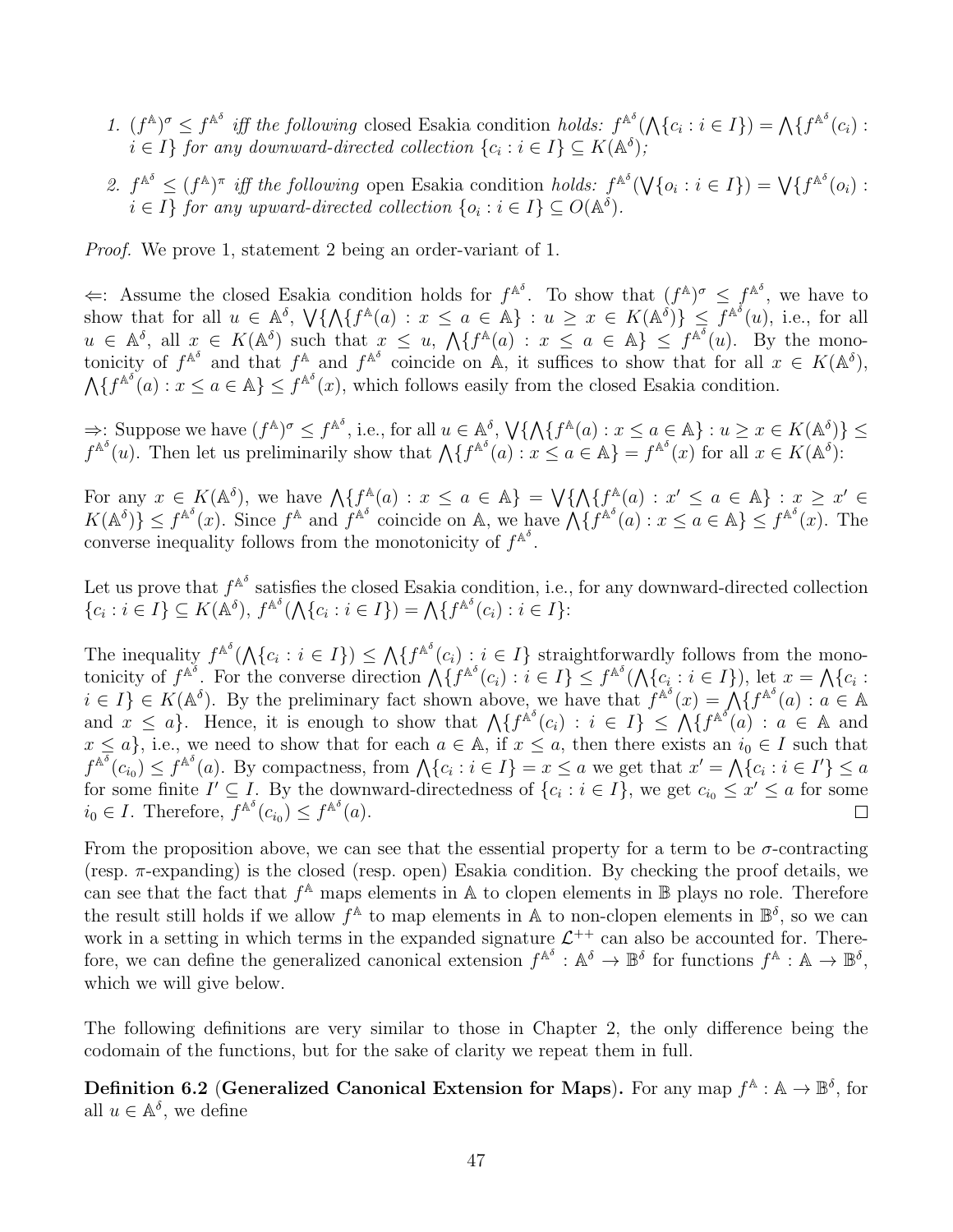1. $(f^{\mathbb{A}})^\sigma \leq f^{\mathbb{A}^\delta}$ *iff the following* closed Esakia condition *holds:* $f^{\mathbb{A}^\delta}(\bigwedge\{c_i : i \in I\}) = \bigwedge\{f^{\mathbb{A}^\delta}(c_i) : i \in I\}$ *for any downward-directed collection* $\{c_i : i \in I\} \subseteq K(\mathbb{A}^\delta)$*;*

2. $f^{\mathbb{A}^\delta} \leq (f^{\mathbb{A}})^\pi$ *iff the following* open Esakia condition *holds:* $f^{\mathbb{A}^\delta}(\bigvee\{o_i : i \in I\}) = \bigvee\{f^{\mathbb{A}^\delta}(o_i) : i \in I\}$ *for any upward-directed collection* $\{o_i : i \in I\} \subseteq O(\mathbb{A}^\delta)$*.*

*Proof.* We prove 1, statement 2 being an order-variant of 1.

$\Leftarrow$: Assume the closed Esakia condition holds for $f^{\mathbb{A}^\delta}$. To show that $(f^{\mathbb{A}})^\sigma \leq f^{\mathbb{A}^\delta}$, we have to show that for all $u \in \mathbb{A}^\delta$, $\bigvee\{\bigwedge\{f^{\mathbb{A}}(a) : x \leq a \in \mathbb{A}\} : u \geq x \in K(\mathbb{A}^\delta)\} \leq f^{\mathbb{A}^\delta}(u)$, i.e., for all $u \in \mathbb{A}^\delta$, all $x \in K(\mathbb{A}^\delta)$ such that $x \leq u$, $\bigwedge\{f^{\mathbb{A}}(a) : x \leq a \in \mathbb{A}\} \leq f^{\mathbb{A}^\delta}(u)$. By the monotonicity of $f^{\mathbb{A}^\delta}$ and that $f^{\mathbb{A}}$ and $f^{\mathbb{A}^\delta}$ coincide on $\mathbb{A}$, it suffices to show that for all $x \in K(\mathbb{A}^\delta)$, $\bigwedge\{f^{\mathbb{A}^\delta}(a) : x \leq a \in \mathbb{A}\} \leq f^{\mathbb{A}^\delta}(x)$, which follows easily from the closed Esakia condition.

$\Rightarrow$: Suppose we have $(f^{\mathbb{A}})^\sigma \leq f^{\mathbb{A}^\delta}$, i.e., for all $u \in \mathbb{A}^\delta$, $\bigvee\{\bigwedge\{f^{\mathbb{A}}(a) : x \leq a \in \mathbb{A}\} : u \geq x \in K(\mathbb{A}^\delta)\} \leq f^{\mathbb{A}^\delta}(u)$. Then let us preliminarily show that $\bigwedge\{f^{\mathbb{A}^\delta}(a) : x \leq a \in \mathbb{A}\} = f^{\mathbb{A}^\delta}(x)$ for all $x \in K(\mathbb{A}^\delta)$:

For any $x \in K(\mathbb{A}^\delta)$, we have $\bigwedge\{f^{\mathbb{A}}(a) : x \leq a \in \mathbb{A}\} = \bigvee\{\bigwedge\{f^{\mathbb{A}}(a) : x' \leq a \in \mathbb{A}\} : x \geq x' \in K(\mathbb{A}^\delta)\} \leq f^{\mathbb{A}^\delta}(x)$. Since $f^{\mathbb{A}}$ and $f^{\mathbb{A}^\delta}$ coincide on $\mathbb{A}$, we have $\bigwedge\{f^{\mathbb{A}^\delta}(a) : x \leq a \in \mathbb{A}\} \leq f^{\mathbb{A}^\delta}(x)$. The converse inequality follows from the monotonicity of $f^{\mathbb{A}^\delta}$.

Let us prove that $f^{\mathbb{A}^\delta}$ satisfies the closed Esakia condition, i.e., for any downward-directed collection $\{c_i : i \in I\} \subseteq K(\mathbb{A}^\delta)$, $f^{\mathbb{A}^\delta}(\bigwedge\{c_i : i \in I\}) = \bigwedge\{f^{\mathbb{A}^\delta}(c_i) : i \in I\}$:

The inequality $f^{\mathbb{A}^\delta}(\bigwedge\{c_i : i \in I\}) \leq \bigwedge\{f^{\mathbb{A}^\delta}(c_i) : i \in I\}$ straightforwardly follows from the monotonicity of $f^{\mathbb{A}^\delta}$. For the converse direction $\bigwedge\{f^{\mathbb{A}^\delta}(c_i) : i \in I\} \leq f^{\mathbb{A}^\delta}(\bigwedge\{c_i : i \in I\})$, let $x = \bigwedge\{c_i : i \in I\} \in K(\mathbb{A}^\delta)$. By the preliminary fact shown above, we have that $f^{\mathbb{A}^\delta}(x) = \bigwedge\{f^{\mathbb{A}^\delta}(a) : a \in \mathbb{A}$ and $x \leq a\}$. Hence, it is enough to show that $\bigwedge\{f^{\mathbb{A}^\delta}(c_i) : i \in I\} \leq \bigwedge\{f^{\mathbb{A}^\delta}(a) : a \in \mathbb{A}$ and $x \leq a\}$, i.e., we need to show that for each $a \in \mathbb{A}$, if $x \leq a$, then there exists an $i_0 \in I$ such that $f^{\mathbb{A}^\delta}(c_{i_0}) \leq f^{\mathbb{A}^\delta}(a)$. By compactness, from $\bigwedge\{c_i : i \in I\} = x \leq a$ we get that $x' = \bigwedge\{c_i : i \in I'\} \leq a$ for some finite $I' \subseteq I$. By the downward-directedness of $\{c_i : i \in I\}$, we get $c_{i_0} \leq x' \leq a$ for some $i_0 \in I$. Therefore, $f^{\mathbb{A}^\delta}(c_{i_0}) \leq f^{\mathbb{A}^\delta}(a)$. $\square$

From the proposition above, we can see that the essential property for a term to be $\sigma$-contracting (resp. $\pi$-expanding) is the closed (resp. open) Esakia condition. By checking the proof details, we can see that the fact that $f^{\mathbb{A}}$ maps elements in $\mathbb{A}$ to clopen elements in $\mathbb{B}$ plays no role. Therefore the result still holds if we allow $f^{\mathbb{A}}$ to map elements in $\mathbb{A}$ to non-clopen elements in $\mathbb{B}^\delta$, so we can work in a setting in which terms in the expanded signature $\mathcal{L}^{++}$ can also be accounted for. Therefore, we can define the generalized canonical extension $f^{\mathbb{A}^\delta} : \mathbb{A}^\delta \to \mathbb{B}^\delta$ for functions $f^{\mathbb{A}} : \mathbb{A} \to \mathbb{B}^\delta$, which we will give below.

The following definitions are very similar to those in Chapter 2, the only difference being the codomain of the functions, but for the sake of clarity we repeat them in full.

**Definition 6.2 (Generalized Canonical Extension for Maps).** For any map $f^{\mathbb{A}} : \mathbb{A} \to \mathbb{B}^\delta$, for all $u \in \mathbb{A}^\delta$, we define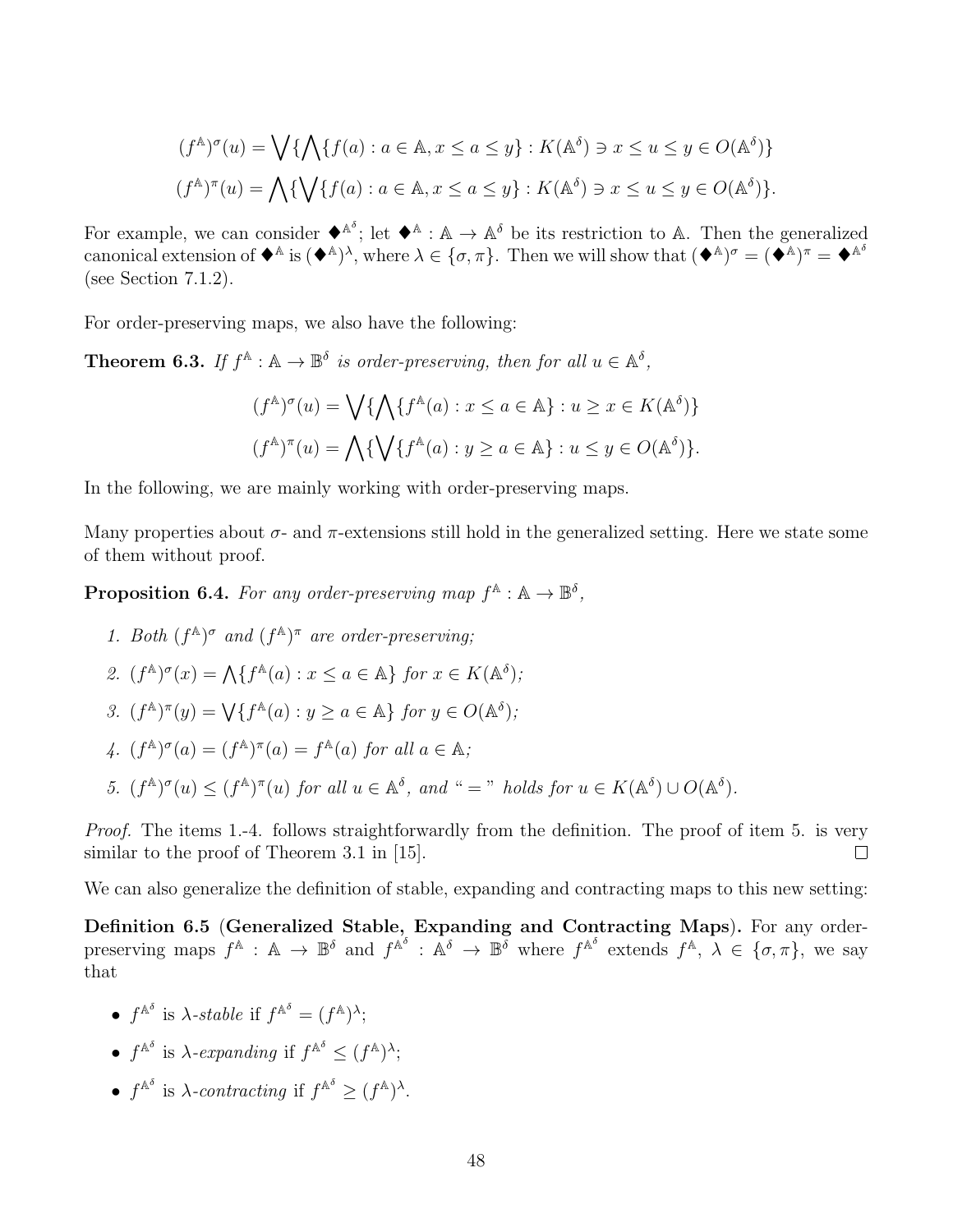$$(f^{\mathbb{A}})^{\sigma}(u) = \bigvee\{\bigwedge\{f(a) : a \in \mathbb{A}, x \leq a \leq y\} : K(\mathbb{A}^{\delta}) \ni x \leq u \leq y \in O(\mathbb{A}^{\delta})\}$$

$$(f^{\mathbb{A}})^{\pi}(u) = \bigwedge\{\bigvee\{f(a) : a \in \mathbb{A}, x \leq a \leq y\} : K(\mathbb{A}^{\delta}) \ni x \leq u \leq y \in O(\mathbb{A}^{\delta})\}.$$

For example, we can consider $\blacklozenge^{\mathbb{A}^{\delta}}$; let $\blacklozenge^{\mathbb{A}} : \mathbb{A} \to \mathbb{A}^{\delta}$ be its restriction to $\mathbb{A}$. Then the generalized canonical extension of $\blacklozenge^{\mathbb{A}}$ is $(\blacklozenge^{\mathbb{A}})^{\lambda}$, where $\lambda \in \{\sigma, \pi\}$. Then we will show that $(\blacklozenge^{\mathbb{A}})^{\sigma} = (\blacklozenge^{\mathbb{A}})^{\pi} = \blacklozenge^{\mathbb{A}^{\delta}}$ (see Section 7.1.2).

For order-preserving maps, we also have the following:

**Theorem 6.3.** *If $f^{\mathbb{A}} : \mathbb{A} \to \mathbb{B}^{\delta}$ is order-preserving, then for all $u \in \mathbb{A}^{\delta}$,*

$$(f^{\mathbb{A}})^{\sigma}(u) = \bigvee\{\bigwedge\{f^{\mathbb{A}}(a) : x \leq a \in \mathbb{A}\} : u \geq x \in K(\mathbb{A}^{\delta})\}$$

$$(f^{\mathbb{A}})^{\pi}(u) = \bigwedge\{\bigvee\{f^{\mathbb{A}}(a) : y \geq a \in \mathbb{A}\} : u \leq y \in O(\mathbb{A}^{\delta})\}.$$

In the following, we are mainly working with order-preserving maps.

Many properties about $\sigma$- and $\pi$-extensions still hold in the generalized setting. Here we state some of them without proof.

**Proposition 6.4.** *For any order-preserving map $f^{\mathbb{A}} : \mathbb{A} \to \mathbb{B}^{\delta}$,*

1. *Both $(f^{\mathbb{A}})^{\sigma}$ and $(f^{\mathbb{A}})^{\pi}$ are order-preserving;*
2. *$(f^{\mathbb{A}})^{\sigma}(x) = \bigwedge\{f^{\mathbb{A}}(a) : x \leq a \in \mathbb{A}\}$ for $x \in K(\mathbb{A}^{\delta})$;*
3. *$(f^{\mathbb{A}})^{\pi}(y) = \bigvee\{f^{\mathbb{A}}(a) : y \geq a \in \mathbb{A}\}$ for $y \in O(\mathbb{A}^{\delta})$;*
4. *$(f^{\mathbb{A}})^{\sigma}(a) = (f^{\mathbb{A}})^{\pi}(a) = f^{\mathbb{A}}(a)$ for all $a \in \mathbb{A}$;*
5. *$(f^{\mathbb{A}})^{\sigma}(u) \leq (f^{\mathbb{A}})^{\pi}(u)$ for all $u \in \mathbb{A}^{\delta}$, and "$=$" holds for $u \in K(\mathbb{A}^{\delta}) \cup O(\mathbb{A}^{\delta})$.*

*Proof.* The items 1.-4. follows straightforwardly from the definition. The proof of item 5. is very similar to the proof of Theorem 3.1 in [15]. □

We can also generalize the definition of stable, expanding and contracting maps to this new setting:

**Definition 6.5 (Generalized Stable, Expanding and Contracting Maps).** For any order-preserving maps $f^{\mathbb{A}} : \mathbb{A} \to \mathbb{B}^{\delta}$ and $f^{\mathbb{A}^{\delta}} : \mathbb{A}^{\delta} \to \mathbb{B}^{\delta}$ where $f^{\mathbb{A}^{\delta}}$ extends $f^{\mathbb{A}}$, $\lambda \in \{\sigma, \pi\}$, we say that

- $f^{\mathbb{A}^{\delta}}$ is *$\lambda$-stable* if $f^{\mathbb{A}^{\delta}} = (f^{\mathbb{A}})^{\lambda}$;
- $f^{\mathbb{A}^{\delta}}$ is *$\lambda$-expanding* if $f^{\mathbb{A}^{\delta}} \leq (f^{\mathbb{A}})^{\lambda}$;
- $f^{\mathbb{A}^{\delta}}$ is *$\lambda$-contracting* if $f^{\mathbb{A}^{\delta}} \geq (f^{\mathbb{A}})^{\lambda}$.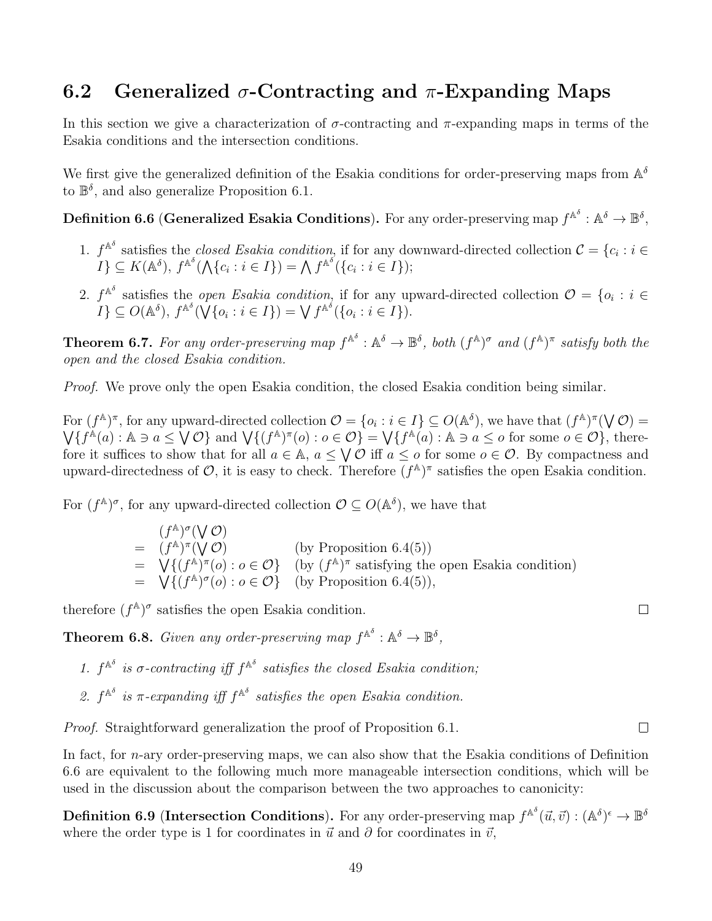## 6.2 Generalized $\sigma$-Contracting and $\pi$-Expanding Maps

In this section we give a characterization of $\sigma$-contracting and $\pi$-expanding maps in terms of the Esakia conditions and the intersection conditions.

We first give the generalized definition of the Esakia conditions for order-preserving maps from $\mathbb{A}^\delta$ to $\mathbb{B}^\delta$, and also generalize Proposition 6.1.

**Definition 6.6** (**Generalized Esakia Conditions**). For any order-preserving map $f^{\mathbb{A}^\delta} : \mathbb{A}^\delta \to \mathbb{B}^\delta$,

1. $f^{\mathbb{A}^\delta}$ satisfies the *closed Esakia condition*, if for any downward-directed collection $\mathcal{C} = \{c_i : i \in I\} \subseteq K(\mathbb{A}^\delta)$, $f^{\mathbb{A}^\delta}(\bigwedge\{c_i : i \in I\}) = \bigwedge f^{\mathbb{A}^\delta}(\{c_i : i \in I\})$;
2. $f^{\mathbb{A}^\delta}$ satisfies the *open Esakia condition*, if for any upward-directed collection $\mathcal{O} = \{o_i : i \in I\} \subseteq O(\mathbb{A}^\delta)$, $f^{\mathbb{A}^\delta}(\bigvee\{o_i : i \in I\}) = \bigvee f^{\mathbb{A}^\delta}(\{o_i : i \in I\})$.

**Theorem 6.7.** *For any order-preserving map $f^{\mathbb{A}^\delta} : \mathbb{A}^\delta \to \mathbb{B}^\delta$, both $(f^{\mathbb{A}})^\sigma$ and $(f^{\mathbb{A}})^\pi$ satisfy both the open and the closed Esakia condition.*

*Proof.* We prove only the open Esakia condition, the closed Esakia condition being similar.

For $(f^{\mathbb{A}})^\pi$, for any upward-directed collection $\mathcal{O} = \{o_i : i \in I\} \subseteq O(\mathbb{A}^\delta)$, we have that $(f^{\mathbb{A}})^\pi(\bigvee \mathcal{O}) = \bigvee\{f^{\mathbb{A}}(a) : \mathbb{A} \ni a \leq \bigvee \mathcal{O}\}$ and $\bigvee\{(f^{\mathbb{A}})^\pi(o) : o \in \mathcal{O}\} = \bigvee\{f^{\mathbb{A}}(a) : \mathbb{A} \ni a \leq o \text{ for some } o \in \mathcal{O}\}$, therefore it suffices to show that for all $a \in \mathbb{A}$, $a \leq \bigvee \mathcal{O}$ iff $a \leq o$ for some $o \in \mathcal{O}$. By compactness and upward-directedness of $\mathcal{O}$, it is easy to check. Therefore $(f^{\mathbb{A}})^\pi$ satisfies the open Esakia condition.

For $(f^{\mathbb{A}})^\sigma$, for any upward-directed collection $\mathcal{O} \subseteq O(\mathbb{A}^\delta)$, we have that

$$
\begin{array}{ll}
& (f^{\mathbb{A}})^\sigma(\bigvee \mathcal{O}) \\
= & (f^{\mathbb{A}})^\pi(\bigvee \mathcal{O}) \qquad \text{(by Proposition 6.4(5))} \\
= & \bigvee\{(f^{\mathbb{A}})^\pi(o) : o \in \mathcal{O}\} \quad \text{(by } (f^{\mathbb{A}})^\pi \text{ satisfying the open Esakia condition)} \\
= & \bigvee\{(f^{\mathbb{A}})^\sigma(o) : o \in \mathcal{O}\} \quad \text{(by Proposition 6.4(5))},
\end{array}
$$

therefore $(f^{\mathbb{A}})^\sigma$ satisfies the open Esakia condition. ∎

**Theorem 6.8.** *Given any order-preserving map $f^{\mathbb{A}^\delta} : \mathbb{A}^\delta \to \mathbb{B}^\delta$,*

1. *$f^{\mathbb{A}^\delta}$ is $\sigma$-contracting iff $f^{\mathbb{A}^\delta}$ satisfies the closed Esakia condition;*
2. *$f^{\mathbb{A}^\delta}$ is $\pi$-expanding iff $f^{\mathbb{A}^\delta}$ satisfies the open Esakia condition.*

*Proof.* Straightforward generalization the proof of Proposition 6.1. ∎

In fact, for $n$-ary order-preserving maps, we can also show that the Esakia conditions of Definition 6.6 are equivalent to the following much more manageable intersection conditions, which will be used in the discussion about the comparison between the two approaches to canonicity:

**Definition 6.9** (**Intersection Conditions**). For any order-preserving map $f^{\mathbb{A}^\delta}(\vec{u}, \vec{v}) : (\mathbb{A}^\delta)^\epsilon \to \mathbb{B}^\delta$ where the order type is 1 for coordinates in $\vec{u}$ and $\partial$ for coordinates in $\vec{v}$,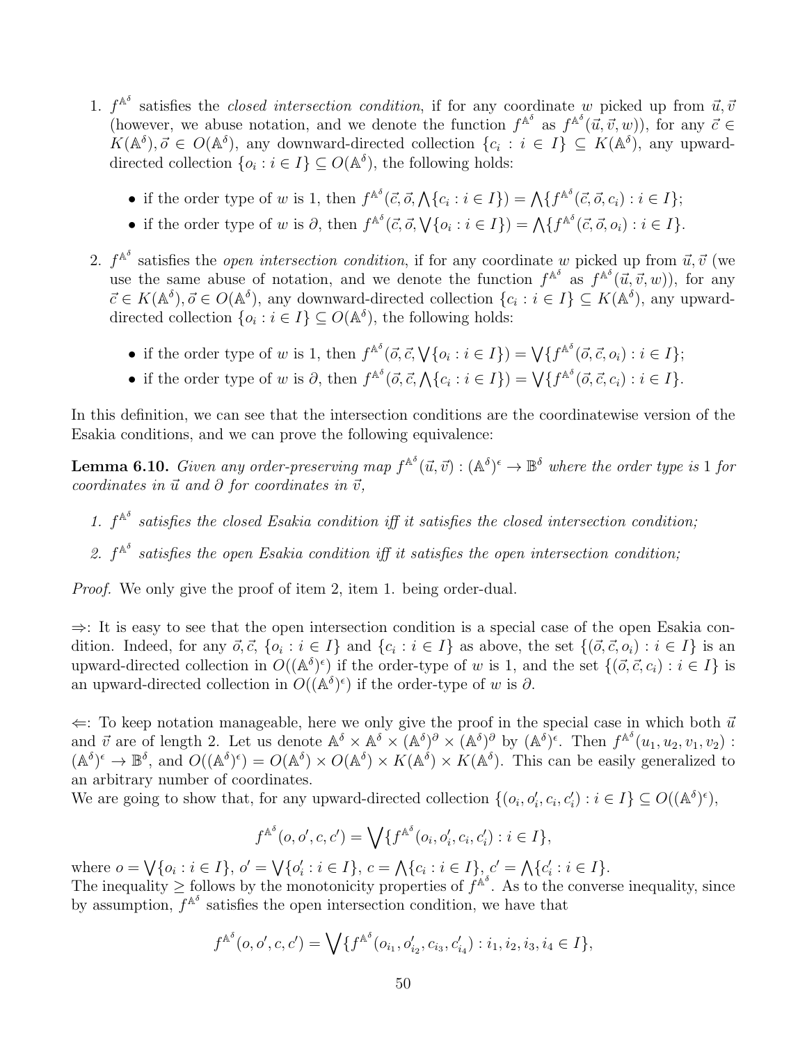1. $f^{\mathbb{A}^\delta}$ satisfies the *closed intersection condition*, if for any coordinate $w$ picked up from $\vec{u}, \vec{v}$ (however, we abuse notation, and we denote the function $f^{\mathbb{A}^\delta}$ as $f^{\mathbb{A}^\delta}(\vec{u}, \vec{v}, w)$), for any $\vec{c} \in K(\mathbb{A}^\delta), \vec{o} \in O(\mathbb{A}^\delta)$, any downward-directed collection $\{c_i : i \in I\} \subseteq K(\mathbb{A}^\delta)$, any upward-directed collection $\{o_i : i \in I\} \subseteq O(\mathbb{A}^\delta)$, the following holds:
   - if the order type of $w$ is 1, then $f^{\mathbb{A}^\delta}(\vec{c}, \vec{o}, \bigwedge\{c_i : i \in I\}) = \bigwedge\{f^{\mathbb{A}^\delta}(\vec{c}, \vec{o}, c_i) : i \in I\}$;
   - if the order type of $w$ is $\partial$, then $f^{\mathbb{A}^\delta}(\vec{c}, \vec{o}, \bigvee\{o_i : i \in I\}) = \bigwedge\{f^{\mathbb{A}^\delta}(\vec{c}, \vec{o}, o_i) : i \in I\}$.

2. $f^{\mathbb{A}^\delta}$ satisfies the *open intersection condition*, if for any coordinate $w$ picked up from $\vec{u}, \vec{v}$ (we use the same abuse of notation, and we denote the function $f^{\mathbb{A}^\delta}$ as $f^{\mathbb{A}^\delta}(\vec{u}, \vec{v}, w)$), for any $\vec{c} \in K(\mathbb{A}^\delta), \vec{o} \in O(\mathbb{A}^\delta)$, any downward-directed collection $\{c_i : i \in I\} \subseteq K(\mathbb{A}^\delta)$, any upward-directed collection $\{o_i : i \in I\} \subseteq O(\mathbb{A}^\delta)$, the following holds:
   - if the order type of $w$ is 1, then $f^{\mathbb{A}^\delta}(\vec{o}, \vec{c}, \bigvee\{o_i : i \in I\}) = \bigvee\{f^{\mathbb{A}^\delta}(\vec{o}, \vec{c}, o_i) : i \in I\}$;
   - if the order type of $w$ is $\partial$, then $f^{\mathbb{A}^\delta}(\vec{o}, \vec{c}, \bigwedge\{c_i : i \in I\}) = \bigvee\{f^{\mathbb{A}^\delta}(\vec{o}, \vec{c}, c_i) : i \in I\}$.

In this definition, we can see that the intersection conditions are the coordinatewise version of the Esakia conditions, and we can prove the following equivalence:

**Lemma 6.10.** *Given any order-preserving map $f^{\mathbb{A}^\delta}(\vec{u}, \vec{v}) : (\mathbb{A}^\delta)^\epsilon \to \mathbb{B}^\delta$ where the order type is 1 for coordinates in $\vec{u}$ and $\partial$ for coordinates in $\vec{v}$,*

1. *$f^{\mathbb{A}^\delta}$ satisfies the closed Esakia condition iff it satisfies the closed intersection condition;*
2. *$f^{\mathbb{A}^\delta}$ satisfies the open Esakia condition iff it satisfies the open intersection condition;*

*Proof.* We only give the proof of item 2, item 1. being order-dual.

$\Rightarrow$: It is easy to see that the open intersection condition is a special case of the open Esakia condition. Indeed, for any $\vec{o}, \vec{c}$, $\{o_i : i \in I\}$ and $\{c_i : i \in I\}$ as above, the set $\{(\vec{o}, \vec{c}, o_i) : i \in I\}$ is an upward-directed collection in $O((\mathbb{A}^\delta)^\epsilon)$ if the order-type of $w$ is 1, and the set $\{(\vec{o}, \vec{c}, c_i) : i \in I\}$ is an upward-directed collection in $O((\mathbb{A}^\delta)^\epsilon)$ if the order-type of $w$ is $\partial$.

$\Leftarrow$: To keep notation manageable, here we only give the proof in the special case in which both $\vec{u}$ and $\vec{v}$ are of length 2. Let us denote $\mathbb{A}^\delta \times \mathbb{A}^\delta \times (\mathbb{A}^\delta)^\partial \times (\mathbb{A}^\delta)^\partial$ by $(\mathbb{A}^\delta)^\epsilon$. Then $f^{\mathbb{A}^\delta}(u_1, u_2, v_1, v_2) : (\mathbb{A}^\delta)^\epsilon \to \mathbb{B}^\delta$, and $O((\mathbb{A}^\delta)^\epsilon) = O(\mathbb{A}^\delta) \times O(\mathbb{A}^\delta) \times K(\mathbb{A}^\delta) \times K(\mathbb{A}^\delta)$. This can be easily generalized to an arbitrary number of coordinates.

We are going to show that, for any upward-directed collection $\{(o_i, o'_i, c_i, c'_i) : i \in I\} \subseteq O((\mathbb{A}^\delta)^\epsilon)$,

$$f^{\mathbb{A}^\delta}(o, o', c, c') = \bigvee\{f^{\mathbb{A}^\delta}(o_i, o'_i, c_i, c'_i) : i \in I\},$$

where $o = \bigvee\{o_i : i \in I\}$, $o' = \bigvee\{o'_i : i \in I\}$, $c = \bigwedge\{c_i : i \in I\}$, $c' = \bigwedge\{c'_i : i \in I\}$.

The inequality $\geq$ follows by the monotonicity properties of $f^{\mathbb{A}^\delta}$. As to the converse inequality, since by assumption, $f^{\mathbb{A}^\delta}$ satisfies the open intersection condition, we have that

$$f^{\mathbb{A}^\delta}(o, o', c, c') = \bigvee\{f^{\mathbb{A}^\delta}(o_{i_1}, o'_{i_2}, c_{i_3}, c'_{i_4}) : i_1, i_2, i_3, i_4 \in I\},$$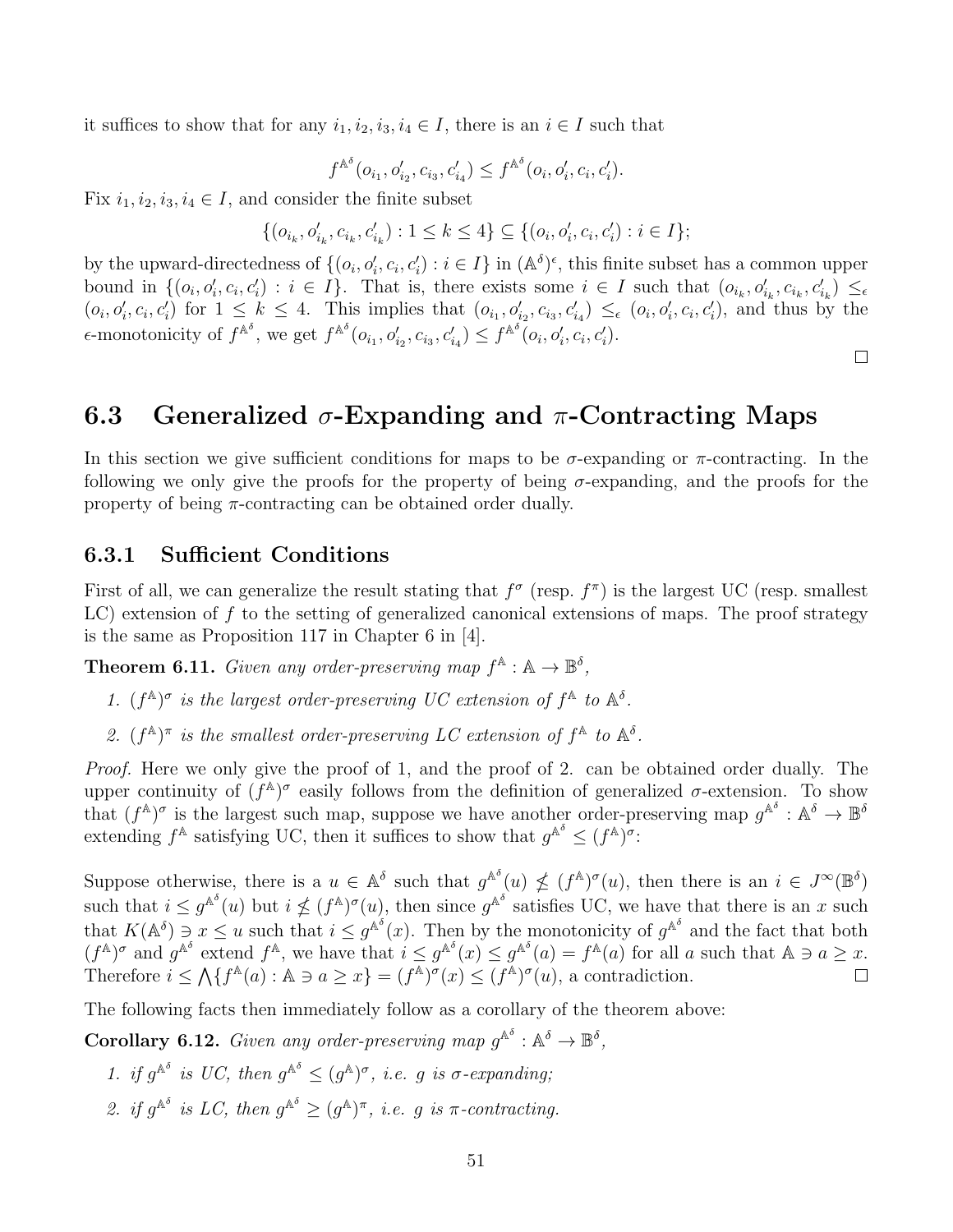it suffices to show that for any $i_1, i_2, i_3, i_4 \in I$, there is an $i \in I$ such that

$$f^{\mathbb{A}^\delta}(o_{i_1}, o'_{i_2}, c_{i_3}, c'_{i_4}) \leq f^{\mathbb{A}^\delta}(o_i, o'_i, c_i, c'_i).$$

Fix $i_1, i_2, i_3, i_4 \in I$, and consider the finite subset

$$\{(o_{i_k}, o'_{i_k}, c_{i_k}, c'_{i_k}) : 1 \leq k \leq 4\} \subseteq \{(o_i, o'_i, c_i, c'_i) : i \in I\};$$

by the upward-directedness of $\{(o_i, o'_i, c_i, c'_i) : i \in I\}$ in $(\mathbb{A}^\delta)^\epsilon$, this finite subset has a common upper bound in $\{(o_i, o'_i, c_i, c'_i) : i \in I\}$. That is, there exists some $i \in I$ such that $(o_{i_k}, o'_{i_k}, c_{i_k}, c'_{i_k}) \leq_\epsilon (o_i, o'_i, c_i, c'_i)$ for $1 \leq k \leq 4$. This implies that $(o_{i_1}, o'_{i_2}, c_{i_3}, c'_{i_4}) \leq_\epsilon (o_i, o'_i, c_i, c'_i)$, and thus by the $\epsilon$-monotonicity of $f^{\mathbb{A}^\delta}$, we get $f^{\mathbb{A}^\delta}(o_{i_1}, o'_{i_2}, c_{i_3}, c'_{i_4}) \leq f^{\mathbb{A}^\delta}(o_i, o'_i, c_i, c'_i)$. □

## 6.3 Generalized $\sigma$-Expanding and $\pi$-Contracting Maps

In this section we give sufficient conditions for maps to be $\sigma$-expanding or $\pi$-contracting. In the following we only give the proofs for the property of being $\sigma$-expanding, and the proofs for the property of being $\pi$-contracting can be obtained order dually.

### 6.3.1 Sufficient Conditions

First of all, we can generalize the result stating that $f^\sigma$ (resp. $f^\pi$) is the largest UC (resp. smallest LC) extension of $f$ to the setting of generalized canonical extensions of maps. The proof strategy is the same as Proposition 117 in Chapter 6 in [4].

**Theorem 6.11.** *Given any order-preserving map $f^{\mathbb{A}} : \mathbb{A} \to \mathbb{B}^\delta$,*

1. *$(f^{\mathbb{A}})^\sigma$ is the largest order-preserving UC extension of $f^{\mathbb{A}}$ to $\mathbb{A}^\delta$.*
2. *$(f^{\mathbb{A}})^\pi$ is the smallest order-preserving LC extension of $f^{\mathbb{A}}$ to $\mathbb{A}^\delta$.*

*Proof.* Here we only give the proof of 1, and the proof of 2. can be obtained order dually. The upper continuity of $(f^{\mathbb{A}})^\sigma$ easily follows from the definition of generalized $\sigma$-extension. To show that $(f^{\mathbb{A}})^\sigma$ is the largest such map, suppose we have another order-preserving map $g^{\mathbb{A}^\delta} : \mathbb{A}^\delta \to \mathbb{B}^\delta$ extending $f^{\mathbb{A}}$ satisfying UC, then it suffices to show that $g^{\mathbb{A}^\delta} \leq (f^{\mathbb{A}})^\sigma$:

Suppose otherwise, there is a $u \in \mathbb{A}^\delta$ such that $g^{\mathbb{A}^\delta}(u) \nleq (f^{\mathbb{A}})^\sigma(u)$, then there is an $i \in J^\infty(\mathbb{B}^\delta)$ such that $i \leq g^{\mathbb{A}^\delta}(u)$ but $i \nleq (f^{\mathbb{A}})^\sigma(u)$, then since $g^{\mathbb{A}^\delta}$ satisfies UC, we have that there is an $x$ such that $K(\mathbb{A}^\delta) \ni x \leq u$ such that $i \leq g^{\mathbb{A}^\delta}(x)$. Then by the monotonicity of $g^{\mathbb{A}^\delta}$ and the fact that both $(f^{\mathbb{A}})^\sigma$ and $g^{\mathbb{A}^\delta}$ extend $f^{\mathbb{A}}$, we have that $i \leq g^{\mathbb{A}^\delta}(x) \leq g^{\mathbb{A}^\delta}(a) = f^{\mathbb{A}}(a)$ for all $a$ such that $\mathbb{A} \ni a \geq x$. Therefore $i \leq \bigwedge\{f^{\mathbb{A}}(a) : \mathbb{A} \ni a \geq x\} = (f^{\mathbb{A}})^\sigma(x) \leq (f^{\mathbb{A}})^\sigma(u)$, a contradiction. □

The following facts then immediately follow as a corollary of the theorem above:

**Corollary 6.12.** *Given any order-preserving map $g^{\mathbb{A}^\delta} : \mathbb{A}^\delta \to \mathbb{B}^\delta$,*

1. *if $g^{\mathbb{A}^\delta}$ is UC, then $g^{\mathbb{A}^\delta} \leq (g^{\mathbb{A}})^\sigma$, i.e. $g$ is $\sigma$-expanding;*
2. *if $g^{\mathbb{A}^\delta}$ is LC, then $g^{\mathbb{A}^\delta} \geq (g^{\mathbb{A}})^\pi$, i.e. $g$ is $\pi$-contracting.*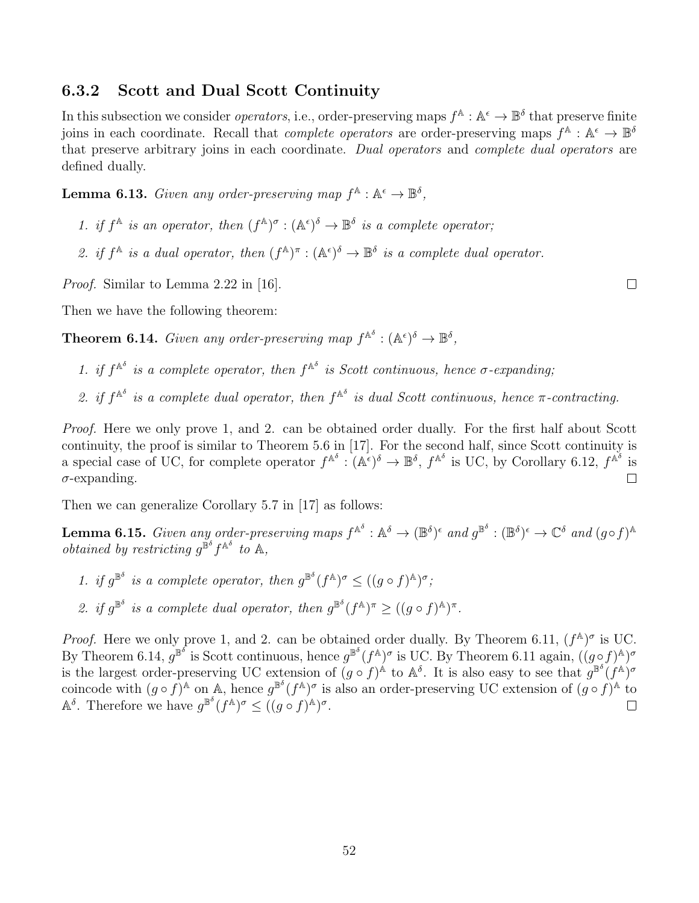### 6.3.2 Scott and Dual Scott Continuity

In this subsection we consider *operators*, i.e., order-preserving maps $f^{\mathbb{A}} : \mathbb{A}^{\epsilon} \to \mathbb{B}^{\delta}$ that preserve finite joins in each coordinate. Recall that *complete operators* are order-preserving maps $f^{\mathbb{A}} : \mathbb{A}^{\epsilon} \to \mathbb{B}^{\delta}$ that preserve arbitrary joins in each coordinate. *Dual operators* and *complete dual operators* are defined dually.

**Lemma 6.13.** *Given any order-preserving map $f^{\mathbb{A}} : \mathbb{A}^{\epsilon} \to \mathbb{B}^{\delta}$,*

1. *if $f^{\mathbb{A}}$ is an operator, then $(f^{\mathbb{A}})^{\sigma} : (\mathbb{A}^{\epsilon})^{\delta} \to \mathbb{B}^{\delta}$ is a complete operator;*
2. *if $f^{\mathbb{A}}$ is a dual operator, then $(f^{\mathbb{A}})^{\pi} : (\mathbb{A}^{\epsilon})^{\delta} \to \mathbb{B}^{\delta}$ is a complete dual operator.*

*Proof.* Similar to Lemma 2.22 in [16]. □

Then we have the following theorem:

**Theorem 6.14.** *Given any order-preserving map $f^{\mathbb{A}^{\delta}} : (\mathbb{A}^{\epsilon})^{\delta} \to \mathbb{B}^{\delta}$,*

1. *if $f^{\mathbb{A}^{\delta}}$ is a complete operator, then $f^{\mathbb{A}^{\delta}}$ is Scott continuous, hence $\sigma$-expanding;*
2. *if $f^{\mathbb{A}^{\delta}}$ is a complete dual operator, then $f^{\mathbb{A}^{\delta}}$ is dual Scott continuous, hence $\pi$-contracting.*

*Proof.* Here we only prove 1, and 2. can be obtained order dually. For the first half about Scott continuity, the proof is similar to Theorem 5.6 in [17]. For the second half, since Scott continuity is a special case of UC, for complete operator $f^{\mathbb{A}^{\delta}} : (\mathbb{A}^{\epsilon})^{\delta} \to \mathbb{B}^{\delta}$, $f^{\mathbb{A}^{\delta}}$ is UC, by Corollary 6.12, $f^{\mathbb{A}^{\delta}}$ is $\sigma$-expanding. □

Then we can generalize Corollary 5.7 in [17] as follows:

**Lemma 6.15.** *Given any order-preserving maps $f^{\mathbb{A}^{\delta}} : \mathbb{A}^{\delta} \to (\mathbb{B}^{\delta})^{\epsilon}$ and $g^{\mathbb{B}^{\delta}} : (\mathbb{B}^{\delta})^{\epsilon} \to \mathbb{C}^{\delta}$ and $(g \circ f)^{\mathbb{A}}$ obtained by restricting $g^{\mathbb{B}^{\delta}} f^{\mathbb{A}^{\delta}}$ to $\mathbb{A}$,*

1. *if $g^{\mathbb{B}^{\delta}}$ is a complete operator, then $g^{\mathbb{B}^{\delta}}(f^{\mathbb{A}})^{\sigma} \leq ((g \circ f)^{\mathbb{A}})^{\sigma}$;*
2. *if $g^{\mathbb{B}^{\delta}}$ is a complete dual operator, then $g^{\mathbb{B}^{\delta}}(f^{\mathbb{A}})^{\pi} \geq ((g \circ f)^{\mathbb{A}})^{\pi}$.*

*Proof.* Here we only prove 1, and 2. can be obtained order dually. By Theorem 6.11, $(f^{\mathbb{A}})^{\sigma}$ is UC. By Theorem 6.14, $g^{\mathbb{B}^{\delta}}$ is Scott continuous, hence $g^{\mathbb{B}^{\delta}}(f^{\mathbb{A}})^{\sigma}$ is UC. By Theorem 6.11 again, $((g \circ f)^{\mathbb{A}})^{\sigma}$ is the largest order-preserving UC extension of $(g \circ f)^{\mathbb{A}}$ to $\mathbb{A}^{\delta}$. It is also easy to see that $g^{\mathbb{B}^{\delta}}(f^{\mathbb{A}})^{\sigma}$ coincode with $(g \circ f)^{\mathbb{A}}$ on $\mathbb{A}$, hence $g^{\mathbb{B}^{\delta}}(f^{\mathbb{A}})^{\sigma}$ is also an order-preserving UC extension of $(g \circ f)^{\mathbb{A}}$ to $\mathbb{A}^{\delta}$. Therefore we have $g^{\mathbb{B}^{\delta}}(f^{\mathbb{A}})^{\sigma} \leq ((g \circ f)^{\mathbb{A}})^{\sigma}$. □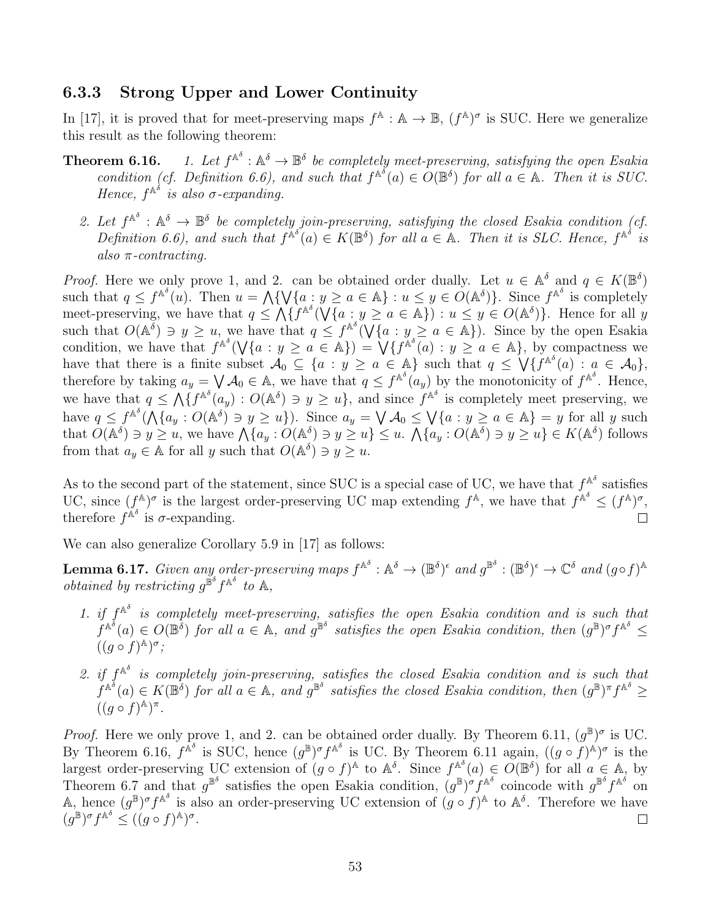### 6.3.3 Strong Upper and Lower Continuity

In [17], it is proved that for meet-preserving maps $f^{\mathbb{A}} : \mathbb{A} \to \mathbb{B}$, $(f^{\mathbb{A}})^\sigma$ is SUC. Here we generalize this result as the following theorem:

**Theorem 6.16.** *1. Let $f^{\mathbb{A}^\delta} : \mathbb{A}^\delta \to \mathbb{B}^\delta$ be completely meet-preserving, satisfying the open Esakia condition (cf. Definition 6.6), and such that $f^{\mathbb{A}^\delta}(a) \in O(\mathbb{B}^\delta)$ for all $a \in \mathbb{A}$. Then it is SUC. Hence, $f^{\mathbb{A}^\delta}$ is also $\sigma$-expanding.*

*2. Let $f^{\mathbb{A}^\delta} : \mathbb{A}^\delta \to \mathbb{B}^\delta$ be completely join-preserving, satisfying the closed Esakia condition (cf. Definition 6.6), and such that $f^{\mathbb{A}^\delta}(a) \in K(\mathbb{B}^\delta)$ for $a \in \mathbb{A}$. Then it is SLC. Hence, $f^{\mathbb{A}^\delta}$ is also $\pi$-contracting.*

*Proof.* Here we only prove 1, and 2. can be obtained order dually. Let $u \in \mathbb{A}^\delta$ and $q \in K(\mathbb{B}^\delta)$ such that $q \leq f^{\mathbb{A}^\delta}(u)$. Then $u = \bigwedge\{\bigvee\{a : y \geq a \in \mathbb{A}\} : u \leq y \in O(\mathbb{A}^\delta)\}$. Since $f^{\mathbb{A}^\delta}$ is completely meet-preserving, we have that $q \leq \bigwedge\{f^{\mathbb{A}^\delta}(\bigvee\{a : y \geq a \in \mathbb{A}\}) : u \leq y \in O(\mathbb{A}^\delta)\}$. Hence for all $y$ such that $O(\mathbb{A}^\delta) \ni y \geq u$, we have that $q \leq f^{\mathbb{A}^\delta}(\bigvee\{a : y \geq a \in \mathbb{A}\})$. Since by the open Esakia condition, we have that $f^{\mathbb{A}^\delta}(\bigvee\{a : y \geq a \in \mathbb{A}\}) = \bigvee\{f^{\mathbb{A}^\delta}(a) : y \geq a \in \mathbb{A}\}$, by compactness we have that there is a finite subset $\mathcal{A}_0 \subseteq \{a : y \geq a \in \mathbb{A}\}$ such that $q \leq \bigvee\{f^{\mathbb{A}^\delta}(a) : a \in \mathcal{A}_0\}$, therefore by taking $a_y = \bigvee \mathcal{A}_0 \in \mathbb{A}$, we have that $q \leq f^{\mathbb{A}^\delta}(a_y)$ by the monotonicity of $f^{\mathbb{A}^\delta}$. Hence, we have that $q \leq \bigwedge\{f^{\mathbb{A}^\delta}(a_y) : O(\mathbb{A}^\delta) \ni y \geq u\}$, and since $f^{\mathbb{A}^\delta}$ is completely meet preserving, we have $q \leq f^{\mathbb{A}^\delta}(\bigwedge\{a_y : O(\mathbb{A}^\delta) \ni y \geq u\})$. Since $a_y = \bigvee \mathcal{A}_0 \leq \bigvee\{a : y \geq a \in \mathbb{A}\} = y$ for all $y$ such that $O(\mathbb{A}^\delta) \ni y \geq u$, we have $\bigwedge\{a_y : O(\mathbb{A}^\delta) \ni y \geq u\} \leq u$. $\bigwedge\{a_y : O(\mathbb{A}^\delta) \ni y \geq u\} \in K(\mathbb{A}^\delta)$ follows from that $a_y \in \mathbb{A}$ for all $y$ such that $O(\mathbb{A}^\delta) \ni y \geq u$.

As to the second part of the statement, since SUC is a special case of UC, we have that $f^{\mathbb{A}^\delta}$ satisfies UC, since $(f^{\mathbb{A}})^\sigma$ is the largest order-preserving UC map extending $f^{\mathbb{A}}$, we have that $f^{\mathbb{A}^\delta} \leq (f^{\mathbb{A}})^\sigma$, therefore $f^{\mathbb{A}^\delta}$ is $\sigma$-expanding. □

We can also generalize Corollary 5.9 in [17] as follows:

**Lemma 6.17.** *Given any order-preserving maps $f^{\mathbb{A}^\delta} : \mathbb{A}^\delta \to (\mathbb{B}^\delta)^\epsilon$ and $g^{\mathbb{B}^\delta} : (\mathbb{B}^\delta)^\epsilon \to \mathbb{C}^\delta$ and $(g \circ f)^{\mathbb{A}}$ obtained by restricting $g^{\mathbb{B}^\delta} f^{\mathbb{A}^\delta}$ to $\mathbb{A}$,*

1. *if $f^{\mathbb{A}^\delta}$ is completely meet-preserving, satisfies the open Esakia condition and is such that $f^{\mathbb{A}^\delta}(a) \in O(\mathbb{B}^\delta)$ for all $a \in \mathbb{A}$, and $g^{\mathbb{B}^\delta}$ satisfies the open Esakia condition, then $(g^{\mathbb{B}})^\sigma f^{\mathbb{A}^\delta} \leq ((g \circ f)^{\mathbb{A}})^\sigma$;*

2. *if $f^{\mathbb{A}^\delta}$ is completely join-preserving, satisfies the closed Esakia condition and is such that $f^{\mathbb{A}^\delta}(a) \in K(\mathbb{B}^\delta)$ for all $a \in \mathbb{A}$, and $g^{\mathbb{B}^\delta}$ satisfies the closed Esakia condition, then $(g^{\mathbb{B}})^\pi f^{\mathbb{A}^\delta} \geq ((g \circ f)^{\mathbb{A}})^\pi$.*

*Proof.* Here we only prove 1, and 2. can be obtained order dually. By Theorem 6.11, $(g^{\mathbb{B}})^\sigma$ is UC. By Theorem 6.16, $f^{\mathbb{A}^\delta}$ is SUC, hence $(g^{\mathbb{B}})^\sigma f^{\mathbb{A}^\delta}$ is UC. By Theorem 6.11 again, $((g \circ f)^{\mathbb{A}})^\sigma$ is the largest order-preserving UC extension of $(g \circ f)^{\mathbb{A}}$ to $\mathbb{A}^\delta$. Since $f^{\mathbb{A}^\delta}(a) \in O(\mathbb{B}^\delta)$ for all $a \in \mathbb{A}$, by Theorem 6.7 and that $g^{\mathbb{B}^\delta}$ satisfies the open Esakia condition, $(g^{\mathbb{B}})^\sigma f^{\mathbb{A}^\delta}$ coincode with $g^{\mathbb{B}^\delta} f^{\mathbb{A}^\delta}$ on $\mathbb{A}$, hence $(g^{\mathbb{B}})^\sigma f^{\mathbb{A}^\delta}$ is also an order-preserving UC extension of $(g \circ f)^{\mathbb{A}}$ to $\mathbb{A}^\delta$. Therefore we have $(g^{\mathbb{B}})^\sigma f^{\mathbb{A}^\delta} \leq ((g \circ f)^{\mathbb{A}})^\sigma$. □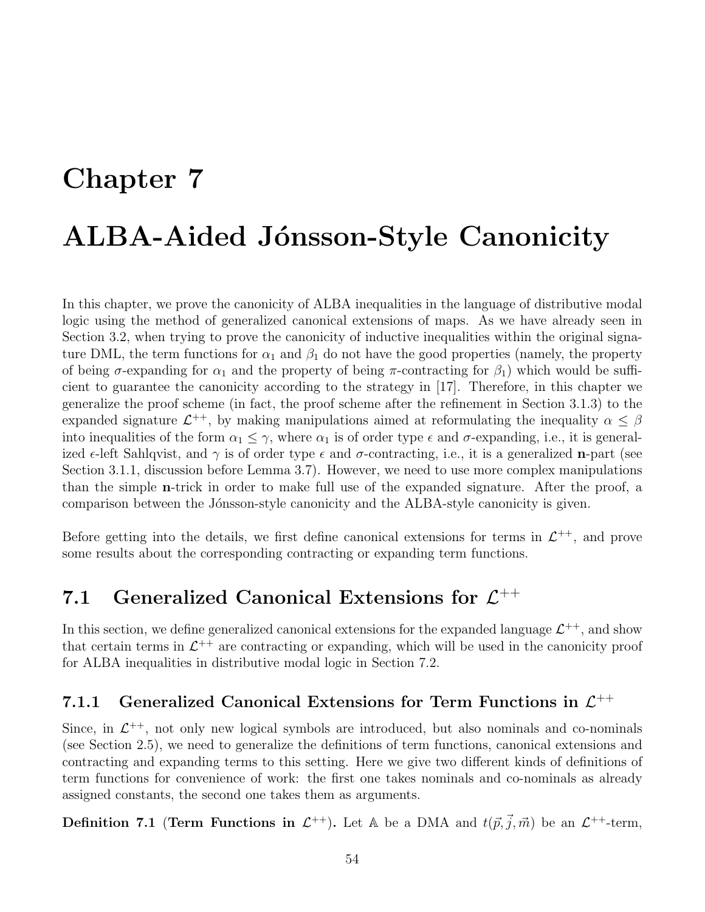# Chapter 7

# ALBA-Aided Jónsson-Style Canonicity

In this chapter, we prove the canonicity of ALBA inequalities in the language of distributive modal logic using the method of generalized canonical extensions of maps. As we have already seen in Section 3.2, when trying to prove the canonicity of inductive inequalities within the original signature DML, the term functions for $\alpha_1$ and $\beta_1$ do not have the good properties (namely, the property of being $\sigma$-expanding for $\alpha_1$ and the property of being $\pi$-contracting for $\beta_1$) which would be sufficient to guarantee the canonicity according to the strategy in [17]. Therefore, in this chapter we generalize the proof scheme (in fact, the proof scheme after the refinement in Section 3.1.3) to the expanded signature $\mathcal{L}^{++}$, by making manipulations aimed at reformulating the inequality $\alpha \leq \beta$ into inequalities of the form $\alpha_1 \leq \gamma$, where $\alpha_1$ is of order type $\epsilon$ and $\sigma$-expanding, i.e., it is generalized $\epsilon$-left Sahlqvist, and $\gamma$ is of order type $\epsilon$ and $\sigma$-contracting, i.e., it is a generalized **n**-part (see Section 3.1.1, discussion before Lemma 3.7). However, we need to use more complex manipulations than the simple **n**-trick in order to make full use of the expanded signature. After the proof, a comparison between the Jónsson-style canonicity and the ALBA-style canonicity is given.

Before getting into the details, we first define canonical extensions for terms in $\mathcal{L}^{++}$, and prove some results about the corresponding contracting or expanding term functions.

## 7.1 Generalized Canonical Extensions for $\mathcal{L}^{++}$

In this section, we define generalized canonical extensions for the expanded language $\mathcal{L}^{++}$, and show that certain terms in $\mathcal{L}^{++}$ are contracting or expanding, which will be used in the canonicity proof for ALBA inequalities in distributive modal logic in Section 7.2.

### 7.1.1 Generalized Canonical Extensions for Term Functions in $\mathcal{L}^{++}$

Since, in $\mathcal{L}^{++}$, not only new logical symbols are introduced, but also nominals and co-nominals (see Section 2.5), we need to generalize the definitions of term functions, canonical extensions and contracting and expanding terms to this setting. Here we give two different kinds of definitions of term functions for convenience of work: the first one takes nominals and co-nominals as already assigned constants, the second one takes them as arguments.

**Definition 7.1 (Term Functions in $\mathcal{L}^{++}$).** Let $\mathbb{A}$ be a DMA and $t(\vec{p}, \vec{j}, \vec{m})$ be an $\mathcal{L}^{++}$-term,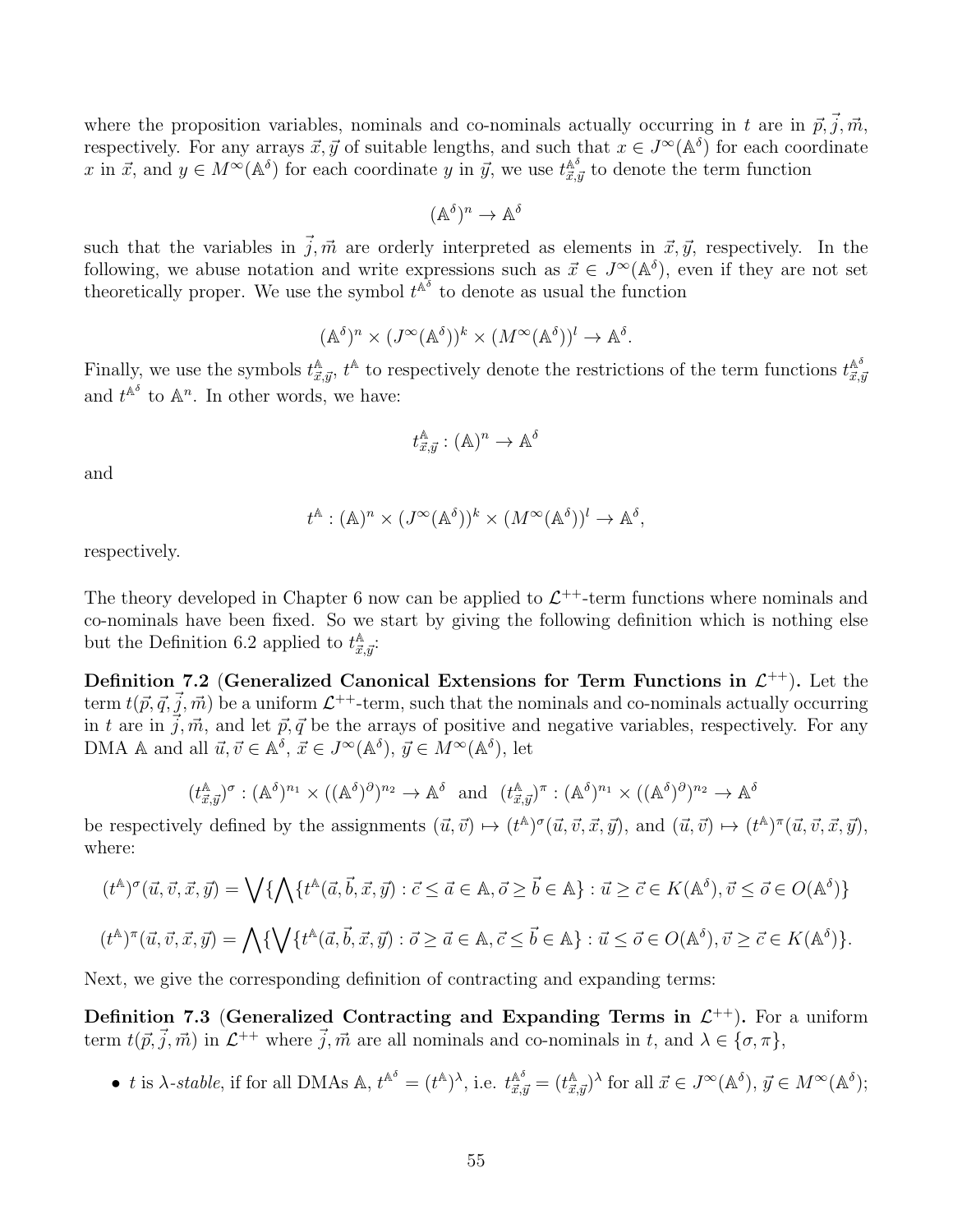where the proposition variables, nominals and co-nominals actually occurring in $t$ are in $\vec{p}, \vec{j}, \vec{m}$, respectively. For any arrays $\vec{x}, \vec{y}$ of suitable lengths, and such that $x \in J^\infty(\mathbb{A}^\delta)$ for each coordinate $x$ in $\vec{x}$, and $y \in M^\infty(\mathbb{A}^\delta)$ for each coordinate $y$ in $\vec{y}$, we use $t^{\mathbb{A}^\delta}_{\vec{x},\vec{y}}$ to denote the term function

$$(\mathbb{A}^\delta)^n \to \mathbb{A}^\delta$$

such that the variables in $\vec{j}, \vec{m}$ are orderly interpreted as elements in $\vec{x}, \vec{y}$, respectively. In the following, we abuse notation and write expressions such as $\vec{x} \in J^\infty(\mathbb{A}^\delta)$, even if they are not set theoretically proper. We use the symbol $t^{\mathbb{A}^\delta}$ to denote as usual the function

$$(\mathbb{A}^\delta)^n \times (J^\infty(\mathbb{A}^\delta))^k \times (M^\infty(\mathbb{A}^\delta))^l \to \mathbb{A}^\delta.$$

Finally, we use the symbols $t^{\mathbb{A}}_{\vec{x},\vec{y}}$, $t^{\mathbb{A}}$ to respectively denote the restrictions of the term functions $t^{\mathbb{A}^\delta}_{\vec{x},\vec{y}}$ and $t^{\mathbb{A}^\delta}$ to $\mathbb{A}^n$. In other words, we have:

$$t^{\mathbb{A}}_{\vec{x},\vec{y}} : (\mathbb{A})^n \to \mathbb{A}^\delta$$

and

$$t^{\mathbb{A}} : (\mathbb{A})^n \times (J^\infty(\mathbb{A}^\delta))^k \times (M^\infty(\mathbb{A}^\delta))^l \to \mathbb{A}^\delta,$$

respectively.

The theory developed in Chapter 6 now can be applied to $\mathcal{L}^{++}$-term functions where nominals and co-nominals have been fixed. So we start by giving the following definition which is nothing else but the Definition 6.2 applied to $t^{\mathbb{A}}_{\vec{x},\vec{y}}$:

**Definition 7.2 (Generalized Canonical Extensions for Term Functions in $\mathcal{L}^{++}$).** Let the term $t(\vec{p}, \vec{q}, \vec{j}, \vec{m})$ be a uniform $\mathcal{L}^{++}$-term, such that the nominals and co-nominals actually occurring in $t$ are in $\vec{j}, \vec{m}$, and let $\vec{p}, \vec{q}$ be the arrays of positive and negative variables, respectively. For any DMA $\mathbb{A}$ and all $\vec{u}, \vec{v} \in \mathbb{A}^\delta$, $\vec{x} \in J^\infty(\mathbb{A}^\delta)$, $\vec{y} \in M^\infty(\mathbb{A}^\delta)$, let

$$(t^{\mathbb{A}}_{\vec{x},\vec{y}})^\sigma : (\mathbb{A}^\delta)^{n_1} \times ((\mathbb{A}^\delta)^\partial)^{n_2} \to \mathbb{A}^\delta \text{ and } (t^{\mathbb{A}}_{\vec{x},\vec{y}})^\pi : (\mathbb{A}^\delta)^{n_1} \times ((\mathbb{A}^\delta)^\partial)^{n_2} \to \mathbb{A}^\delta$$

be respectively defined by the assignments $(\vec{u}, \vec{v}) \mapsto (t^{\mathbb{A}})^\sigma(\vec{u}, \vec{v}, \vec{x}, \vec{y})$, and $(\vec{u}, \vec{v}) \mapsto (t^{\mathbb{A}})^\pi(\vec{u}, \vec{v}, \vec{x}, \vec{y})$, where:

$$(t^{\mathbb{A}})^\sigma(\vec{u}, \vec{v}, \vec{x}, \vec{y}) = \bigvee\{\bigwedge\{t^{\mathbb{A}}(\vec{a}, \vec{b}, \vec{x}, \vec{y}) : \vec{c} \leq \vec{a} \in \mathbb{A}, \vec{o} \geq \vec{b} \in \mathbb{A}\} : \vec{u} \geq \vec{c} \in K(\mathbb{A}^\delta), \vec{v} \leq \vec{o} \in O(\mathbb{A}^\delta)\}$$

$$(t^{\mathbb{A}})^\pi(\vec{u}, \vec{v}, \vec{x}, \vec{y}) = \bigwedge\{\bigvee\{t^{\mathbb{A}}(\vec{a}, \vec{b}, \vec{x}, \vec{y}) : \vec{o} \geq \vec{a} \in \mathbb{A}, \vec{c} \leq \vec{b} \in \mathbb{A}\} : \vec{u} \leq \vec{o} \in O(\mathbb{A}^\delta), \vec{v} \geq \vec{c} \in K(\mathbb{A}^\delta)\}.$$

Next, we give the corresponding definition of contracting and expanding terms:

**Definition 7.3 (Generalized Contracting and Expanding Terms in $\mathcal{L}^{++}$).** For a uniform term $t(\vec{p}, \vec{j}, \vec{m})$ in $\mathcal{L}^{++}$ where $\vec{j}, \vec{m}$ are all nominals and co-nominals in $t$, and $\lambda \in \{\sigma, \pi\}$,

- $t$ is *$\lambda$-stable*, if for all DMAs $\mathbb{A}$, $t^{\mathbb{A}^\delta} = (t^{\mathbb{A}})^\lambda$, i.e. $t^{\mathbb{A}^\delta}_{\vec{x},\vec{y}} = (t^{\mathbb{A}}_{\vec{x},\vec{y}})^\lambda$ for all $\vec{x} \in J^\infty(\mathbb{A}^\delta)$, $\vec{y} \in M^\infty(\mathbb{A}^\delta)$;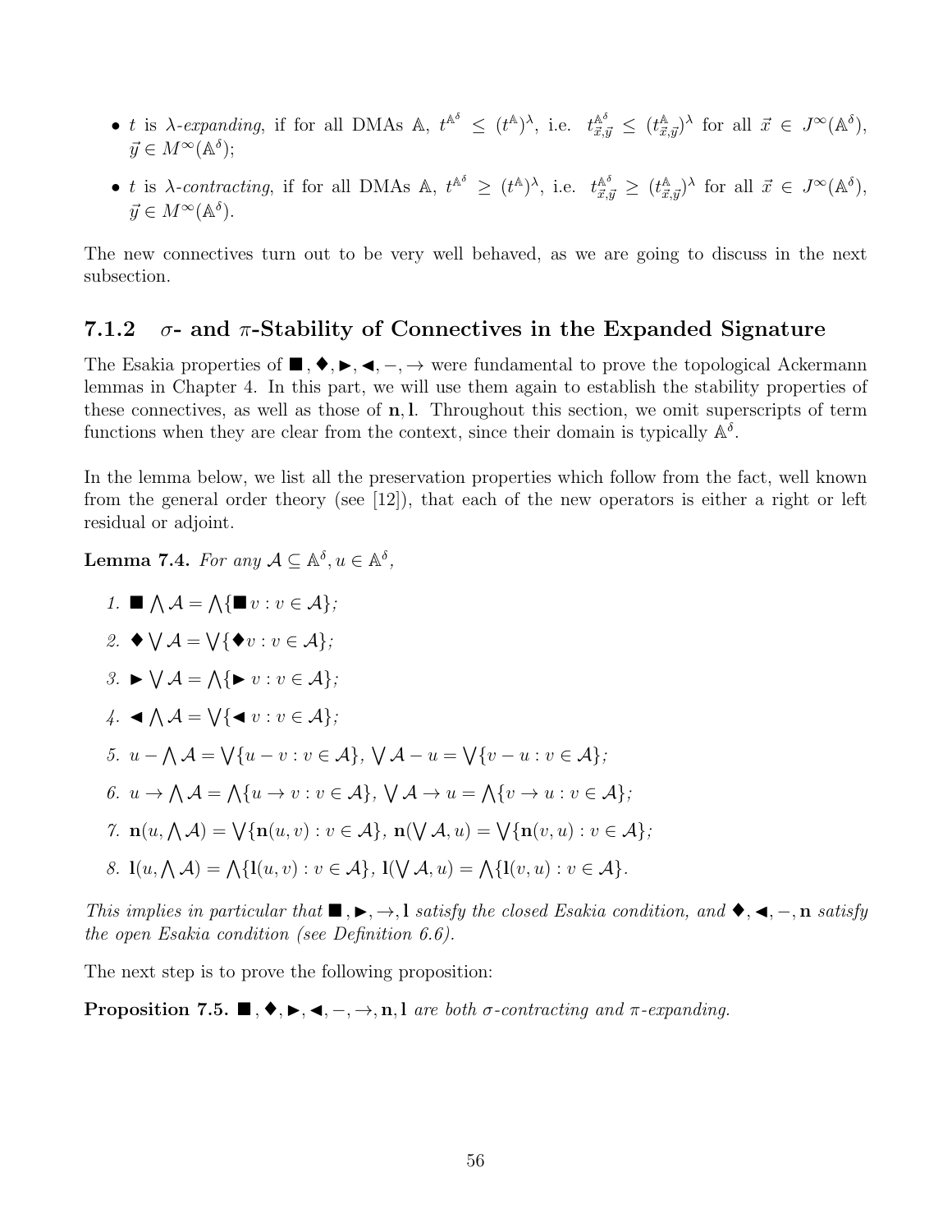- $t$ is $\lambda$-*expanding*, if for all DMAs $\mathbb{A}$, $t^{\mathbb{A}^\delta} \leq (t^{\mathbb{A}})^\lambda$, i.e. $t^{\mathbb{A}^\delta}_{\vec{x},\vec{y}} \leq (t^{\mathbb{A}}_{\vec{x},\vec{y}})^\lambda$ for all $\vec{x} \in J^\infty(\mathbb{A}^\delta)$, $\vec{y} \in M^\infty(\mathbb{A}^\delta)$;
- $t$ is $\lambda$-*contracting*, if for all DMAs $\mathbb{A}$, $t^{\mathbb{A}^\delta} \geq (t^{\mathbb{A}})^\lambda$, i.e. $t^{\mathbb{A}^\delta}_{\vec{x},\vec{y}} \geq (t^{\mathbb{A}}_{\vec{x},\vec{y}})^\lambda$ for all $\vec{x} \in J^\infty(\mathbb{A}^\delta)$, $\vec{y} \in M^\infty(\mathbb{A}^\delta)$.

The new connectives turn out to be very well behaved, as we are going to discuss in the next subsection.

### 7.1.2 $\sigma$- and $\pi$-Stability of Connectives in the Expanded Signature

The Esakia properties of $\blacksquare, \blacklozenge, \blacktriangleright, \blacktriangleleft, -, \rightarrow$ were fundamental to prove the topological Ackermann lemmas in Chapter 4. In this part, we will use them again to establish the stability properties of these connectives, as well as those of $\mathbf{n}, \mathbf{l}$. Throughout this section, we omit superscripts of term functions when they are clear from the context, since their domain is typically $\mathbb{A}^\delta$.

In the lemma below, we list all the preservation properties which follow from the fact, well known from the general order theory (see [12]), that each of the new operators is either a right or left residual or adjoint.

**Lemma 7.4.** *For any $\mathcal{A} \subseteq \mathbb{A}^\delta, u \in \mathbb{A}^\delta$,*

1. $\blacksquare \bigwedge \mathcal{A} = \bigwedge\{\blacksquare v : v \in \mathcal{A}\}$;
2. $\blacklozenge \bigvee \mathcal{A} = \bigvee\{\blacklozenge v : v \in \mathcal{A}\}$;
3. $\blacktriangleright \bigvee \mathcal{A} = \bigwedge\{\blacktriangleright v : v \in \mathcal{A}\}$;
4. $\blacktriangleleft \bigwedge \mathcal{A} = \bigvee\{\blacktriangleleft v : v \in \mathcal{A}\}$;
5. $u - \bigwedge \mathcal{A} = \bigvee\{u - v : v \in \mathcal{A}\}$, $\bigvee \mathcal{A} - u = \bigvee\{v - u : v \in \mathcal{A}\}$;
6. $u \rightarrow \bigwedge \mathcal{A} = \bigwedge\{u \rightarrow v : v \in \mathcal{A}\}$, $\bigvee \mathcal{A} \rightarrow u = \bigwedge\{v \rightarrow u : v \in \mathcal{A}\}$;
7. $\mathbf{n}(u, \bigwedge \mathcal{A}) = \bigvee\{\mathbf{n}(u, v) : v \in \mathcal{A}\}$, $\mathbf{n}(\bigvee \mathcal{A}, u) = \bigvee\{\mathbf{n}(v, u) : v \in \mathcal{A}\}$;
8. $\mathbf{l}(u, \bigwedge \mathcal{A}) = \bigwedge\{\mathbf{l}(u, v) : v \in \mathcal{A}\}$, $\mathbf{l}(\bigvee \mathcal{A}, u) = \bigwedge\{\mathbf{l}(v, u) : v \in \mathcal{A}\}$.

*This implies in particular that $\blacksquare, \blacktriangleright, \rightarrow, \mathbf{l}$ satisfy the closed Esakia condition, and $\blacklozenge, \blacktriangleleft, -, \mathbf{n}$ satisfy the open Esakia condition (see Definition 6.6).*

The next step is to prove the following proposition:

**Proposition 7.5.** *$\blacksquare, \blacklozenge, \blacktriangleright, \blacktriangleleft, -, \rightarrow, \mathbf{n}, \mathbf{l}$ are both $\sigma$-contracting and $\pi$-expanding.*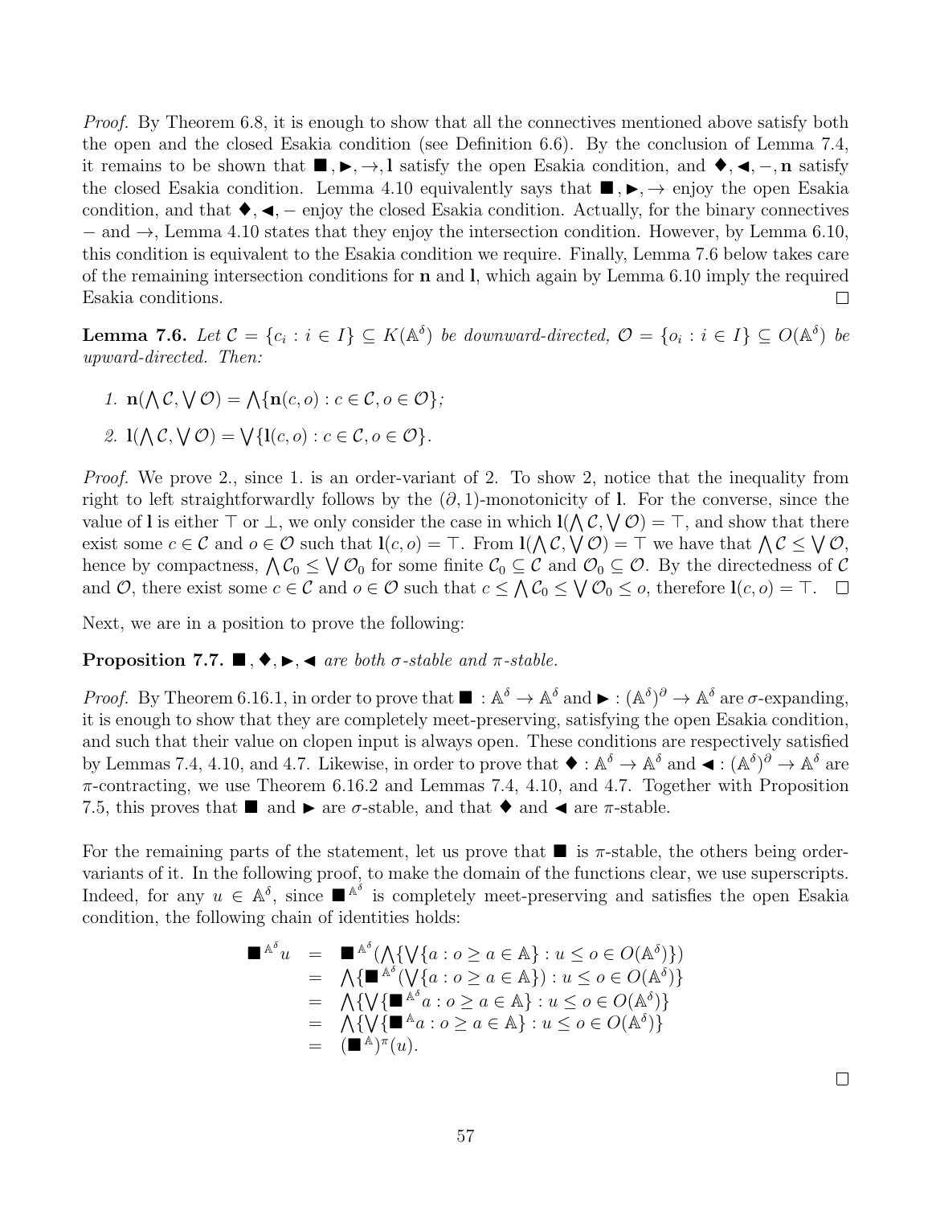*Proof.* By Theorem 6.8, it is enough to show that all the connectives mentioned above satisfy both the open and the closed Esakia condition (see Definition 6.6). By the conclusion of Lemma 7.4, it remains to be shown that $\blacksquare, \blacktriangleright, \rightarrow, \mathbf{l}$ satisfy the open Esakia condition, and $\blacklozenge, \blacktriangleleft, -, \mathbf{n}$ satisfy the closed Esakia condition. Lemma 4.10 equivalently says that $\blacksquare, \blacktriangleright, \rightarrow$ enjoy the open Esakia condition, and that $\blacklozenge, \blacktriangleleft, -$ enjoy the closed Esakia condition. Actually, for the binary connectives $-$ and $\rightarrow$, Lemma 4.10 states that they enjoy the intersection condition. However, by Lemma 6.10, this condition is equivalent to the Esakia condition we require. Finally, Lemma 7.6 below takes care of the remaining intersection conditions for $\mathbf{n}$ and $\mathbf{l}$, which again by Lemma 6.10 imply the required Esakia conditions. $\square$

**Lemma 7.6.** *Let $\mathcal{C} = \{c_i : i \in I\} \subseteq K(\mathbb{A}^\delta)$ be downward-directed, $\mathcal{O} = \{o_i : i \in I\} \subseteq O(\mathbb{A}^\delta)$ be upward-directed. Then:*

1. $\mathbf{n}(\bigwedge \mathcal{C}, \bigvee \mathcal{O}) = \bigwedge\{\mathbf{n}(c, o) : c \in \mathcal{C}, o \in \mathcal{O}\}$;
2. $\mathbf{l}(\bigwedge \mathcal{C}, \bigvee \mathcal{O}) = \bigvee\{\mathbf{l}(c, o) : c \in \mathcal{C}, o \in \mathcal{O}\}$.

*Proof.* We prove 2., since 1. is an order-variant of 2. To show 2, notice that the inequality from right to left straightforwardly follows by the $(\partial, 1)$-monotonicity of $\mathbf{l}$. For the converse, since the value of $\mathbf{l}$ is either $\top$ or $\bot$, we only consider the case in which $\mathbf{l}(\bigwedge \mathcal{C}, \bigvee \mathcal{O}) = \top$, and show that there exist some $c \in \mathcal{C}$ and $o \in \mathcal{O}$ such that $\mathbf{l}(c, o) = \top$. From $\mathbf{l}(\bigwedge \mathcal{C}, \bigvee \mathcal{O}) = \top$ we have that $\bigwedge \mathcal{C} \leq \bigvee \mathcal{O}$, hence by compactness, $\bigwedge \mathcal{C}_0 \leq \bigvee \mathcal{O}_0$ for some finite $\mathcal{C}_0 \subseteq \mathcal{C}$ and $\mathcal{O}_0 \subseteq \mathcal{O}$. By the directedness of $\mathcal{C}$ and $\mathcal{O}$, there exist some $c \in \mathcal{C}$ and $o \in \mathcal{O}$ such that $c \leq \bigwedge \mathcal{C}_0 \leq \bigvee \mathcal{O}_0 \leq o$, therefore $\mathbf{l}(c, o) = \top$. $\square$

Next, we are in a position to prove the following:

**Proposition 7.7.** *$\blacksquare, \blacklozenge, \blacktriangleright, \blacktriangleleft$ are both $\sigma$-stable and $\pi$-stable.*

*Proof.* By Theorem 6.16.1, in order to prove that $\blacksquare : \mathbb{A}^\delta \to \mathbb{A}^\delta$ and $\blacktriangleright : (\mathbb{A}^\delta)^\partial \to \mathbb{A}^\delta$ are $\sigma$-expanding, it is enough to show that they are completely meet-preserving, satisfying the open Esakia condition, and such that their value on clopen input is always open. These conditions are respectively satisfied by Lemmas 7.4, 4.10, and 4.7. Likewise, in order to prove that $\blacklozenge : \mathbb{A}^\delta \to \mathbb{A}^\delta$ and $\blacktriangleleft : (\mathbb{A}^\delta)^\partial \to \mathbb{A}^\delta$ are $\pi$-contracting, we use Theorem 6.16.2 and Lemmas 7.4, 4.10, and 4.7. Together with Proposition 7.5, this proves that $\blacksquare$ and $\blacktriangleright$ are $\sigma$-stable, and that $\blacklozenge$ and $\blacktriangleleft$ are $\pi$-stable.

For the remaining parts of the statement, let us prove that $\blacksquare$ is $\pi$-stable, the others being order-variants of it. In the following proof, to make the domain of the functions clear, we use superscripts. Indeed, for any $u \in \mathbb{A}^\delta$, since $\blacksquare^{\mathbb{A}^\delta}$ is completely meet-preserving and satisfies the open Esakia condition, the following chain of identities holds:

$$
\begin{aligned}
\blacksquare^{\mathbb{A}^\delta} u &= \blacksquare^{\mathbb{A}^\delta}(\bigwedge\{\bigvee\{a : o \geq a \in \mathbb{A}\} : u \leq o \in O(\mathbb{A}^\delta)\}) \\
&= \bigwedge\{\blacksquare^{\mathbb{A}^\delta}(\bigvee\{a : o \geq a \in \mathbb{A}\}) : u \leq o \in O(\mathbb{A}^\delta)\} \\
&= \bigwedge\{\bigvee\{\blacksquare^{\mathbb{A}^\delta} a : o \geq a \in \mathbb{A}\} : u \leq o \in O(\mathbb{A}^\delta)\} \\
&= \bigwedge\{\bigvee\{\blacksquare^{\mathbb{A}} a : o \geq a \in \mathbb{A}\} : u \leq o \in O(\mathbb{A}^\delta)\} \\
&= (\blacksquare^{\mathbb{A}})^\pi(u).
\end{aligned}
$$

$\square$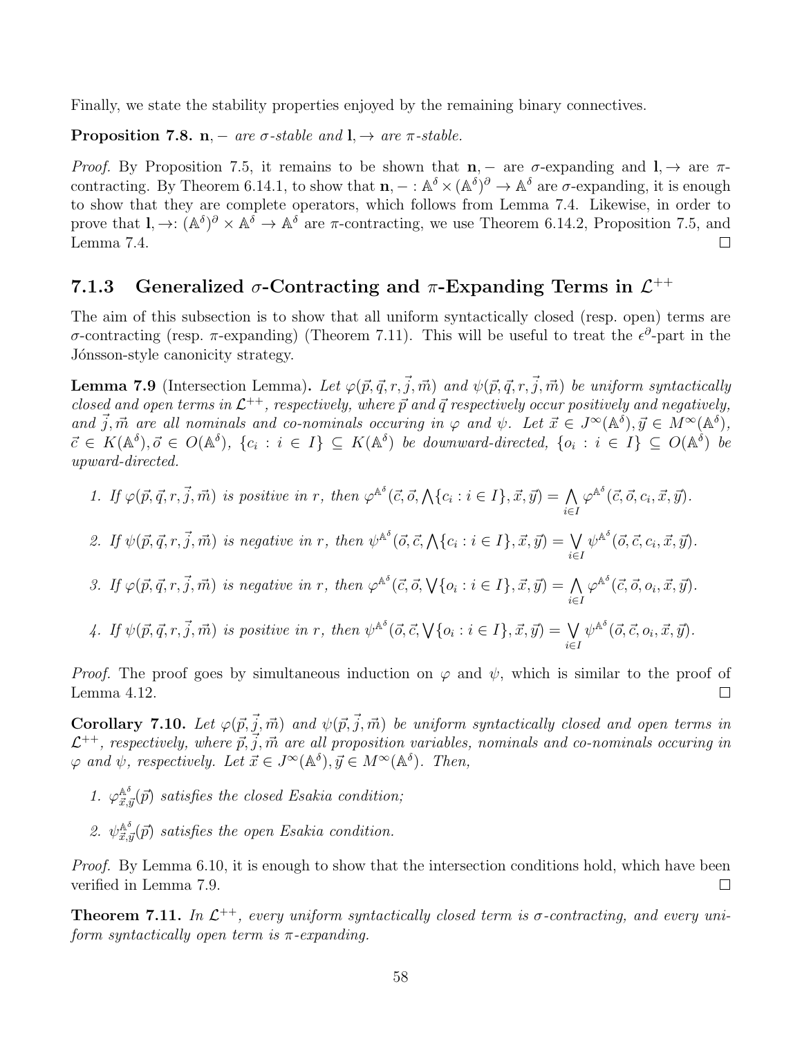Finally, we state the stability properties enjoyed by the remaining binary connectives.

**Proposition 7.8.** *$\mathbf{n}, -$ are $\sigma$-stable and $\mathbf{l}, \to$ are $\pi$-stable.*

*Proof.* By Proposition 7.5, it remains to be shown that $\mathbf{n}, -$ are $\sigma$-expanding and $\mathbf{l}, \to$ are $\pi$-contracting. By Theorem 6.14.1, to show that $\mathbf{n}, - : \mathbb{A}^\delta \times (\mathbb{A}^\delta)^\partial \to \mathbb{A}^\delta$ are $\sigma$-expanding, it is enough to show that they are complete operators, which follows from Lemma 7.4. Likewise, in order to prove that $\mathbf{l}, \to : (\mathbb{A}^\delta)^\partial \times \mathbb{A}^\delta \to \mathbb{A}^\delta$ are $\pi$-contracting, we use Theorem 6.14.2, Proposition 7.5, and Lemma 7.4. □

### 7.1.3 Generalized $\sigma$-Contracting and $\pi$-Expanding Terms in $\mathcal{L}^{++}$

The aim of this subsection is to show that all uniform syntactically closed (resp. open) terms are $\sigma$-contracting (resp. $\pi$-expanding) (Theorem 7.11). This will be useful to treat the $\epsilon^\partial$-part in the Jónsson-style canonicity strategy.

**Lemma 7.9** (Intersection Lemma)**.** *Let $\varphi(\vec{p}, \vec{q}, r, \vec{j}, \vec{m})$ and $\psi(\vec{p}, \vec{q}, r, \vec{j}, \vec{m})$ be uniform syntactically closed and open terms in $\mathcal{L}^{++}$, respectively, where $\vec{p}$ and $\vec{q}$ respectively occur positively and negatively, and $\vec{j}, \vec{m}$ are all nominals and co-nominals occuring in $\varphi$ and $\psi$. Let $\vec{x} \in J^\infty(\mathbb{A}^\delta), \vec{y} \in M^\infty(\mathbb{A}^\delta)$, $\vec{c} \in K(\mathbb{A}^\delta), \vec{o} \in O(\mathbb{A}^\delta)$, $\{c_i : i \in I\} \subseteq K(\mathbb{A}^\delta)$ be downward-directed, $\{o_i : i \in I\} \subseteq O(\mathbb{A}^\delta)$ be upward-directed.*

1. *If $\varphi(\vec{p}, \vec{q}, r, \vec{j}, \vec{m})$ is positive in $r$, then $\varphi^{\mathbb{A}^\delta}(\vec{c}, \vec{o}, \bigwedge\{c_i : i \in I\}, \vec{x}, \vec{y}) = \bigwedge_{i \in I} \varphi^{\mathbb{A}^\delta}(\vec{c}, \vec{o}, c_i, \vec{x}, \vec{y})$.*
2. *If $\psi(\vec{p}, \vec{q}, r, \vec{j}, \vec{m})$ is negative in $r$, then $\psi^{\mathbb{A}^\delta}(\vec{o}, \vec{c}, \bigwedge\{c_i : i \in I\}, \vec{x}, \vec{y}) = \bigvee_{i \in I} \psi^{\mathbb{A}^\delta}(\vec{o}, \vec{c}, c_i, \vec{x}, \vec{y})$.*
3. *If $\varphi(\vec{p}, \vec{q}, r, \vec{j}, \vec{m})$ is negative in $r$, then $\varphi^{\mathbb{A}^\delta}(\vec{c}, \vec{o}, \bigvee\{o_i : i \in I\}, \vec{x}, \vec{y}) = \bigwedge_{i \in I} \varphi^{\mathbb{A}^\delta}(\vec{c}, \vec{o}, o_i, \vec{x}, \vec{y})$.*
4. *If $\psi(\vec{p}, \vec{q}, r, \vec{j}, \vec{m})$ is positive in $r$, then $\psi^{\mathbb{A}^\delta}(\vec{o}, \vec{c}, \bigvee\{o_i : i \in I\}, \vec{x}, \vec{y}) = \bigvee_{i \in I} \psi^{\mathbb{A}^\delta}(\vec{o}, \vec{c}, o_i, \vec{x}, \vec{y})$.*

*Proof.* The proof goes by simultaneous induction on $\varphi$ and $\psi$, which is similar to the proof of Lemma 4.12. □

**Corollary 7.10.** *Let $\varphi(\vec{p}, \vec{j}, \vec{m})$ and $\psi(\vec{p}, \vec{j}, \vec{m})$ be uniform syntactically closed and open terms in $\mathcal{L}^{++}$, respectively, where $\vec{p}, \vec{j}, \vec{m}$ are all proposition variables, nominals and co-nominals occuring in $\varphi$ and $\psi$, respectively. Let $\vec{x} \in J^\infty(\mathbb{A}^\delta), \vec{y} \in M^\infty(\mathbb{A}^\delta)$. Then,*

1. *$\varphi^{\mathbb{A}^\delta}_{\vec{x},\vec{y}}(\vec{p})$ satisfies the closed Esakia condition;*
2. *$\psi^{\mathbb{A}^\delta}_{\vec{x},\vec{y}}(\vec{p})$ satisfies the open Esakia condition.*

*Proof.* By Lemma 6.10, it is enough to show that the intersection conditions hold, which have been verified in Lemma 7.9. □

**Theorem 7.11.** *In $\mathcal{L}^{++}$, every uniform syntactically closed term is $\sigma$-contracting, and every uniform syntactically open term is $\pi$-expanding.*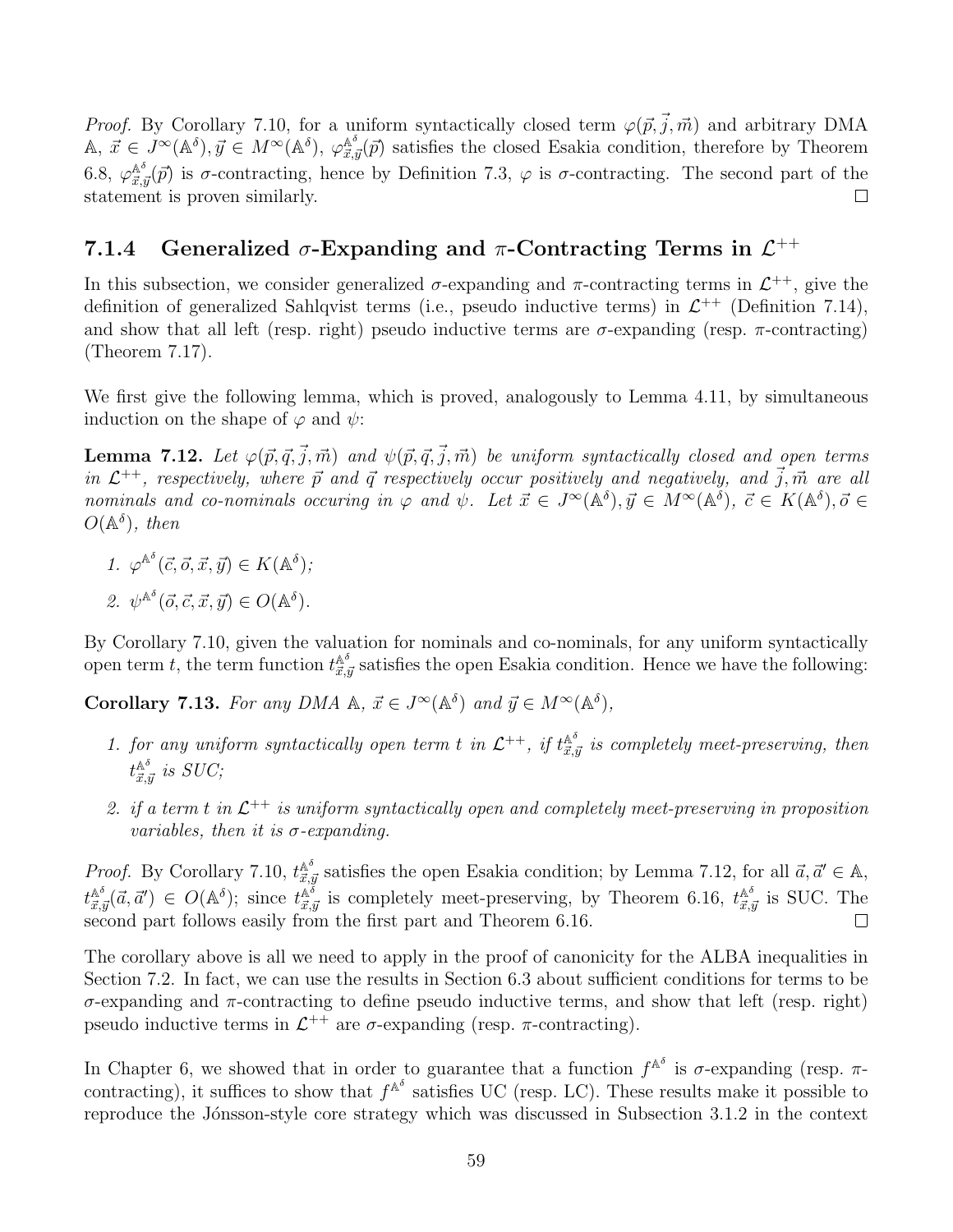*Proof.* By Corollary 7.10, for a uniform syntactically closed term $\varphi(\vec{p},\vec{j},\vec{m})$ and arbitrary DMA $\mathbb{A}$, $\vec{x}\in J^{\infty}(\mathbb{A}^{\delta}),\vec{y}\in M^{\infty}(\mathbb{A}^{\delta})$, $\varphi^{\mathbb{A}^{\delta}}_{\vec{x},\vec{y}}(\vec{p})$ satisfies the closed Esakia condition, therefore by Theorem 6.8, $\varphi^{\mathbb{A}^{\delta}}_{\vec{x},\vec{y}}(\vec{p})$ is $\sigma$-contracting, hence by Definition 7.3, $\varphi$ is $\sigma$-contracting. The second part of the statement is proven similarly. □

### 7.1.4 Generalized $\sigma$-Expanding and $\pi$-Contracting Terms in $\mathcal{L}^{++}$

In this subsection, we consider generalized $\sigma$-expanding and $\pi$-contracting terms in $\mathcal{L}^{++}$, give the definition of generalized Sahlqvist terms (i.e., pseudo inductive terms) in $\mathcal{L}^{++}$ (Definition 7.14), and show that all left (resp. right) pseudo inductive terms are $\sigma$-expanding (resp. $\pi$-contracting) (Theorem 7.17).

We first give the following lemma, which is proved, analogously to Lemma 4.11, by simultaneous induction on the shape of $\varphi$ and $\psi$:

**Lemma 7.12.** *Let $\varphi(\vec{p},\vec{q},\vec{j},\vec{m})$ and $\psi(\vec{p},\vec{q},\vec{j},\vec{m})$ be uniform syntactically closed and open terms in $\mathcal{L}^{++}$, respectively, where $\vec{p}$ and $\vec{q}$ respectively occur positively and negatively, and $\vec{j},\vec{m}$ are all nominals and co-nominals occuring in $\varphi$ and $\psi$. Let $\vec{x}\in J^{\infty}(\mathbb{A}^{\delta}),\vec{y}\in M^{\infty}(\mathbb{A}^{\delta})$, $\vec{c}\in K(\mathbb{A}^{\delta}),\vec{o}\in O(\mathbb{A}^{\delta})$, then*

1. *$\varphi^{\mathbb{A}^{\delta}}(\vec{c},\vec{o},\vec{x},\vec{y})\in K(\mathbb{A}^{\delta})$;*
2. *$\psi^{\mathbb{A}^{\delta}}(\vec{o},\vec{c},\vec{x},\vec{y})\in O(\mathbb{A}^{\delta})$.*

By Corollary 7.10, given the valuation for nominals and co-nominals, for any uniform syntactically open term $t$, the term function $t^{\mathbb{A}^{\delta}}_{\vec{x},\vec{y}}$ satisfies the open Esakia condition. Hence we have the following:

**Corollary 7.13.** *For any DMA $\mathbb{A}$, $\vec{x}\in J^{\infty}(\mathbb{A}^{\delta})$ and $\vec{y}\in M^{\infty}(\mathbb{A}^{\delta})$,*

1. *for any uniform syntactically open term $t$ in $\mathcal{L}^{++}$, if $t^{\mathbb{A}^{\delta}}_{\vec{x},\vec{y}}$ is completely meet-preserving, then $t^{\mathbb{A}^{\delta}}_{\vec{x},\vec{y}}$ is SUC;*
2. *if a term $t$ in $\mathcal{L}^{++}$ is uniform syntactically open and completely meet-preserving in proposition variables, then it is $\sigma$-expanding.*

*Proof.* By Corollary 7.10, $t^{\mathbb{A}^{\delta}}_{\vec{x},\vec{y}}$ satisfies the open Esakia condition; by Lemma 7.12, for all $\vec{a},\vec{a}'\in\mathbb{A}$, $t^{\mathbb{A}^{\delta}}_{\vec{x},\vec{y}}(\vec{a},\vec{a}')\in O(\mathbb{A}^{\delta})$; since $t^{\mathbb{A}^{\delta}}_{\vec{x},\vec{y}}$ is completely meet-preserving, by Theorem 6.16, $t^{\mathbb{A}^{\delta}}_{\vec{x},\vec{y}}$ is SUC. The second part follows easily from the first part and Theorem 6.16. □

The corollary above is all we need to apply in the proof of canonicity for the ALBA inequalities in Section 7.2. In fact, we can use the results in Section 6.3 about sufficient conditions for terms to be $\sigma$-expanding and $\pi$-contracting to define pseudo inductive terms, and show that left (resp. right) pseudo inductive terms in $\mathcal{L}^{++}$ are $\sigma$-expanding (resp. $\pi$-contracting).

In Chapter 6, we showed that in order to guarantee that a function $f^{\mathbb{A}^{\delta}}$ is $\sigma$-expanding (resp. $\pi$-contracting), it suffices to show that $f^{\mathbb{A}^{\delta}}$ satisfies UC (resp. LC). These results make it possible to reproduce the Jónsson-style core strategy which was discussed in Subsection 3.1.2 in the context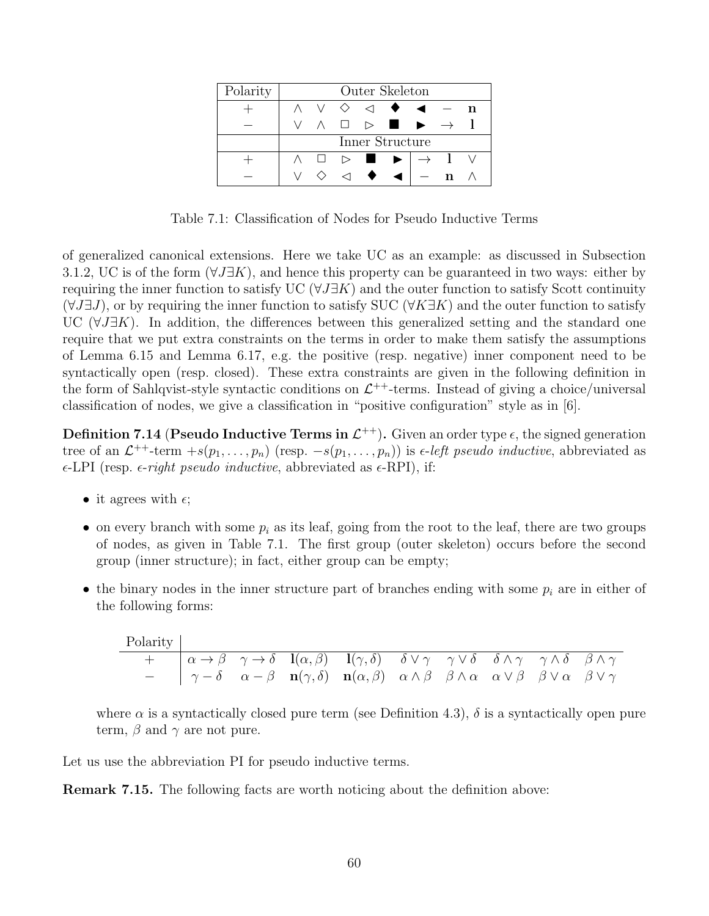| Polarity | Outer Skeleton | | | | | | | |
|---|---|---|---|---|---|---|---|---|
| $+$ | $\wedge$ | $\vee$ | $\Diamond$ | $\lhd$ | $\blacklozenge$ | $\blacktriangleleft$ | $-$ | $\mathbf{n}$ |
| $-$ | $\vee$ | $\wedge$ | $\Box$ | $\rhd$ | $\blacksquare$ | $\blacktriangleright$ | $\rightarrow$ | $\mathbf{l}$ |
| | Inner Structure | | | | | | | |
| $+$ | $\wedge$ | $\Box$ | $\rhd$ | $\blacksquare$ | $\blacktriangleright$ | $\rightarrow$ | $\mathbf{l}$ | $\vee$ |
| $-$ | $\vee$ | $\Diamond$ | $\lhd$ | $\blacklozenge$ | $\blacktriangleleft$ | $-$ | $\mathbf{n}$ | $\wedge$ |

Table 7.1: Classification of Nodes for Pseudo Inductive Terms

of generalized canonical extensions. Here we take UC as an example: as discussed in Subsection 3.1.2, UC is of the form ($\forall J \exists K$), and hence this property can be guaranteed in two ways: either by requiring the inner function to satisfy UC ($\forall J \exists K$) and the outer function to satisfy Scott continuity ($\forall J \exists J$), or by requiring the inner function to satisfy SUC ($\forall K \exists K$) and the outer function to satisfy UC ($\forall J \exists K$). In addition, the differences between this generalized setting and the standard one require that we put extra constraints on the terms in order to make them satisfy the assumptions of Lemma 6.15 and Lemma 6.17, e.g. the positive (resp. negative) inner component need to be syntactically open (resp. closed). These extra constraints are given in the following definition in the form of Sahlqvist-style syntactic conditions on $\mathcal{L}^{++}$-terms. Instead of giving a choice/universal classification of nodes, we give a classification in "positive configuration" style as in [6].

**Definition 7.14** (**Pseudo Inductive Terms in $\mathcal{L}^{++}$**)**.** Given an order type $\epsilon$, the signed generation tree of an $\mathcal{L}^{++}$-term $+s(p_1, \ldots, p_n)$ (resp. $-s(p_1, \ldots, p_n)$) is *$\epsilon$-left pseudo inductive*, abbreviated as $\epsilon$-LPI (resp. *$\epsilon$-right pseudo inductive*, abbreviated as $\epsilon$-RPI), if:

- it agrees with $\epsilon$;
- on every branch with some $p_i$ as its leaf, going from the root to the leaf, there are two groups of nodes, as given in Table 7.1. The first group (outer skeleton) occurs before the second group (inner structure); in fact, either group can be empty;
- the binary nodes in the inner structure part of branches ending with some $p_i$ are in either of the following forms:

| Polarity | | | | | | | | | |
|---|---|---|---|---|---|---|---|---|---|
| $+$ | $\alpha \rightarrow \beta$ | $\gamma \rightarrow \delta$ | $\mathbf{l}(\alpha, \beta)$ | $\mathbf{l}(\gamma, \delta)$ | $\delta \vee \gamma$ | $\gamma \vee \delta$ | $\delta \wedge \gamma$ | $\gamma \wedge \delta$ | $\beta \wedge \gamma$ |
| $-$ | $\gamma - \delta$ | $\alpha - \beta$ | $\mathbf{n}(\gamma, \delta)$ | $\mathbf{n}(\alpha, \beta)$ | $\alpha \wedge \beta$ | $\beta \wedge \alpha$ | $\alpha \vee \beta$ | $\beta \vee \alpha$ | $\beta \vee \gamma$ |

where $\alpha$ is a syntactically closed pure term (see Definition 4.3), $\delta$ is a syntactically open pure term, $\beta$ and $\gamma$ are not pure.

Let us use the abbreviation PI for pseudo inductive terms.

**Remark 7.15.** The following facts are worth noticing about the definition above: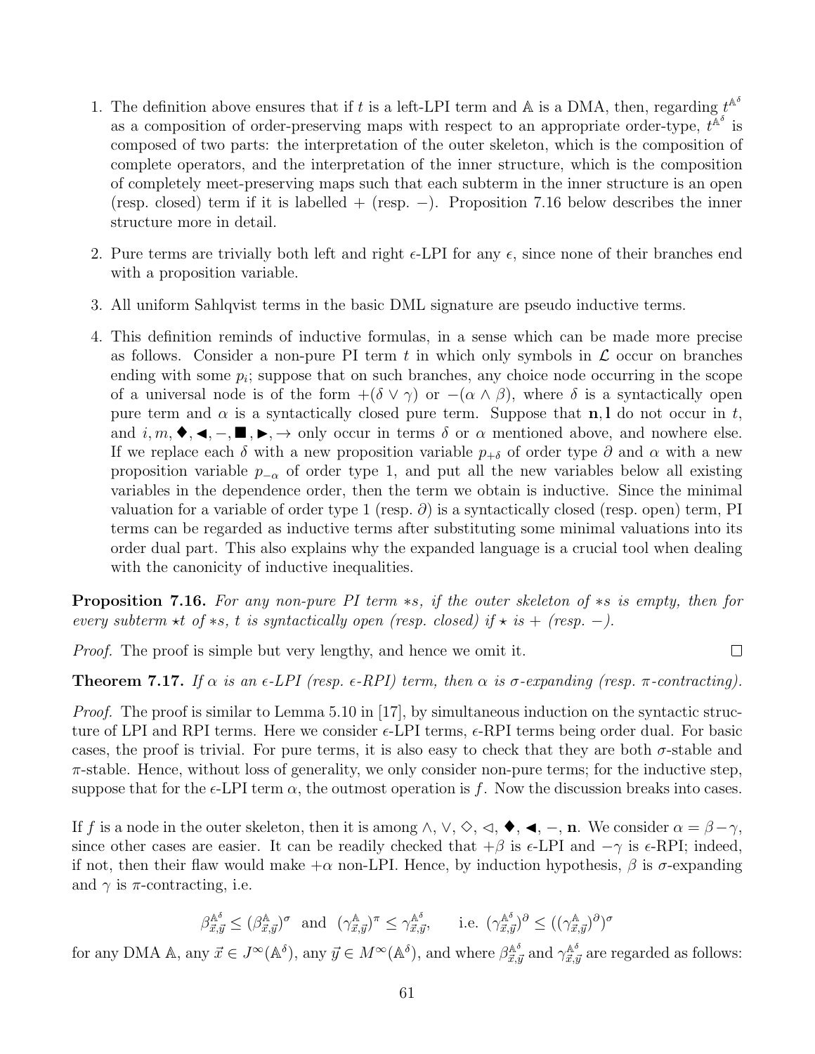1. The definition above ensures that if $t$ is a left-LPI term and $\mathbb{A}$ is a DMA, then, regarding $t^{\mathbb{A}^\delta}$ as a composition of order-preserving maps with respect to an appropriate order-type, $t^{\mathbb{A}^\delta}$ is composed of two parts: the interpretation of the outer skeleton, which is the composition of complete operators, and the interpretation of the inner structure, which is the composition of completely meet-preserving maps such that each subterm in the inner structure is an open (resp. closed) term if it is labelled $+$ (resp. $-$). Proposition 7.16 below describes the inner structure more in detail.

2. Pure terms are trivially both left and right $\epsilon$-LPI for any $\epsilon$, since none of their branches end with a proposition variable.

3. All uniform Sahlqvist terms in the basic DML signature are pseudo inductive terms.

4. This definition reminds of inductive formulas, in a sense which can be made more precise as follows. Consider a non-pure PI term $t$ in which only symbols in $\mathcal{L}$ occur on branches ending with some $p_i$; suppose that on such branches, any choice node occurring in the scope of a universal node is of the form $+(\delta \vee \gamma)$ or $-(\alpha \wedge \beta)$, where $\delta$ is a syntactically open pure term and $\alpha$ is a syntactically closed pure term. Suppose that $\mathbf{n}, \mathbf{l}$ do not occur in $t$, and $i, m, \blacklozenge, \blacktriangleleft, -, \blacksquare, \blacktriangleright, \rightarrow$ only occur in terms $\delta$ or $\alpha$ mentioned above, and nowhere else. If we replace each $\delta$ with a new proposition variable $p_{+\delta}$ of order type $\partial$ and $\alpha$ with a new proposition variable $p_{-\alpha}$ of order type 1, and put all the new variables below all existing variables in the dependence order, then the term we obtain is inductive. Since the minimal valuation for a variable of order type 1 (resp. $\partial$) is a syntactically closed (resp. open) term, PI terms can be regarded as inductive terms after substituting some minimal valuations into its order dual part. This also explains why the expanded language is a crucial tool when dealing with the canonicity of inductive inequalities.

**Proposition 7.16.** *For any non-pure PI term $*s$, if the outer skeleton of $*s$ is empty, then for every subterm $\star t$ of $*s$, $t$ is syntactically open (resp. closed) if $\star$ is $+$ (resp. $-$).*

*Proof.* The proof is simple but very lengthy, and hence we omit it. ∎

**Theorem 7.17.** *If $\alpha$ is an $\epsilon$-LPI (resp. $\epsilon$-RPI) term, then $\alpha$ is $\sigma$-expanding (resp. $\pi$-contracting).*

*Proof.* The proof is similar to Lemma 5.10 in [17], by simultaneous induction on the syntactic structure of LPI and RPI terms. Here we consider $\epsilon$-LPI terms, $\epsilon$-RPI terms being order dual. For basic cases, the proof is trivial. For pure terms, it is also easy to check that they are both $\sigma$-stable and $\pi$-stable. Hence, without loss of generality, we only consider non-pure terms; for the inductive step, suppose that for the $\epsilon$-LPI term $\alpha$, the outmost operation is $f$. Now the discussion breaks into cases.

If $f$ is a node in the outer skeleton, then it is among $\wedge, \vee, \Diamond, \lhd, \blacklozenge, \blacktriangleleft, -, \mathbf{n}$. We consider $\alpha = \beta - \gamma$, since other cases are easier. It can be readily checked that $+\beta$ is $\epsilon$-LPI and $-\gamma$ is $\epsilon$-RPI; indeed, if not, then their flaw would make $+\alpha$ non-LPI. Hence, by induction hypothesis, $\beta$ is $\sigma$-expanding and $\gamma$ is $\pi$-contracting, i.e.

$$\beta^{\mathbb{A}^\delta}_{\vec{x},\vec{y}} \leq (\beta^{\mathbb{A}}_{\vec{x},\vec{y}})^\sigma \quad \text{and} \quad (\gamma^{\mathbb{A}}_{\vec{x},\vec{y}})^\pi \leq \gamma^{\mathbb{A}^\delta}_{\vec{x},\vec{y}}, \qquad \text{i.e. } (\gamma^{\mathbb{A}^\delta}_{\vec{x},\vec{y}})^\partial \leq ((\gamma^{\mathbb{A}}_{\vec{x},\vec{y}})^\partial)^\sigma$$

for any DMA $\mathbb{A}$, any $\vec{x} \in J^\infty(\mathbb{A}^\delta)$, any $\vec{y} \in M^\infty(\mathbb{A}^\delta)$, and where $\beta^{\mathbb{A}^\delta}_{\vec{x},\vec{y}}$ and $\gamma^{\mathbb{A}^\delta}_{\vec{x},\vec{y}}$ are regarded as follows: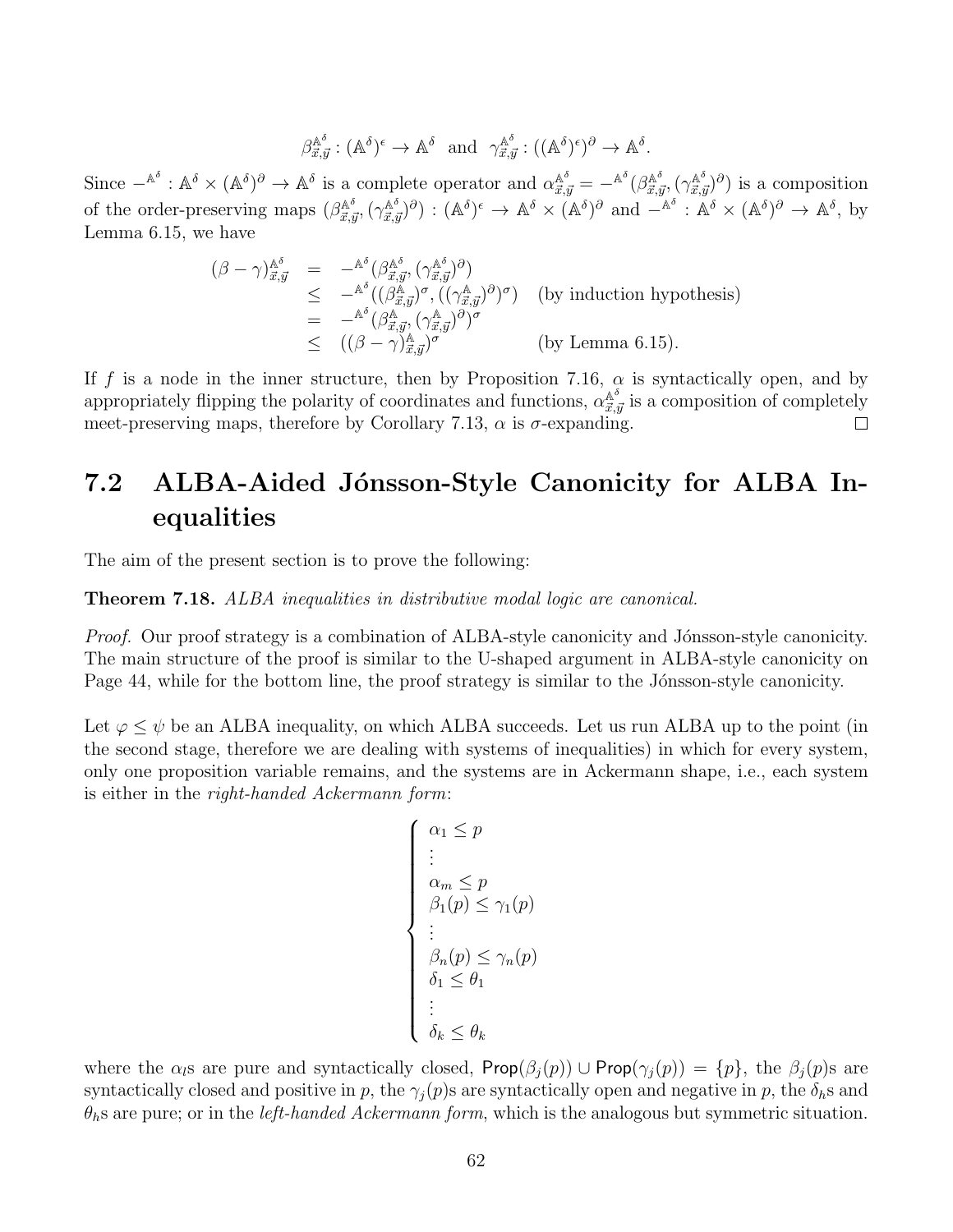$$\beta^{\mathbb{A}^\delta}_{\vec{x},\vec{y}} : (\mathbb{A}^\delta)^\epsilon \to \mathbb{A}^\delta \quad \text{and} \quad \gamma^{\mathbb{A}^\delta}_{\vec{x},\vec{y}} : ((\mathbb{A}^\delta)^\epsilon)^\partial \to \mathbb{A}^\delta.$$

Since $-^{\mathbb{A}^\delta} : \mathbb{A}^\delta \times (\mathbb{A}^\delta)^\partial \to \mathbb{A}^\delta$ is a complete operator and $\alpha^{\mathbb{A}^\delta}_{\vec{x},\vec{y}} = -^{\mathbb{A}^\delta}(\beta^{\mathbb{A}^\delta}_{\vec{x},\vec{y}}, (\gamma^{\mathbb{A}^\delta}_{\vec{x},\vec{y}})^\partial)$ is a composition of the order-preserving maps $(\beta^{\mathbb{A}^\delta}_{\vec{x},\vec{y}}, (\gamma^{\mathbb{A}^\delta}_{\vec{x},\vec{y}})^\partial) : (\mathbb{A}^\delta)^\epsilon \to \mathbb{A}^\delta \times (\mathbb{A}^\delta)^\partial$ and $-^{\mathbb{A}^\delta} : \mathbb{A}^\delta \times (\mathbb{A}^\delta)^\partial \to \mathbb{A}^\delta$, by Lemma 6.15, we have

$$
\begin{array}{rcll}
(\beta - \gamma)^{\mathbb{A}^\delta}_{\vec{x},\vec{y}} & = & -^{\mathbb{A}^\delta}(\beta^{\mathbb{A}^\delta}_{\vec{x},\vec{y}}, (\gamma^{\mathbb{A}^\delta}_{\vec{x},\vec{y}})^\partial) & \\
& \leq & -^{\mathbb{A}^\delta}((\beta^{\mathbb{A}}_{\vec{x},\vec{y}})^\sigma, ((\gamma^{\mathbb{A}}_{\vec{x},\vec{y}})^\partial)^\sigma) & \text{(by induction hypothesis)} \\
& = & -^{\mathbb{A}^\delta}(\beta^{\mathbb{A}}_{\vec{x},\vec{y}}, (\gamma^{\mathbb{A}}_{\vec{x},\vec{y}})^\partial)^\sigma & \\
& \leq & ((\beta - \gamma)^{\mathbb{A}}_{\vec{x},\vec{y}})^\sigma & \text{(by Lemma 6.15).}
\end{array}
$$

If $f$ is a node in the inner structure, then by Proposition 7.16, $\alpha$ is syntactically open, and by appropriately flipping the polarity of coordinates and functions, $\alpha^{\mathbb{A}^\delta}_{\vec{x},\vec{y}}$ is a composition of completely meet-preserving maps, therefore by Corollary 7.13, $\alpha$ is $\sigma$-expanding. $\square$

## 7.2 ALBA-Aided Jónsson-Style Canonicity for ALBA Inequalities

The aim of the present section is to prove the following:

**Theorem 7.18.** *ALBA inequalities in distributive modal logic are canonical.*

*Proof.* Our proof strategy is a combination of ALBA-style canonicity and Jónsson-style canonicity. The main structure of the proof is similar to the U-shaped argument in ALBA-style canonicity on Page 44, while for the bottom line, the proof strategy is similar to the Jónsson-style canonicity.

Let $\varphi \leq \psi$ be an ALBA inequality, on which ALBA succeeds. Let us run ALBA up to the point (in the second stage, therefore we are dealing with systems of inequalities) in which for every system, only one proposition variable remains, and the systems are in Ackermann shape, i.e., each system is either in the *right-handed Ackermann form*:

$$
\begin{cases}
\alpha_1 \leq p \\
\vdots \\
\alpha_m \leq p \\
\beta_1(p) \leq \gamma_1(p) \\
\vdots \\
\beta_n(p) \leq \gamma_n(p) \\
\delta_1 \leq \theta_1 \\
\vdots \\
\delta_k \leq \theta_k
\end{cases}
$$

where the $\alpha_l$s are pure and syntactically closed, $\mathsf{Prop}(\beta_j(p)) \cup \mathsf{Prop}(\gamma_j(p)) = \{p\}$, the $\beta_j(p)$s are syntactically closed and positive in $p$, the $\gamma_j(p)$s are syntactically open and negative in $p$, the $\delta_h$s and $\theta_h$s are pure; or in the *left-handed Ackermann form*, which is the analogous but symmetric situation.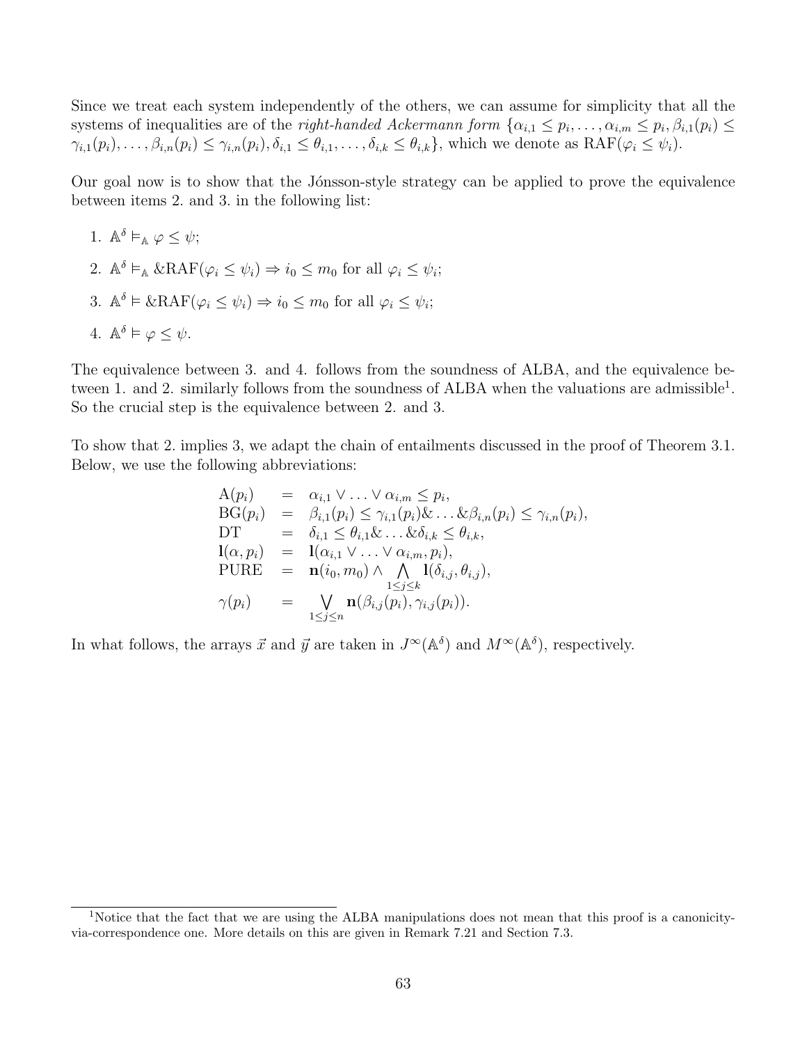Since we treat each system independently of the others, we can assume for simplicity that all the systems of inequalities are of the *right-handed Ackermann form* $\{\alpha_{i,1} \leq p_i, \ldots, \alpha_{i,m} \leq p_i, \beta_{i,1}(p_i) \leq \gamma_{i,1}(p_i), \ldots, \beta_{i,n}(p_i) \leq \gamma_{i,n}(p_i), \delta_{i,1} \leq \theta_{i,1}, \ldots, \delta_{i,k} \leq \theta_{i,k}\}$, which we denote as $\mathrm{RAF}(\varphi_i \leq \psi_i)$.

Our goal now is to show that the Jónsson-style strategy can be applied to prove the equivalence between items 2. and 3. in the following list:

1. $\mathbb{A}^\delta \vDash_{\mathbb{A}} \varphi \leq \psi$;
2. $\mathbb{A}^\delta \vDash_{\mathbb{A}} \&\mathrm{RAF}(\varphi_i \leq \psi_i) \Rightarrow i_0 \leq m_0$ for all $\varphi_i \leq \psi_i$;
3. $\mathbb{A}^\delta \vDash \&\mathrm{RAF}(\varphi_i \leq \psi_i) \Rightarrow i_0 \leq m_0$ for all $\varphi_i \leq \psi_i$;
4. $\mathbb{A}^\delta \vDash \varphi \leq \psi$.

The equivalence between 3. and 4. follows from the soundness of ALBA, and the equivalence between 1. and 2. similarly follows from the soundness of ALBA when the valuations are admissible[1]. So the crucial step is the equivalence between 2. and 3.

To show that 2. implies 3, we adapt the chain of entailments discussed in the proof of Theorem 3.1. Below, we use the following abbreviations:

$$
\begin{array}{lcl}
\mathrm{A}(p_i) & = & \alpha_{i,1} \vee \ldots \vee \alpha_{i,m} \leq p_i, \\
\mathrm{BG}(p_i) & = & \beta_{i,1}(p_i) \leq \gamma_{i,1}(p_i) \& \ldots \& \beta_{i,n}(p_i) \leq \gamma_{i,n}(p_i), \\
\mathrm{DT} & = & \delta_{i,1} \leq \theta_{i,1} \& \ldots \& \delta_{i,k} \leq \theta_{i,k}, \\
\mathbf{l}(\alpha, p_i) & = & \mathbf{l}(\alpha_{i,1} \vee \ldots \vee \alpha_{i,m}, p_i), \\
\mathrm{PURE} & = & \mathbf{n}(i_0, m_0) \wedge \bigwedge_{1 \leq j \leq k} \mathbf{l}(\delta_{i,j}, \theta_{i,j}), \\
\gamma(p_i) & = & \bigvee_{1 \leq j \leq n} \mathbf{n}(\beta_{i,j}(p_i), \gamma_{i,j}(p_i)).
\end{array}
$$

In what follows, the arrays $\vec{x}$ and $\vec{y}$ are taken in $J^\infty(\mathbb{A}^\delta)$ and $M^\infty(\mathbb{A}^\delta)$, respectively.

[1] Notice that the fact that we are using the ALBA manipulations does not mean that this proof is a canonicity-via-correspondence one. More details on this are given in Remark 7.21 and Section 7.3.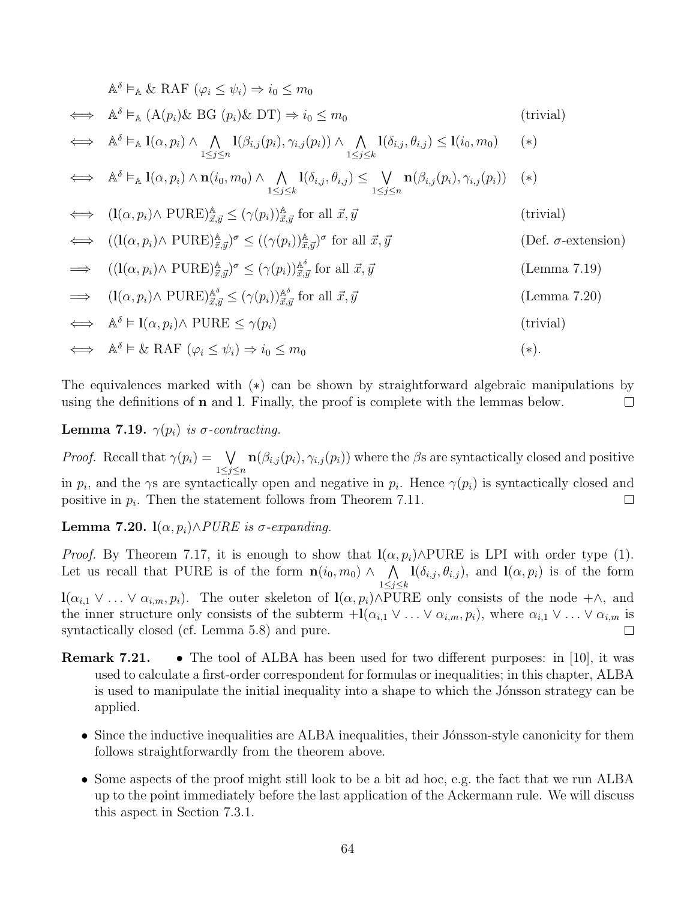$$
\begin{array}{lll}
& \mathbb{A}^\delta \models_{\mathbb{A}} \& \text{ RAF } (\varphi_i \leq \psi_i) \Rightarrow i_0 \leq m_0 & \\
\iff & \mathbb{A}^\delta \models_{\mathbb{A}} (\text{A}(p_i) \& \text{ BG } (p_i) \& \text{ DT}) \Rightarrow i_0 \leq m_0 & \text{(trivial)} \\
\iff & \mathbb{A}^\delta \models_{\mathbb{A}} \mathbf{l}(\alpha, p_i) \wedge \bigwedge_{1 \leq j \leq n} \mathbf{l}(\beta_{i,j}(p_i), \gamma_{i,j}(p_i)) \wedge \bigwedge_{1 \leq j \leq k} \mathbf{l}(\delta_{i,j}, \theta_{i,j}) \leq \mathbf{l}(i_0, m_0) & (*) \\
\iff & \mathbb{A}^\delta \models_{\mathbb{A}} \mathbf{l}(\alpha, p_i) \wedge \mathbf{n}(i_0, m_0) \wedge \bigwedge_{1 \leq j \leq k} \mathbf{l}(\delta_{i,j}, \theta_{i,j}) \leq \bigvee_{1 \leq j \leq n} \mathbf{n}(\beta_{i,j}(p_i), \gamma_{i,j}(p_i)) & (*) \\
\iff & (\mathbf{l}(\alpha, p_i) \wedge \text{ PURE})^{\mathbb{A}}_{\vec{x},\vec{y}} \leq (\gamma(p_i))^{\mathbb{A}}_{\vec{x},\vec{y}} \text{ for all } \vec{x}, \vec{y} & \text{(trivial)} \\
\iff & ((\mathbf{l}(\alpha, p_i) \wedge \text{ PURE})^{\mathbb{A}}_{\vec{x},\vec{y}})^\sigma \leq ((\gamma(p_i))^{\mathbb{A}}_{\vec{x},\vec{y}})^\sigma \text{ for all } \vec{x}, \vec{y} & \text{(Def. } \sigma\text{-extension)} \\
\implies & ((\mathbf{l}(\alpha, p_i) \wedge \text{ PURE})^{\mathbb{A}}_{\vec{x},\vec{y}})^\sigma \leq (\gamma(p_i))^{\mathbb{A}^\delta}_{\vec{x},\vec{y}} \text{ for all } \vec{x}, \vec{y} & \text{(Lemma 7.19)} \\
\implies & (\mathbf{l}(\alpha, p_i) \wedge \text{ PURE})^{\mathbb{A}^\delta}_{\vec{x},\vec{y}} \leq (\gamma(p_i))^{\mathbb{A}^\delta}_{\vec{x},\vec{y}} \text{ for all } \vec{x}, \vec{y} & \text{(Lemma 7.20)} \\
\iff & \mathbb{A}^\delta \models \mathbf{l}(\alpha, p_i) \wedge \text{ PURE} \leq \gamma(p_i) & \text{(trivial)} \\
\iff & \mathbb{A}^\delta \models \& \text{ RAF } (\varphi_i \leq \psi_i) \Rightarrow i_0 \leq m_0 & (*).
\end{array}
$$

The equivalences marked with $(*)$ can be shown by straightforward algebraic manipulations by using the definitions of $\mathbf{n}$ and $\mathbf{l}$. Finally, the proof is complete with the lemmas below. □

**Lemma 7.19.** *$\gamma(p_i)$ is $\sigma$-contracting.*

*Proof.* Recall that $\gamma(p_i) = \bigvee_{1 \leq j \leq n} \mathbf{n}(\beta_{i,j}(p_i), \gamma_{i,j}(p_i))$ where the $\beta$s are syntactically closed and positive in $p_i$, and the $\gamma$s are syntactically open and negative in $p_i$. Hence $\gamma(p_i)$ is syntactically closed and positive in $p_i$. Then the statement follows from Theorem 7.11. □

**Lemma 7.20.** *$\mathbf{l}(\alpha, p_i) \wedge PURE$ is $\sigma$-expanding.*

*Proof.* By Theorem 7.17, it is enough to show that $\mathbf{l}(\alpha, p_i) \wedge$PURE is LPI with order type (1). Let us recall that PURE is of the form $\mathbf{n}(i_0, m_0) \wedge \bigwedge_{1 \leq j \leq k} \mathbf{l}(\delta_{i,j}, \theta_{i,j})$, and $\mathbf{l}(\alpha, p_i)$ is of the form $\mathbf{l}(\alpha_{i,1} \vee \ldots \vee \alpha_{i,m}, p_i)$. The outer skeleton of $\mathbf{l}(\alpha, p_i) \wedge$PURE only consists of the node $+\wedge$, and the inner structure only consists of the subterm $+\mathbf{l}(\alpha_{i,1} \vee \ldots \vee \alpha_{i,m}, p_i)$, where $\alpha_{i,1} \vee \ldots \vee \alpha_{i,m}$ is syntactically closed (cf. Lemma 5.8) and pure. □

**Remark 7.21.**

- The tool of ALBA has been used for two different purposes: in [10], it was used to calculate a first-order correspondent for formulas or inequalities; in this chapter, ALBA is used to manipulate the initial inequality into a shape to which the Jónsson strategy can be applied.
- Since the inductive inequalities are ALBA inequalities, their Jónsson-style canonicity for them follows straightforwardly from the theorem above.
- Some aspects of the proof might still look to be a bit ad hoc, e.g. the fact that we run ALBA up to the point immediately before the last application of the Ackermann rule. We will discuss this aspect in Section 7.3.1.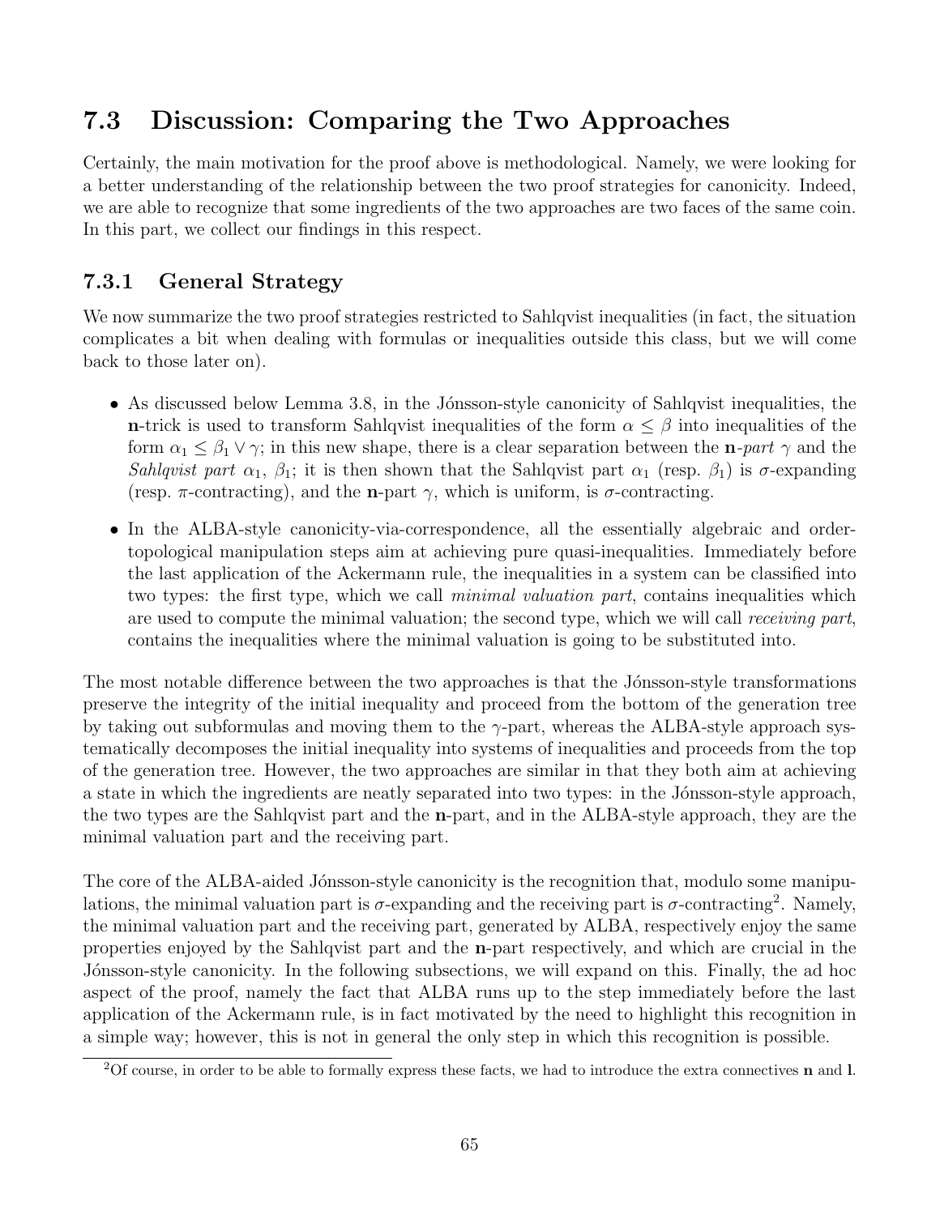## 7.3 Discussion: Comparing the Two Approaches

Certainly, the main motivation for the proof above is methodological. Namely, we were looking for a better understanding of the relationship between the two proof strategies for canonicity. Indeed, we are able to recognize that some ingredients of the two approaches are two faces of the same coin. In this part, we collect our findings in this respect.

### 7.3.1 General Strategy

We now summarize the two proof strategies restricted to Sahlqvist inequalities (in fact, the situation complicates a bit when dealing with formulas or inequalities outside this class, but we will come back to those later on).

- As discussed below Lemma 3.8, in the Jónsson-style canonicity of Sahlqvist inequalities, the **n**-trick is used to transform Sahlqvist inequalities of the form $\alpha \leq \beta$ into inequalities of the form $\alpha_1 \leq \beta_1 \vee \gamma$; in this new shape, there is a clear separation between the **n**-*part* $\gamma$ and the *Sahlqvist part* $\alpha_1$, $\beta_1$; it is then shown that the Sahlqvist part $\alpha_1$ (resp. $\beta_1$) is $\sigma$-expanding (resp. $\pi$-contracting), and the **n**-part $\gamma$, which is uniform, is $\sigma$-contracting.
- In the ALBA-style canonicity-via-correspondence, all the essentially algebraic and order-topological manipulation steps aim at achieving pure quasi-inequalities. Immediately before the last application of the Ackermann rule, the inequalities in a system can be classified into two types: the first type, which we call *minimal valuation part*, contains inequalities which are used to compute the minimal valuation; the second type, which we will call *receiving part*, contains the inequalities where the minimal valuation is going to be substituted into.

The most notable difference between the two approaches is that the Jónsson-style transformations preserve the integrity of the initial inequality and proceed from the bottom of the generation tree by taking out subformulas and moving them to the $\gamma$-part, whereas the ALBA-style approach systematically decomposes the initial inequality into systems of inequalities and proceeds from the top of the generation tree. However, the two approaches are similar in that they both aim at achieving a state in which the ingredients are neatly separated into two types: in the Jónsson-style approach, the two types are the Sahlqvist part and the **n**-part, and in the ALBA-style approach, they are the minimal valuation part and the receiving part.

The core of the ALBA-aided Jónsson-style canonicity is the recognition that, modulo some manipulations, the minimal valuation part is $\sigma$-expanding and the receiving part is $\sigma$-contracting[2]. Namely, the minimal valuation part and the receiving part, generated by ALBA, respectively enjoy the same properties enjoyed by the Sahlqvist part and the **n**-part respectively, and which are crucial in the Jónsson-style canonicity. In the following subsections, we will expand on this. Finally, the ad hoc aspect of the proof, namely the fact that ALBA runs up to the step immediately before the last application of the Ackermann rule, is in fact motivated by the need to highlight this recognition in a simple way; however, this is not in general the only step in which this recognition is possible.

[2] Of course, in order to be able to formally express these facts, we had to introduce the extra connectives **n** and **l**.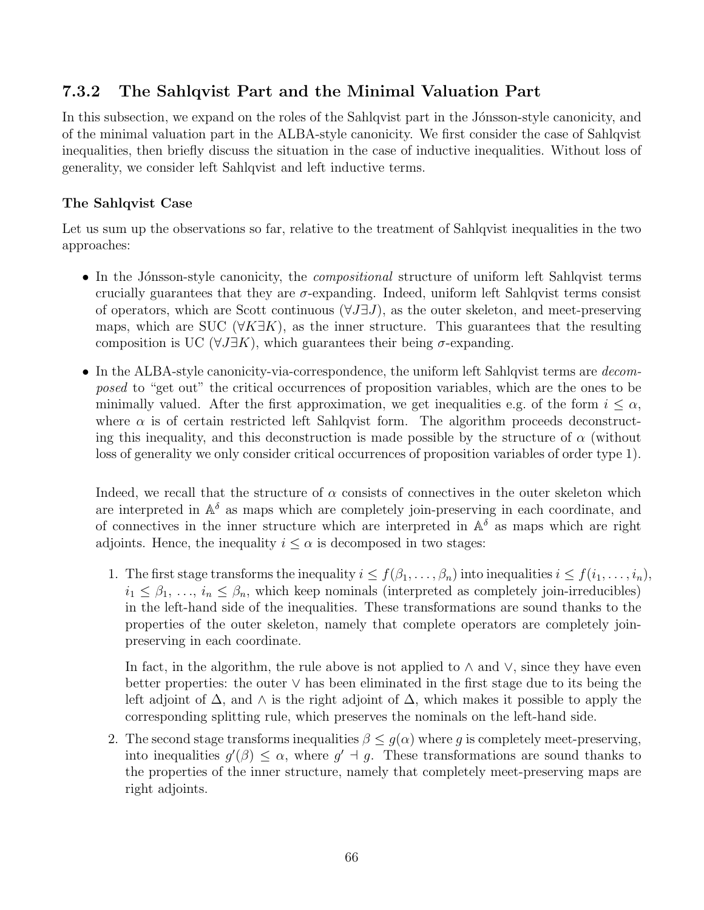### 7.3.2 The Sahlqvist Part and the Minimal Valuation Part

In this subsection, we expand on the roles of the Sahlqvist part in the Jónsson-style canonicity, and of the minimal valuation part in the ALBA-style canonicity. We first consider the case of Sahlqvist inequalities, then briefly discuss the situation in the case of inductive inequalities. Without loss of generality, we consider left Sahlqvist and left inductive terms.

**The Sahlqvist Case**

Let us sum up the observations so far, relative to the treatment of Sahlqvist inequalities in the two approaches:

- In the Jónsson-style canonicity, the *compositional* structure of uniform left Sahlqvist terms crucially guarantees that they are $\sigma$-expanding. Indeed, uniform left Sahlqvist terms consist of operators, which are Scott continuous ($\forall J \exists J$), as the outer skeleton, and meet-preserving maps, which are SUC ($\forall K \exists K$), as the inner structure. This guarantees that the resulting composition is UC ($\forall J \exists K$), which guarantees their being $\sigma$-expanding.
- In the ALBA-style canonicity-via-correspondence, the uniform left Sahlqvist terms are *decomposed* to "get out" the critical occurrences of proposition variables, which are the ones to be minimally valued. After the first approximation, we get inequalities e.g. of the form $i \leq \alpha$, where $\alpha$ is of certain restricted left Sahlqvist form. The algorithm proceeds deconstructing this inequality, and this deconstruction is made possible by the structure of $\alpha$ (without loss of generality we only consider critical occurrences of proposition variables of order type 1).

  Indeed, we recall that the structure of $\alpha$ consists of connectives in the outer skeleton which are interpreted in $\mathbb{A}^\delta$ as maps which are completely join-preserving in each coordinate, and of connectives in the inner structure which are interpreted in $\mathbb{A}^\delta$ as maps which are right adjoints. Hence, the inequality $i \leq \alpha$ is decomposed in two stages:

  1. The first stage transforms the inequality $i \leq f(\beta_1, \ldots, \beta_n)$ into inequalities $i \leq f(i_1, \ldots, i_n)$, $i_1 \leq \beta_1$, $\ldots$, $i_n \leq \beta_n$, which keep nominals (interpreted as completely join-irreducibles) in the left-hand side of the inequalities. These transformations are sound thanks to the properties of the outer skeleton, namely that complete operators are completely join-preserving in each coordinate.

     In fact, in the algorithm, the rule above is not applied to $\wedge$ and $\vee$, since they have even better properties: the outer $\vee$ has been eliminated in the first stage due to its being the left adjoint of $\Delta$, and $\wedge$ is the right adjoint of $\Delta$, which makes it possible to apply the corresponding splitting rule, which preserves the nominals on the left-hand side.

  2. The second stage transforms inequalities $\beta \leq g(\alpha)$ where $g$ is completely meet-preserving, into inequalities $g'(\beta) \leq \alpha$, where $g' \dashv g$. These transformations are sound thanks to the properties of the inner structure, namely that completely meet-preserving maps are right adjoints.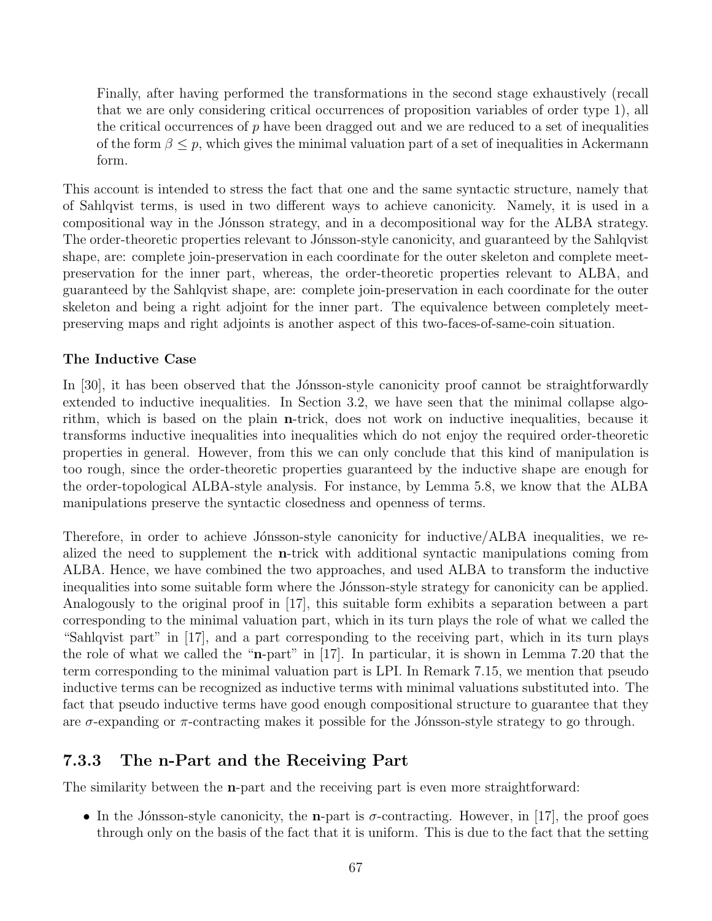Finally, after having performed the transformations in the second stage exhaustively (recall that we are only considering critical occurrences of proposition variables of order type 1), all the critical occurrences of $p$ have been dragged out and we are reduced to a set of inequalities of the form $\beta \leq p$, which gives the minimal valuation part of a set of inequalities in Ackermann form.

This account is intended to stress the fact that one and the same syntactic structure, namely that of Sahlqvist terms, is used in two different ways to achieve canonicity. Namely, it is used in a compositional way in the Jónsson strategy, and in a decompositional way for the ALBA strategy. The order-theoretic properties relevant to Jónsson-style canonicity, and guaranteed by the Sahlqvist shape, are: complete join-preservation in each coordinate for the outer skeleton and complete meet-preservation for the inner part, whereas, the order-theoretic properties relevant to ALBA, and guaranteed by the Sahlqvist shape, are: complete join-preservation in each coordinate for the outer skeleton and being a right adjoint for the inner part. The equivalence between completely meet-preserving maps and right adjoints is another aspect of this two-faces-of-same-coin situation.

**The Inductive Case**

In [30], it has been observed that the Jónsson-style canonicity proof cannot be straightforwardly extended to inductive inequalities. In Section 3.2, we have seen that the minimal collapse algorithm, which is based on the plain **n**-trick, does not work on inductive inequalities, because it transforms inductive inequalities into inequalities which do not enjoy the required order-theoretic properties in general. However, from this we can only conclude that this kind of manipulation is too rough, since the order-theoretic properties guaranteed by the inductive shape are enough for the order-topological ALBA-style analysis. For instance, by Lemma 5.8, we know that the ALBA manipulations preserve the syntactic closedness and openness of terms.

Therefore, in order to achieve Jónsson-style canonicity for inductive/ALBA inequalities, we realized the need to supplement the **n**-trick with additional syntactic manipulations coming from ALBA. Hence, we have combined the two approaches, and used ALBA to transform the inductive inequalities into some suitable form where the Jónsson-style strategy for canonicity can be applied. Analogously to the original proof in [17], this suitable form exhibits a separation between a part corresponding to the minimal valuation part, which in its turn plays the role of what we called the "Sahlqvist part" in [17], and a part corresponding to the receiving part, which in its turn plays the role of what we called the "**n**-part" in [17]. In particular, it is shown in Lemma 7.20 that the term corresponding to the minimal valuation part is LPI. In Remark 7.15, we mention that pseudo inductive terms can be recognized as inductive terms with minimal valuations substituted into. The fact that pseudo inductive terms have good enough compositional structure to guarantee that they are $\sigma$-expanding or $\pi$-contracting makes it possible for the Jónsson-style strategy to go through.

### 7.3.3 The n-Part and the Receiving Part

The similarity between the **n**-part and the receiving part is even more straightforward:

- In the Jónsson-style canonicity, the **n**-part is $\sigma$-contracting. However, in [17], the proof goes through only on the basis of the fact that it is uniform. This is due to the fact that the setting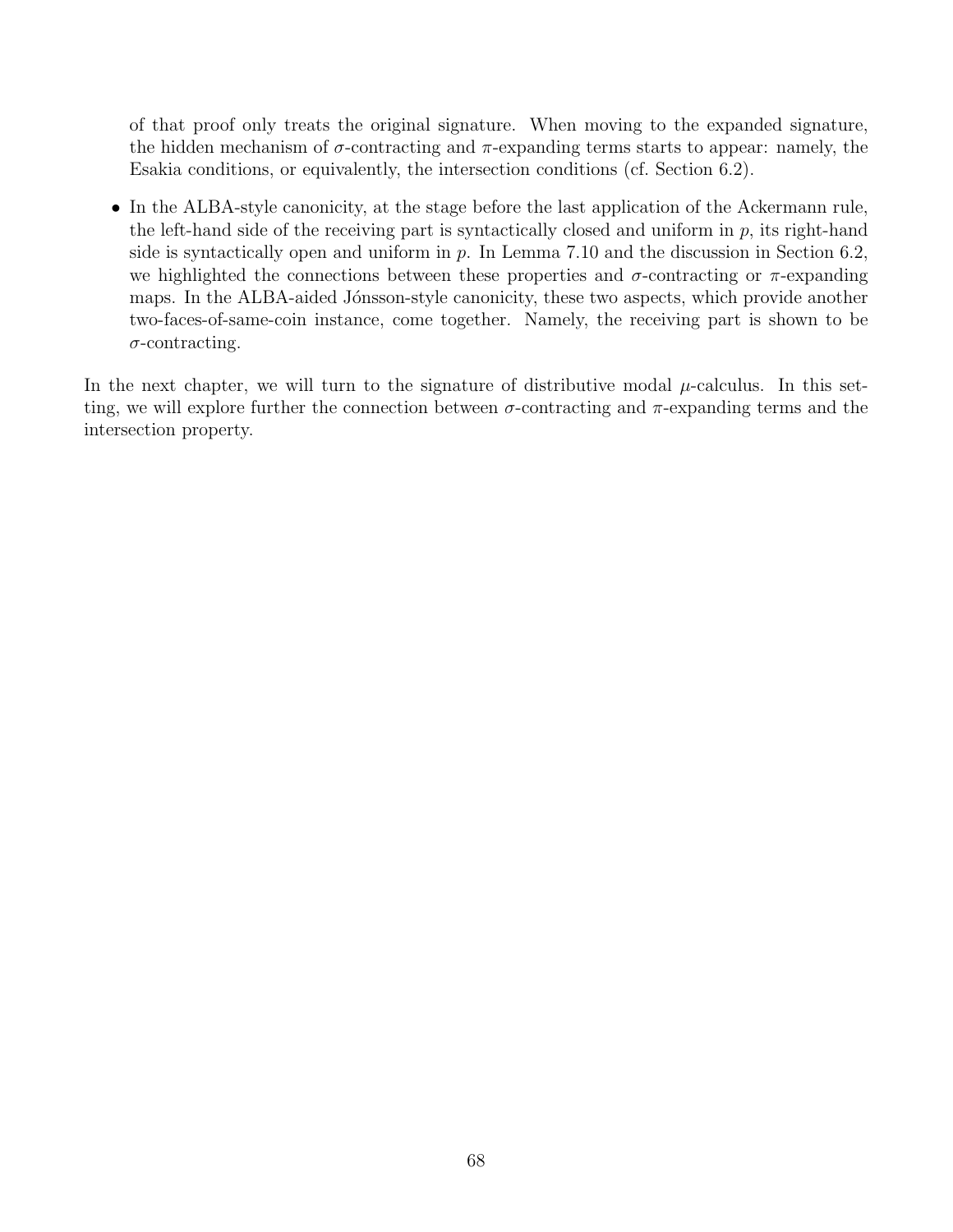of that proof only treats the original signature. When moving to the expanded signature, the hidden mechanism of $\sigma$-contracting and $\pi$-expanding terms starts to appear: namely, the Esakia conditions, or equivalently, the intersection conditions (cf. Section 6.2).

- In the ALBA-style canonicity, at the stage before the last application of the Ackermann rule, the left-hand side of the receiving part is syntactically closed and uniform in $p$, its right-hand side is syntactically open and uniform in $p$. In Lemma 7.10 and the discussion in Section 6.2, we highlighted the connections between these properties and $\sigma$-contracting or $\pi$-expanding maps. In the ALBA-aided Jónsson-style canonicity, these two aspects, which provide another two-faces-of-same-coin instance, come together. Namely, the receiving part is shown to be $\sigma$-contracting.

In the next chapter, we will turn to the signature of distributive modal $\mu$-calculus. In this setting, we will explore further the connection between $\sigma$-contracting and $\pi$-expanding terms and the intersection property.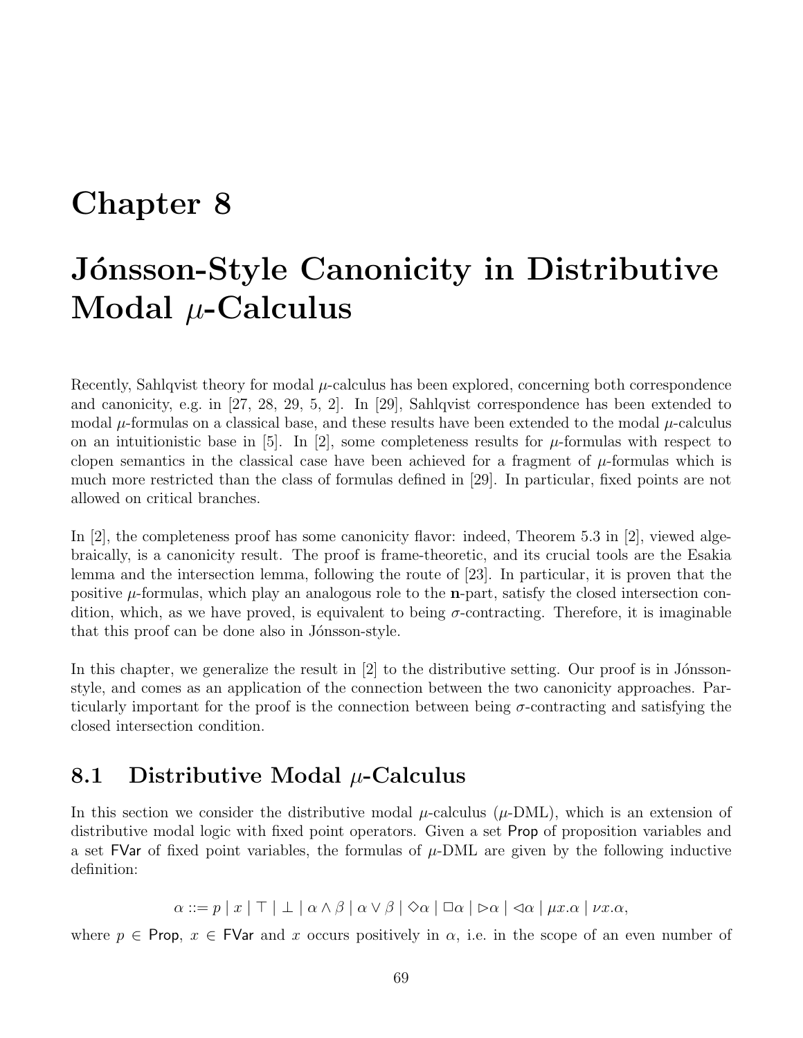# Chapter 8

# Jónsson-Style Canonicity in Distributive Modal $\mu$-Calculus

Recently, Sahlqvist theory for modal $\mu$-calculus has been explored, concerning both correspondence and canonicity, e.g. in [27, 28, 29, 5, 2]. In [29], Sahlqvist correspondence has been extended to modal $\mu$-formulas on a classical base, and these results have been extended to the modal $\mu$-calculus on an intuitionistic base in [5]. In [2], some completeness results for $\mu$-formulas with respect to clopen semantics in the classical case have been achieved for a fragment of $\mu$-formulas which is much more restricted than the class of formulas defined in [29]. In particular, fixed points are not allowed on critical branches.

In [2], the completeness proof has some canonicity flavor: indeed, Theorem 5.3 in [2], viewed algebraically, is a canonicity result. The proof is frame-theoretic, and its crucial tools are the Esakia lemma and the intersection lemma, following the route of [23]. In particular, it is proven that the positive $\mu$-formulas, which play an analogous role to the **n**-part, satisfy the closed intersection condition, which, as we have proved, is equivalent to being $\sigma$-contracting. Therefore, it is imaginable that this proof can be done also in Jónsson-style.

In this chapter, we generalize the result in [2] to the distributive setting. Our proof is in Jónsson-style, and comes as an application of the connection between the two canonicity approaches. Particularly important for the proof is the connection between being $\sigma$-contracting and satisfying the closed intersection condition.

## 8.1 Distributive Modal $\mu$-Calculus

In this section we consider the distributive modal $\mu$-calculus ($\mu$-DML), which is an extension of distributive modal logic with fixed point operators. Given a set Prop of proposition variables and a set FVar of fixed point variables, the formulas of $\mu$-DML are given by the following inductive definition:

$$\alpha ::= p \mid x \mid \top \mid \bot \mid \alpha \wedge \beta \mid \alpha \vee \beta \mid \Diamond\alpha \mid \Box\alpha \mid \rhd\alpha \mid \lhd\alpha \mid \mu x.\alpha \mid \nu x.\alpha,$$

where $p \in$ Prop, $x \in$ FVar and $x$ occurs positively in $\alpha$, i.e. in the scope of an even number of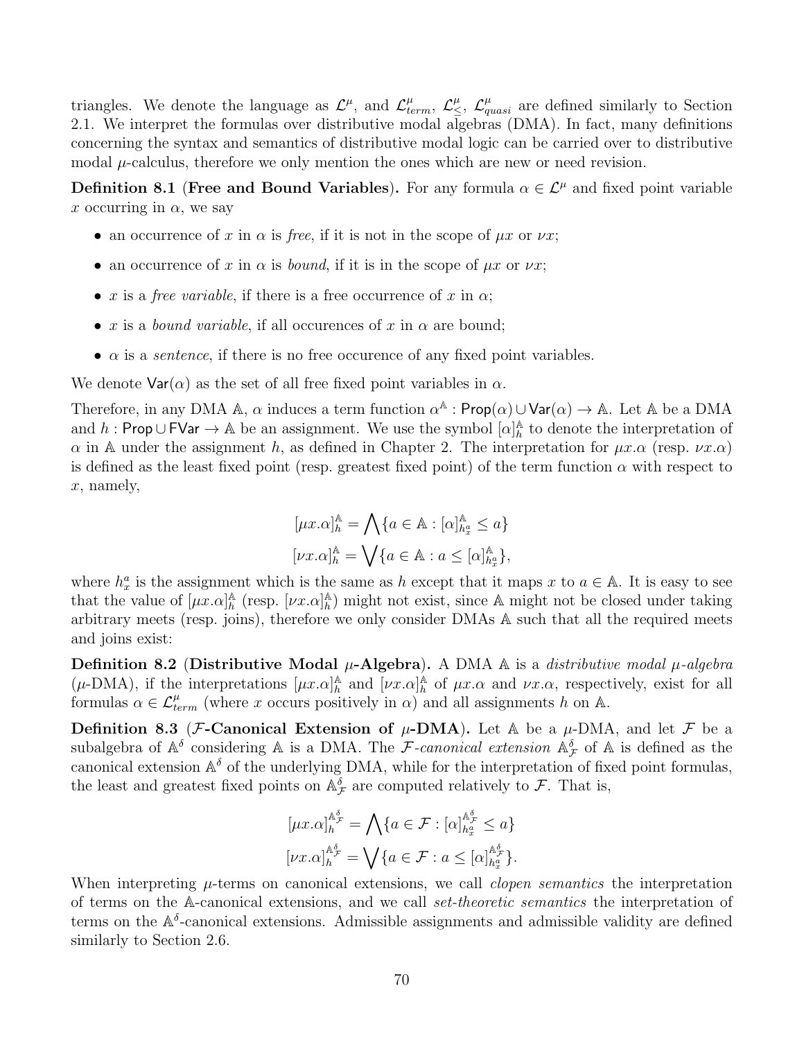triangles. We denote the language as $\mathcal{L}^\mu$, and $\mathcal{L}^\mu_{term}$, $\mathcal{L}^\mu_{\leq}$, $\mathcal{L}^\mu_{quasi}$ are defined similarly to Section 2.1. We interpret the formulas over distributive modal algebras (DMA). In fact, many definitions concerning the syntax and semantics of distributive modal logic can be carried over to distributive modal $\mu$-calculus, therefore we only mention the ones which are new or need revision.

**Definition 8.1 (Free and Bound Variables).** For any formula $\alpha \in \mathcal{L}^\mu$ and fixed point variable $x$ occurring in $\alpha$, we say

- an occurrence of $x$ in $\alpha$ is *free*, if it is not in the scope of $\mu x$ or $\nu x$;
- an occurrence of $x$ in $\alpha$ is *bound*, if it is in the scope of $\mu x$ or $\nu x$;
- $x$ is a *free variable*, if there is a free occurrence of $x$ in $\alpha$;
- $x$ is a *bound variable*, if all occurences of $x$ in $\alpha$ are bound;
- $\alpha$ is a *sentence*, if there is no free occurence of any fixed point variables.

We denote $\mathsf{Var}(\alpha)$ as the set of all free fixed point variables in $\alpha$.

Therefore, in any DMA $\mathbb{A}$, $\alpha$ induces a term function $\alpha^{\mathbb{A}} : \mathsf{Prop}(\alpha) \cup \mathsf{Var}(\alpha) \to \mathbb{A}$. Let $\mathbb{A}$ be a DMA and $h : \mathsf{Prop} \cup \mathsf{FVar} \to \mathbb{A}$ be an assignment. We use the symbol $[\alpha]^{\mathbb{A}}_h$ to denote the interpretation of $\alpha$ in $\mathbb{A}$ under the assignment $h$, as defined in Chapter 2. The interpretation for $\mu x.\alpha$ (resp. $\nu x.\alpha$) is defined as the least fixed point (resp. greatest fixed point) of the term function $\alpha$ with respect to $x$, namely,

$$[\mu x.\alpha]^{\mathbb{A}}_h = \bigwedge\{a \in \mathbb{A} : [\alpha]^{\mathbb{A}}_{h^a_x} \leq a\}$$

$$[\nu x.\alpha]^{\mathbb{A}}_h = \bigvee\{a \in \mathbb{A} : a \leq [\alpha]^{\mathbb{A}}_{h^a_x}\},$$

where $h^a_x$ is the assignment which is the same as $h$ except that it maps $x$ to $a \in \mathbb{A}$. It is easy to see that the value of $[\mu x.\alpha]^{\mathbb{A}}_h$ (resp. $[\nu x.\alpha]^{\mathbb{A}}_h$) might not exist, since $\mathbb{A}$ might not be closed under taking arbitrary meets (resp. joins), therefore we only consider DMAs $\mathbb{A}$ such that all the required meets and joins exist:

**Definition 8.2 (Distributive Modal $\mu$-Algebra).** A DMA $\mathbb{A}$ is a *distributive modal $\mu$-algebra* ($\mu$-DMA), if the interpretations $[\mu x.\alpha]^{\mathbb{A}}_h$ and $[\nu x.\alpha]^{\mathbb{A}}_h$ of $\mu x.\alpha$ and $\nu x.\alpha$, respectively, exist for all formulas $\alpha \in \mathcal{L}^\mu_{term}$ (where $x$ occurs positively in $\alpha$) and all assignments $h$ on $\mathbb{A}$.

**Definition 8.3 ($\mathcal{F}$-Canonical Extension of $\mu$-DMA).** Let $\mathbb{A}$ be a $\mu$-DMA, and let $\mathcal{F}$ be a subalgebra of $\mathbb{A}^\delta$ considering $\mathbb{A}$ is a DMA. The *$\mathcal{F}$-canonical extension* $\mathbb{A}^\delta_{\mathcal{F}}$ of $\mathbb{A}$ is defined as the canonical extension $\mathbb{A}^\delta$ of the underlying DMA, while for the interpretation of fixed point formulas, the least and greatest fixed points on $\mathbb{A}^\delta_{\mathcal{F}}$ are computed relatively to $\mathcal{F}$. That is,

$$[\mu x.\alpha]^{\mathbb{A}^\delta_{\mathcal{F}}}_h = \bigwedge\{a \in \mathcal{F} : [\alpha]^{\mathbb{A}^\delta_{\mathcal{F}}}_{h^a_x} \leq a\}$$

$$[\nu x.\alpha]^{\mathbb{A}^\delta_{\mathcal{F}}}_h = \bigvee\{a \in \mathcal{F} : a \leq [\alpha]^{\mathbb{A}^\delta_{\mathcal{F}}}_{h^a_x}\}.$$

When interpreting $\mu$-terms on canonical extensions, we call *clopen semantics* the interpretation of terms on the $\mathbb{A}$-canonical extensions, and we call *set-theoretic semantics* the interpretation of terms on the $\mathbb{A}^\delta$-canonical extensions. Admissible assignments and admissible validity are defined similarly to Section 2.6.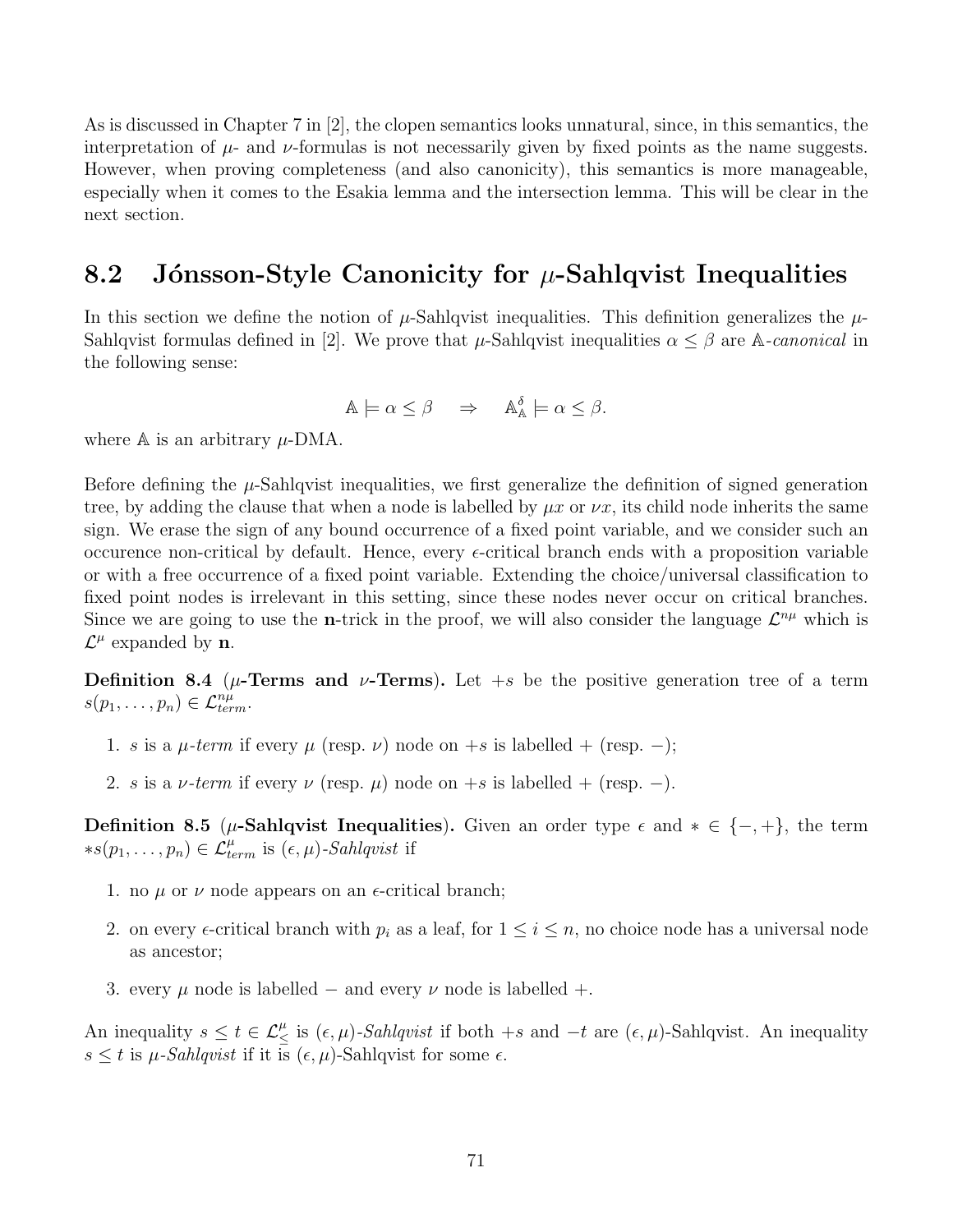As is discussed in Chapter 7 in [2], the clopen semantics looks unnatural, since, in this semantics, the interpretation of $\mu$- and $\nu$-formulas is not necessarily given by fixed points as the name suggests. However, when proving completeness (and also canonicity), this semantics is more manageable, especially when it comes to the Esakia lemma and the intersection lemma. This will be clear in the next section.

## 8.2 Jónsson-Style Canonicity for $\mu$-Sahlqvist Inequalities

In this section we define the notion of $\mu$-Sahlqvist inequalities. This definition generalizes the $\mu$-Sahlqvist formulas defined in [2]. We prove that $\mu$-Sahlqvist inequalities $\alpha \leq \beta$ are $\mathbb{A}$-*canonical* in the following sense:

$$\mathbb{A} \models \alpha \leq \beta \quad \Rightarrow \quad \mathbb{A}^{\delta}_{\mathbb{A}} \models \alpha \leq \beta.$$

where $\mathbb{A}$ is an arbitrary $\mu$-DMA.

Before defining the $\mu$-Sahlqvist inequalities, we first generalize the definition of signed generation tree, by adding the clause that when a node is labelled by $\mu x$ or $\nu x$, its child node inherits the same sign. We erase the sign of any bound occurrence of a fixed point variable, and we consider such an occurence non-critical by default. Hence, every $\epsilon$-critical branch ends with a proposition variable or with a free occurrence of a fixed point variable. Extending the choice/universal classification to fixed point nodes is irrelevant in this setting, since these nodes never occur on critical branches. Since we are going to use the **n**-trick in the proof, we will also consider the language $\mathcal{L}^{n\mu}$ which is $\mathcal{L}^{\mu}$ expanded by **n**.

**Definition 8.4** (**$\mu$-Terms and $\nu$-Terms**)**.** Let $+s$ be the positive generation tree of a term $s(p_1, \ldots, p_n) \in \mathcal{L}^{n\mu}_{term}$.

1. $s$ is a *$\mu$-term* if every $\mu$ (resp. $\nu$) node on $+s$ is labelled $+$ (resp. $-$);
2. $s$ is a *$\nu$-term* if every $\nu$ (resp. $\mu$) node on $+s$ is labelled $+$ (resp. $-$).

**Definition 8.5** (**$\mu$-Sahlqvist Inequalities**)**.** Given an order type $\epsilon$ and $* \in \{-, +\}$, the term $*s(p_1, \ldots, p_n) \in \mathcal{L}^{\mu}_{term}$ is $(\epsilon, \mu)$-*Sahlqvist* if

1. no $\mu$ or $\nu$ node appears on an $\epsilon$-critical branch;
2. on every $\epsilon$-critical branch with $p_i$ as a leaf, for $1 \leq i \leq n$, no choice node has a universal node as ancestor;
3. every $\mu$ node is labelled $-$ and every $\nu$ node is labelled $+$.

An inequality $s \leq t \in \mathcal{L}^{\mu}_{\leq}$ is $(\epsilon, \mu)$-*Sahlqvist* if both $+s$ and $-t$ are $(\epsilon, \mu)$-Sahlqvist. An inequality $s \leq t$ is *$\mu$-Sahlqvist* if it is $(\epsilon, \mu)$-Sahlqvist for some $\epsilon$.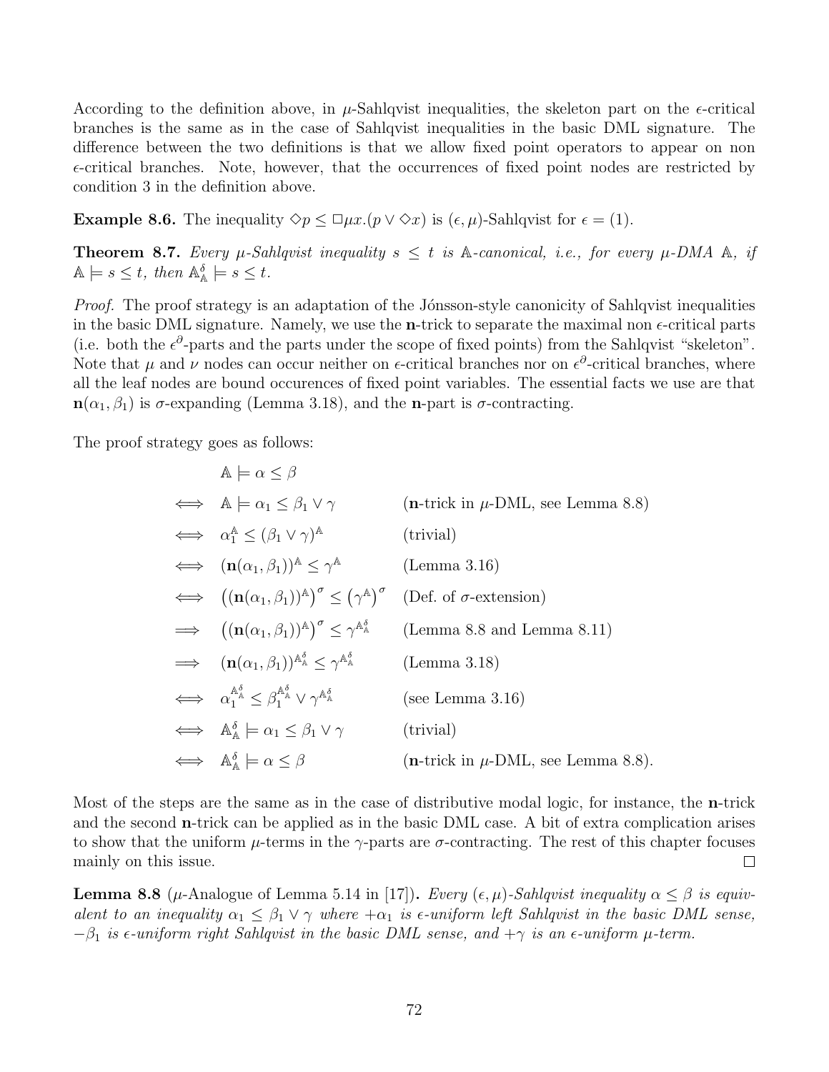According to the definition above, in $\mu$-Sahlqvist inequalities, the skeleton part on the $\epsilon$-critical branches is the same as in the case of Sahlqvist inequalities in the basic DML signature. The difference between the two definitions is that we allow fixed point operators to appear on non $\epsilon$-critical branches. Note, however, that the occurrences of fixed point nodes are restricted by condition 3 in the definition above.

**Example 8.6.** The inequality $\Diamond p \leq \Box \mu x.(p \vee \Diamond x)$ is $(\epsilon, \mu)$-Sahlqvist for $\epsilon = (1)$.

**Theorem 8.7.** *Every $\mu$-Sahlqvist inequality $s \leq t$ is $\mathbb{A}$-canonical, i.e., for every $\mu$-DMA $\mathbb{A}$, if $\mathbb{A} \models s \leq t$, then $\mathbb{A}^\delta_{\mathbb{A}} \models s \leq t$.*

*Proof.* The proof strategy is an adaptation of the Jónsson-style canonicity of Sahlqvist inequalities in the basic DML signature. Namely, we use the **n**-trick to separate the maximal non $\epsilon$-critical parts (i.e. both the $\epsilon^\partial$-parts and the parts under the scope of fixed points) from the Sahlqvist "skeleton". Note that $\mu$ and $\nu$ nodes can occur neither on $\epsilon$-critical branches nor on $\epsilon^\partial$-critical branches, where all the leaf nodes are bound occurences of fixed point variables. The essential facts we use are that $\mathbf{n}(\alpha_1, \beta_1)$ is $\sigma$-expanding (Lemma 3.18), and the **n**-part is $\sigma$-contracting.

The proof strategy goes as follows:

$$
\begin{array}{lll}
 & \mathbb{A} \models \alpha \leq \beta & \\
\iff & \mathbb{A} \models \alpha_1 \leq \beta_1 \vee \gamma & (\mathbf{n}\text{-trick in } \mu\text{-DML, see Lemma 8.8}) \\
\iff & \alpha_1^{\mathbb{A}} \leq (\beta_1 \vee \gamma)^{\mathbb{A}} & (\text{trivial}) \\
\iff & (\mathbf{n}(\alpha_1, \beta_1))^{\mathbb{A}} \leq \gamma^{\mathbb{A}} & (\text{Lemma 3.16}) \\
\iff & \left((\mathbf{n}(\alpha_1, \beta_1))^{\mathbb{A}}\right)^\sigma \leq \left(\gamma^{\mathbb{A}}\right)^\sigma & (\text{Def. of } \sigma\text{-extension}) \\
\implies & \left((\mathbf{n}(\alpha_1, \beta_1))^{\mathbb{A}}\right)^\sigma \leq \gamma^{\mathbb{A}^\delta_{\mathbb{A}}} & (\text{Lemma 8.8 and Lemma 8.11}) \\
\implies & (\mathbf{n}(\alpha_1, \beta_1))^{\mathbb{A}^\delta_{\mathbb{A}}} \leq \gamma^{\mathbb{A}^\delta_{\mathbb{A}}} & (\text{Lemma 3.18}) \\
\iff & \alpha_1^{\mathbb{A}^\delta_{\mathbb{A}}} \leq \beta_1^{\mathbb{A}^\delta_{\mathbb{A}}} \vee \gamma^{\mathbb{A}^\delta_{\mathbb{A}}} & (\text{see Lemma 3.16}) \\
\iff & \mathbb{A}^\delta_{\mathbb{A}} \models \alpha_1 \leq \beta_1 \vee \gamma & (\text{trivial}) \\
\iff & \mathbb{A}^\delta_{\mathbb{A}} \models \alpha \leq \beta & (\mathbf{n}\text{-trick in } \mu\text{-DML, see Lemma 8.8}).
\end{array}
$$

Most of the steps are the same as in the case of distributive modal logic, for instance, the **n**-trick and the second **n**-trick can be applied as in the basic DML case. A bit of extra complication arises to show that the uniform $\mu$-terms in the $\gamma$-parts are $\sigma$-contracting. The rest of this chapter focuses mainly on this issue. $\square$

**Lemma 8.8** ($\mu$-Analogue of Lemma 5.14 in [17])**.** *Every $(\epsilon, \mu)$-Sahlqvist inequality $\alpha \leq \beta$ is equivalent to an inequality $\alpha_1 \leq \beta_1 \vee \gamma$ where $+\alpha_1$ is $\epsilon$-uniform left Sahlqvist in the basic DML sense, $-\beta_1$ is $\epsilon$-uniform right Sahlqvist in the basic DML sense, and $+\gamma$ is an $\epsilon$-uniform $\mu$-term.*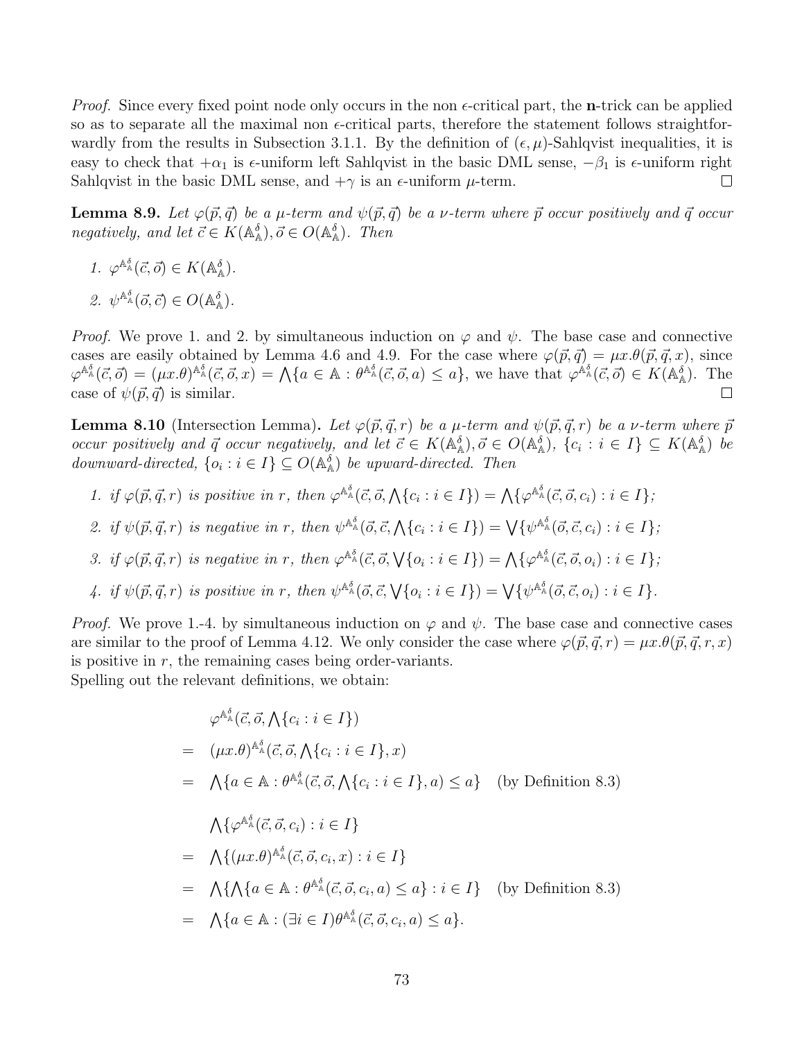*Proof.* Since every fixed point node only occurs in the non $\epsilon$-critical part, the **n**-trick can be applied so as to separate all the maximal non $\epsilon$-critical parts, therefore the statement follows straightforwardly from the results in Subsection 3.1.1. By the definition of $(\epsilon, \mu)$-Sahlqvist inequalities, it is easy to check that $+\alpha_1$ is $\epsilon$-uniform left Sahlqvist in the basic DML sense, $-\beta_1$ is $\epsilon$-uniform right Sahlqvist in the basic DML sense, and $+\gamma$ is an $\epsilon$-uniform $\mu$-term. $\square$

**Lemma 8.9.** *Let $\varphi(\vec{p}, \vec{q})$ be a $\mu$-term and $\psi(\vec{p}, \vec{q})$ be a $\nu$-term where $\vec{p}$ occur positively and $\vec{q}$ occur negatively, and let $\vec{c} \in K(\mathbb{A}^\delta_\mathbb{A}), \vec{o} \in O(\mathbb{A}^\delta_\mathbb{A})$. Then*

1. $\varphi^{\mathbb{A}^\delta_\mathbb{A}}(\vec{c}, \vec{o}) \in K(\mathbb{A}^\delta_\mathbb{A})$.
2. $\psi^{\mathbb{A}^\delta_\mathbb{A}}(\vec{o}, \vec{c}) \in O(\mathbb{A}^\delta_\mathbb{A})$.

*Proof.* We prove 1. and 2. by simultaneous induction on $\varphi$ and $\psi$. The base case and connective cases are easily obtained by Lemma 4.6 and 4.9. For the case where $\varphi(\vec{p}, \vec{q}) = \mu x.\theta(\vec{p}, \vec{q}, x)$, since $\varphi^{\mathbb{A}^\delta_\mathbb{A}}(\vec{c}, \vec{o}) = (\mu x.\theta)^{\mathbb{A}^\delta_\mathbb{A}}(\vec{c}, \vec{o}, x) = \bigwedge\{a \in \mathbb{A} : \theta^{\mathbb{A}^\delta_\mathbb{A}}(\vec{c}, \vec{o}, a) \leq a\}$, we have that $\varphi^{\mathbb{A}^\delta_\mathbb{A}}(\vec{c}, \vec{o}) \in K(\mathbb{A}^\delta_\mathbb{A})$. The case of $\psi(\vec{p}, \vec{q})$ is similar. $\square$

**Lemma 8.10** (Intersection Lemma)**.** *Let $\varphi(\vec{p}, \vec{q}, r)$ be a $\mu$-term and $\psi(\vec{p}, \vec{q}, r)$ be a $\nu$-term where $\vec{p}$ occur positively and $\vec{q}$ occur negatively, and let $\vec{c} \in K(\mathbb{A}^\delta_\mathbb{A}), \vec{o} \in O(\mathbb{A}^\delta_\mathbb{A})$, $\{c_i : i \in I\} \subseteq K(\mathbb{A}^\delta_\mathbb{A})$ be downward-directed, $\{o_i : i \in I\} \subseteq O(\mathbb{A}^\delta_\mathbb{A})$ be upward-directed. Then*

1. *if $\varphi(\vec{p}, \vec{q}, r)$ is positive in $r$, then $\varphi^{\mathbb{A}^\delta_\mathbb{A}}(\vec{c}, \vec{o}, \bigwedge\{c_i : i \in I\}) = \bigwedge\{\varphi^{\mathbb{A}^\delta_\mathbb{A}}(\vec{c}, \vec{o}, c_i) : i \in I\}$;*
2. *if $\psi(\vec{p}, \vec{q}, r)$ is negative in $r$, then $\psi^{\mathbb{A}^\delta_\mathbb{A}}(\vec{o}, \vec{c}, \bigwedge\{c_i : i \in I\}) = \bigvee\{\psi^{\mathbb{A}^\delta_\mathbb{A}}(\vec{o}, \vec{c}, c_i) : i \in I\}$;*
3. *if $\varphi(\vec{p}, \vec{q}, r)$ is negative in $r$, then $\varphi^{\mathbb{A}^\delta_\mathbb{A}}(\vec{c}, \vec{o}, \bigvee\{o_i : i \in I\}) = \bigwedge\{\varphi^{\mathbb{A}^\delta_\mathbb{A}}(\vec{c}, \vec{o}, o_i) : i \in I\}$;*
4. *if $\psi(\vec{p}, \vec{q}, r)$ is positive in $r$, then $\psi^{\mathbb{A}^\delta_\mathbb{A}}(\vec{o}, \vec{c}, \bigvee\{o_i : i \in I\}) = \bigvee\{\psi^{\mathbb{A}^\delta_\mathbb{A}}(\vec{o}, \vec{c}, o_i) : i \in I\}$.*

*Proof.* We prove 1.-4. by simultaneous induction on $\varphi$ and $\psi$. The base case and connective cases are similar to the proof of Lemma 4.12. We only consider the case where $\varphi(\vec{p}, \vec{q}, r) = \mu x.\theta(\vec{p}, \vec{q}, r, x)$ is positive in $r$, the remaining cases being order-variants.
Spelling out the relevant definitions, we obtain:

$$
\begin{aligned}
& \varphi^{\mathbb{A}^\delta_\mathbb{A}}(\vec{c}, \vec{o}, \bigwedge\{c_i : i \in I\}) \\
= \ & (\mu x.\theta)^{\mathbb{A}^\delta_\mathbb{A}}(\vec{c}, \vec{o}, \bigwedge\{c_i : i \in I\}, x) \\
= \ & \bigwedge\{a \in \mathbb{A} : \theta^{\mathbb{A}^\delta_\mathbb{A}}(\vec{c}, \vec{o}, \bigwedge\{c_i : i \in I\}, a) \leq a\} \quad \text{(by Definition 8.3)}
\end{aligned}
$$

$$
\begin{aligned}
& \bigwedge\{\varphi^{\mathbb{A}^\delta_\mathbb{A}}(\vec{c}, \vec{o}, c_i) : i \in I\} \\
= \ & \bigwedge\{(\mu x.\theta)^{\mathbb{A}^\delta_\mathbb{A}}(\vec{c}, \vec{o}, c_i, x) : i \in I\} \\
= \ & \bigwedge\{\bigwedge\{a \in \mathbb{A} : \theta^{\mathbb{A}^\delta_\mathbb{A}}(\vec{c}, \vec{o}, c_i, a) \leq a\} : i \in I\} \quad \text{(by Definition 8.3)} \\
= \ & \bigwedge\{a \in \mathbb{A} : (\exists i \in I)\theta^{\mathbb{A}^\delta_\mathbb{A}}(\vec{c}, \vec{o}, c_i, a) \leq a\}.
\end{aligned}
$$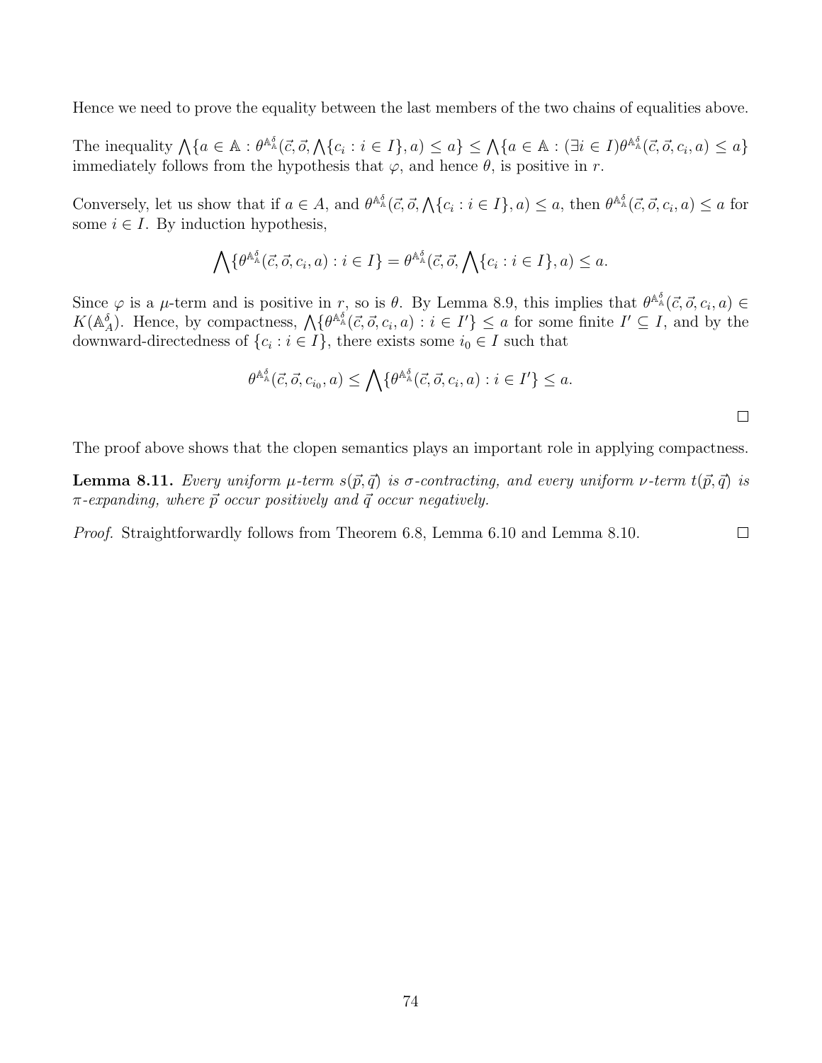Hence we need to prove the equality between the last members of the two chains of equalities above.

The inequality $\bigwedge\{a \in \mathbb{A} : \theta^{\mathbb{A}^\delta_{\mathbb{A}}}(\vec{c}, \vec{o}, \bigwedge\{c_i : i \in I\}, a) \leq a\} \leq \bigwedge\{a \in \mathbb{A} : (\exists i \in I)\theta^{\mathbb{A}^\delta_{\mathbb{A}}}(\vec{c}, \vec{o}, c_i, a) \leq a\}$ immediately follows from the hypothesis that $\varphi$, and hence $\theta$, is positive in $r$.

Conversely, let us show that if $a \in A$, and $\theta^{\mathbb{A}^\delta_{\mathbb{A}}}(\vec{c}, \vec{o}, \bigwedge\{c_i : i \in I\}, a) \leq a$, then $\theta^{\mathbb{A}^\delta_{\mathbb{A}}}(\vec{c}, \vec{o}, c_i, a) \leq a$ for some $i \in I$. By induction hypothesis,

$$\bigwedge\{\theta^{\mathbb{A}^\delta_{\mathbb{A}}}(\vec{c}, \vec{o}, c_i, a) : i \in I\} = \theta^{\mathbb{A}^\delta_{\mathbb{A}}}(\vec{c}, \vec{o}, \bigwedge\{c_i : i \in I\}, a) \leq a.$$

Since $\varphi$ is a $\mu$-term and is positive in $r$, so is $\theta$. By Lemma 8.9, this implies that $\theta^{\mathbb{A}^\delta_{\mathbb{A}}}(\vec{c}, \vec{o}, c_i, a) \in K(\mathbb{A}^\delta_A)$. Hence, by compactness, $\bigwedge\{\theta^{\mathbb{A}^\delta_{\mathbb{A}}}(\vec{c}, \vec{o}, c_i, a) : i \in I'\} \leq a$ for some finite $I' \subseteq I$, and by the downward-directedness of $\{c_i : i \in I\}$, there exists some $i_0 \in I$ such that

$$\theta^{\mathbb{A}^\delta_{\mathbb{A}}}(\vec{c}, \vec{o}, c_{i_0}, a) \leq \bigwedge\{\theta^{\mathbb{A}^\delta_{\mathbb{A}}}(\vec{c}, \vec{o}, c_i, a) : i \in I'\} \leq a.$$

□

The proof above shows that the clopen semantics plays an important role in applying compactness.

**Lemma 8.11.** *Every uniform $\mu$-term $s(\vec{p}, \vec{q})$ is $\sigma$-contracting, and every uniform $\nu$-term $t(\vec{p}, \vec{q})$ is $\pi$-expanding, where $\vec{p}$ occur positively and $\vec{q}$ occur negatively.*

*Proof.* Straightforwardly follows from Theorem 6.8, Lemma 6.10 and Lemma 8.10. □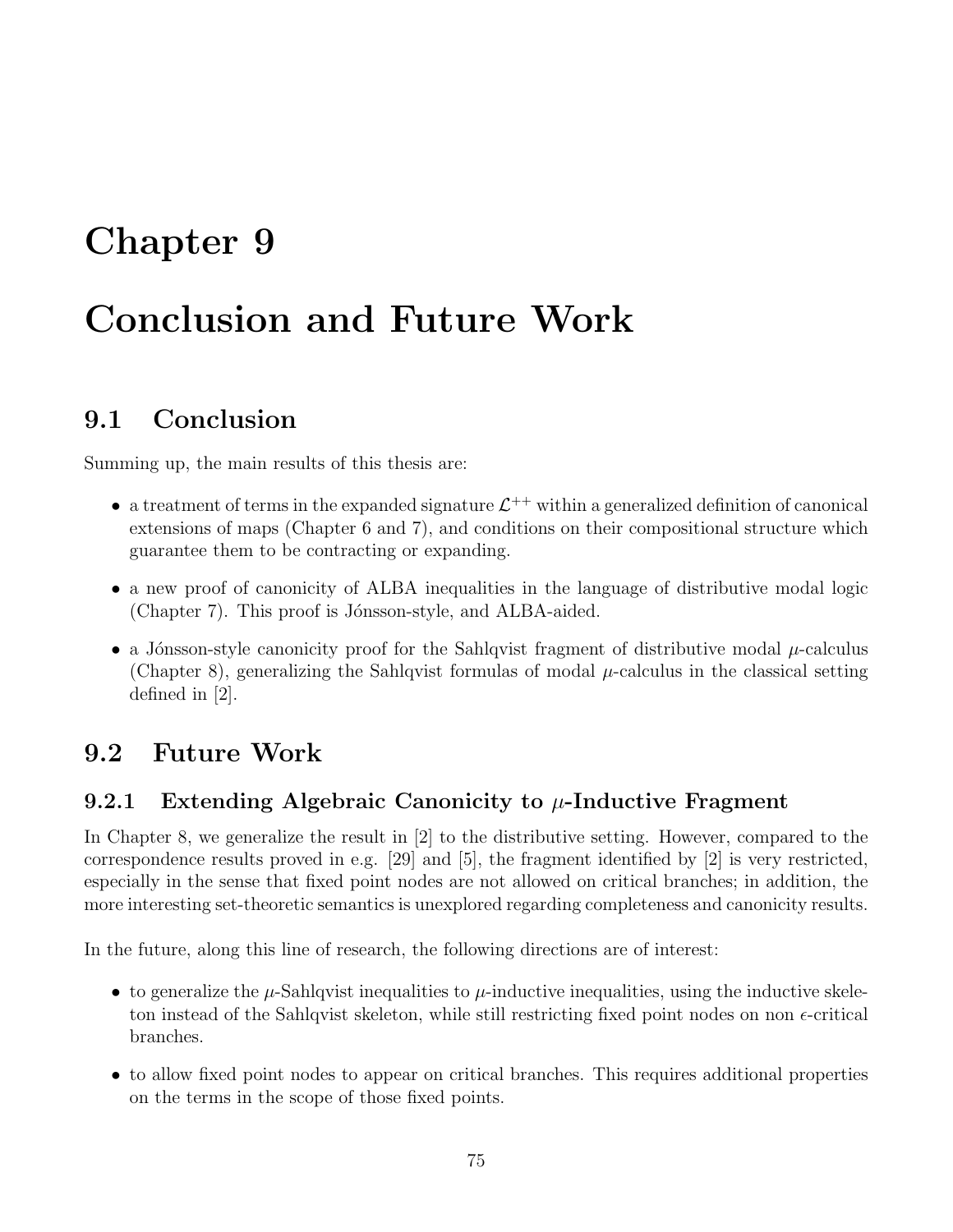# Chapter 9

# Conclusion and Future Work

## 9.1 Conclusion

Summing up, the main results of this thesis are:

- a treatment of terms in the expanded signature $\mathcal{L}^{++}$ within a generalized definition of canonical extensions of maps (Chapter 6 and 7), and conditions on their compositional structure which guarantee them to be contracting or expanding.
- a new proof of canonicity of ALBA inequalities in the language of distributive modal logic (Chapter 7). This proof is Jónsson-style, and ALBA-aided.
- a Jónsson-style canonicity proof for the Sahlqvist fragment of distributive modal $\mu$-calculus (Chapter 8), generalizing the Sahlqvist formulas of modal $\mu$-calculus in the classical setting defined in [2].

## 9.2 Future Work

### 9.2.1 Extending Algebraic Canonicity to $\mu$-Inductive Fragment

In Chapter 8, we generalize the result in [2] to the distributive setting. However, compared to the correspondence results proved in e.g. [29] and [5], the fragment identified by [2] is very restricted, especially in the sense that fixed point nodes are not allowed on critical branches; in addition, the more interesting set-theoretic semantics is unexplored regarding completeness and canonicity results.

In the future, along this line of research, the following directions are of interest:

- to generalize the $\mu$-Sahlqvist inequalities to $\mu$-inductive inequalities, using the inductive skeleton instead of the Sahlqvist skeleton, while still restricting fixed point nodes on non $\epsilon$-critical branches.
- to allow fixed point nodes to appear on critical branches. This requires additional properties on the terms in the scope of those fixed points.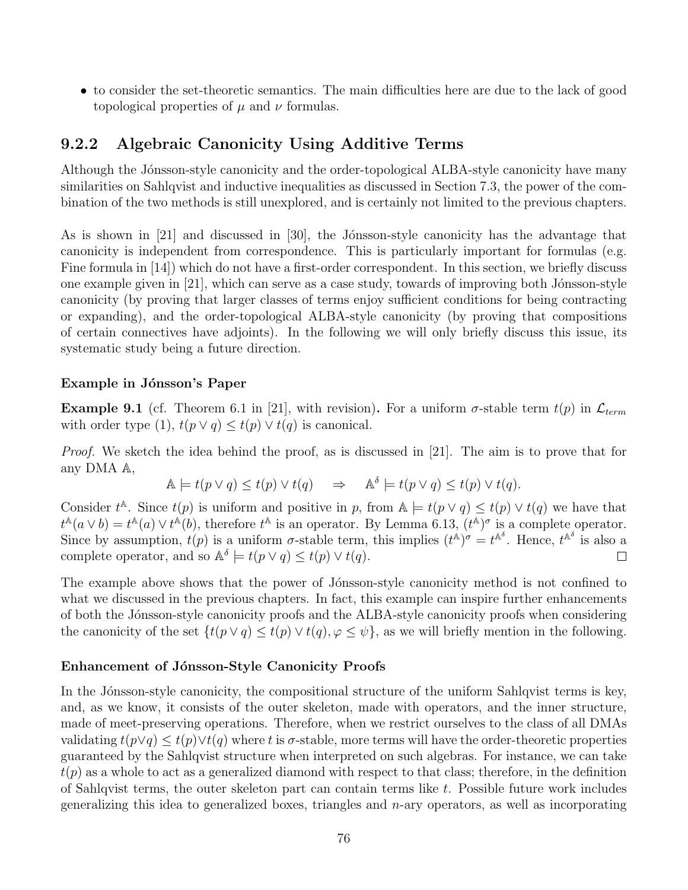- to consider the set-theoretic semantics. The main difficulties here are due to the lack of good topological properties of $\mu$ and $\nu$ formulas.

### 9.2.2 Algebraic Canonicity Using Additive Terms

Although the Jónsson-style canonicity and the order-topological ALBA-style canonicity have many similarities on Sahlqvist and inductive inequalities as discussed in Section 7.3, the power of the combination of the two methods is still unexplored, and is certainly not limited to the previous chapters.

As is shown in [21] and discussed in [30], the Jónsson-style canonicity has the advantage that canonicity is independent from correspondence. This is particularly important for formulas (e.g. Fine formula in [14]) which do not have a first-order correspondent. In this section, we briefly discuss one example given in [21], which can serve as a case study, towards of improving both Jónsson-style canonicity (by proving that larger classes of terms enjoy sufficient conditions for being contracting or expanding), and the order-topological ALBA-style canonicity (by proving that compositions of certain connectives have adjoints). In the following we will only briefly discuss this issue, its systematic study being a future direction.

#### Example in Jónsson's Paper

**Example 9.1** (cf. Theorem 6.1 in [21], with revision)**.** For a uniform $\sigma$-stable term $t(p)$ in $\mathcal{L}_{term}$ with order type (1), $t(p \vee q) \leq t(p) \vee t(q)$ is canonical.

*Proof.* We sketch the idea behind the proof, as is discussed in [21]. The aim is to prove that for any DMA $\mathbb{A}$,

$$\mathbb{A} \models t(p \vee q) \leq t(p) \vee t(q) \quad \Rightarrow \quad \mathbb{A}^\delta \models t(p \vee q) \leq t(p) \vee t(q).$$

Consider $t^{\mathbb{A}}$. Since $t(p)$ is uniform and positive in $p$, from $\mathbb{A} \models t(p \vee q) \leq t(p) \vee t(q)$ we have that $t^{\mathbb{A}}(a \vee b) = t^{\mathbb{A}}(a) \vee t^{\mathbb{A}}(b)$, therefore $t^{\mathbb{A}}$ is an operator. By Lemma 6.13, $(t^{\mathbb{A}})^\sigma$ is a complete operator. Since by assumption, $t(p)$ is a uniform $\sigma$-stable term, this implies $(t^{\mathbb{A}})^\sigma = t^{\mathbb{A}^\delta}$. Hence, $t^{\mathbb{A}^\delta}$ is also a complete operator, and so $\mathbb{A}^\delta \models t(p \vee q) \leq t(p) \vee t(q)$. $\square$

The example above shows that the power of Jónsson-style canonicity method is not confined to what we discussed in the previous chapters. In fact, this example can inspire further enhancements of both the Jónsson-style canonicity proofs and the ALBA-style canonicity proofs when considering the canonicity of the set $\{t(p \vee q) \leq t(p) \vee t(q), \varphi \leq \psi\}$, as we will briefly mention in the following.

#### Enhancement of Jónsson-Style Canonicity Proofs

In the Jónsson-style canonicity, the compositional structure of the uniform Sahlqvist terms is key, and, as we know, it consists of the outer skeleton, made with operators, and the inner structure, made of meet-preserving operations. Therefore, when we restrict ourselves to the class of all DMAs validating $t(p \vee q) \leq t(p) \vee t(q)$ where $t$ is $\sigma$-stable, more terms will have the order-theoretic properties guaranteed by the Sahlqvist structure when interpreted on such algebras. For instance, we can take $t(p)$ as a whole to act as a generalized diamond with respect to that class; therefore, in the definition of Sahlqvist terms, the outer skeleton part can contain terms like $t$. Possible future work includes generalizing this idea to generalized boxes, triangles and $n$-ary operators, as well as incorporating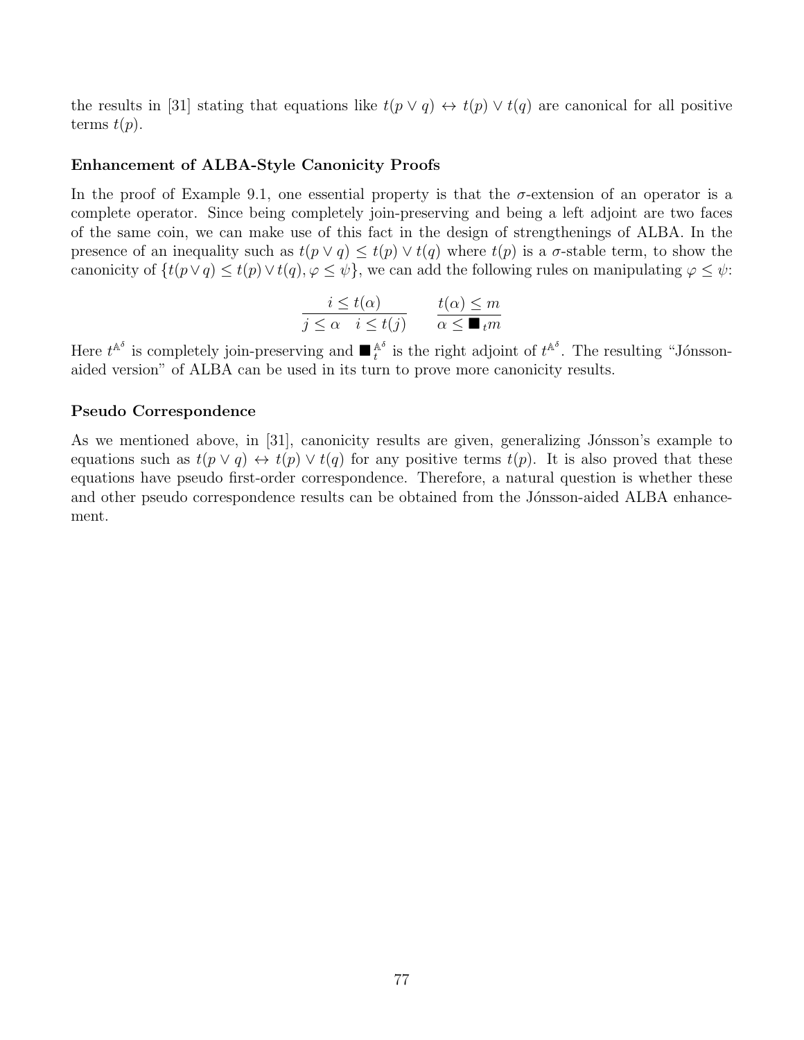the results in [31] stating that equations like $t(p \vee q) \leftrightarrow t(p) \vee t(q)$ are canonical for all positive terms $t(p)$.

**Enhancement of ALBA-Style Canonicity Proofs**

In the proof of Example 9.1, one essential property is that the $\sigma$-extension of an operator is a complete operator. Since being completely join-preserving and being a left adjoint are two faces of the same coin, we can make use of this fact in the design of strengthenings of ALBA. In the presence of an inequality such as $t(p \vee q) \leq t(p) \vee t(q)$ where $t(p)$ is a $\sigma$-stable term, to show the canonicity of $\{t(p \vee q) \leq t(p) \vee t(q), \varphi \leq \psi\}$, we can add the following rules on manipulating $\varphi \leq \psi$:

$$\frac{i \leq t(\alpha)}{j \leq \alpha \quad i \leq t(j)} \qquad \frac{t(\alpha) \leq m}{\alpha \leq \blacksquare_t m}$$

Here $t^{\mathbb{A}^\delta}$ is completely join-preserving and $\blacksquare_t^{\mathbb{A}^\delta}$ is the right adjoint of $t^{\mathbb{A}^\delta}$. The resulting "Jónsson-aided version" of ALBA can be used in its turn to prove more canonicity results.

**Pseudo Correspondence**

As we mentioned above, in [31], canonicity results are given, generalizing Jónsson's example to equations such as $t(p \vee q) \leftrightarrow t(p) \vee t(q)$ for any positive terms $t(p)$. It is also proved that these equations have pseudo first-order correspondence. Therefore, a natural question is whether these and other pseudo correspondence results can be obtained from the Jónsson-aided ALBA enhancement.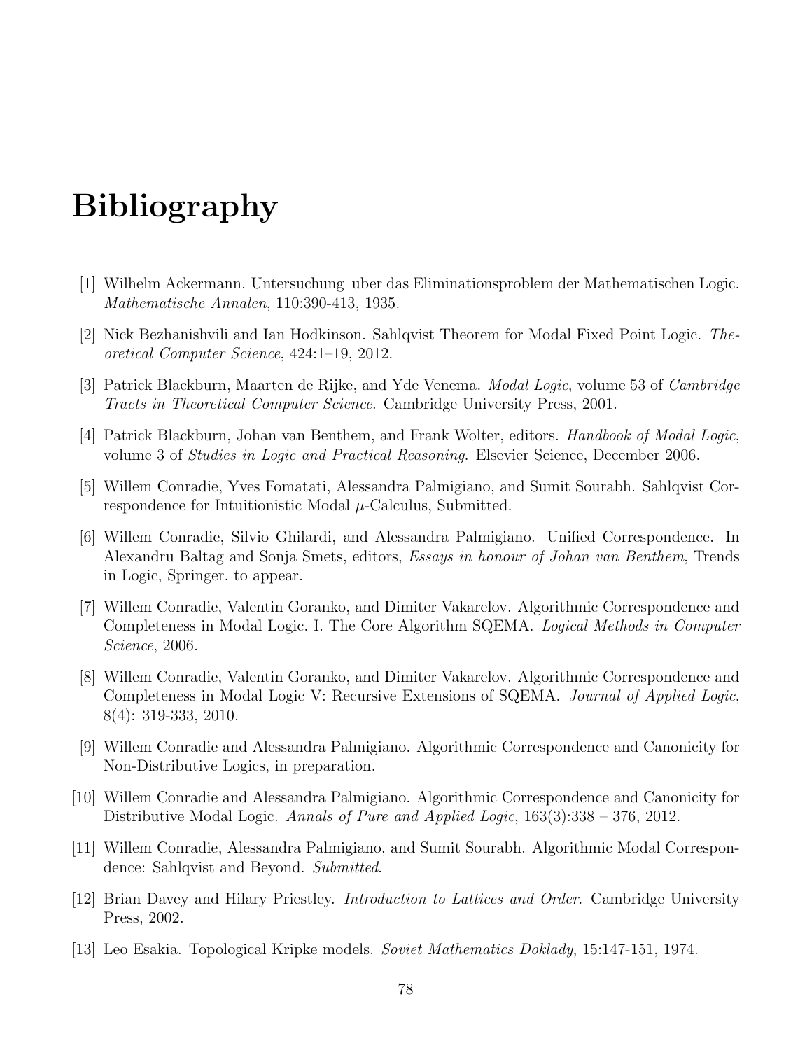# Bibliography

[1] Wilhelm Ackermann. Untersuchung uber das Eliminationsproblem der Mathematischen Logic. *Mathematische Annalen*, 110:390-413, 1935.

[2] Nick Bezhanishvili and Ian Hodkinson. Sahlqvist Theorem for Modal Fixed Point Logic. *Theoretical Computer Science*, 424:1–19, 2012.

[3] Patrick Blackburn, Maarten de Rijke, and Yde Venema. *Modal Logic*, volume 53 of *Cambridge Tracts in Theoretical Computer Science*. Cambridge University Press, 2001.

[4] Patrick Blackburn, Johan van Benthem, and Frank Wolter, editors. *Handbook of Modal Logic*, volume 3 of *Studies in Logic and Practical Reasoning*. Elsevier Science, December 2006.

[5] Willem Conradie, Yves Fomatati, Alessandra Palmigiano, and Sumit Sourabh. Sahlqvist Correspondence for Intuitionistic Modal $\mu$-Calculus, Submitted.

[6] Willem Conradie, Silvio Ghilardi, and Alessandra Palmigiano. Unified Correspondence. In Alexandru Baltag and Sonja Smets, editors, *Essays in honour of Johan van Benthem*, Trends in Logic, Springer. to appear.

[7] Willem Conradie, Valentin Goranko, and Dimiter Vakarelov. Algorithmic Correspondence and Completeness in Modal Logic. I. The Core Algorithm SQEMA. *Logical Methods in Computer Science*, 2006.

[8] Willem Conradie, Valentin Goranko, and Dimiter Vakarelov. Algorithmic Correspondence and Completeness in Modal Logic V: Recursive Extensions of SQEMA. *Journal of Applied Logic*, 8(4): 319-333, 2010.

[9] Willem Conradie and Alessandra Palmigiano. Algorithmic Correspondence and Canonicity for Non-Distributive Logics, in preparation.

[10] Willem Conradie and Alessandra Palmigiano. Algorithmic Correspondence and Canonicity for Distributive Modal Logic. *Annals of Pure and Applied Logic*, 163(3):338 – 376, 2012.

[11] Willem Conradie, Alessandra Palmigiano, and Sumit Sourabh. Algorithmic Modal Correspondence: Sahlqvist and Beyond. *Submitted*.

[12] Brian Davey and Hilary Priestley. *Introduction to Lattices and Order*. Cambridge University Press, 2002.

[13] Leo Esakia. Topological Kripke models. *Soviet Mathematics Doklady*, 15:147-151, 1974.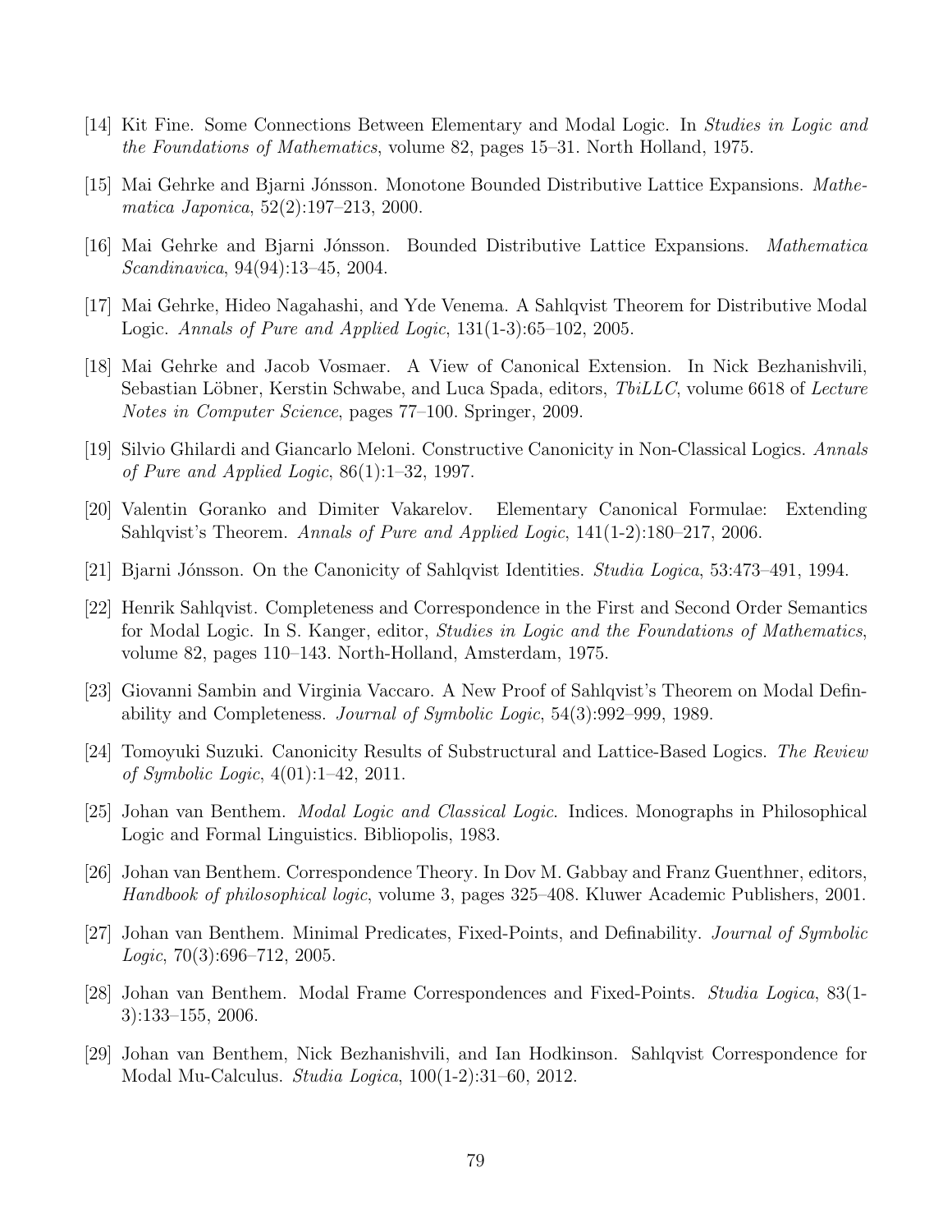[14] Kit Fine. Some Connections Between Elementary and Modal Logic. In *Studies in Logic and the Foundations of Mathematics*, volume 82, pages 15–31. North Holland, 1975.

[15] Mai Gehrke and Bjarni Jónsson. Monotone Bounded Distributive Lattice Expansions. *Mathematica Japonica*, 52(2):197–213, 2000.

[16] Mai Gehrke and Bjarni Jónsson. Bounded Distributive Lattice Expansions. *Mathematica Scandinavica*, 94(94):13–45, 2004.

[17] Mai Gehrke, Hideo Nagahashi, and Yde Venema. A Sahlqvist Theorem for Distributive Modal Logic. *Annals of Pure and Applied Logic*, 131(1-3):65–102, 2005.

[18] Mai Gehrke and Jacob Vosmaer. A View of Canonical Extension. In Nick Bezhanishvili, Sebastian Löbner, Kerstin Schwabe, and Luca Spada, editors, *TbiLLC*, volume 6618 of *Lecture Notes in Computer Science*, pages 77–100. Springer, 2009.

[19] Silvio Ghilardi and Giancarlo Meloni. Constructive Canonicity in Non-Classical Logics. *Annals of Pure and Applied Logic*, 86(1):1–32, 1997.

[20] Valentin Goranko and Dimiter Vakarelov. Elementary Canonical Formulae: Extending Sahlqvist's Theorem. *Annals of Pure and Applied Logic*, 141(1-2):180–217, 2006.

[21] Bjarni Jónsson. On the Canonicity of Sahlqvist Identities. *Studia Logica*, 53:473–491, 1994.

[22] Henrik Sahlqvist. Completeness and Correspondence in the First and Second Order Semantics for Modal Logic. In S. Kanger, editor, *Studies in Logic and the Foundations of Mathematics*, volume 82, pages 110–143. North-Holland, Amsterdam, 1975.

[23] Giovanni Sambin and Virginia Vaccaro. A New Proof of Sahlqvist's Theorem on Modal Definability and Completeness. *Journal of Symbolic Logic*, 54(3):992–999, 1989.

[24] Tomoyuki Suzuki. Canonicity Results of Substructural and Lattice-Based Logics. *The Review of Symbolic Logic*, 4(01):1–42, 2011.

[25] Johan van Benthem. *Modal Logic and Classical Logic*. Indices. Monographs in Philosophical Logic and Formal Linguistics. Bibliopolis, 1983.

[26] Johan van Benthem. Correspondence Theory. In Dov M. Gabbay and Franz Guenthner, editors, *Handbook of philosophical logic*, volume 3, pages 325–408. Kluwer Academic Publishers, 2001.

[27] Johan van Benthem. Minimal Predicates, Fixed-Points, and Definability. *Journal of Symbolic Logic*, 70(3):696–712, 2005.

[28] Johan van Benthem. Modal Frame Correspondences and Fixed-Points. *Studia Logica*, 83(1-3):133–155, 2006.

[29] Johan van Benthem, Nick Bezhanishvili, and Ian Hodkinson. Sahlqvist Correspondence for Modal Mu-Calculus. *Studia Logica*, 100(1-2):31–60, 2012.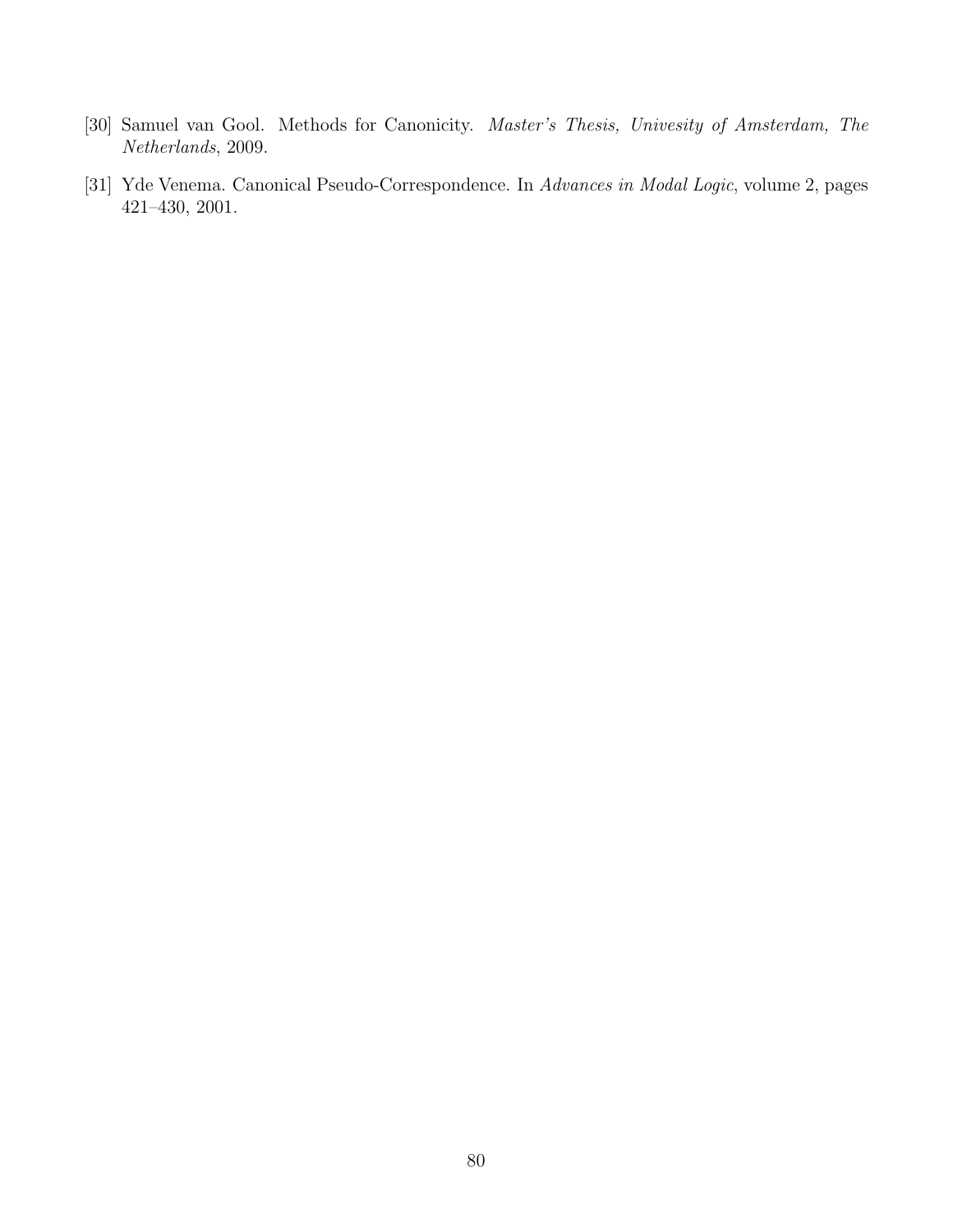[30] Samuel van Gool. Methods for Canonicity. *Master's Thesis, Univesity of Amsterdam, The Netherlands*, 2009.

[31] Yde Venema. Canonical Pseudo-Correspondence. In *Advances in Modal Logic*, volume 2, pages 421–430, 2001.